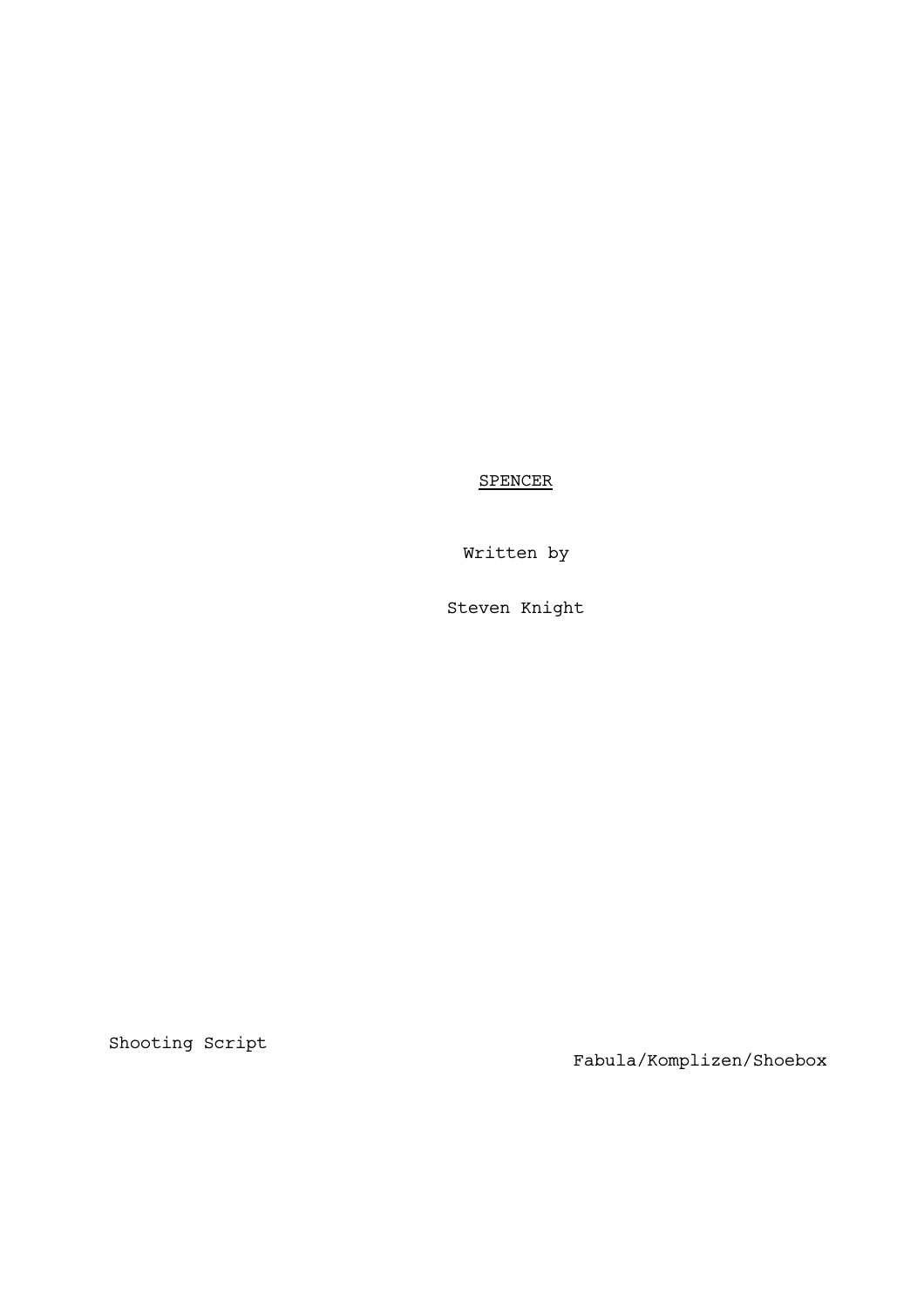<u>SPENCER</u>

Written by

Steven Knight

Shooting Script

Fabula/Komplizen/Shoebox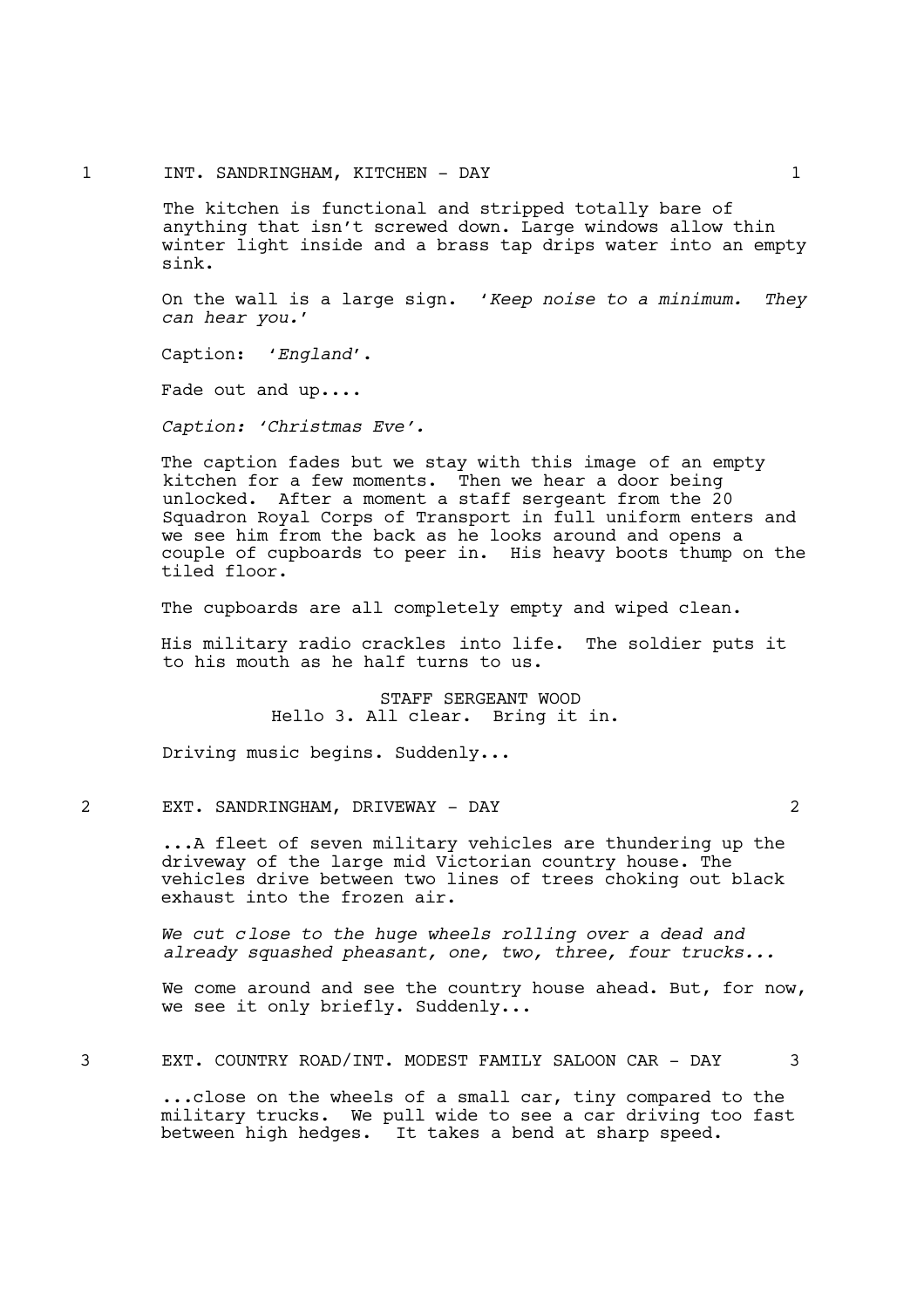1 INT. SANDRINGHAM, KITCHEN - DAY 1

The kitchen is functional and stripped totally bare of anything that isn't screwed down. Large windows allow thin winter light inside and a brass tap drips water into an empty sink.

On the wall is a large sign. '*Keep noise to a minimum. They can hear you.*'

Caption: '*England*'.

Fade out and up....

*Caption: 'Christmas Eve'.*

The caption fades but we stay with this image of an empty kitchen for a few moments. Then we hear a door being unlocked. After a moment a staff sergeant from the 20 Squadron Royal Corps of Transport in full uniform enters and we see him from the back as he looks around and opens a couple of cupboards to peer in. His heavy boots thump on the tiled floor.

The cupboards are all completely empty and wiped clean.

His military radio crackles into life. The soldier puts it to his mouth as he half turns to us.

STAFF SERGEANT WOOD
Hello 3. All clear. Bring it in.

Driving music begins. Suddenly...

2 EXT. SANDRINGHAM, DRIVEWAY - DAY 2

...A fleet of seven military vehicles are thundering up the driveway of the large mid Victorian country house. The vehicles drive between two lines of trees choking out black exhaust into the frozen air.

*We cut close to the huge wheels rolling over a dead and already squashed pheasant, one, two, three, four trucks...*

We come around and see the country house ahead. But, for now, we see it only briefly. Suddenly...

3 EXT. COUNTRY ROAD/INT. MODEST FAMILY SALOON CAR - DAY 3

...close on the wheels of a small car, tiny compared to the military trucks. We pull wide to see a car driving too fast between high hedges. It takes a bend at sharp speed.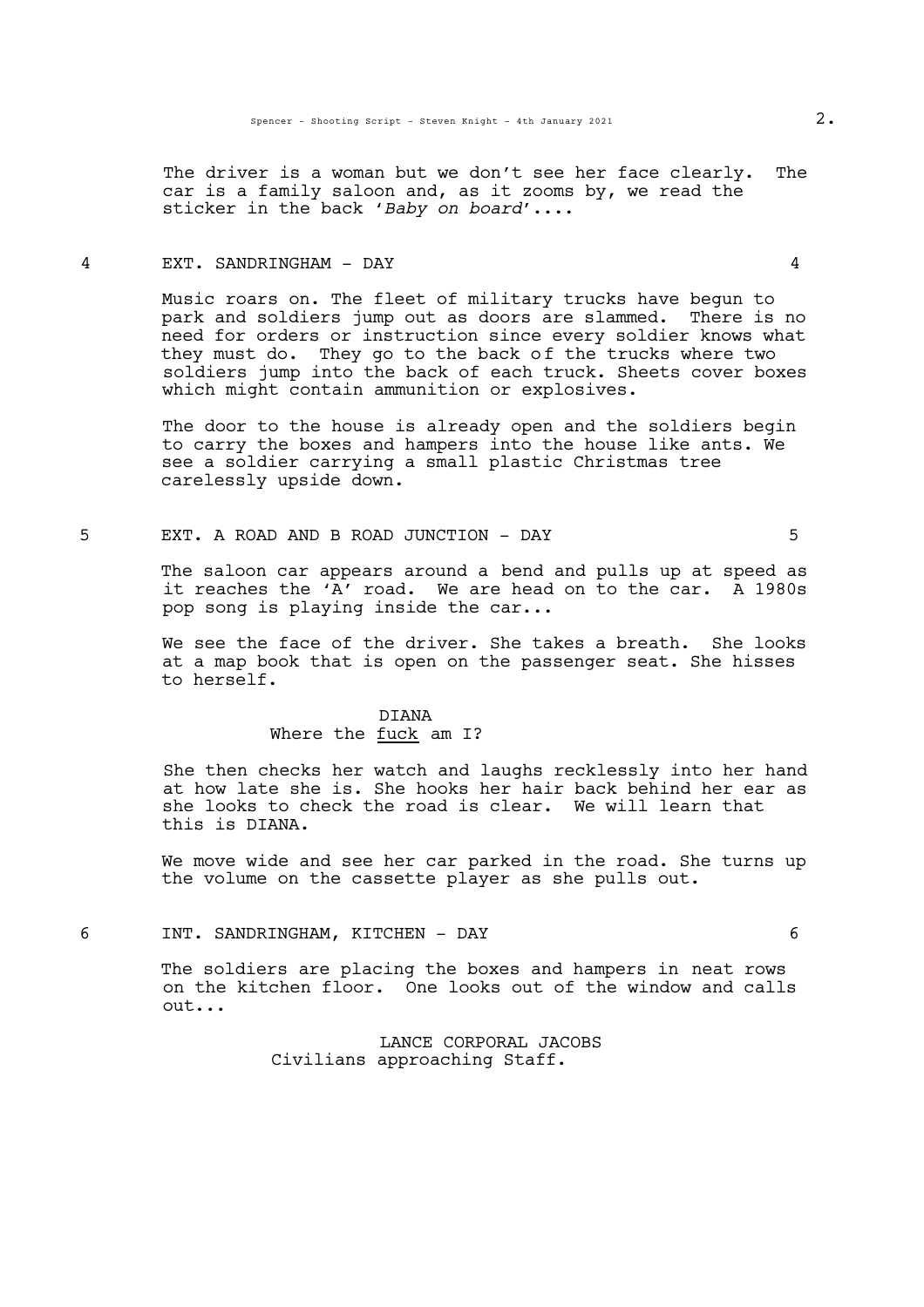The driver is a woman but we don't see her face clearly. The car is a family saloon and, as it zooms by, we read the sticker in the back '*Baby on board*'....

4 EXT. SANDRINGHAM - DAY 4

Music roars on. The fleet of military trucks have begun to park and soldiers jump out as doors are slammed. There is no need for orders or instruction since every soldier knows what they must do. They go to the back of the trucks where two soldiers jump into the back of each truck. Sheets cover boxes which might contain ammunition or explosives.

The door to the house is already open and the soldiers begin to carry the boxes and hampers into the house like ants. We see a soldier carrying a small plastic Christmas tree carelessly upside down.

5 EXT. A ROAD AND B ROAD JUNCTION - DAY 5

The saloon car appears around a bend and pulls up at speed as it reaches the 'A' road. We are head on to the car. A 1980s pop song is playing inside the car...

We see the face of the driver. She takes a breath. She looks at a map book that is open on the passenger seat. She hisses to herself.

DIANA
Where the <u>fuck</u> am I?

She then checks her watch and laughs recklessly into her hand at how late she is. She hooks her hair back behind her ear as she looks to check the road is clear. We will learn that this is DIANA.

We move wide and see her car parked in the road. She turns up the volume on the cassette player as she pulls out.

6 INT. SANDRINGHAM, KITCHEN - DAY 6

The soldiers are placing the boxes and hampers in neat rows on the kitchen floor. One looks out of the window and calls out...

LANCE CORPORAL JACOBS
Civilians approaching Staff.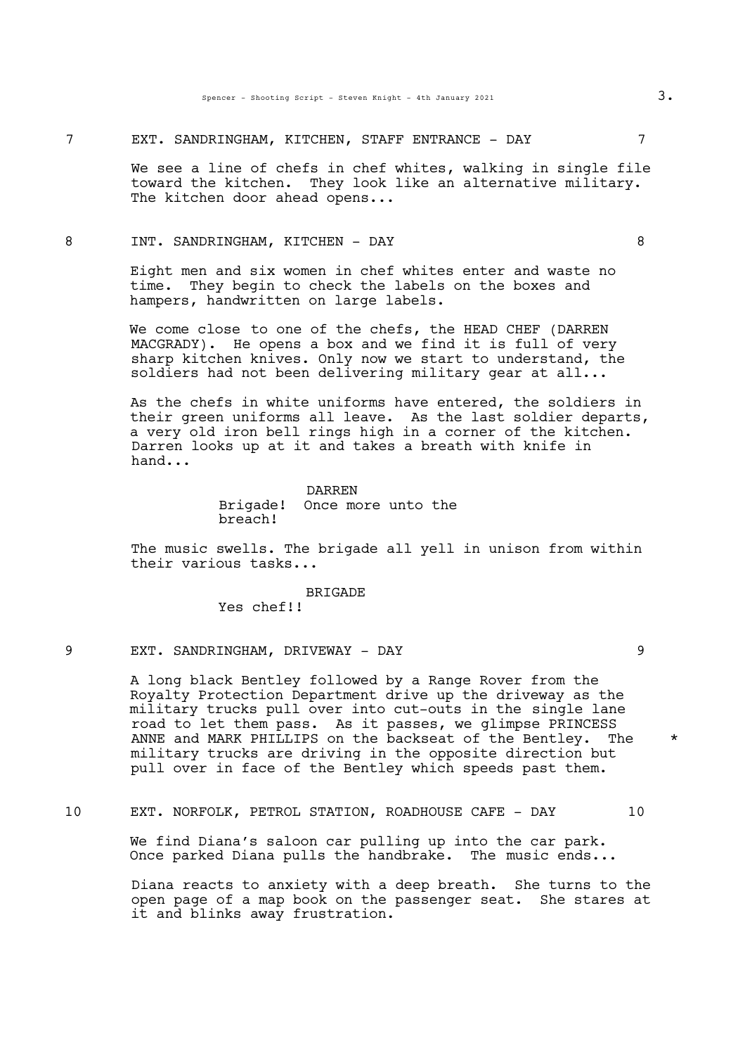7 EXT. SANDRINGHAM, KITCHEN, STAFF ENTRANCE - DAY 7

We see a line of chefs in chef whites, walking in single file toward the kitchen. They look like an alternative military. The kitchen door ahead opens...

8 INT. SANDRINGHAM, KITCHEN - DAY 8

Eight men and six women in chef whites enter and waste no time. They begin to check the labels on the boxes and hampers, handwritten on large labels.

We come close to one of the chefs, the HEAD CHEF (DARREN MACGRADY). He opens a box and we find it is full of very sharp kitchen knives. Only now we start to understand, the soldiers had not been delivering military gear at all...

As the chefs in white uniforms have entered, the soldiers in their green uniforms all leave. As the last soldier departs, a very old iron bell rings high in a corner of the kitchen. Darren looks up at it and takes a breath with knife in hand...

DARREN
Brigade! Once more unto the breach!

The music swells. The brigade all yell in unison from within their various tasks...

BRIGADE
Yes chef!!

9 EXT. SANDRINGHAM, DRIVEWAY - DAY 9

A long black Bentley followed by a Range Rover from the Royalty Protection Department drive up the driveway as the military trucks pull over into cut-outs in the single lane road to let them pass. As it passes, we glimpse PRINCESS ANNE and MARK PHILLIPS on the backseat of the Bentley. The military trucks are driving in the opposite direction but pull over in face of the Bentley which speeds past them. *

10 EXT. NORFOLK, PETROL STATION, ROADHOUSE CAFE - DAY 10

We find Diana's saloon car pulling up into the car park. Once parked Diana pulls the handbrake. The music ends...

Diana reacts to anxiety with a deep breath. She turns to the open page of a map book on the passenger seat. She stares at it and blinks away frustration.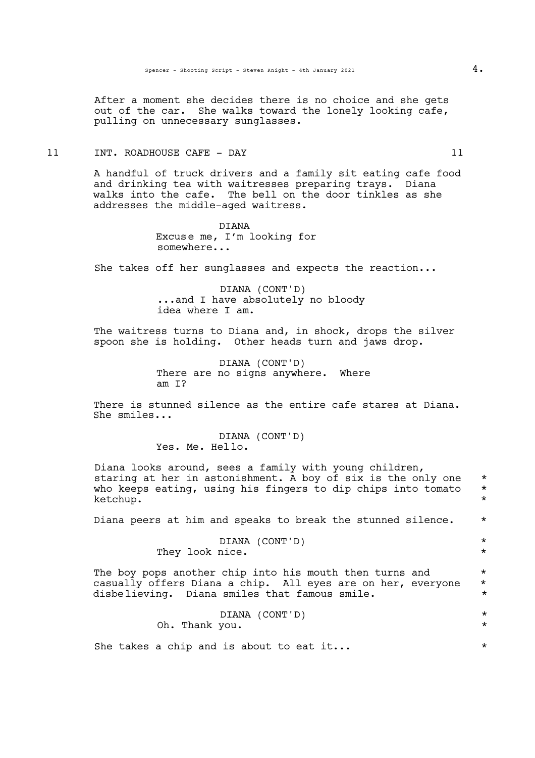After a moment she decides there is no choice and she gets out of the car. She walks toward the lonely looking cafe, pulling on unnecessary sunglasses.

11 INT. ROADHOUSE CAFE - DAY 11

A handful of truck drivers and a family sit eating cafe food and drinking tea with waitresses preparing trays. Diana walks into the cafe. The bell on the door tinkles as she addresses the middle-aged waitress.

DIANA
Excuse me, I'm looking for somewhere...

She takes off her sunglasses and expects the reaction...

DIANA (CONT'D)
...and I have absolutely no bloody idea where I am.

The waitress turns to Diana and, in shock, drops the silver spoon she is holding. Other heads turn and jaws drop.

DIANA (CONT'D)
There are no signs anywhere. Where am I?

There is stunned silence as the entire cafe stares at Diana. She smiles...

DIANA (CONT'D)
Yes. Me. Hello.

Diana looks around, sees a family with young children, staring at her in astonishment. A boy of six is the only one who keeps eating, using his fingers to dip chips into tomato ketchup. *

Diana peers at him and speaks to break the stunned silence. *

DIANA (CONT'D)
They look nice. *

The boy pops another chip into his mouth then turns and casually offers Diana a chip. All eyes are on her, everyone disbelieving. Diana smiles that famous smile. *

DIANA (CONT'D)
Oh. Thank you. *

She takes a chip and is about to eat it... *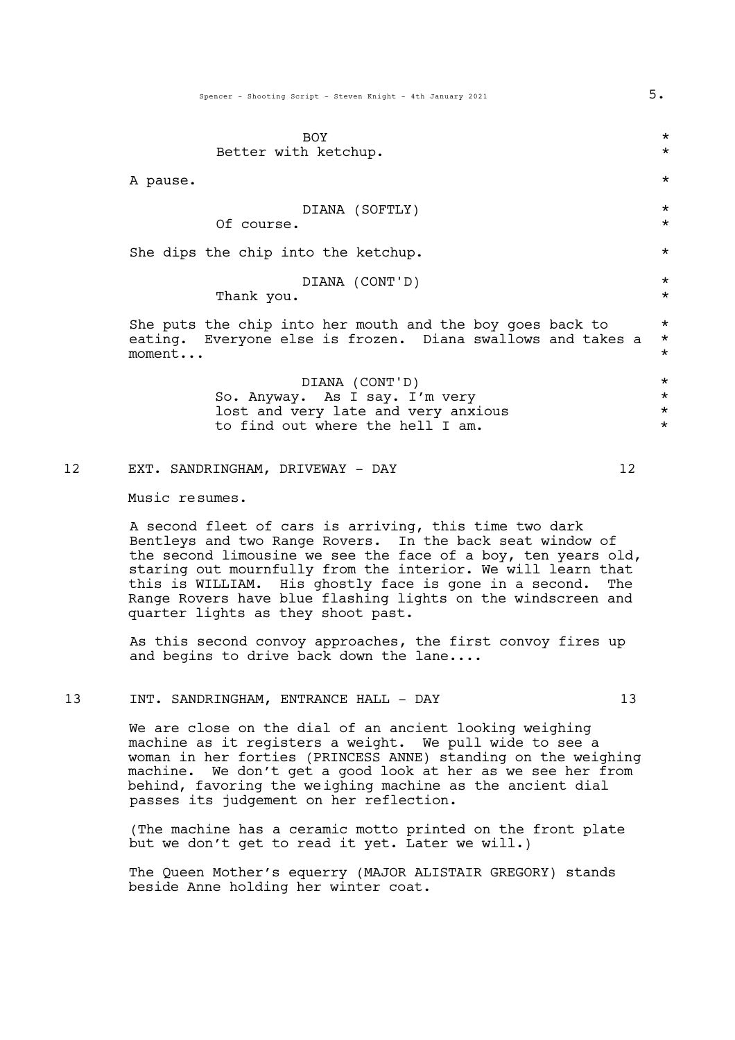BOY
Better with ketchup.

A pause.

DIANA (SOFTLY)
Of course.

She dips the chip into the ketchup.

DIANA (CONT'D)
Thank you.

She puts the chip into her mouth and the boy goes back to eating. Everyone else is frozen. Diana swallows and takes a moment...

DIANA (CONT'D)
So. Anyway. As I say. I'm very lost and very late and very anxious to find out where the hell I am.

12 EXT. SANDRINGHAM, DRIVEWAY - DAY 12

Music resumes.

A second fleet of cars is arriving, this time two dark Bentleys and two Range Rovers. In the back seat window of the second limousine we see the face of a boy, ten years old, staring out mournfully from the interior. We will learn that this is WILLIAM. His ghostly face is gone in a second. The Range Rovers have blue flashing lights on the windscreen and quarter lights as they shoot past.

As this second convoy approaches, the first convoy fires up and begins to drive back down the lane....

13 INT. SANDRINGHAM, ENTRANCE HALL - DAY 13

We are close on the dial of an ancient looking weighing machine as it registers a weight. We pull wide to see a woman in her forties (PRINCESS ANNE) standing on the weighing machine. We don't get a good look at her as we see her from behind, favoring the weighing machine as the ancient dial passes its judgement on her reflection.

(The machine has a ceramic motto printed on the front plate but we don't get to read it yet. Later we will.)

The Queen Mother's equerry (MAJOR ALISTAIR GREGORY) stands beside Anne holding her winter coat.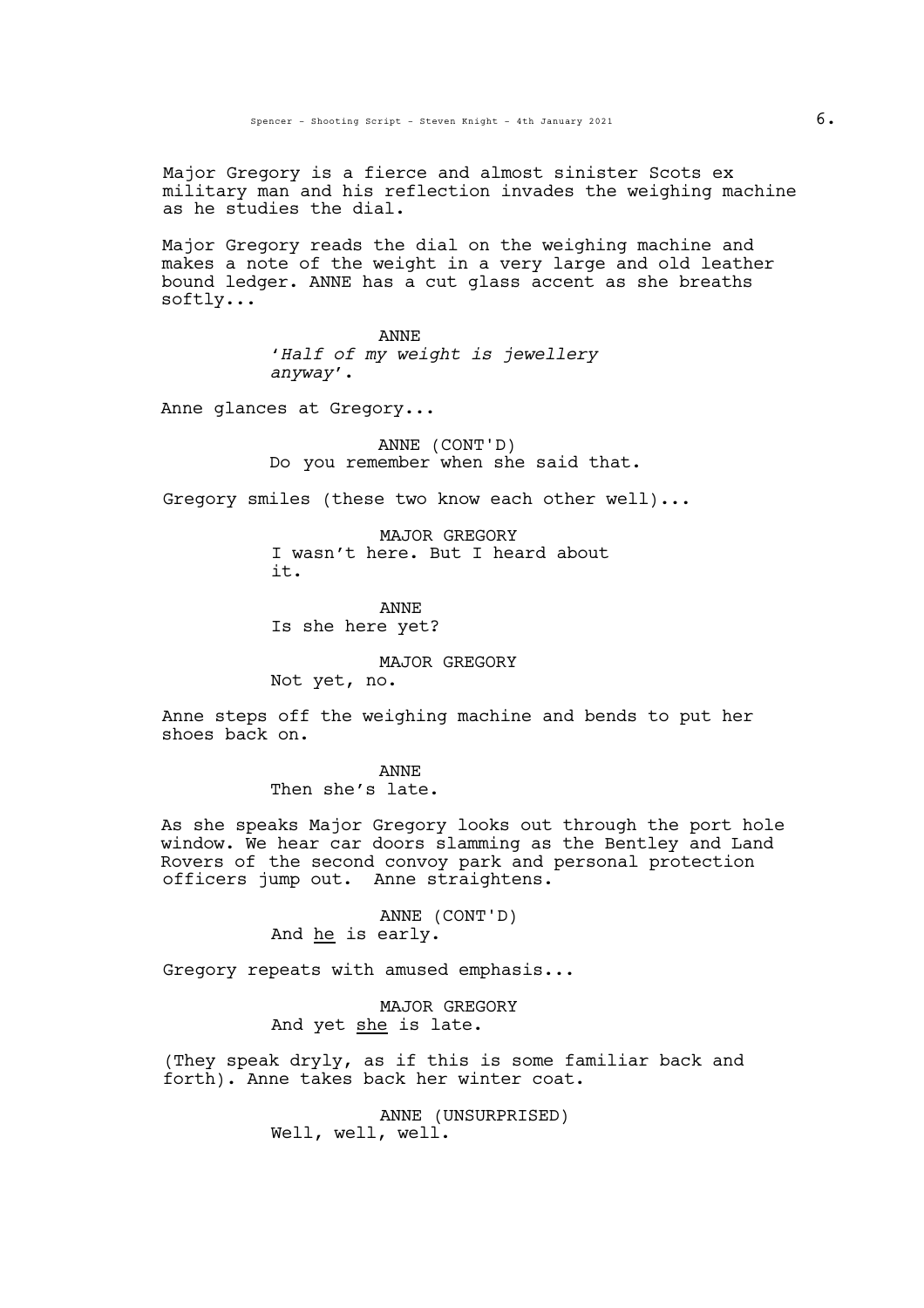Major Gregory is a fierce and almost sinister Scots ex military man and his reflection invades the weighing machine as he studies the dial.

Major Gregory reads the dial on the weighing machine and makes a note of the weight in a very large and old leather bound ledger. ANNE has a cut glass accent as she breaths softly...

ANNE
'*Half of my weight is jewellery anyway*'.

Anne glances at Gregory...

ANNE (CONT'D)
Do you remember when she said that.

Gregory smiles (these two know each other well)...

MAJOR GREGORY
I wasn't here. But I heard about it.

ANNE
Is she here yet?

MAJOR GREGORY
Not yet, no.

Anne steps off the weighing machine and bends to put her shoes back on.

ANNE
Then she's late.

As she speaks Major Gregory looks out through the port hole window. We hear car doors slamming as the Bentley and Land Rovers of the second convoy park and personal protection officers jump out. Anne straightens.

ANNE (CONT'D)
And <u>he</u> is early.

Gregory repeats with amused emphasis...

MAJOR GREGORY
And yet <u>she</u> is late.

(They speak dryly, as if this is some familiar back and forth). Anne takes back her winter coat.

ANNE (UNSURPRISED)
Well, well, well.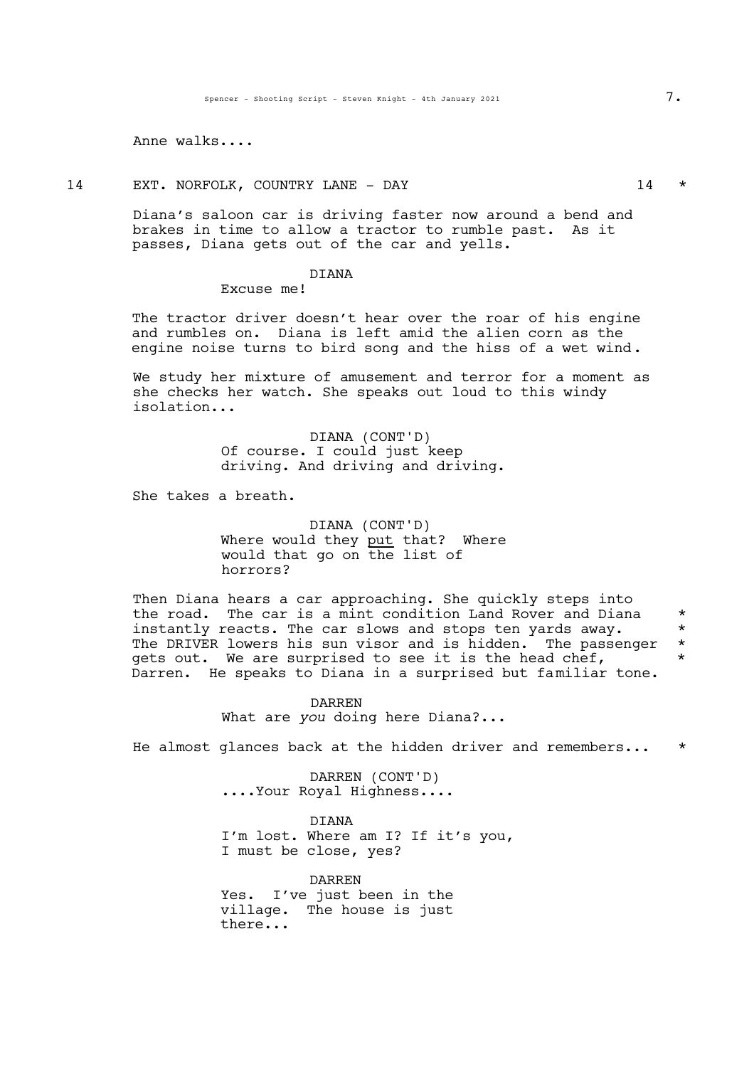Anne walks....

14 EXT. NORFOLK, COUNTRY LANE - DAY 14 *

Diana's saloon car is driving faster now around a bend and brakes in time to allow a tractor to rumble past. As it passes, Diana gets out of the car and yells.

DIANA
Excuse me!

The tractor driver doesn't hear over the roar of his engine and rumbles on. Diana is left amid the alien corn as the engine noise turns to bird song and the hiss of a wet wind.

We study her mixture of amusement and terror for a moment as she checks her watch. She speaks out loud to this windy isolation...

DIANA (CONT'D)
Of course. I could just keep driving. And driving and driving.

She takes a breath.

DIANA (CONT'D)
Where would they <u>put</u> that? Where would that go on the list of horrors?

Then Diana hears a car approaching. She quickly steps into the road. The car is a mint condition Land Rover and Diana instantly reacts. The car slows and stops ten yards away. The DRIVER lowers his sun visor and is hidden. The passenger gets out. We are surprised to see it is the head chef, Darren. He speaks to Diana in a surprised but familiar tone. *

DARREN
What are *you* doing here Diana?...

He almost glances back at the hidden driver and remembers... *

DARREN (CONT'D)
....Your Royal Highness....

DIANA
I'm lost. Where am I? If it's you, I must be close, yes?

DARREN
Yes. I've just been in the village. The house is just there...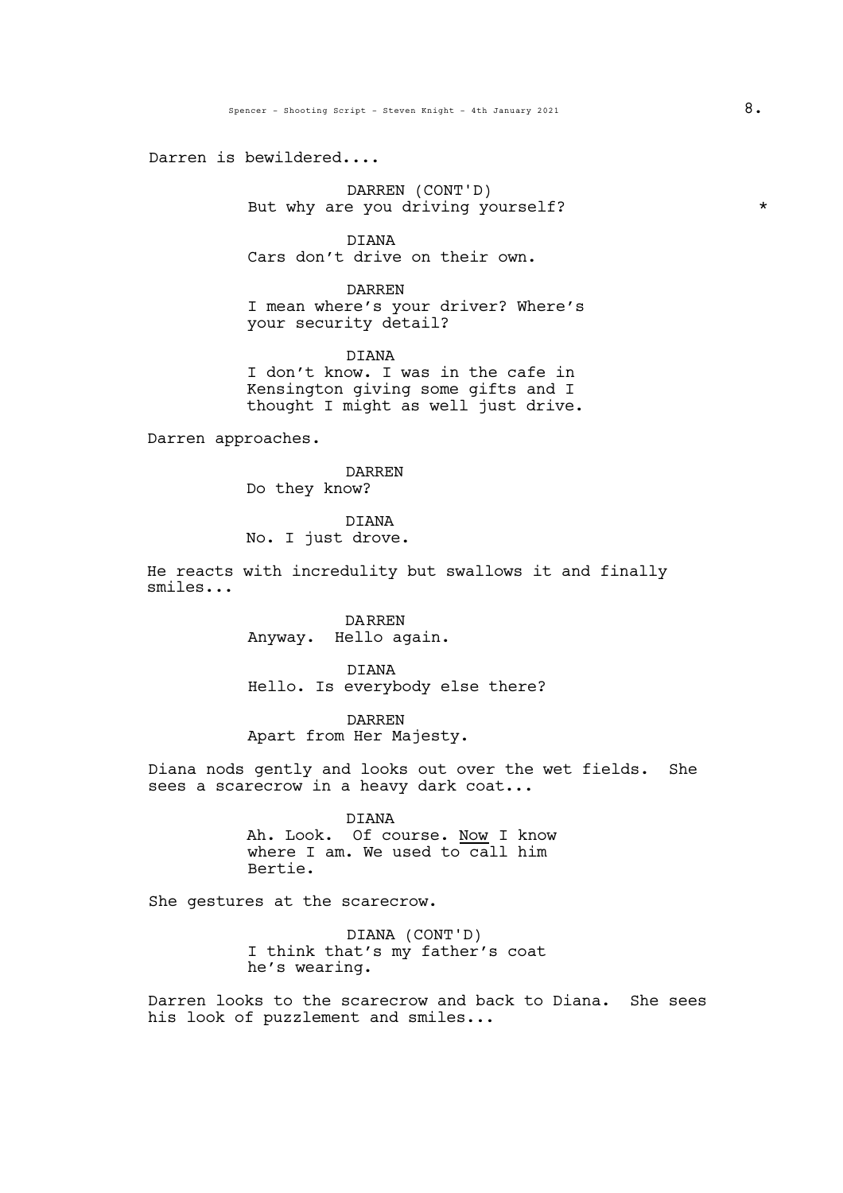Darren is bewildered....

DARREN (CONT'D)
But why are you driving yourself? *

DIANA
Cars don't drive on their own.

DARREN
I mean where's your driver? Where's your security detail?

DIANA
I don't know. I was in the cafe in Kensington giving some gifts and I thought I might as well just drive.

Darren approaches.

DARREN
Do they know?

DIANA
No. I just drove.

He reacts with incredulity but swallows it and finally smiles...

DARREN
Anyway. Hello again.

DIANA
Hello. Is everybody else there?

DARREN
Apart from Her Majesty.

Diana nods gently and looks out over the wet fields. She sees a scarecrow in a heavy dark coat...

DIANA
Ah. Look. Of course. <u>Now</u> I know where I am. We used to call him Bertie.

She gestures at the scarecrow.

DIANA (CONT'D)
I think that's my father's coat he's wearing.

Darren looks to the scarecrow and back to Diana. She sees his look of puzzlement and smiles...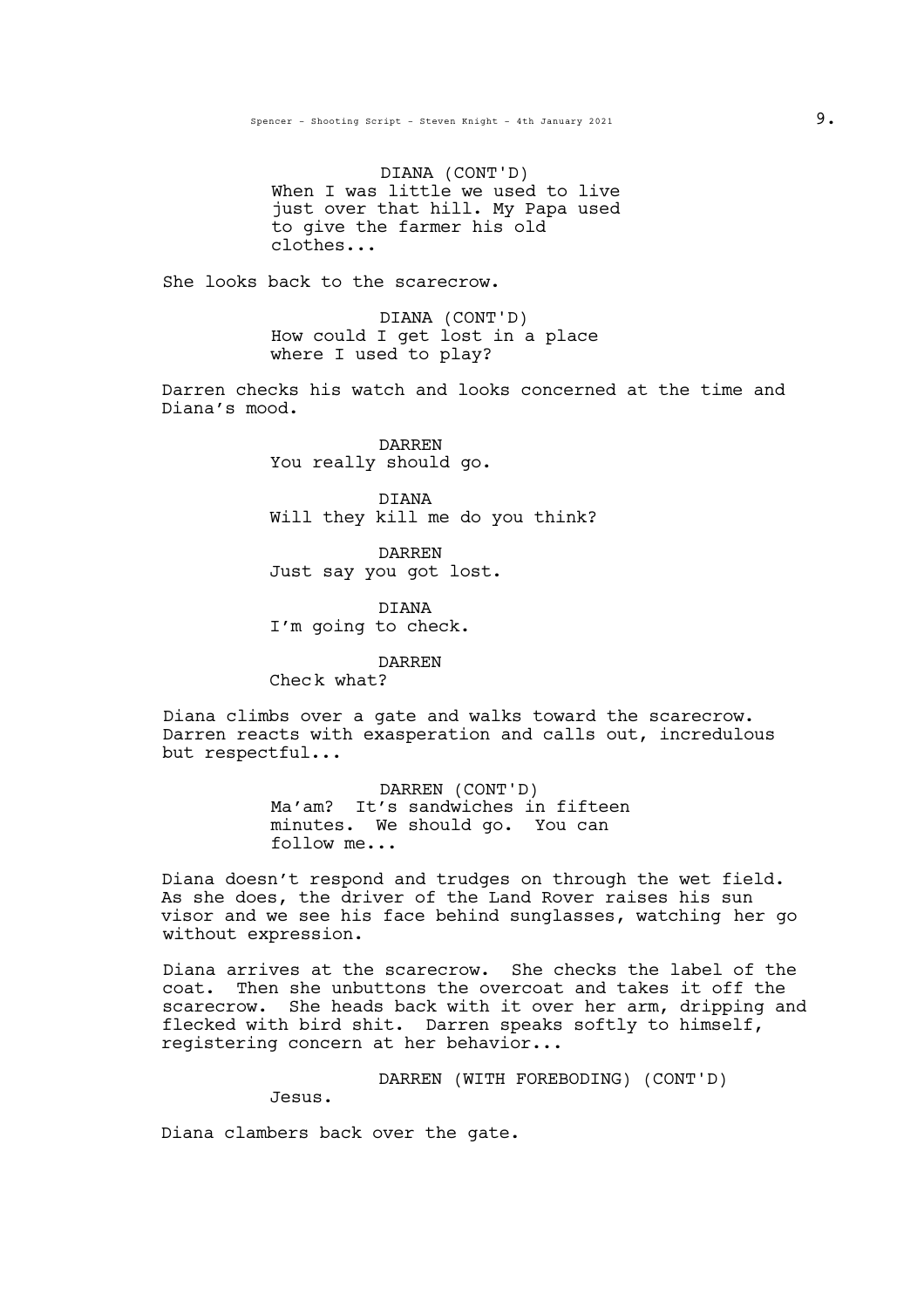DIANA (CONT'D)
When I was little we used to live just over that hill. My Papa used to give the farmer his old clothes...

She looks back to the scarecrow.

DIANA (CONT'D)
How could I get lost in a place where I used to play?

Darren checks his watch and looks concerned at the time and Diana's mood.

DARREN
You really should go.

DIANA
Will they kill me do you think?

DARREN
Just say you got lost.

DIANA
I'm going to check.

DARREN
Check what?

Diana climbs over a gate and walks toward the scarecrow. Darren reacts with exasperation and calls out, incredulous but respectful...

DARREN (CONT'D)
Ma'am? It's sandwiches in fifteen minutes. We should go. You can follow me...

Diana doesn't respond and trudges on through the wet field. As she does, the driver of the Land Rover raises his sun visor and we see his face behind sunglasses, watching her go without expression.

Diana arrives at the scarecrow. She checks the label of the coat. Then she unbuttons the overcoat and takes it off the scarecrow. She heads back with it over her arm, dripping and flecked with bird shit. Darren speaks softly to himself, registering concern at her behavior...

DARREN (WITH FOREBODING) (CONT'D)
Jesus.

Diana clambers back over the gate.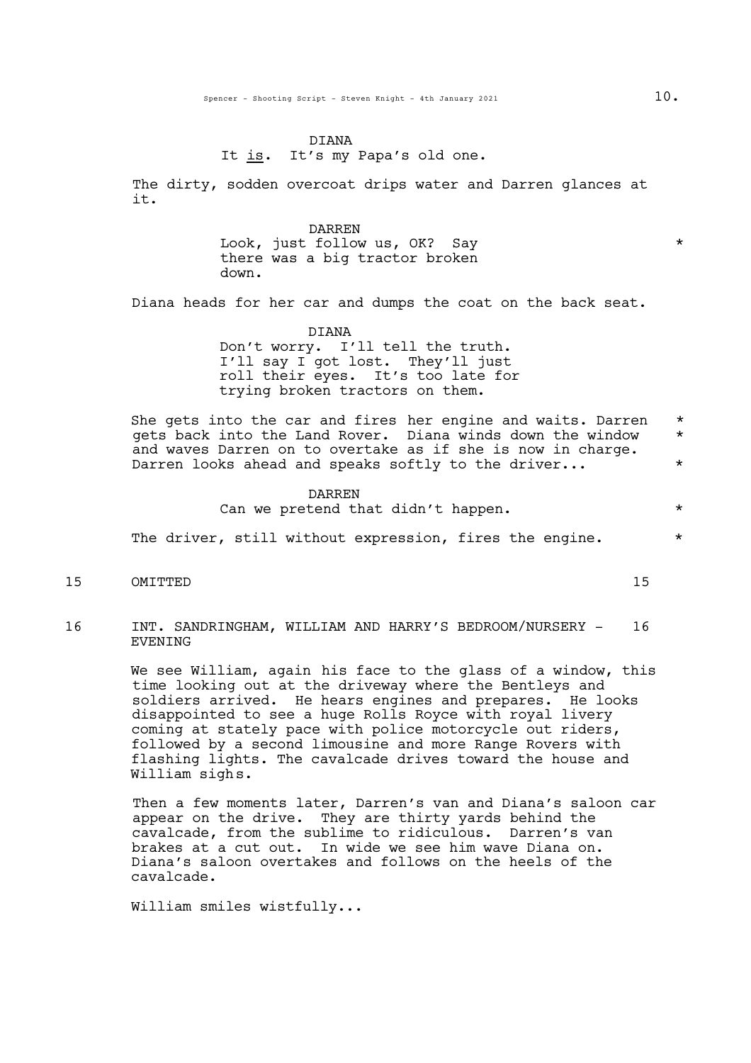DIANA
It _is_. It's my Papa's old one.

The dirty, sodden overcoat drips water and Darren glances at it.

DARREN
Look, just follow us, OK? Say there was a big tractor broken down. *

Diana heads for her car and dumps the coat on the back seat.

DIANA
Don't worry. I'll tell the truth. I'll say I got lost. They'll just roll their eyes. It's too late for trying broken tractors on them.

She gets into the car and fires her engine and waits. Darren gets back into the Land Rover. Diana winds down the window and waves Darren on to overtake as if she is now in charge. Darren looks ahead and speaks softly to the driver... *

DARREN
Can we pretend that didn't happen. *

The driver, still without expression, fires the engine. *

15 OMITTED 15

16 INT. SANDRINGHAM, WILLIAM AND HARRY'S BEDROOM/NURSERY - EVENING 16

We see William, again his face to the glass of a window, this time looking out at the driveway where the Bentleys and soldiers arrived. He hears engines and prepares. He looks disappointed to see a huge Rolls Royce with royal livery coming at stately pace with police motorcycle out riders, followed by a second limousine and more Range Rovers with flashing lights. The cavalcade drives toward the house and William sighs.

Then a few moments later, Darren's van and Diana's saloon car appear on the drive. They are thirty yards behind the cavalcade, from the sublime to ridiculous. Darren's van brakes at a cut out. In wide we see him wave Diana on. Diana's saloon overtakes and follows on the heels of the cavalcade.

William smiles wistfully...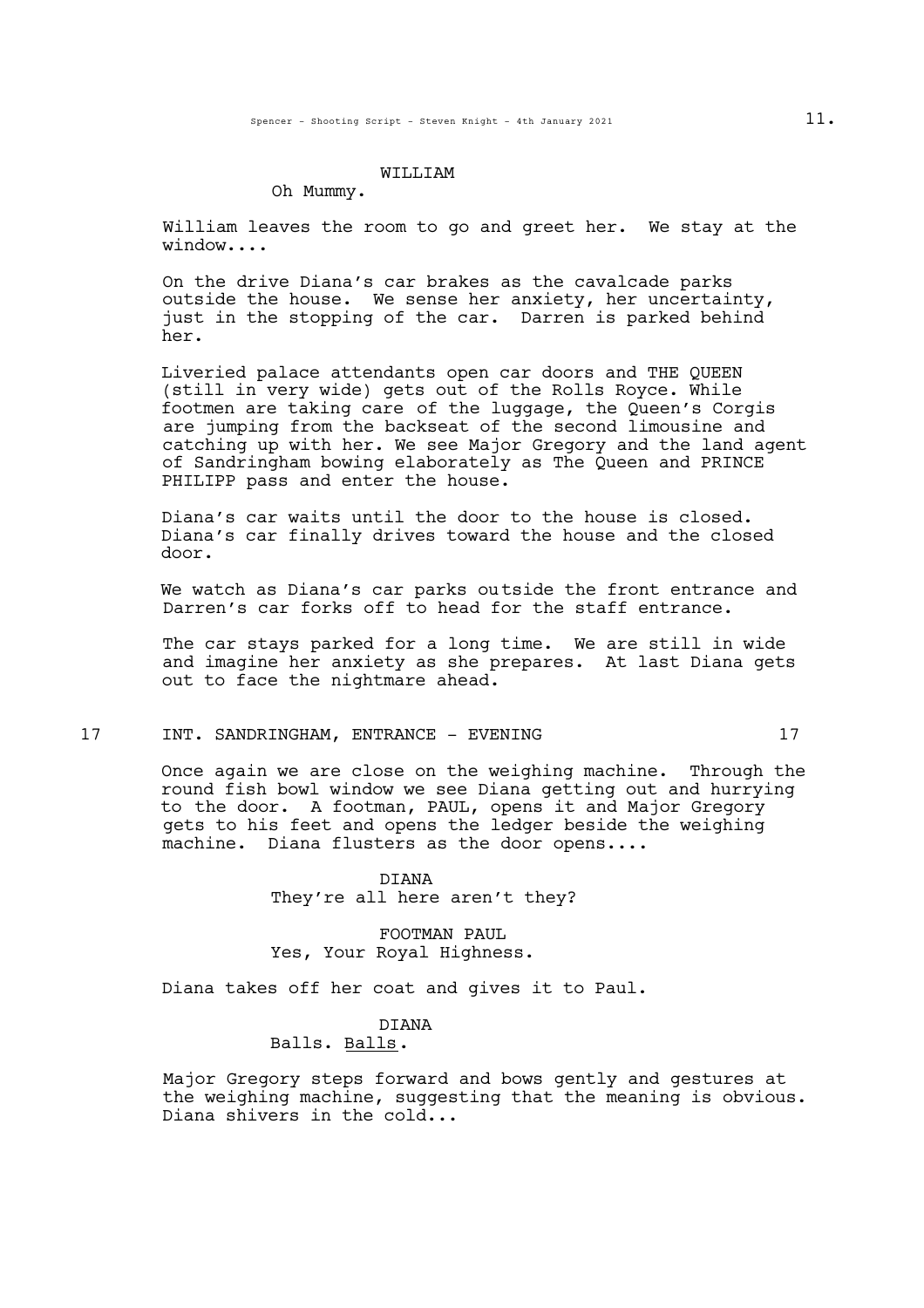WILLIAM

Oh Mummy.

William leaves the room to go and greet her. We stay at the window....

On the drive Diana's car brakes as the cavalcade parks outside the house. We sense her anxiety, her uncertainty, just in the stopping of the car. Darren is parked behind her.

Liveried palace attendants open car doors and THE QUEEN (still in very wide) gets out of the Rolls Royce. While footmen are taking care of the luggage, the Queen's Corgis are jumping from the backseat of the second limousine and catching up with her. We see Major Gregory and the land agent of Sandringham bowing elaborately as The Queen and PRINCE PHILIPP pass and enter the house.

Diana's car waits until the door to the house is closed. Diana's car finally drives toward the house and the closed door.

We watch as Diana's car parks outside the front entrance and Darren's car forks off to head for the staff entrance.

The car stays parked for a long time. We are still in wide and imagine her anxiety as she prepares. At last Diana gets out to face the nightmare ahead.

17 INT. SANDRINGHAM, ENTRANCE - EVENING 17

Once again we are close on the weighing machine. Through the round fish bowl window we see Diana getting out and hurrying to the door. A footman, PAUL, opens it and Major Gregory gets to his feet and opens the ledger beside the weighing machine. Diana flusters as the door opens....

DIANA

They're all here aren't they?

FOOTMAN PAUL

Yes, Your Royal Highness.

Diana takes off her coat and gives it to Paul.

DIANA

Balls. <u>Balls</u>.

Major Gregory steps forward and bows gently and gestures at the weighing machine, suggesting that the meaning is obvious. Diana shivers in the cold...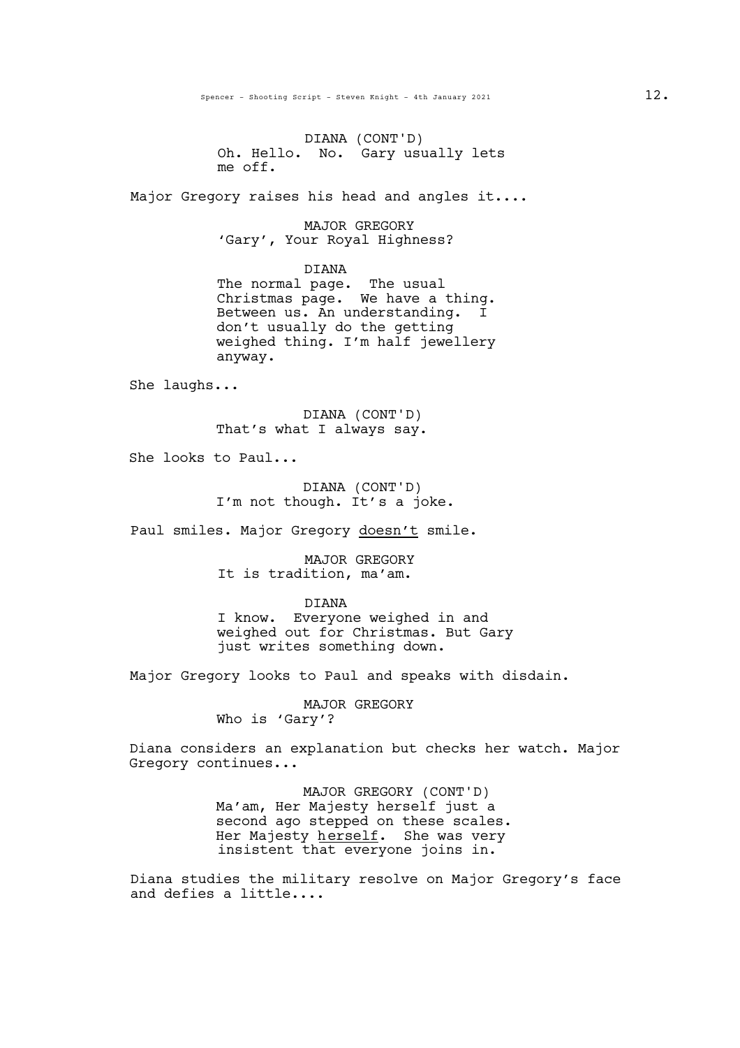DIANA (CONT'D)
Oh. Hello. No. Gary usually lets me off.

Major Gregory raises his head and angles it....

MAJOR GREGORY
'Gary', Your Royal Highness?

DIANA
The normal page. The usual Christmas page. We have a thing. Between us. An understanding. I don't usually do the getting weighed thing. I'm half jewellery anyway.

She laughs...

DIANA (CONT'D)
That's what I always say.

She looks to Paul...

DIANA (CONT'D)
I'm not though. It's a joke.

Paul smiles. Major Gregory <u>doesn't</u> smile.

MAJOR GREGORY
It is tradition, ma'am.

DIANA
I know. Everyone weighed in and weighed out for Christmas. But Gary just writes something down.

Major Gregory looks to Paul and speaks with disdain.

MAJOR GREGORY
Who is 'Gary'?

Diana considers an explanation but checks her watch. Major Gregory continues...

MAJOR GREGORY (CONT'D)
Ma'am, Her Majesty herself just a second ago stepped on these scales. Her Majesty <u>herself</u>. She was very insistent that everyone joins in.

Diana studies the military resolve on Major Gregory's face and defies a little....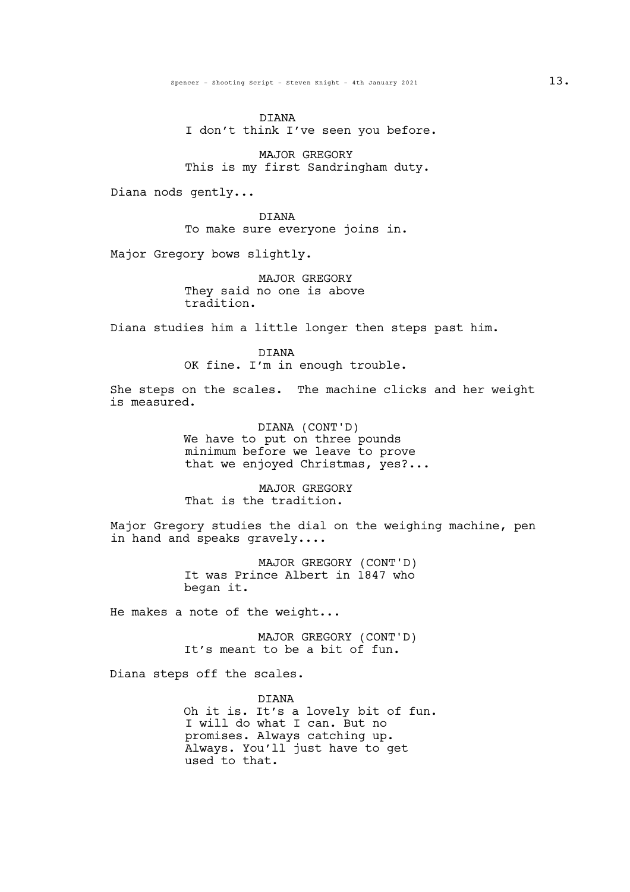DIANA
I don't think I've seen you before.

MAJOR GREGORY
This is my first Sandringham duty.

Diana nods gently...

DIANA
To make sure everyone joins in.

Major Gregory bows slightly.

MAJOR GREGORY
They said no one is above tradition.

Diana studies him a little longer then steps past him.

DIANA
OK fine. I'm in enough trouble.

She steps on the scales. The machine clicks and her weight is measured.

DIANA (CONT'D)
We have to put on three pounds minimum before we leave to prove that we enjoyed Christmas, yes?...

MAJOR GREGORY
That is the tradition.

Major Gregory studies the dial on the weighing machine, pen in hand and speaks gravely....

MAJOR GREGORY (CONT'D)
It was Prince Albert in 1847 who began it.

He makes a note of the weight...

MAJOR GREGORY (CONT'D)
It's meant to be a bit of fun.

Diana steps off the scales.

DIANA
Oh it is. It's a lovely bit of fun. I will do what I can. But no promises. Always catching up. Always. You'll just have to get used to that.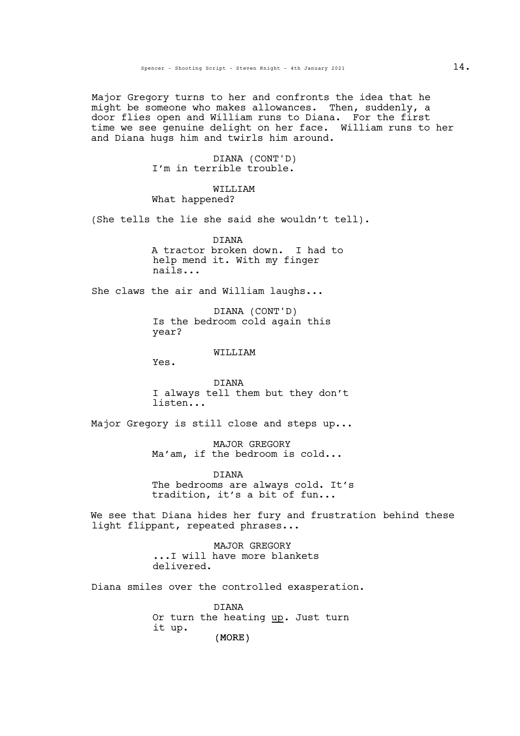Major Gregory turns to her and confronts the idea that he might be someone who makes allowances. Then, suddenly, a door flies open and William runs to Diana. For the first time we see genuine delight on her face. William runs to her and Diana hugs him and twirls him around.

DIANA (CONT'D)
I'm in terrible trouble.

WILLIAM
What happened?

(She tells the lie she said she wouldn't tell).

DIANA
A tractor broken down. I had to help mend it. With my finger nails...

She claws the air and William laughs...

DIANA (CONT'D)
Is the bedroom cold again this year?

WILLIAM
Yes.

DIANA
I always tell them but they don't listen...

Major Gregory is still close and steps up...

MAJOR GREGORY
Ma'am, if the bedroom is cold...

DIANA
The bedrooms are always cold. It's tradition, it's a bit of fun...

We see that Diana hides her fury and frustration behind these light flippant, repeated phrases...

MAJOR GREGORY
...I will have more blankets delivered.

Diana smiles over the controlled exasperation.

DIANA
Or turn the heating <u>up</u>. Just turn it up.

(MORE)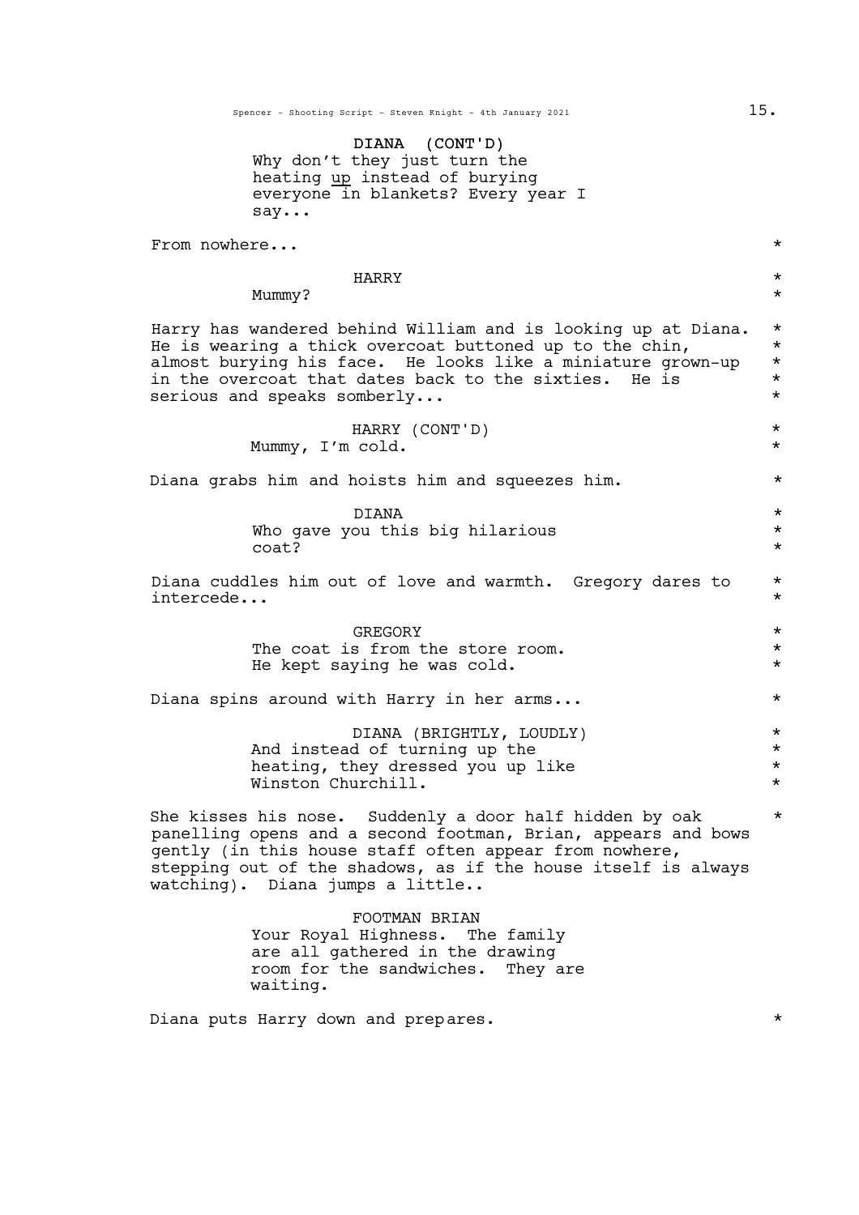DIANA (CONT'D)
Why don't they just turn the heating up instead of burying everyone in blankets? Every year I say...

From nowhere... *

HARRY *
Mummy? *

Harry has wandered behind William and is looking up at Diana. He is wearing a thick overcoat buttoned up to the chin, almost burying his face. He looks like a miniature grown-up in the overcoat that dates back to the sixties. He is serious and speaks somberly... *

HARRY (CONT'D) *
Mummy, I'm cold. *

Diana grabs him and hoists him and squeezes him. *

DIANA *
Who gave you this big hilarious coat? *

Diana cuddles him out of love and warmth. Gregory dares to intercede... *

GREGORY *
The coat is from the store room. He kept saying he was cold. *

Diana spins around with Harry in her arms... *

DIANA (BRIGHTLY, LOUDLY) *
And instead of turning up the heating, they dressed you up like Winston Churchill. *

She kisses his nose. Suddenly a door half hidden by oak panelling opens and a second footman, Brian, appears and bows gently (in this house staff often appear from nowhere, stepping out of the shadows, as if the house itself is always watching). Diana jumps a little.. *

FOOTMAN BRIAN
Your Royal Highness. The family are all gathered in the drawing room for the sandwiches. They are waiting.

Diana puts Harry down and prepares. *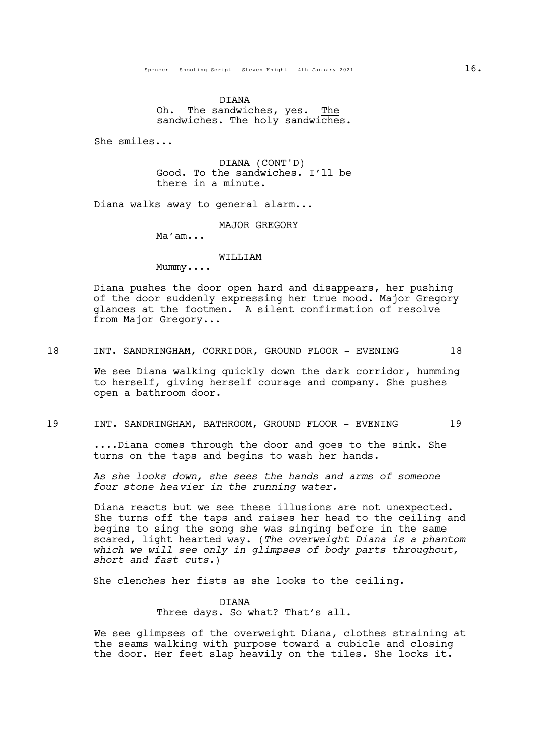DIANA

Oh. The sandwiches, yes. The sandwiches. The holy sandwiches.

She smiles...

DIANA (CONT'D)

Good. To the sandwiches. I'll be there in a minute.

Diana walks away to general alarm...

MAJOR GREGORY

Ma'am...

WILLIAM

Mummy....

Diana pushes the door open hard and disappears, her pushing of the door suddenly expressing her true mood. Major Gregory glances at the footmen. A silent confirmation of resolve from Major Gregory...

18 INT. SANDRINGHAM, CORRIDOR, GROUND FLOOR - EVENING 18

We see Diana walking quickly down the dark corridor, humming to herself, giving herself courage and company. She pushes open a bathroom door.

19 INT. SANDRINGHAM, BATHROOM, GROUND FLOOR - EVENING 19

....Diana comes through the door and goes to the sink. She turns on the taps and begins to wash her hands.

*As she looks down, she sees the hands and arms of someone four stone heavier in the running water.*

Diana reacts but we see these illusions are not unexpected. She turns off the taps and raises her head to the ceiling and begins to sing the song she was singing before in the same scared, light hearted way. (*The overweight Diana is a phantom which we will see only in glimpses of body parts throughout, short and fast cuts.*)

She clenches her fists as she looks to the ceiling.

DIANA

Three days. So what? That's all.

We see glimpses of the overweight Diana, clothes straining at the seams walking with purpose toward a cubicle and closing the door. Her feet slap heavily on the tiles. She locks it.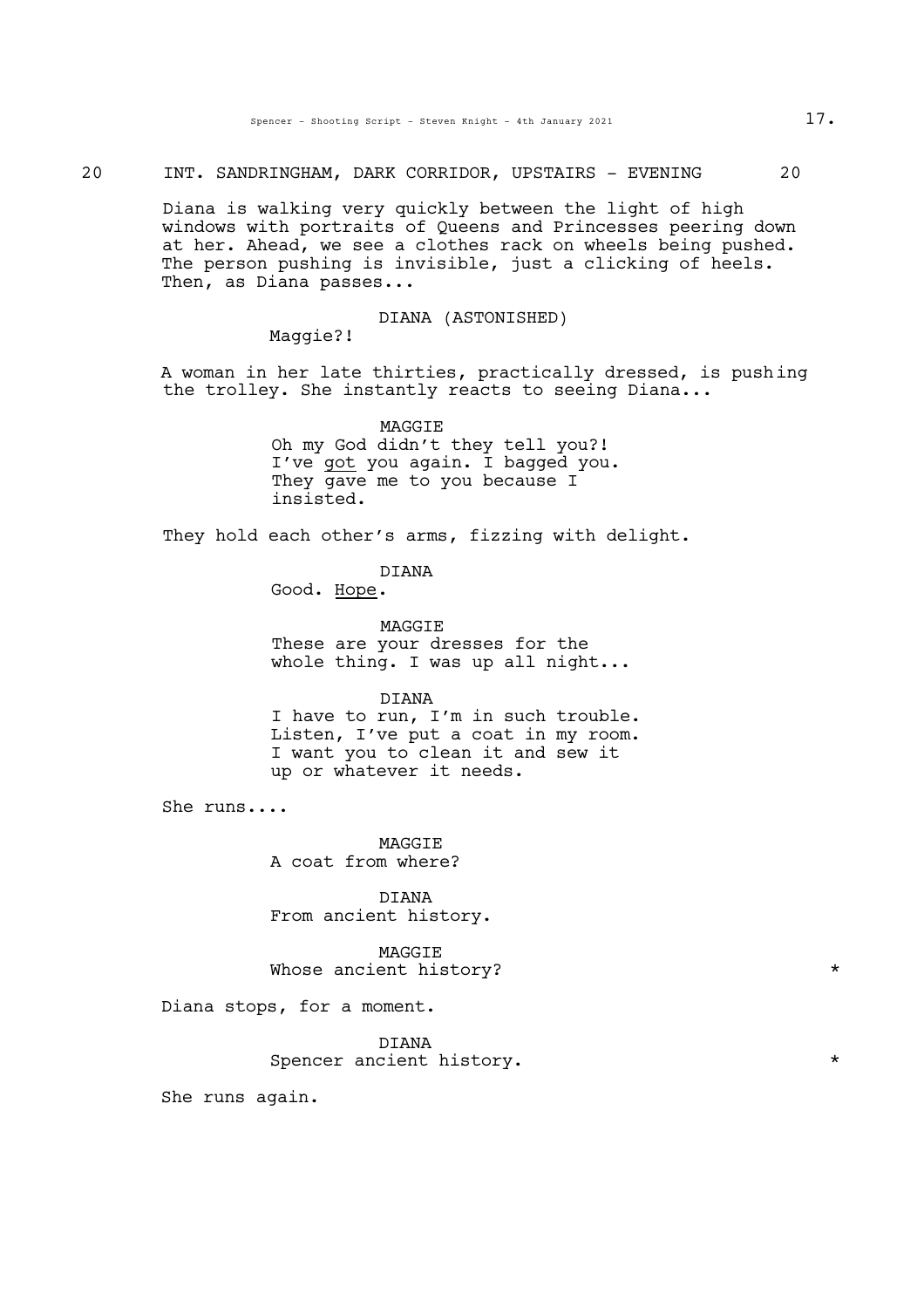20 INT. SANDRINGHAM, DARK CORRIDOR, UPSTAIRS - EVENING 20

Diana is walking very quickly between the light of high windows with portraits of Queens and Princesses peering down at her. Ahead, we see a clothes rack on wheels being pushed. The person pushing is invisible, just a clicking of heels. Then, as Diana passes...

DIANA (ASTONISHED)
Maggie?!

A woman in her late thirties, practically dressed, is pushing the trolley. She instantly reacts to seeing Diana...

MAGGIE
Oh my God didn't they tell you?! I've <u>got</u> you again. I bagged you. They gave me to you because I insisted.

They hold each other's arms, fizzing with delight.

DIANA
Good. <u>Hope</u>.

MAGGIE
These are your dresses for the whole thing. I was up all night...

DIANA
I have to run, I'm in such trouble. Listen, I've put a coat in my room. I want you to clean it and sew it up or whatever it needs.

She runs....

MAGGIE
A coat from where?

DIANA
From ancient history.

MAGGIE
Whose ancient history? *

Diana stops, for a moment.

DIANA
Spencer ancient history. *

She runs again.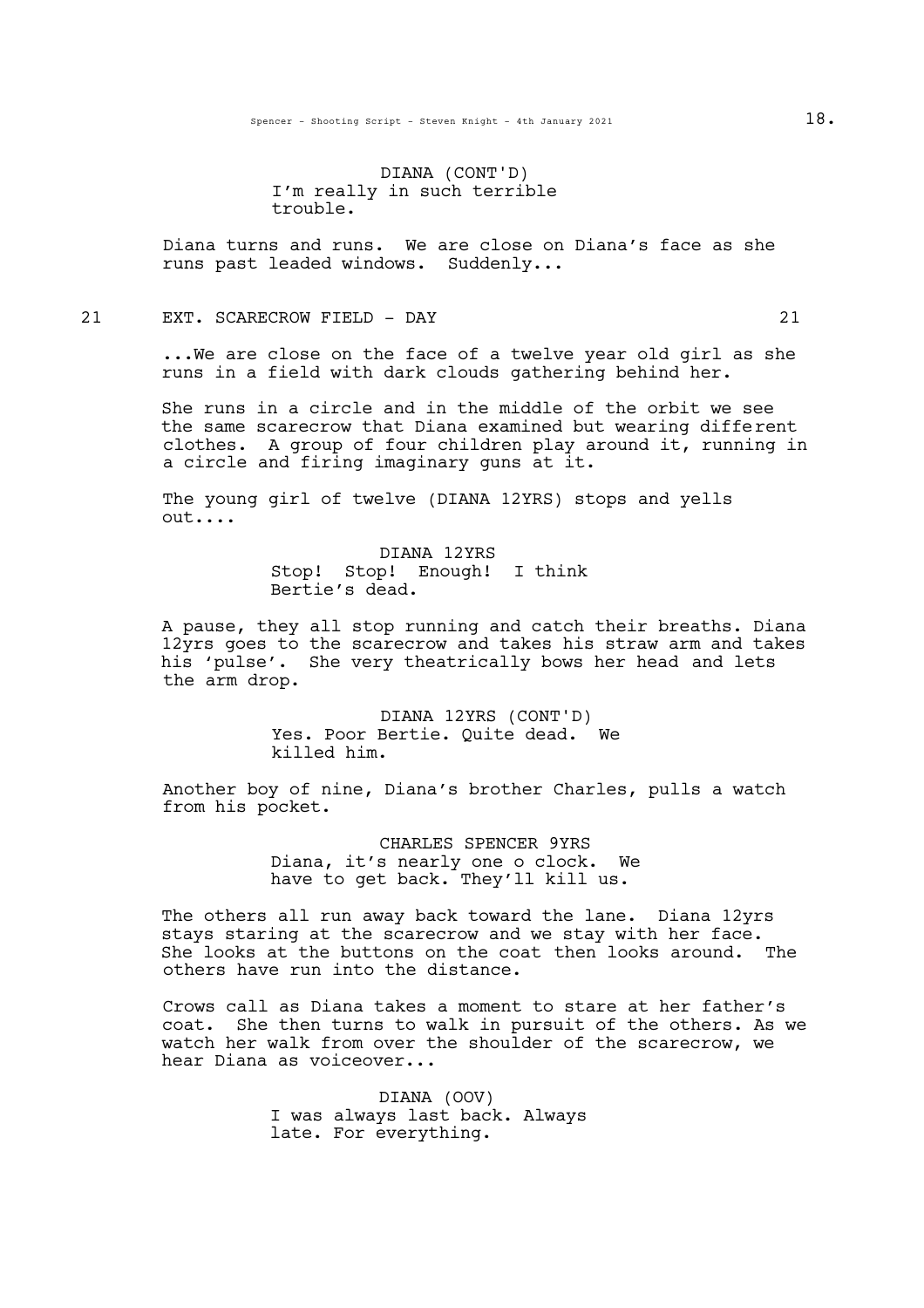DIANA (CONT'D)
I'm really in such terrible trouble.

Diana turns and runs. We are close on Diana's face as she runs past leaded windows. Suddenly...

21 EXT. SCARECROW FIELD - DAY 21

...We are close on the face of a twelve year old girl as she runs in a field with dark clouds gathering behind her.

She runs in a circle and in the middle of the orbit we see the same scarecrow that Diana examined but wearing different clothes. A group of four children play around it, running in a circle and firing imaginary guns at it.

The young girl of twelve (DIANA 12YRS) stops and yells out....

DIANA 12YRS
Stop! Stop! Enough! I think Bertie's dead.

A pause, they all stop running and catch their breaths. Diana 12yrs goes to the scarecrow and takes his straw arm and takes his 'pulse'. She very theatrically bows her head and lets the arm drop.

DIANA 12YRS (CONT'D)
Yes. Poor Bertie. Quite dead. We killed him.

Another boy of nine, Diana's brother Charles, pulls a watch from his pocket.

CHARLES SPENCER 9YRS
Diana, it's nearly one o clock. We have to get back. They'll kill us.

The others all run away back toward the lane. Diana 12yrs stays staring at the scarecrow and we stay with her face. She looks at the buttons on the coat then looks around. The others have run into the distance.

Crows call as Diana takes a moment to stare at her father's coat. She then turns to walk in pursuit of the others. As we watch her walk from over the shoulder of the scarecrow, we hear Diana as voiceover...

DIANA (OOV)
I was always last back. Always late. For everything.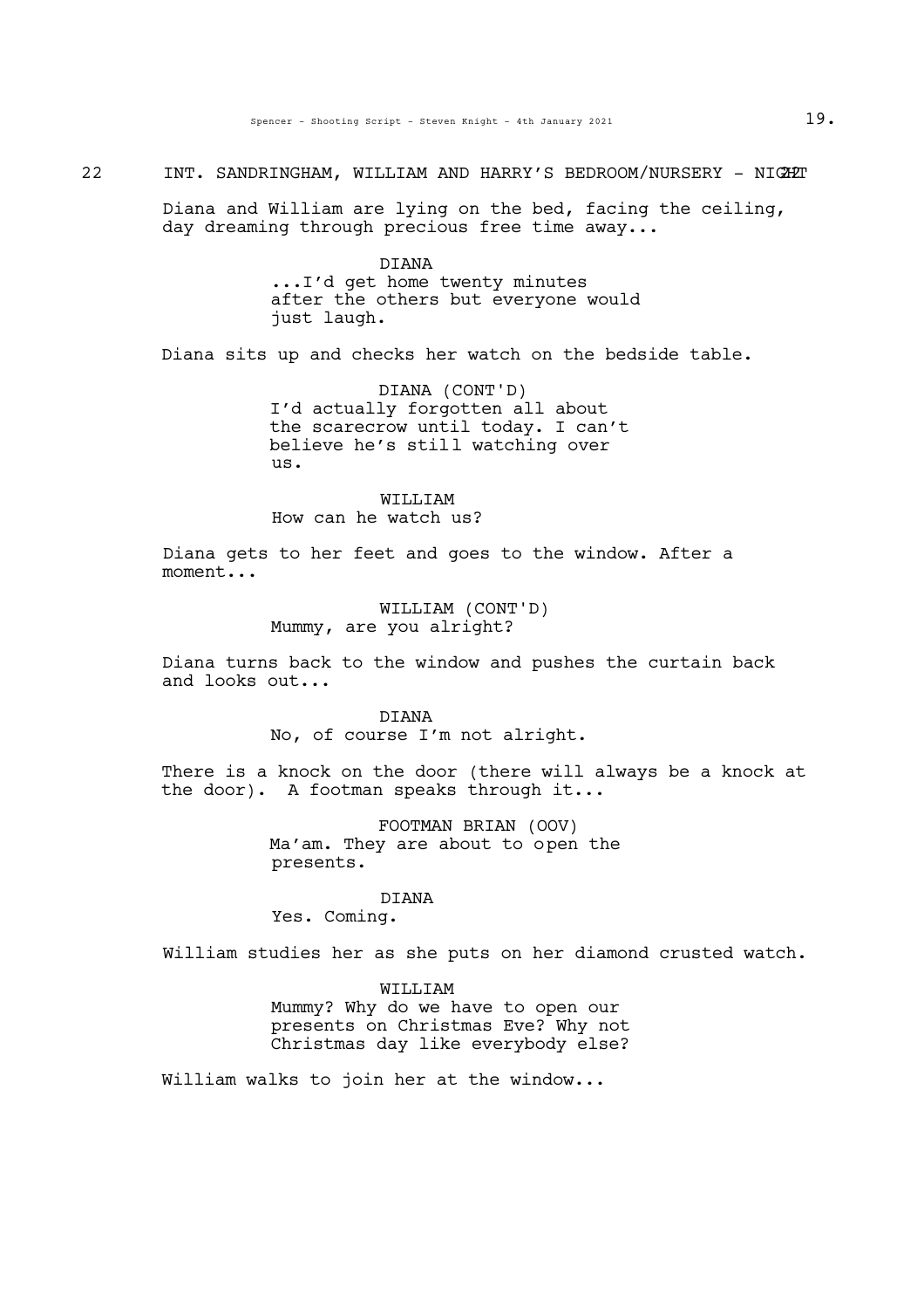22 INT. SANDRINGHAM, WILLIAM AND HARRY'S BEDROOM/NURSERY - NIGHT 22

Diana and William are lying on the bed, facing the ceiling, day dreaming through precious free time away...

DIANA
...I'd get home twenty minutes after the others but everyone would just laugh.

Diana sits up and checks her watch on the bedside table.

DIANA (CONT'D)
I'd actually forgotten all about the scarecrow until today. I can't believe he's still watching over us.

WILLIAM
How can he watch us?

Diana gets to her feet and goes to the window. After a moment...

WILLIAM (CONT'D)
Mummy, are you alright?

Diana turns back to the window and pushes the curtain back and looks out...

DIANA
No, of course I'm not alright.

There is a knock on the door (there will always be a knock at the door). A footman speaks through it...

FOOTMAN BRIAN (OOV)
Ma'am. They are about to open the presents.

DIANA
Yes. Coming.

William studies her as she puts on her diamond crusted watch.

WILLIAM
Mummy? Why do we have to open our presents on Christmas Eve? Why not Christmas day like everybody else?

William walks to join her at the window...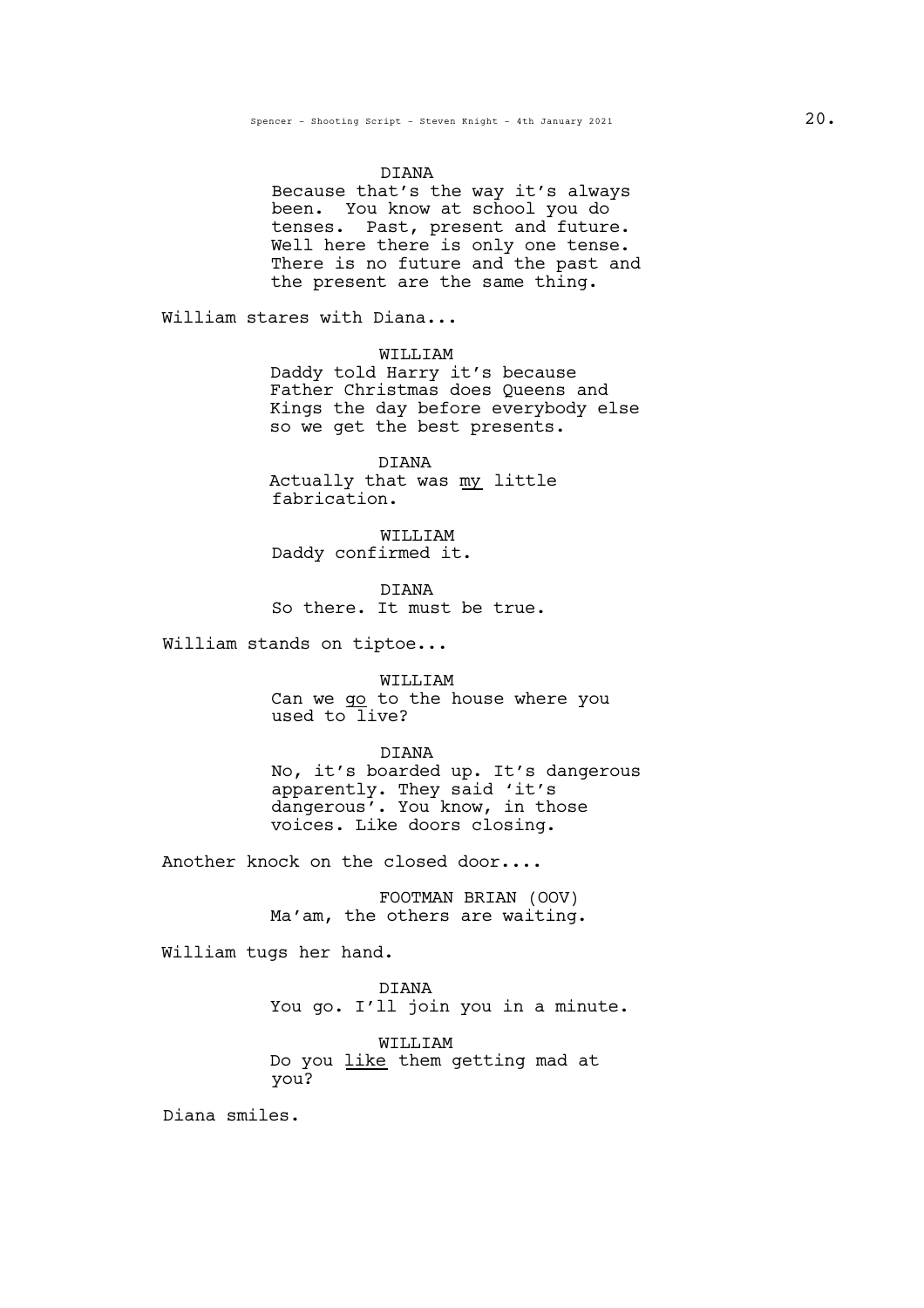DIANA

Because that's the way it's always been. You know at school you do tenses. Past, present and future. Well here there is only one tense. There is no future and the past and the present are the same thing.

William stares with Diana...

WILLIAM

Daddy told Harry it's because Father Christmas does Queens and Kings the day before everybody else so we get the best presents.

DIANA

Actually that was <u>my</u> little fabrication.

WILLIAM

Daddy confirmed it.

DIANA

So there. It must be true.

William stands on tiptoe...

WILLIAM

Can we <u>go</u> to the house where you used to live?

DIANA

No, it's boarded up. It's dangerous apparently. They said 'it's dangerous'. You know, in those voices. Like doors closing.

Another knock on the closed door....

FOOTMAN BRIAN (OOV)

Ma'am, the others are waiting.

William tugs her hand.

DIANA

You go. I'll join you in a minute.

WILLIAM

Do you <u>like</u> them getting mad at you?

Diana smiles.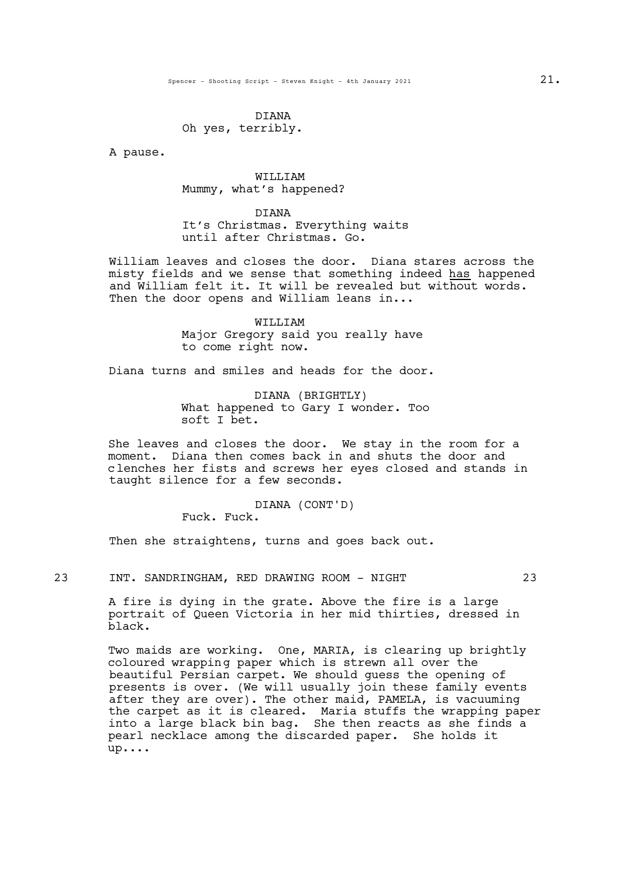DIANA
Oh yes, terribly.

A pause.

WILLIAM
Mummy, what's happened?

DIANA
It's Christmas. Everything waits until after Christmas. Go.

William leaves and closes the door. Diana stares across the misty fields and we sense that something indeed has happened and William felt it. It will be revealed but without words. Then the door opens and William leans in...

WILLIAM
Major Gregory said you really have to come right now.

Diana turns and smiles and heads for the door.

DIANA (BRIGHTLY)
What happened to Gary I wonder. Too soft I bet.

She leaves and closes the door. We stay in the room for a moment. Diana then comes back in and shuts the door and clenches her fists and screws her eyes closed and stands in taught silence for a few seconds.

DIANA (CONT'D)
Fuck. Fuck.

Then she straightens, turns and goes back out.

23 INT. SANDRINGHAM, RED DRAWING ROOM - NIGHT 23

A fire is dying in the grate. Above the fire is a large portrait of Queen Victoria in her mid thirties, dressed in black.

Two maids are working. One, MARIA, is clearing up brightly coloured wrapping paper which is strewn all over the beautiful Persian carpet. We should guess the opening of presents is over. (We will usually join these family events after they are over). The other maid, PAMELA, is vacuuming the carpet as it is cleared. Maria stuffs the wrapping paper into a large black bin bag. She then reacts as she finds a pearl necklace among the discarded paper. She holds it up....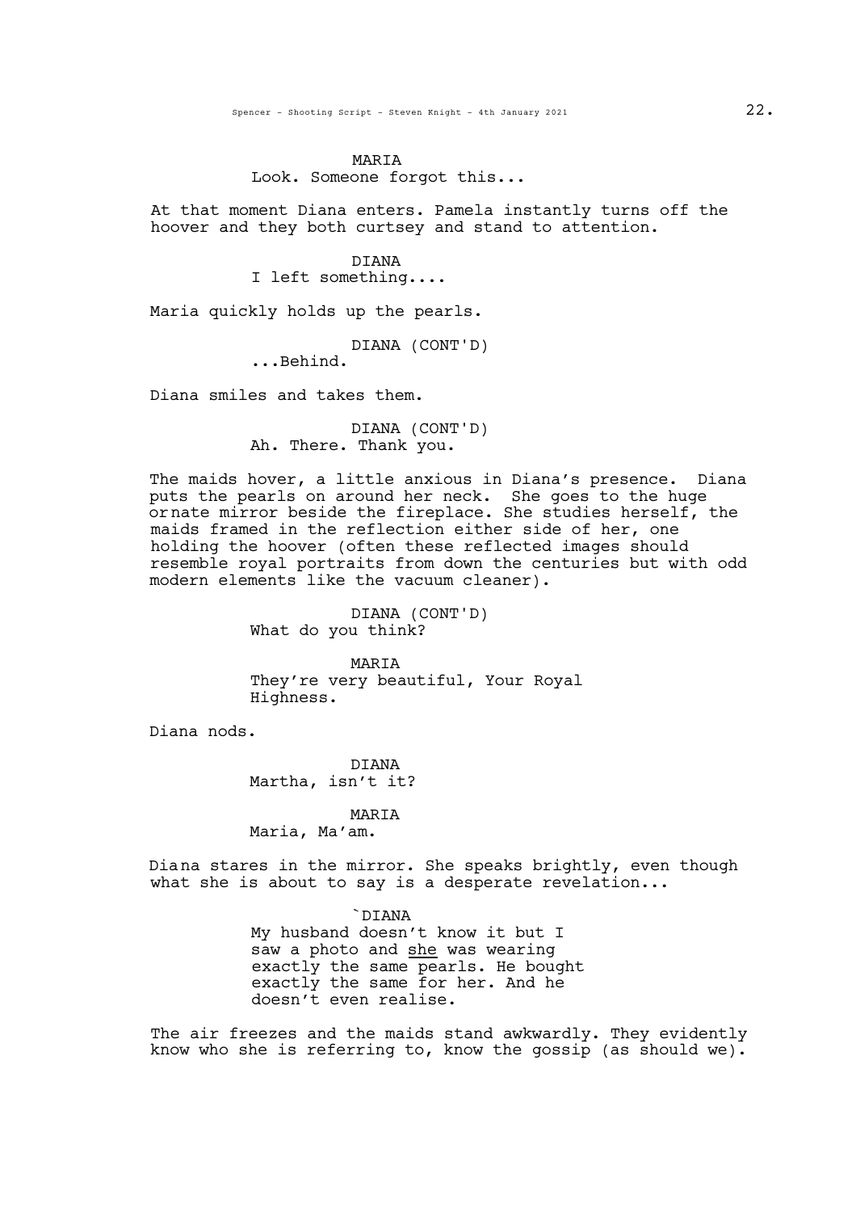MARIA
Look. Someone forgot this...

At that moment Diana enters. Pamela instantly turns off the hoover and they both curtsey and stand to attention.

DIANA
I left something....

Maria quickly holds up the pearls.

DIANA (CONT'D)
...Behind.

Diana smiles and takes them.

DIANA (CONT'D)
Ah. There. Thank you.

The maids hover, a little anxious in Diana's presence. Diana puts the pearls on around her neck. She goes to the huge ornate mirror beside the fireplace. She studies herself, the maids framed in the reflection either side of her, one holding the hoover (often these reflected images should resemble royal portraits from down the centuries but with odd modern elements like the vacuum cleaner).

DIANA (CONT'D)
What do you think?

MARIA
They're very beautiful, Your Royal Highness.

Diana nods.

DIANA
Martha, isn't it?

MARIA
Maria, Ma'am.

Diana stares in the mirror. She speaks brightly, even though what she is about to say is a desperate revelation...

`DIANA
My husband doesn't know it but I saw a photo and <u>she</u> was wearing exactly the same pearls. He bought exactly the same for her. And he doesn't even realise.

The air freezes and the maids stand awkwardly. They evidently know who she is referring to, know the gossip (as should we).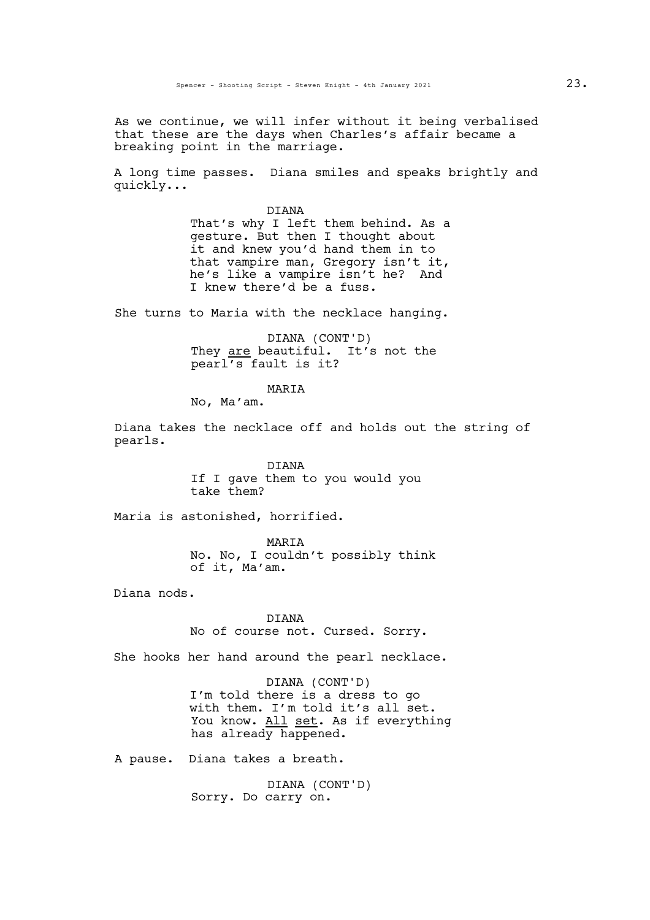As we continue, we will infer without it being verbalised that these are the days when Charles's affair became a breaking point in the marriage.

A long time passes. Diana smiles and speaks brightly and quickly...

DIANA
That's why I left them behind. As a gesture. But then I thought about it and knew you'd hand them in to that vampire man, Gregory isn't it, he's like a vampire isn't he? And I knew there'd be a fuss.

She turns to Maria with the necklace hanging.

DIANA (CONT'D)
They are beautiful. It's not the pearl's fault is it?

MARIA
No, Ma'am.

Diana takes the necklace off and holds out the string of pearls.

DIANA
If I gave them to you would you take them?

Maria is astonished, horrified.

MARIA
No. No, I couldn't possibly think of it, Ma'am.

Diana nods.

DIANA
No of course not. Cursed. Sorry.

She hooks her hand around the pearl necklace.

DIANA (CONT'D)
I'm told there is a dress to go with them. I'm told it's all set. You know. All set. As if everything has already happened.

A pause. Diana takes a breath.

DIANA (CONT'D)
Sorry. Do carry on.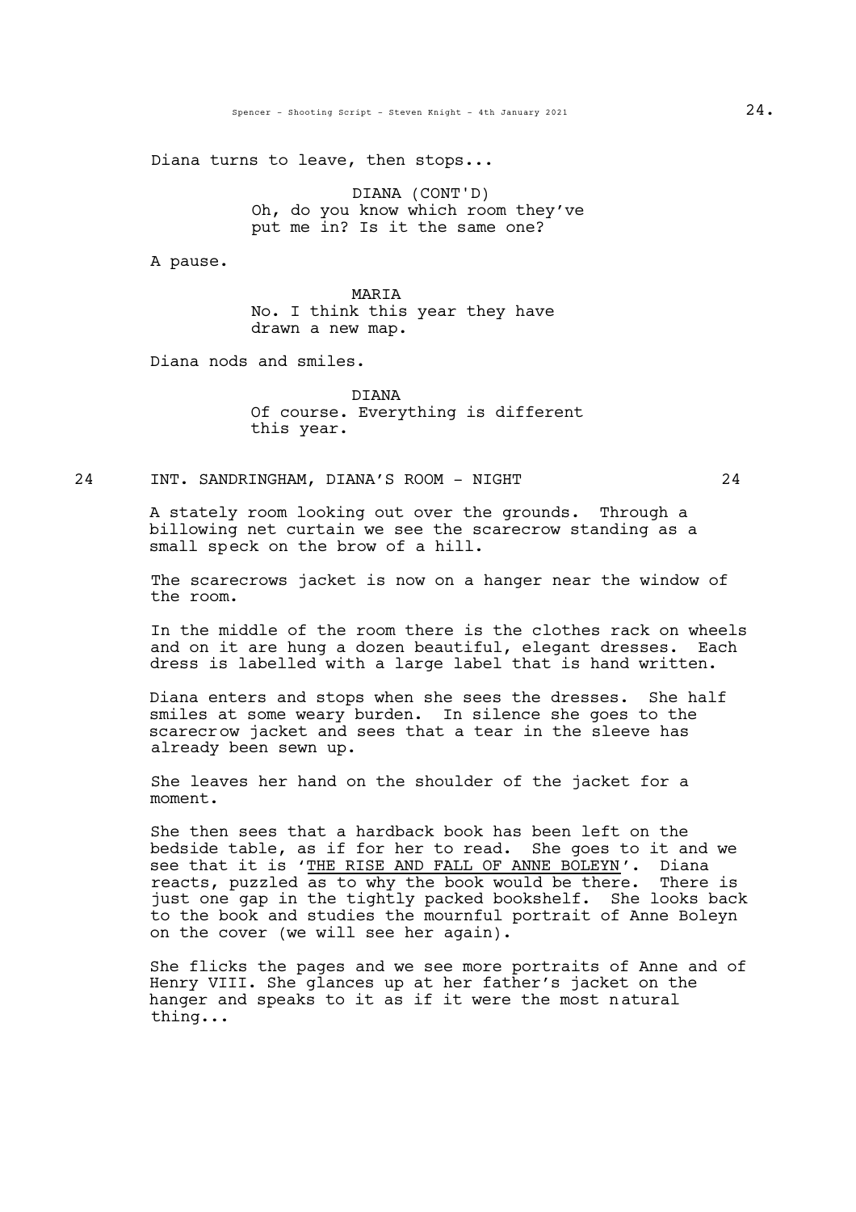Diana turns to leave, then stops...

DIANA (CONT'D)
Oh, do you know which room they've put me in? Is it the same one?

A pause.

MARIA
No. I think this year they have drawn a new map.

Diana nods and smiles.

DIANA
Of course. Everything is different this year.

24 INT. SANDRINGHAM, DIANA'S ROOM - NIGHT 24

A stately room looking out over the grounds. Through a billowing net curtain we see the scarecrow standing as a small speck on the brow of a hill.

The scarecrows jacket is now on a hanger near the window of the room.

In the middle of the room there is the clothes rack on wheels and on it are hung a dozen beautiful, elegant dresses. Each dress is labelled with a large label that is hand written.

Diana enters and stops when she sees the dresses. She half smiles at some weary burden. In silence she goes to the scarecrow jacket and sees that a tear in the sleeve has already been sewn up.

She leaves her hand on the shoulder of the jacket for a moment.

She then sees that a hardback book has been left on the bedside table, as if for her to read. She goes to it and we see that it is '<u>THE RISE AND FALL OF ANNE BOLEYN</u>'. Diana reacts, puzzled as to why the book would be there. There is just one gap in the tightly packed bookshelf. She looks back to the book and studies the mournful portrait of Anne Boleyn on the cover (we will see her again).

She flicks the pages and we see more portraits of Anne and of Henry VIII. She glances up at her father's jacket on the hanger and speaks to it as if it were the most natural thing...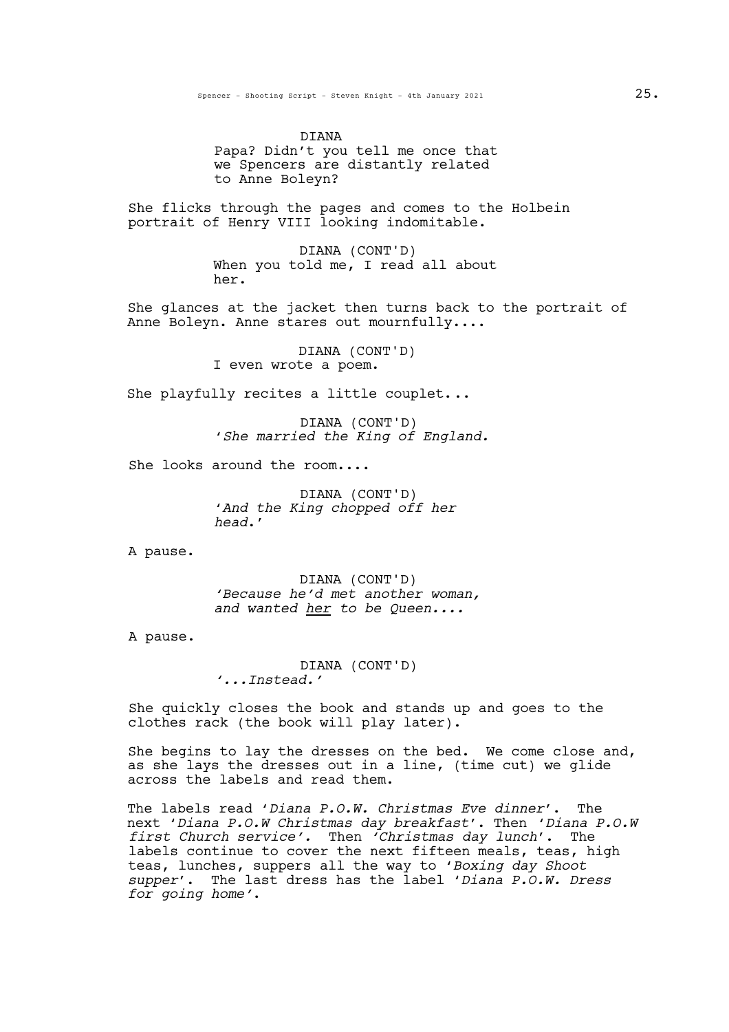DIANA

Papa? Didn't you tell me once that we Spencers are distantly related to Anne Boleyn?

She flicks through the pages and comes to the Holbein portrait of Henry VIII looking indomitable.

DIANA (CONT'D)

When you told me, I read all about her.

She glances at the jacket then turns back to the portrait of Anne Boleyn. Anne stares out mournfully....

DIANA (CONT'D)

I even wrote a poem.

She playfully recites a little couplet...

DIANA (CONT'D)

*'She married the King of England.*

She looks around the room....

DIANA (CONT'D)

*'And the King chopped off her head.'*

A pause.

DIANA (CONT'D)

*'Because he'd met another woman, and wanted her to be Queen....*

A pause.

DIANA (CONT'D)

*'...Instead.'*

She quickly closes the book and stands up and goes to the clothes rack (the book will play later).

She begins to lay the dresses on the bed. We come close and, as she lays the dresses out in a line, (time cut) we glide across the labels and read them.

The labels read '*Diana P.O.W. Christmas Eve dinner*'. The next '*Diana P.O.W Christmas day breakfast*'. Then '*Diana P.O.W first Church service'.* Then *'Christmas day lunch*'. The labels continue to cover the next fifteen meals, teas, high teas, lunches, suppers all the way to '*Boxing day Shoot supper*'. The last dress has the label '*Diana P.O.W. Dress for going home'*.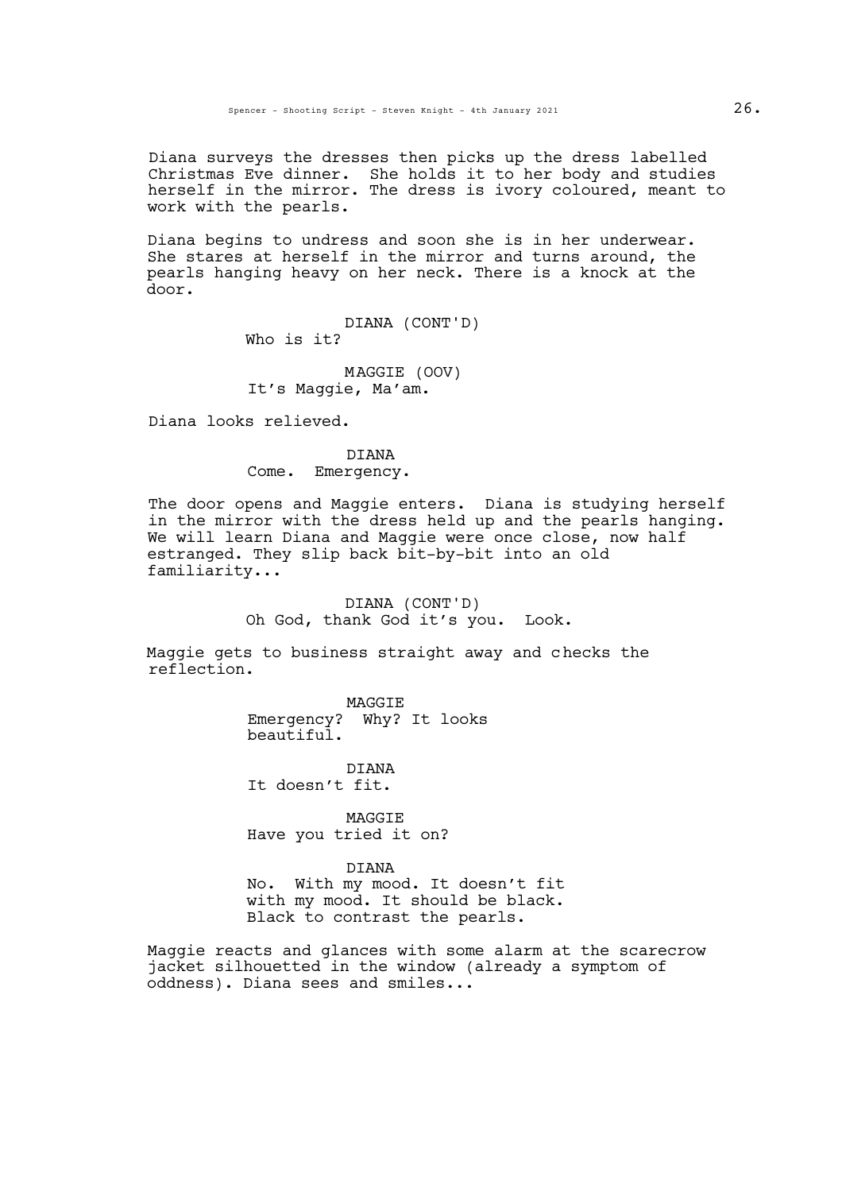Diana surveys the dresses then picks up the dress labelled Christmas Eve dinner. She holds it to her body and studies herself in the mirror. The dress is ivory coloured, meant to work with the pearls.

Diana begins to undress and soon she is in her underwear. She stares at herself in the mirror and turns around, the pearls hanging heavy on her neck. There is a knock at the door.

DIANA (CONT'D)
Who is it?

MAGGIE (OOV)
It's Maggie, Ma'am.

Diana looks relieved.

DIANA
Come. Emergency.

The door opens and Maggie enters. Diana is studying herself in the mirror with the dress held up and the pearls hanging. We will learn Diana and Maggie were once close, now half estranged. They slip back bit-by-bit into an old familiarity...

DIANA (CONT'D)
Oh God, thank God it's you. Look.

Maggie gets to business straight away and checks the reflection.

MAGGIE
Emergency? Why? It looks beautiful.

DIANA
It doesn't fit.

MAGGIE
Have you tried it on?

DIANA
No. With my mood. It doesn't fit with my mood. It should be black. Black to contrast the pearls.

Maggie reacts and glances with some alarm at the scarecrow jacket silhouetted in the window (already a symptom of oddness). Diana sees and smiles...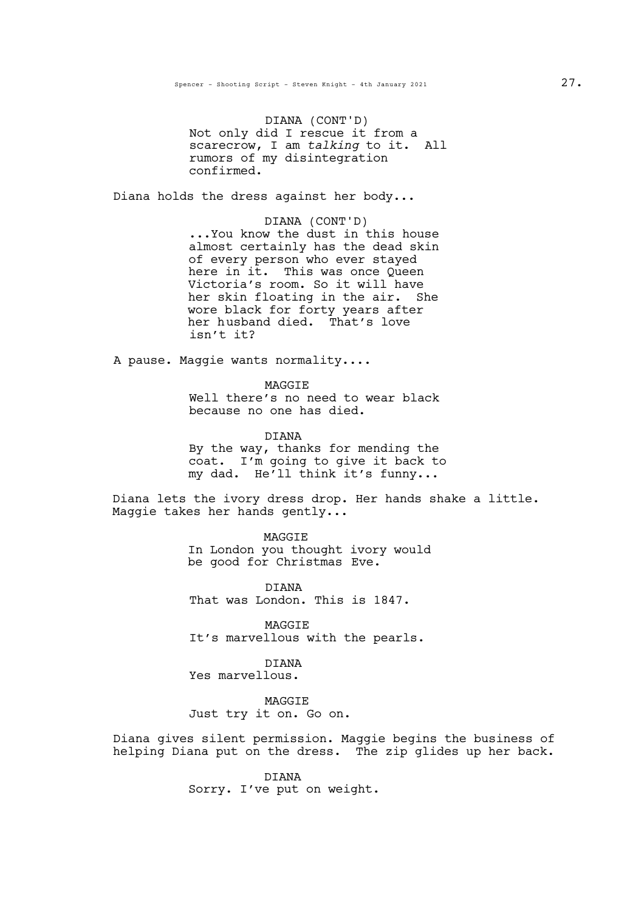DIANA (CONT'D)
Not only did I rescue it from a scarecrow, I am *talking* to it. All rumors of my disintegration confirmed.

Diana holds the dress against her body...

DIANA (CONT'D)
...You know the dust in this house almost certainly has the dead skin of every person who ever stayed here in it. This was once Queen Victoria's room. So it will have her skin floating in the air. She wore black for forty years after her husband died. That's love isn't it?

A pause. Maggie wants normality....

MAGGIE
Well there's no need to wear black because no one has died.

DIANA
By the way, thanks for mending the coat. I'm going to give it back to my dad. He'll think it's funny...

Diana lets the ivory dress drop. Her hands shake a little. Maggie takes her hands gently...

MAGGIE
In London you thought ivory would be good for Christmas Eve.

DIANA
That was London. This is 1847.

MAGGIE
It's marvellous with the pearls.

DIANA
Yes marvellous.

MAGGIE
Just try it on. Go on.

Diana gives silent permission. Maggie begins the business of helping Diana put on the dress. The zip glides up her back.

DIANA
Sorry. I've put on weight.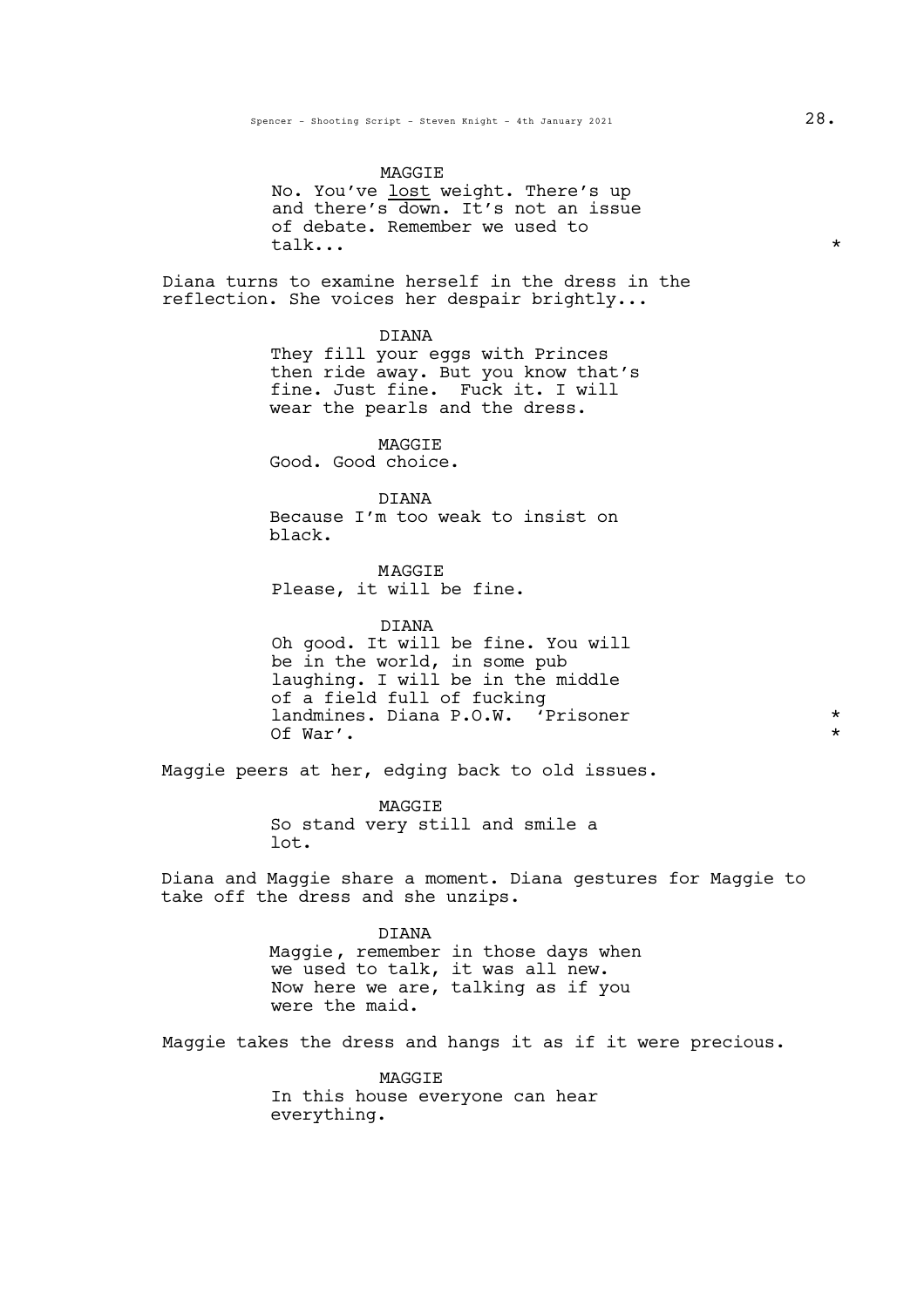MAGGIE

No. You've <u>lost</u> weight. There's up and there's down. It's not an issue of debate. Remember we used to talk... *

Diana turns to examine herself in the dress in the reflection. She voices her despair brightly...

DIANA

They fill your eggs with Princes then ride away. But you know that's fine. Just fine. Fuck it. I will wear the pearls and the dress.

MAGGIE

Good. Good choice.

DIANA

Because I'm too weak to insist on black.

MAGGIE

Please, it will be fine.

DIANA

Oh good. It will be fine. You will be in the world, in some pub laughing. I will be in the middle of a field full of fucking landmines. Diana P.O.W. 'Prisoner Of War'. *

Maggie peers at her, edging back to old issues.

MAGGIE

So stand very still and smile a lot.

Diana and Maggie share a moment. Diana gestures for Maggie to take off the dress and she unzips.

DIANA

Maggie, remember in those days when we used to talk, it was all new. Now here we are, talking as if you were the maid.

Maggie takes the dress and hangs it as if it were precious.

MAGGIE

In this house everyone can hear everything.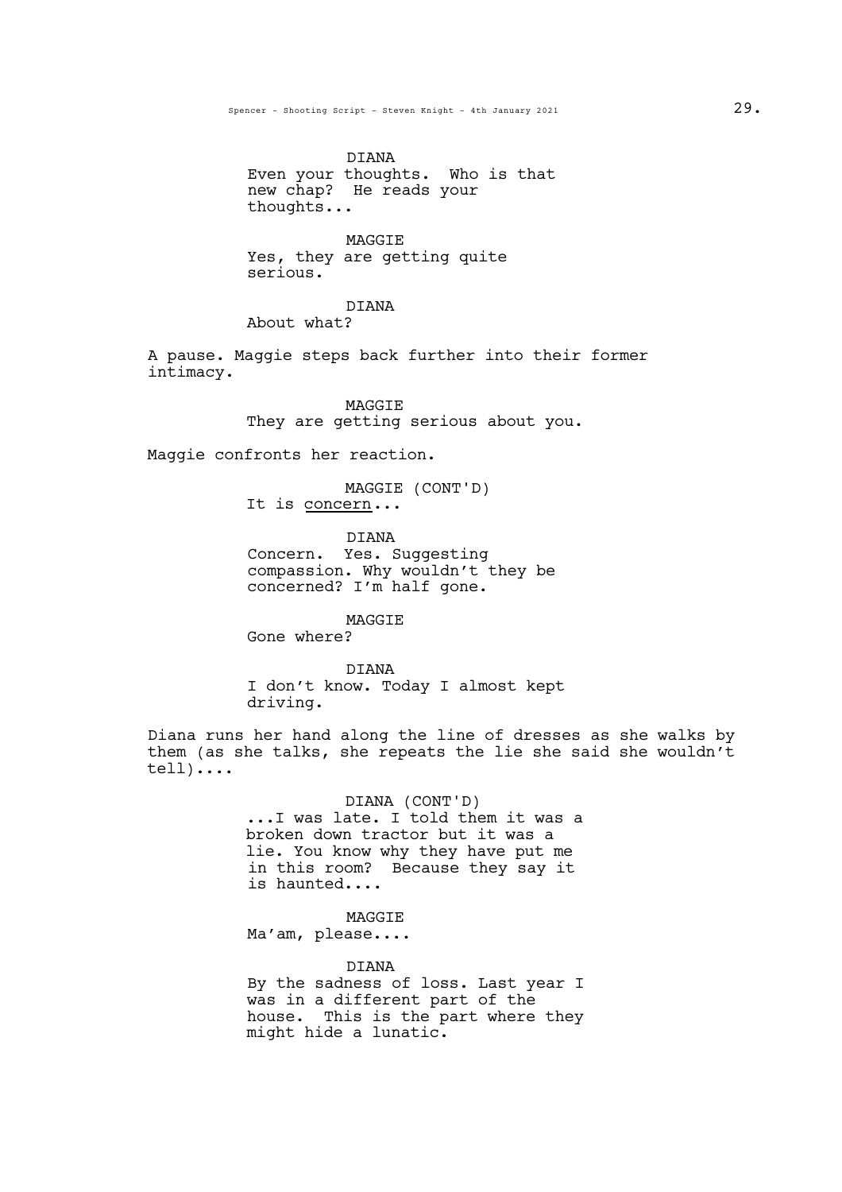DIANA
Even your thoughts. Who is that new chap? He reads your thoughts...

MAGGIE
Yes, they are getting quite serious.

DIANA
About what?

A pause. Maggie steps back further into their former intimacy.

MAGGIE
They are getting serious about you.

Maggie confronts her reaction.

MAGGIE (CONT'D)
It is <u>concern</u>...

DIANA
Concern. Yes. Suggesting compassion. Why wouldn't they be concerned? I'm half gone.

MAGGIE
Gone where?

DIANA
I don't know. Today I almost kept driving.

Diana runs her hand along the line of dresses as she walks by them (as she talks, she repeats the lie she said she wouldn't tell)....

DIANA (CONT'D)
...I was late. I told them it was a broken down tractor but it was a lie. You know why they have put me in this room? Because they say it is haunted....

MAGGIE
Ma'am, please....

DIANA
By the sadness of loss. Last year I was in a different part of the house. This is the part where they might hide a lunatic.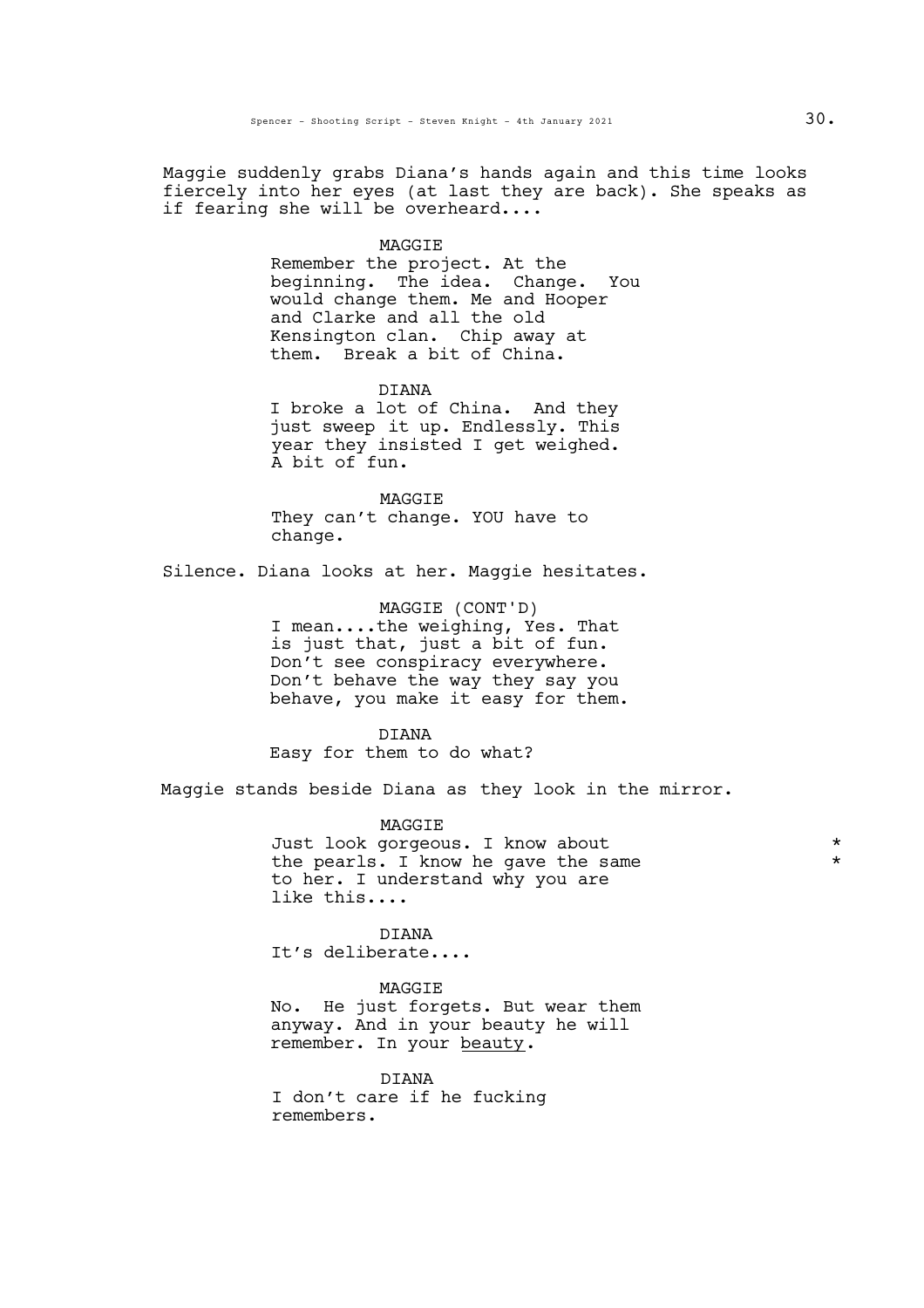Maggie suddenly grabs Diana's hands again and this time looks fiercely into her eyes (at last they are back). She speaks as if fearing she will be overheard....

MAGGIE
Remember the project. At the beginning. The idea. Change. You would change them. Me and Hooper and Clarke and all the old Kensington clan. Chip away at them. Break a bit of China.

DIANA
I broke a lot of China. And they just sweep it up. Endlessly. This year they insisted I get weighed. A bit of fun.

MAGGIE
They can't change. YOU have to change.

Silence. Diana looks at her. Maggie hesitates.

MAGGIE (CONT'D)
I mean....the weighing, Yes. That is just that, just a bit of fun. Don't see conspiracy everywhere. Don't behave the way they say you behave, you make it easy for them.

DIANA
Easy for them to do what?

Maggie stands beside Diana as they look in the mirror.

MAGGIE
Just look gorgeous. I know about the pearls. I know he gave the same to her. I understand why you are like this.... *

DIANA
It's deliberate....

MAGGIE
No. He just forgets. But wear them anyway. And in your beauty he will remember. In your <u>beauty</u>.

DIANA
I don't care if he fucking remembers.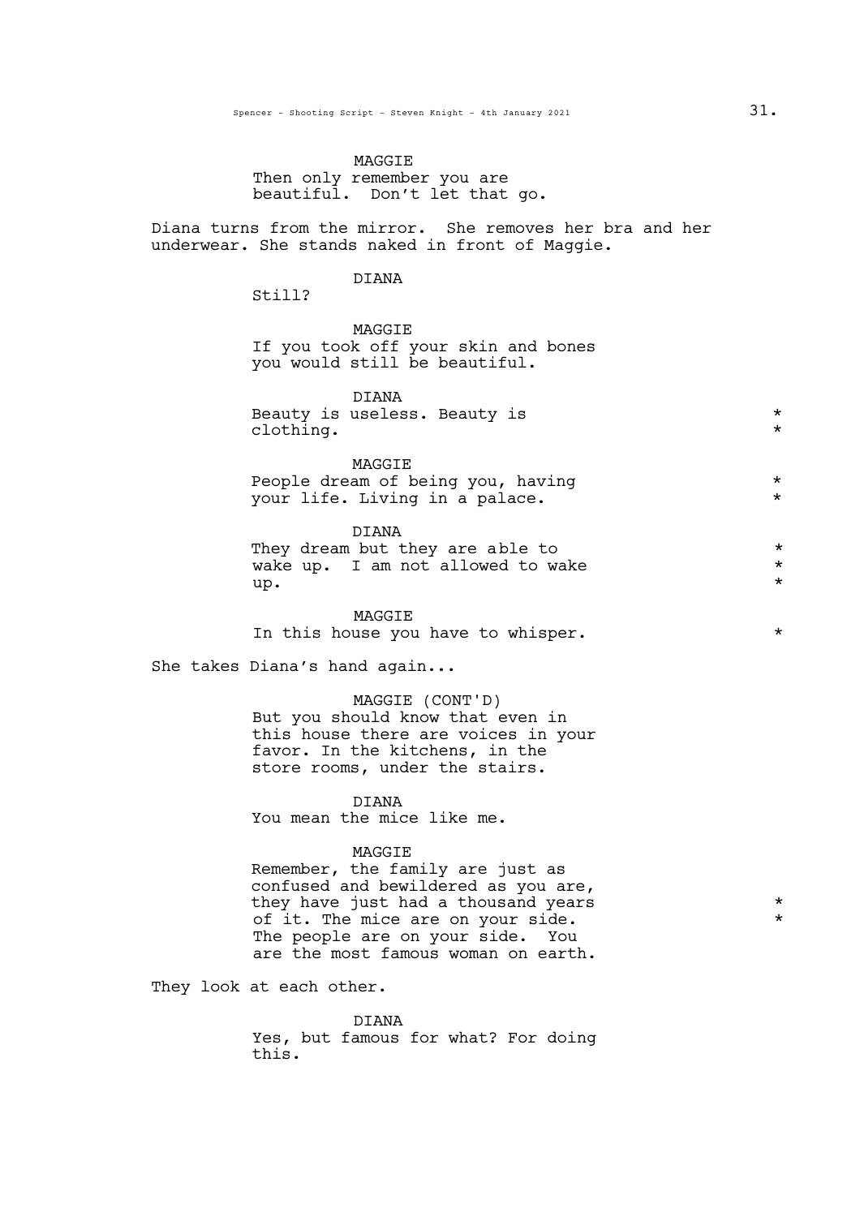MAGGIE
Then only remember you are beautiful. Don't let that go.

Diana turns from the mirror. She removes her bra and her underwear. She stands naked in front of Maggie.

DIANA
Still?

MAGGIE
If you took off your skin and bones you would still be beautiful.

DIANA
Beauty is useless. Beauty is clothing. *

MAGGIE
People dream of being you, having your life. Living in a palace. *

DIANA
They dream but they are able to wake up. I am not allowed to wake up. *

MAGGIE
In this house you have to whisper. *

She takes Diana's hand again...

MAGGIE (CONT'D)
But you should know that even in this house there are voices in your favor. In the kitchens, in the store rooms, under the stairs.

DIANA
You mean the mice like me.

MAGGIE
Remember, the family are just as confused and bewildered as you are, they have just had a thousand years of it. The mice are on your side. The people are on your side. You are the most famous woman on earth. *

They look at each other.

DIANA
Yes, but famous for what? For doing this.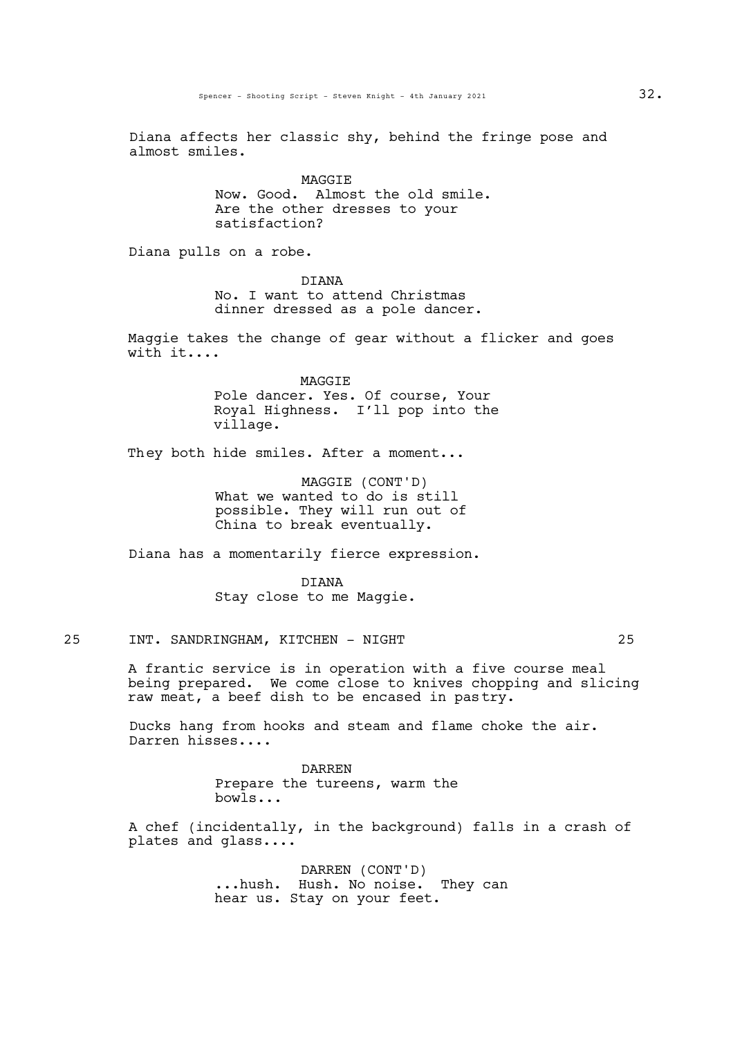Diana affects her classic shy, behind the fringe pose and almost smiles.

MAGGIE
Now. Good. Almost the old smile. Are the other dresses to your satisfaction?

Diana pulls on a robe.

DIANA
No. I want to attend Christmas dinner dressed as a pole dancer.

Maggie takes the change of gear without a flicker and goes with it....

MAGGIE
Pole dancer. Yes. Of course, Your Royal Highness. I'll pop into the village.

They both hide smiles. After a moment...

MAGGIE (CONT'D)
What we wanted to do is still possible. They will run out of China to break eventually.

Diana has a momentarily fierce expression.

DIANA
Stay close to me Maggie.

## 25 INT. SANDRINGHAM, KITCHEN - NIGHT 25

A frantic service is in operation with a five course meal being prepared. We come close to knives chopping and slicing raw meat, a beef dish to be encased in pastry.

Ducks hang from hooks and steam and flame choke the air. Darren hisses....

DARREN
Prepare the tureens, warm the bowls...

A chef (incidentally, in the background) falls in a crash of plates and glass....

DARREN (CONT'D)
...hush. Hush. No noise. They can hear us. Stay on your feet.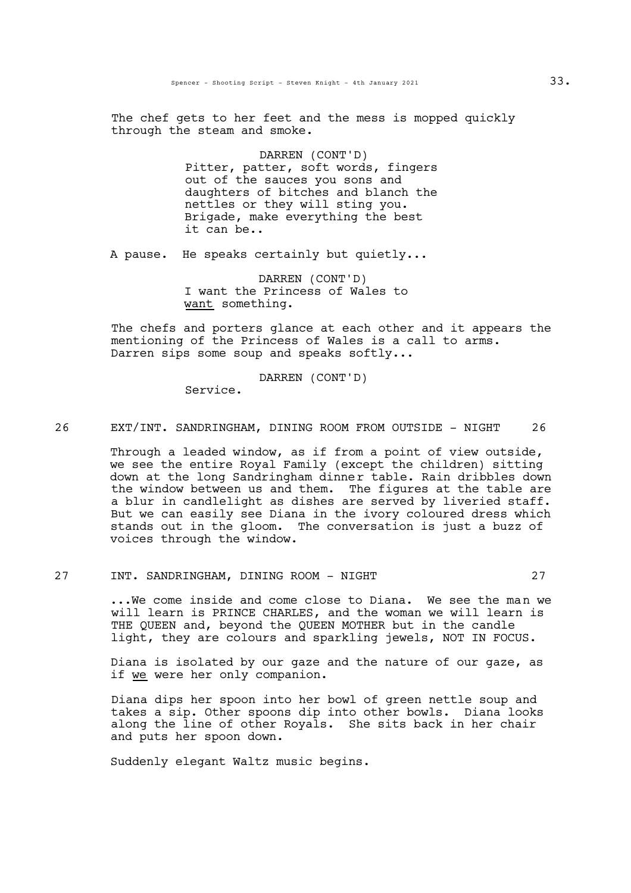The chef gets to her feet and the mess is mopped quickly through the steam and smoke.

DARREN (CONT'D)
Pitter, patter, soft words, fingers out of the sauces you sons and daughters of bitches and blanch the nettles or they will sting you. Brigade, make everything the best it can be..

A pause. He speaks certainly but quietly...

DARREN (CONT'D)
I want the Princess of Wales to want something.

The chefs and porters glance at each other and it appears the mentioning of the Princess of Wales is a call to arms. Darren sips some soup and speaks softly...

DARREN (CONT'D)
Service.

26 EXT/INT. SANDRINGHAM, DINING ROOM FROM OUTSIDE - NIGHT 26

Through a leaded window, as if from a point of view outside, we see the entire Royal Family (except the children) sitting down at the long Sandringham dinner table. Rain dribbles down the window between us and them. The figures at the table are a blur in candlelight as dishes are served by liveried staff. But we can easily see Diana in the ivory coloured dress which stands out in the gloom. The conversation is just a buzz of voices through the window.

27 INT. SANDRINGHAM, DINING ROOM - NIGHT 27

...We come inside and come close to Diana. We see the man we will learn is PRINCE CHARLES, and the woman we will learn is THE QUEEN and, beyond the QUEEN MOTHER but in the candle light, they are colours and sparkling jewels, NOT IN FOCUS.

Diana is isolated by our gaze and the nature of our gaze, as if we were her only companion.

Diana dips her spoon into her bowl of green nettle soup and takes a sip. Other spoons dip into other bowls. Diana looks along the line of other Royals. She sits back in her chair and puts her spoon down.

Suddenly elegant Waltz music begins.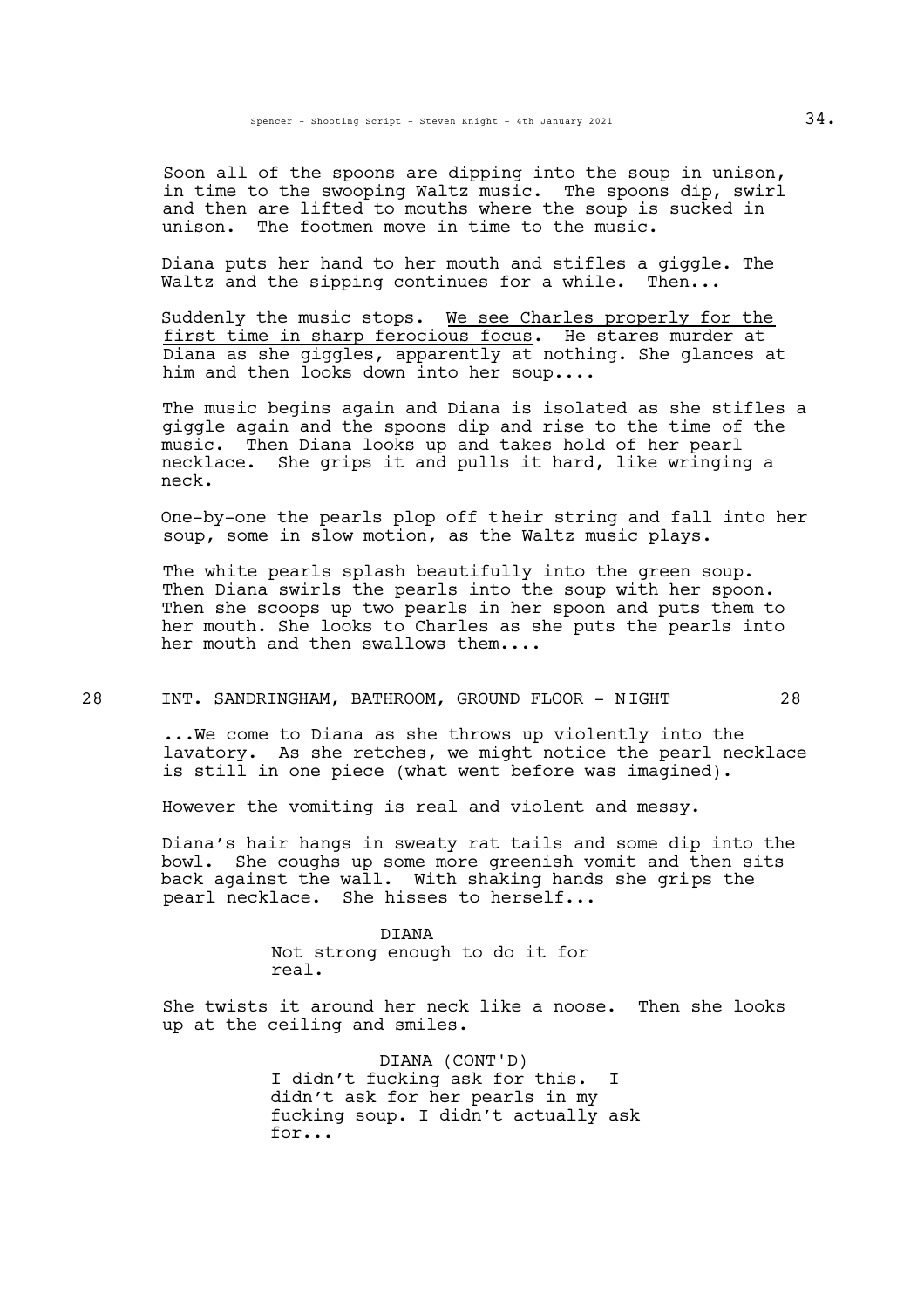Soon all of the spoons are dipping into the soup in unison, in time to the swooping Waltz music. The spoons dip, swirl and then are lifted to mouths where the soup is sucked in unison. The footmen move in time to the music.

Diana puts her hand to her mouth and stifles a giggle. The Waltz and the sipping continues for a while. Then...

Suddenly the music stops. <u>We see Charles properly for the first time in sharp ferocious focus</u>. He stares murder at Diana as she giggles, apparently at nothing. She glances at him and then looks down into her soup....

The music begins again and Diana is isolated as she stifles a giggle again and the spoons dip and rise to the time of the music. Then Diana looks up and takes hold of her pearl necklace. She grips it and pulls it hard, like wringing a neck.

One-by-one the pearls plop off their string and fall into her soup, some in slow motion, as the Waltz music plays.

The white pearls splash beautifully into the green soup. Then Diana swirls the pearls into the soup with her spoon. Then she scoops up two pearls in her spoon and puts them to her mouth. She looks to Charles as she puts the pearls into her mouth and then swallows them....

28 INT. SANDRINGHAM, BATHROOM, GROUND FLOOR - NIGHT 28

...We come to Diana as she throws up violently into the lavatory. As she retches, we might notice the pearl necklace is still in one piece (what went before was imagined).

However the vomiting is real and violent and messy.

Diana's hair hangs in sweaty rat tails and some dip into the bowl. She coughs up some more greenish vomit and then sits back against the wall. With shaking hands she grips the pearl necklace. She hisses to herself...

DIANA
Not strong enough to do it for real.

She twists it around her neck like a noose. Then she looks up at the ceiling and smiles.

DIANA (CONT'D)
I didn't fucking ask for this. I didn't ask for her pearls in my fucking soup. I didn't actually ask for...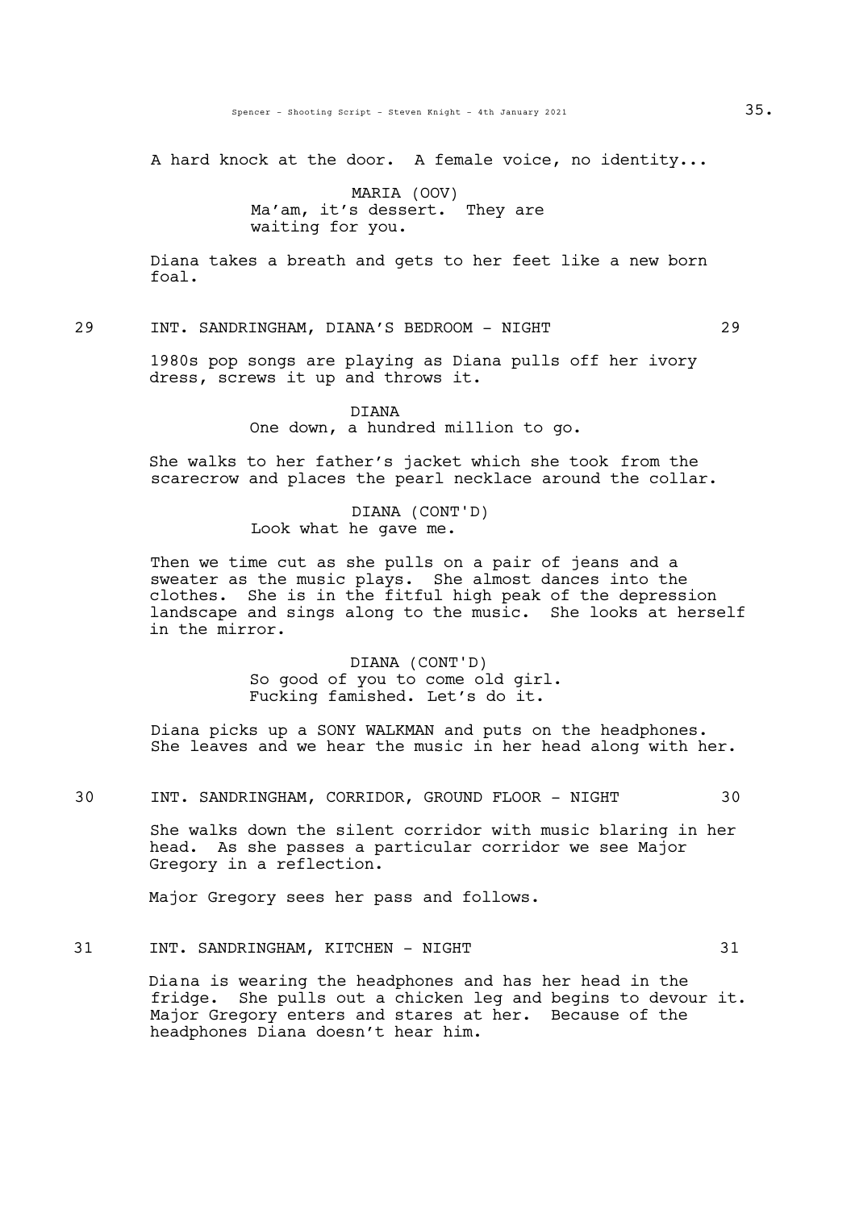A hard knock at the door. A female voice, no identity...

MARIA (OOV)
Ma'am, it's dessert. They are waiting for you.

Diana takes a breath and gets to her feet like a new born foal.

29 INT. SANDRINGHAM, DIANA'S BEDROOM - NIGHT 29

1980s pop songs are playing as Diana pulls off her ivory dress, screws it up and throws it.

DIANA
One down, a hundred million to go.

She walks to her father's jacket which she took from the scarecrow and places the pearl necklace around the collar.

DIANA (CONT'D)
Look what he gave me.

Then we time cut as she pulls on a pair of jeans and a sweater as the music plays. She almost dances into the clothes. She is in the fitful high peak of the depression landscape and sings along to the music. She looks at herself in the mirror.

DIANA (CONT'D)
So good of you to come old girl. Fucking famished. Let's do it.

Diana picks up a SONY WALKMAN and puts on the headphones. She leaves and we hear the music in her head along with her.

30 INT. SANDRINGHAM, CORRIDOR, GROUND FLOOR - NIGHT 30

She walks down the silent corridor with music blaring in her head. As she passes a particular corridor we see Major Gregory in a reflection.

Major Gregory sees her pass and follows.

31 INT. SANDRINGHAM, KITCHEN - NIGHT 31

Diana is wearing the headphones and has her head in the fridge. She pulls out a chicken leg and begins to devour it. Major Gregory enters and stares at her. Because of the headphones Diana doesn't hear him.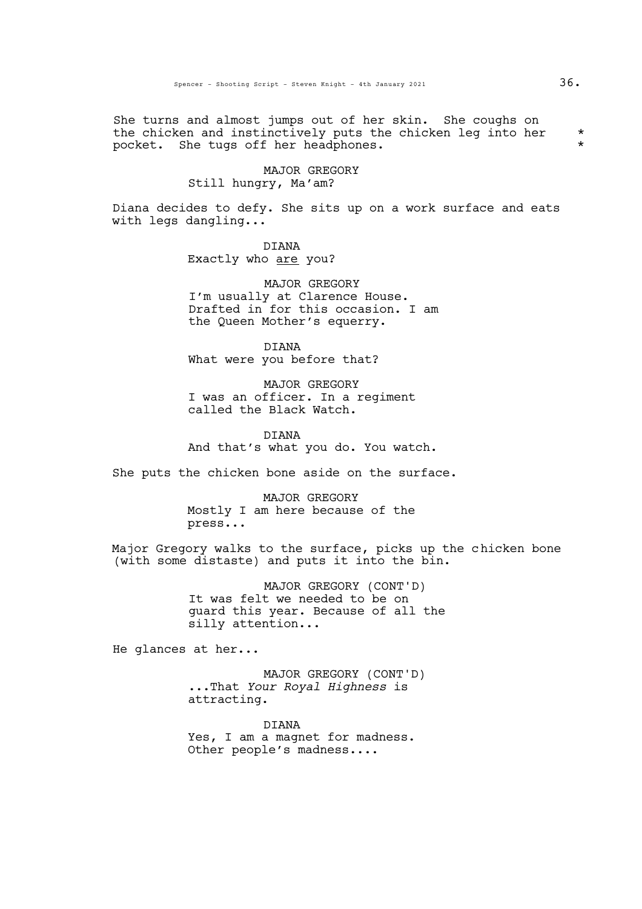She turns and almost jumps out of her skin. She coughs on the chicken and instinctively puts the chicken leg into her pocket. She tugs off her headphones. * *

MAJOR GREGORY
Still hungry, Ma'am?

Diana decides to defy. She sits up on a work surface and eats with legs dangling...

DIANA
Exactly who <u>are</u> you?

MAJOR GREGORY
I'm usually at Clarence House. Drafted in for this occasion. I am the Queen Mother's equerry.

DIANA
What were you before that?

MAJOR GREGORY
I was an officer. In a regiment called the Black Watch.

DIANA
And that's what you do. You watch.

She puts the chicken bone aside on the surface.

MAJOR GREGORY
Mostly I am here because of the press...

Major Gregory walks to the surface, picks up the chicken bone (with some distaste) and puts it into the bin.

MAJOR GREGORY (CONT'D)
It was felt we needed to be on guard this year. Because of all the silly attention...

He glances at her...

MAJOR GREGORY (CONT'D)
...That *Your Royal Highness* is attracting.

DIANA
Yes, I am a magnet for madness. Other people's madness....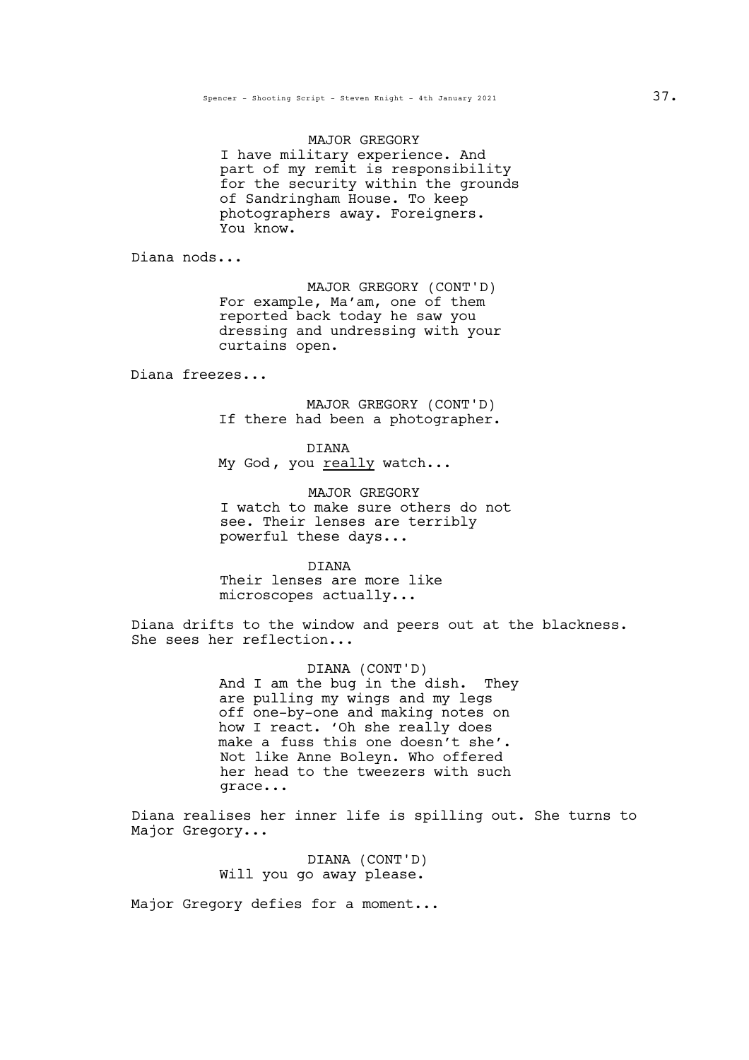MAJOR GREGORY
I have military experience. And part of my remit is responsibility for the security within the grounds of Sandringham House. To keep photographers away. Foreigners. You know.

Diana nods...

MAJOR GREGORY (CONT'D)
For example, Ma'am, one of them reported back today he saw you dressing and undressing with your curtains open.

Diana freezes...

MAJOR GREGORY (CONT'D)
If there had been a photographer.

DIANA
My God, you <u>really</u> watch...

MAJOR GREGORY
I watch to make sure others do not see. Their lenses are terribly powerful these days...

DIANA
Their lenses are more like microscopes actually...

Diana drifts to the window and peers out at the blackness. She sees her reflection...

DIANA (CONT'D)
And I am the bug in the dish. They are pulling my wings and my legs off one-by-one and making notes on how I react. 'Oh she really does make a fuss this one doesn't she'. Not like Anne Boleyn. Who offered her head to the tweezers with such grace...

Diana realises her inner life is spilling out. She turns to Major Gregory...

DIANA (CONT'D)
Will you go away please.

Major Gregory defies for a moment...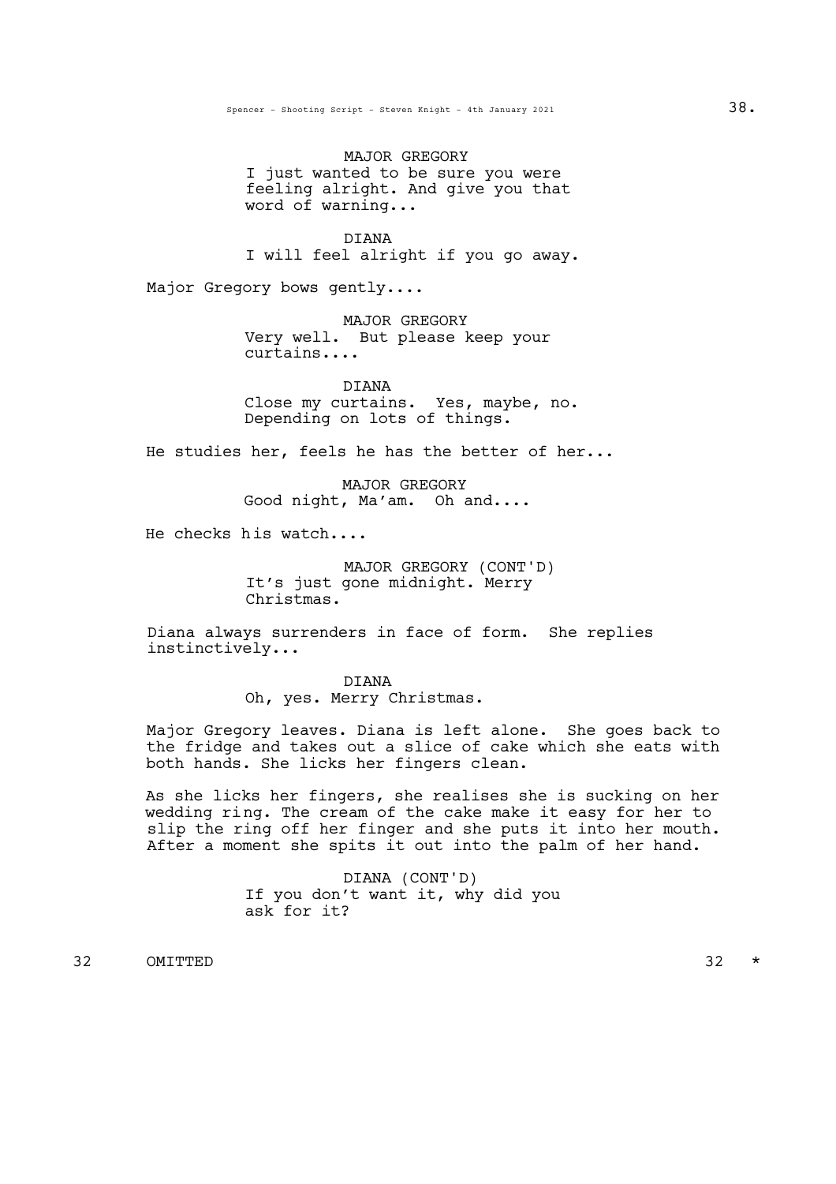MAJOR GREGORY
I just wanted to be sure you were feeling alright. And give you that word of warning...

DIANA
I will feel alright if you go away.

Major Gregory bows gently....

MAJOR GREGORY
Very well. But please keep your curtains....

DIANA
Close my curtains. Yes, maybe, no. Depending on lots of things.

He studies her, feels he has the better of her...

MAJOR GREGORY
Good night, Ma'am. Oh and....

He checks his watch....

MAJOR GREGORY (CONT'D)
It's just gone midnight. Merry Christmas.

Diana always surrenders in face of form. She replies instinctively...

DIANA
Oh, yes. Merry Christmas.

Major Gregory leaves. Diana is left alone. She goes back to the fridge and takes out a slice of cake which she eats with both hands. She licks her fingers clean.

As she licks her fingers, she realises she is sucking on her wedding ring. The cream of the cake make it easy for her to slip the ring off her finger and she puts it into her mouth. After a moment she spits it out into the palm of her hand.

DIANA (CONT'D)
If you don't want it, why did you ask for it?

32 OMITTED 32 *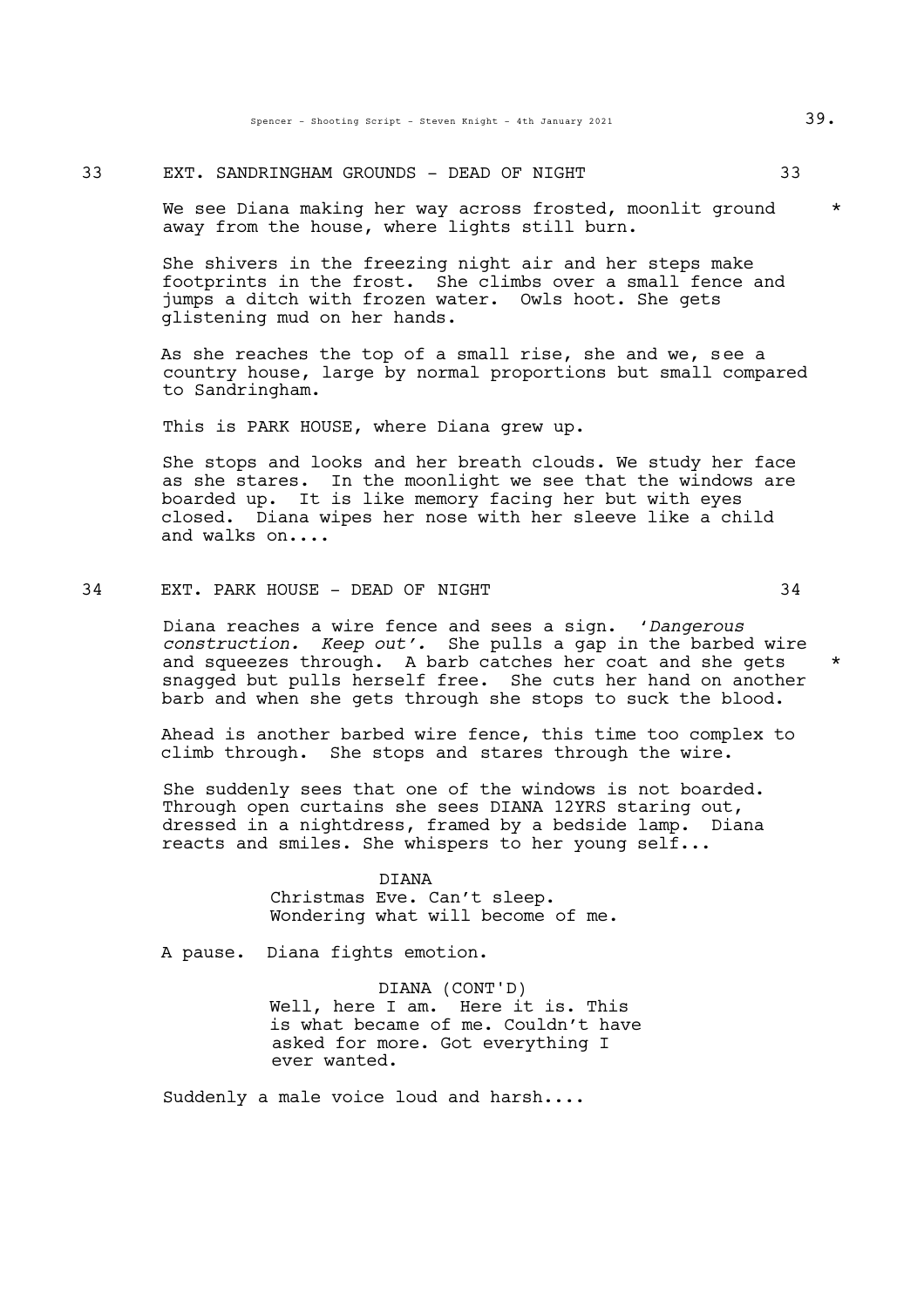## 33 EXT. SANDRINGHAM GROUNDS - DEAD OF NIGHT 33

We see Diana making her way across frosted, moonlit ground away from the house, where lights still burn. *

She shivers in the freezing night air and her steps make footprints in the frost. She climbs over a small fence and jumps a ditch with frozen water. Owls hoot. She gets glistening mud on her hands.

As she reaches the top of a small rise, she and we, see a country house, large by normal proportions but small compared to Sandringham.

This is PARK HOUSE, where Diana grew up.

She stops and looks and her breath clouds. We study her face as she stares. In the moonlight we see that the windows are boarded up. It is like memory facing her but with eyes closed. Diana wipes her nose with her sleeve like a child and walks on....

## 34 EXT. PARK HOUSE - DEAD OF NIGHT 34

Diana reaches a wire fence and sees a sign. '*Dangerous construction. Keep out'.* She pulls a gap in the barbed wire and squeezes through. A barb catches her coat and she gets snagged but pulls herself free. She cuts her hand on another barb and when she gets through she stops to suck the blood. *

Ahead is another barbed wire fence, this time too complex to climb through. She stops and stares through the wire.

She suddenly sees that one of the windows is not boarded. Through open curtains she sees DIANA 12YRS staring out, dressed in a nightdress, framed by a bedside lamp. Diana reacts and smiles. She whispers to her young self...

DIANA
Christmas Eve. Can't sleep. Wondering what will become of me.

A pause. Diana fights emotion.

DIANA (CONT'D)
Well, here I am. Here it is. This is what became of me. Couldn't have asked for more. Got everything I ever wanted.

Suddenly a male voice loud and harsh....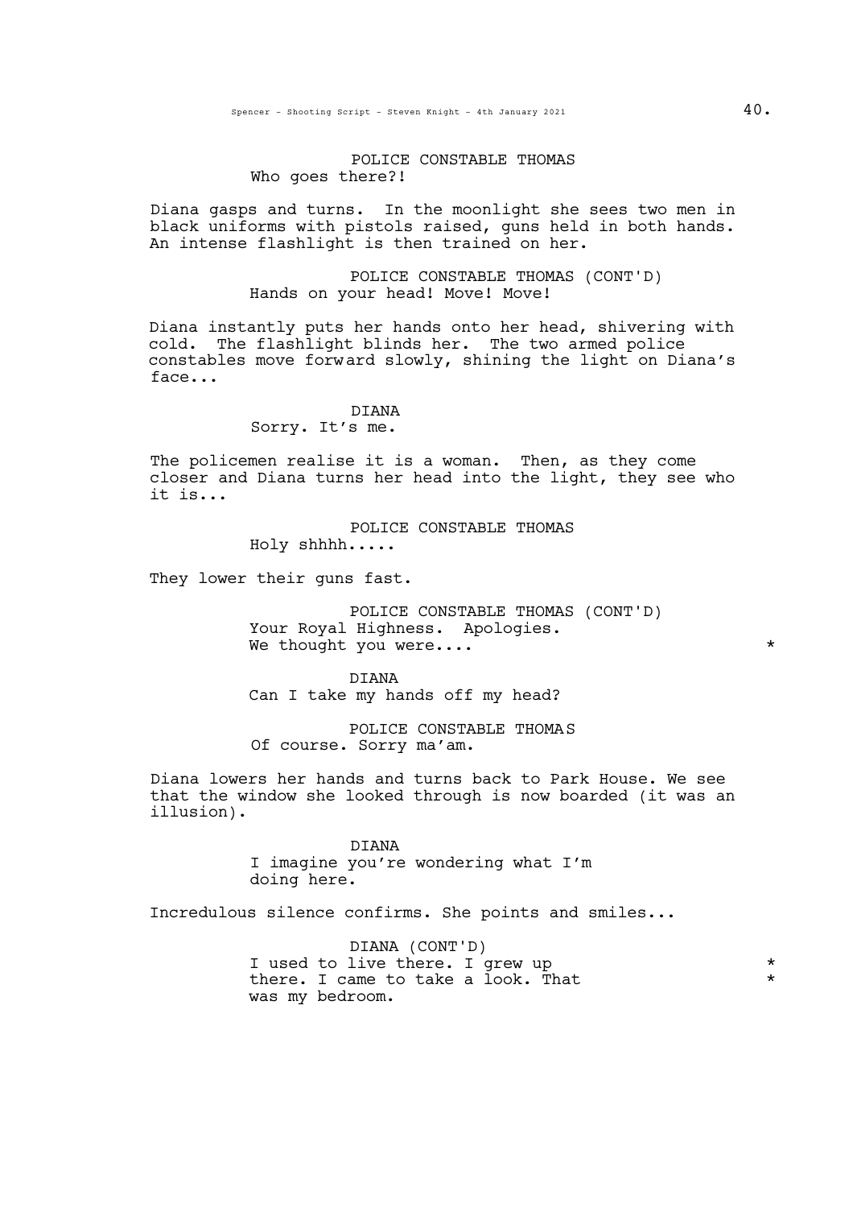POLICE CONSTABLE THOMAS
Who goes there?!

Diana gasps and turns. In the moonlight she sees two men in black uniforms with pistols raised, guns held in both hands. An intense flashlight is then trained on her.

POLICE CONSTABLE THOMAS (CONT'D)
Hands on your head! Move! Move!

Diana instantly puts her hands onto her head, shivering with cold. The flashlight blinds her. The two armed police constables move forward slowly, shining the light on Diana's face...

DIANA
Sorry. It's me.

The policemen realise it is a woman. Then, as they come closer and Diana turns her head into the light, they see who it is...

POLICE CONSTABLE THOMAS
Holy shhhh.....

They lower their guns fast.

POLICE CONSTABLE THOMAS (CONT'D)
Your Royal Highness. Apologies.
We thought you were.... *

DIANA
Can I take my hands off my head?

POLICE CONSTABLE THOMAS
Of course. Sorry ma'am.

Diana lowers her hands and turns back to Park House. We see that the window she looked through is now boarded (it was an illusion).

DIANA
I imagine you're wondering what I'm doing here.

Incredulous silence confirms. She points and smiles...

DIANA (CONT'D)
I used to live there. I grew up *
there. I came to take a look. That *
was my bedroom.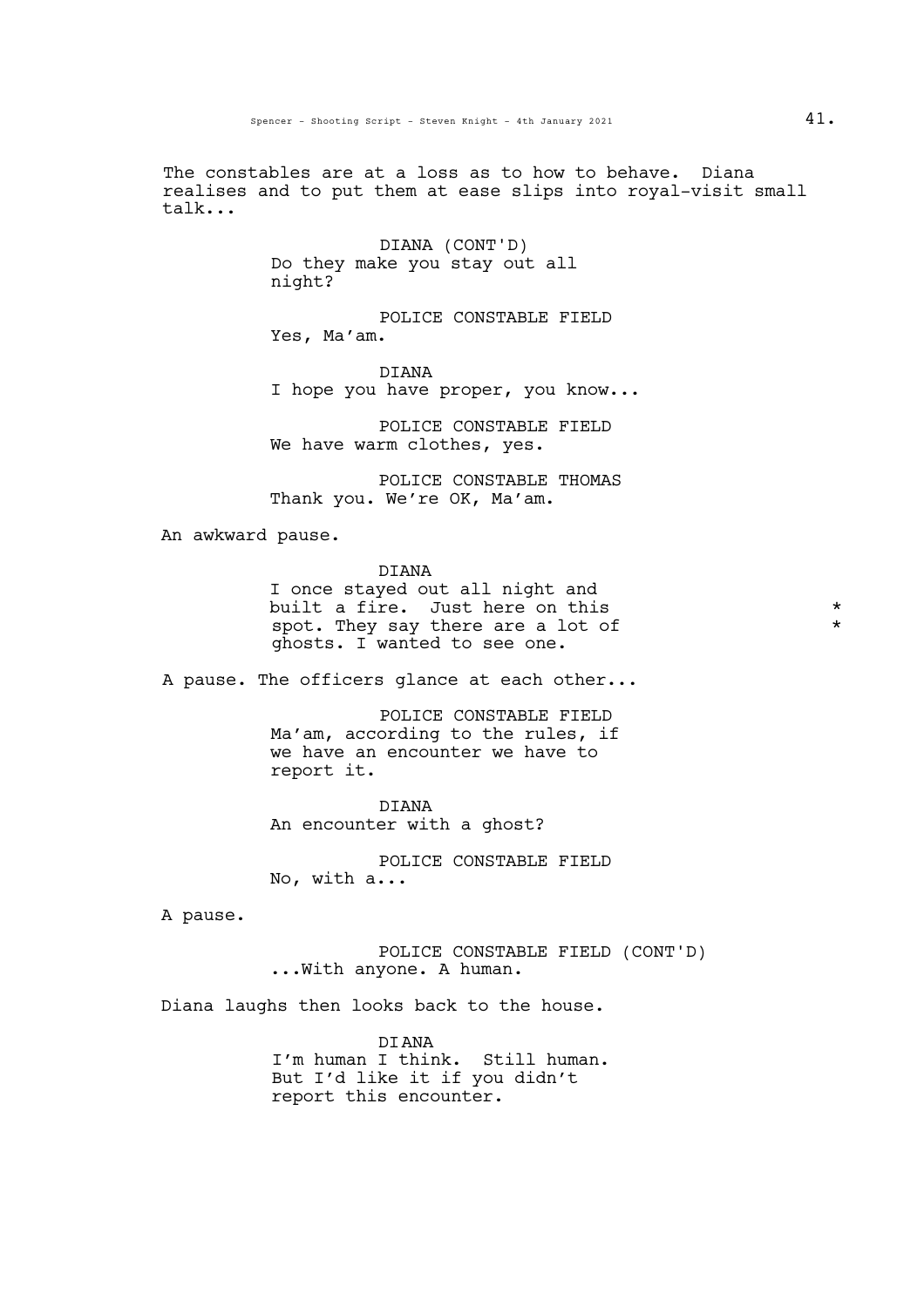The constables are at a loss as to how to behave. Diana realises and to put them at ease slips into royal-visit small talk...

DIANA (CONT'D)
Do they make you stay out all night?

POLICE CONSTABLE FIELD
Yes, Ma'am.

DIANA
I hope you have proper, you know...

POLICE CONSTABLE FIELD
We have warm clothes, yes.

POLICE CONSTABLE THOMAS
Thank you. We're OK, Ma'am.

An awkward pause.

DIANA
I once stayed out all night and built a fire. Just here on this spot. They say there are a lot of ghosts. I wanted to see one. * *

A pause. The officers glance at each other...

POLICE CONSTABLE FIELD
Ma'am, according to the rules, if we have an encounter we have to report it.

DIANA
An encounter with a ghost?

POLICE CONSTABLE FIELD
No, with a...

A pause.

POLICE CONSTABLE FIELD (CONT'D)
...With anyone. A human.

Diana laughs then looks back to the house.

DIANA
I'm human I think. Still human. But I'd like it if you didn't report this encounter.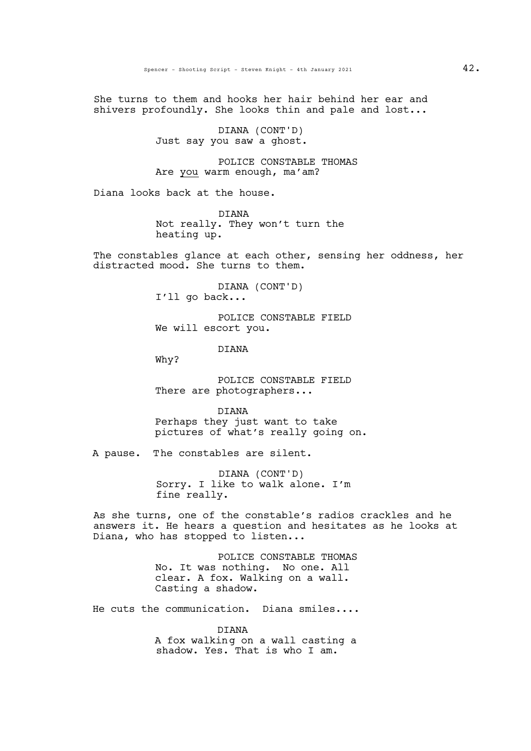She turns to them and hooks her hair behind her ear and shivers profoundly. She looks thin and pale and lost...

DIANA (CONT'D)
Just say you saw a ghost.

POLICE CONSTABLE THOMAS
Are _you_ warm enough, ma'am?

Diana looks back at the house.

DIANA
Not really. They won't turn the heating up.

The constables glance at each other, sensing her oddness, her distracted mood. She turns to them.

DIANA (CONT'D)
I'll go back...

POLICE CONSTABLE FIELD
We will escort you.

DIANA
Why?

POLICE CONSTABLE FIELD
There are photographers...

DIANA
Perhaps they just want to take pictures of what's really going on.

A pause. The constables are silent.

DIANA (CONT'D)
Sorry. I like to walk alone. I'm fine really.

As she turns, one of the constable's radios crackles and he answers it. He hears a question and hesitates as he looks at Diana, who has stopped to listen...

POLICE CONSTABLE THOMAS
No. It was nothing. No one. All clear. A fox. Walking on a wall. Casting a shadow.

He cuts the communication. Diana smiles....

DIANA
A fox walking on a wall casting a shadow. Yes. That is who I am.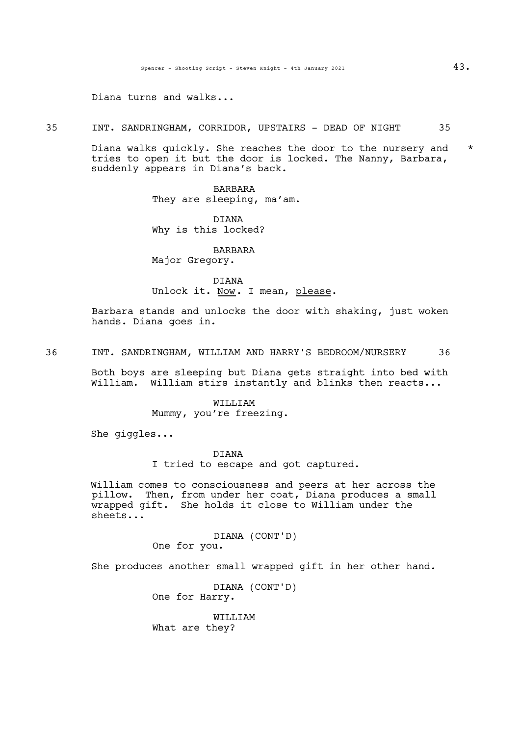Diana turns and walks...

35 INT. SANDRINGHAM, CORRIDOR, UPSTAIRS - DEAD OF NIGHT 35

Diana walks quickly. She reaches the door to the nursery and tries to open it but the door is locked. The Nanny, Barbara, suddenly appears in Diana's back. *

BARBARA
They are sleeping, ma'am.

DIANA
Why is this locked?

BARBARA
Major Gregory.

DIANA
Unlock it. Now. I mean, please.

Barbara stands and unlocks the door with shaking, just woken hands. Diana goes in.

36 INT. SANDRINGHAM, WILLIAM AND HARRY'S BEDROOM/NURSERY 36

Both boys are sleeping but Diana gets straight into bed with William. William stirs instantly and blinks then reacts...

WILLIAM
Mummy, you're freezing.

She giggles...

DIANA
I tried to escape and got captured.

William comes to consciousness and peers at her across the pillow. Then, from under her coat, Diana produces a small wrapped gift. She holds it close to William under the sheets...

DIANA (CONT'D)
One for you.

She produces another small wrapped gift in her other hand.

DIANA (CONT'D)
One for Harry.

WILLIAM
What are they?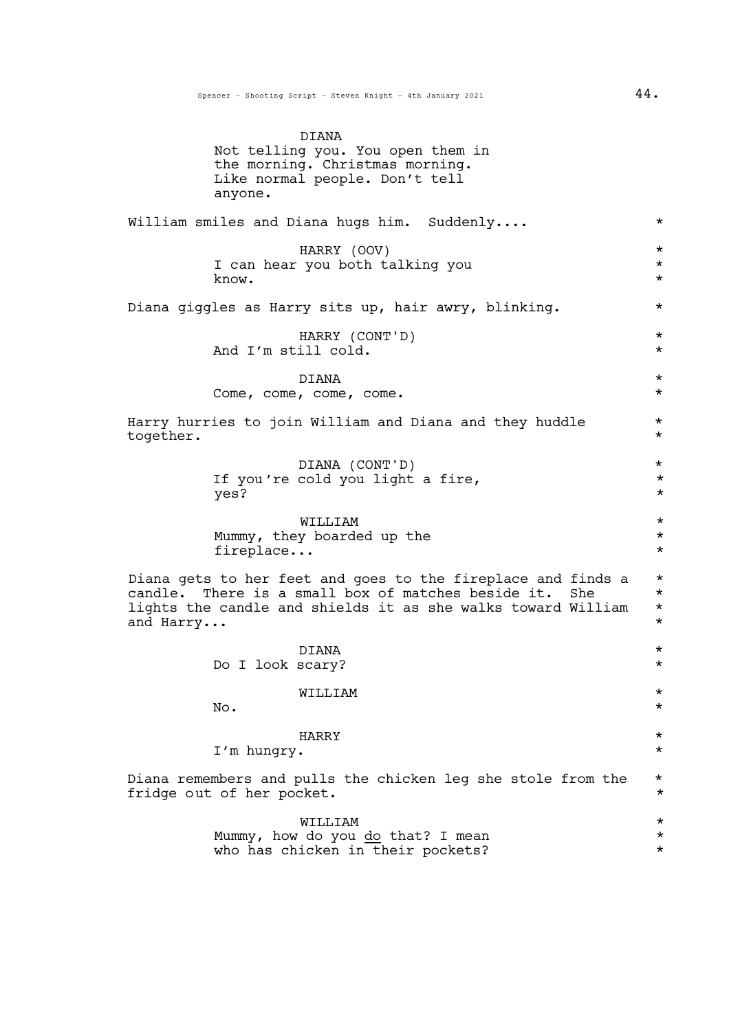DIANA
Not telling you. You open them in the morning. Christmas morning. Like normal people. Don't tell anyone.

William smiles and Diana hugs him. Suddenly.... *

HARRY (OOV)
I can hear you both talking you know. *

Diana giggles as Harry sits up, hair awry, blinking. *

HARRY (CONT'D)
And I'm still cold. *

DIANA
Come, come, come, come. *

Harry hurries to join William and Diana and they huddle together. *

DIANA (CONT'D)
If you're cold you light a fire, yes? *

WILLIAM
Mummy, they boarded up the fireplace... *

Diana gets to her feet and goes to the fireplace and finds a candle. There is a small box of matches beside it. She lights the candle and shields it as she walks toward William and Harry... *

DIANA
Do I look scary? *

WILLIAM
No. *

HARRY
I'm hungry. *

Diana remembers and pulls the chicken leg she stole from the fridge out of her pocket. *

WILLIAM
Mummy, how do you <u>do</u> that? I mean who has chicken in their pockets? *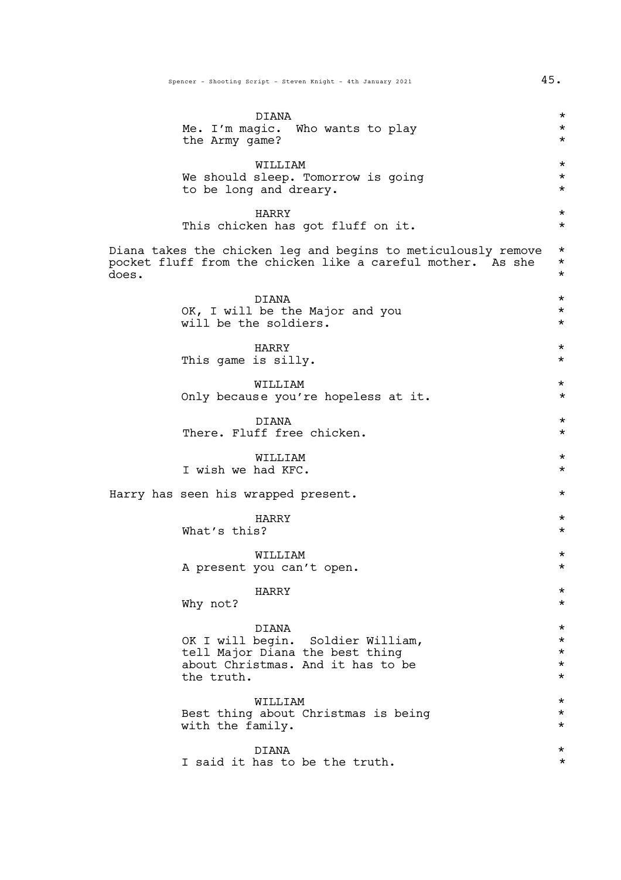DIANA
Me. I'm magic. Who wants to play the Army game?

WILLIAM
We should sleep. Tomorrow is going to be long and dreary.

HARRY
This chicken has got fluff on it.

Diana takes the chicken leg and begins to meticulously remove pocket fluff from the chicken like a careful mother. As she does.

DIANA
OK, I will be the Major and you will be the soldiers.

HARRY
This game is silly.

WILLIAM
Only because you're hopeless at it.

DIANA
There. Fluff free chicken.

WILLIAM
I wish we had KFC.

Harry has seen his wrapped present.

HARRY
What's this?

WILLIAM
A present you can't open.

HARRY
Why not?

DIANA
OK I will begin. Soldier William, tell Major Diana the best thing about Christmas. And it has to be the truth.

WILLIAM
Best thing about Christmas is being with the family.

DIANA
I said it has to be the truth.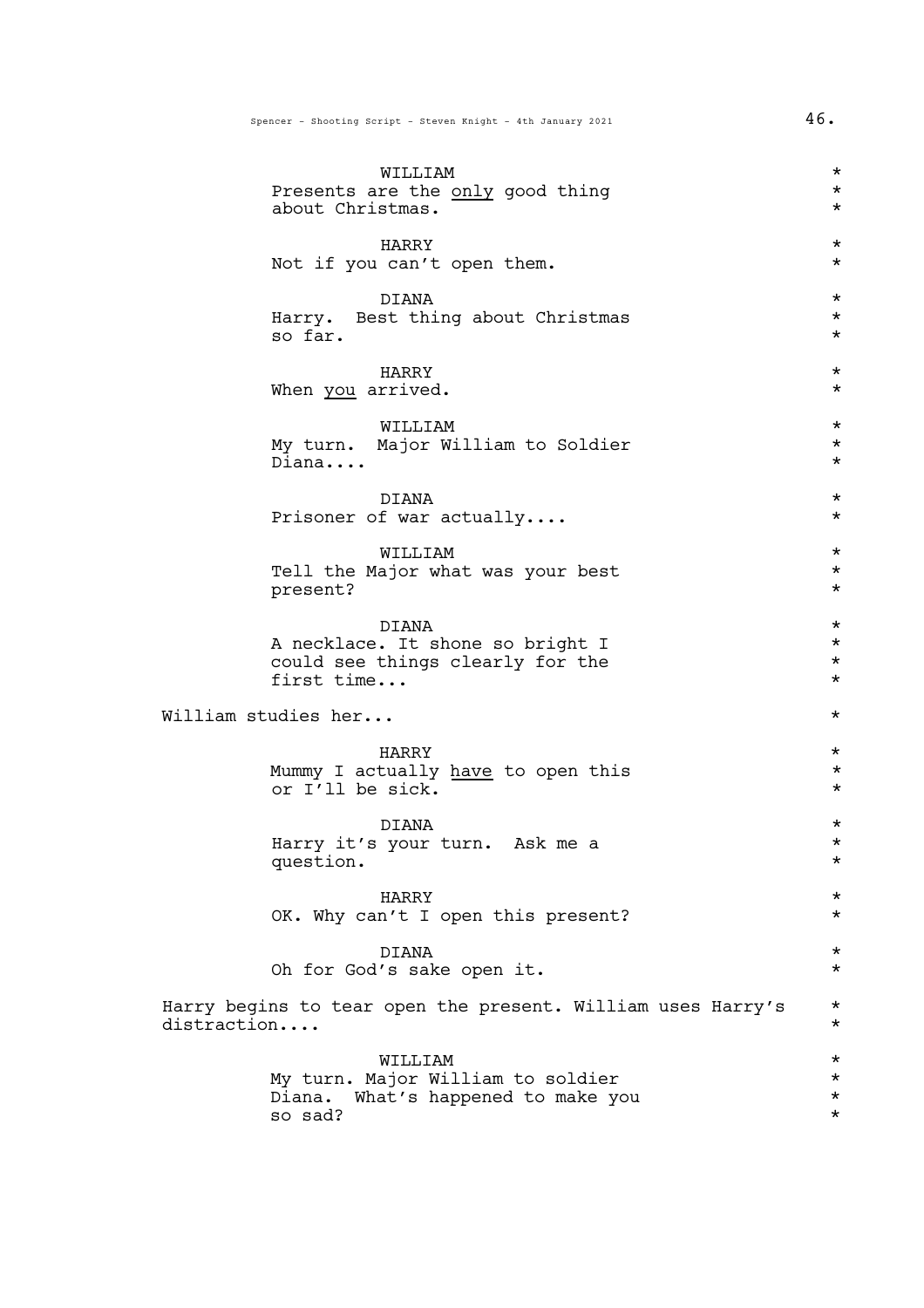WILLIAM
Presents are the _only_ good thing about Christmas.

HARRY
Not if you can't open them.

DIANA
Harry. Best thing about Christmas so far.

HARRY
When _you_ arrived.

WILLIAM
My turn. Major William to Soldier Diana....

DIANA
Prisoner of war actually....

WILLIAM
Tell the Major what was your best present?

DIANA
A necklace. It shone so bright I could see things clearly for the first time...

William studies her...

HARRY
Mummy I actually _have_ to open this or I'll be sick.

DIANA
Harry it's your turn. Ask me a question.

HARRY
OK. Why can't I open this present?

DIANA
Oh for God's sake open it.

Harry begins to tear open the present. William uses Harry's distraction....

WILLIAM
My turn. Major William to soldier Diana. What's happened to make you so sad?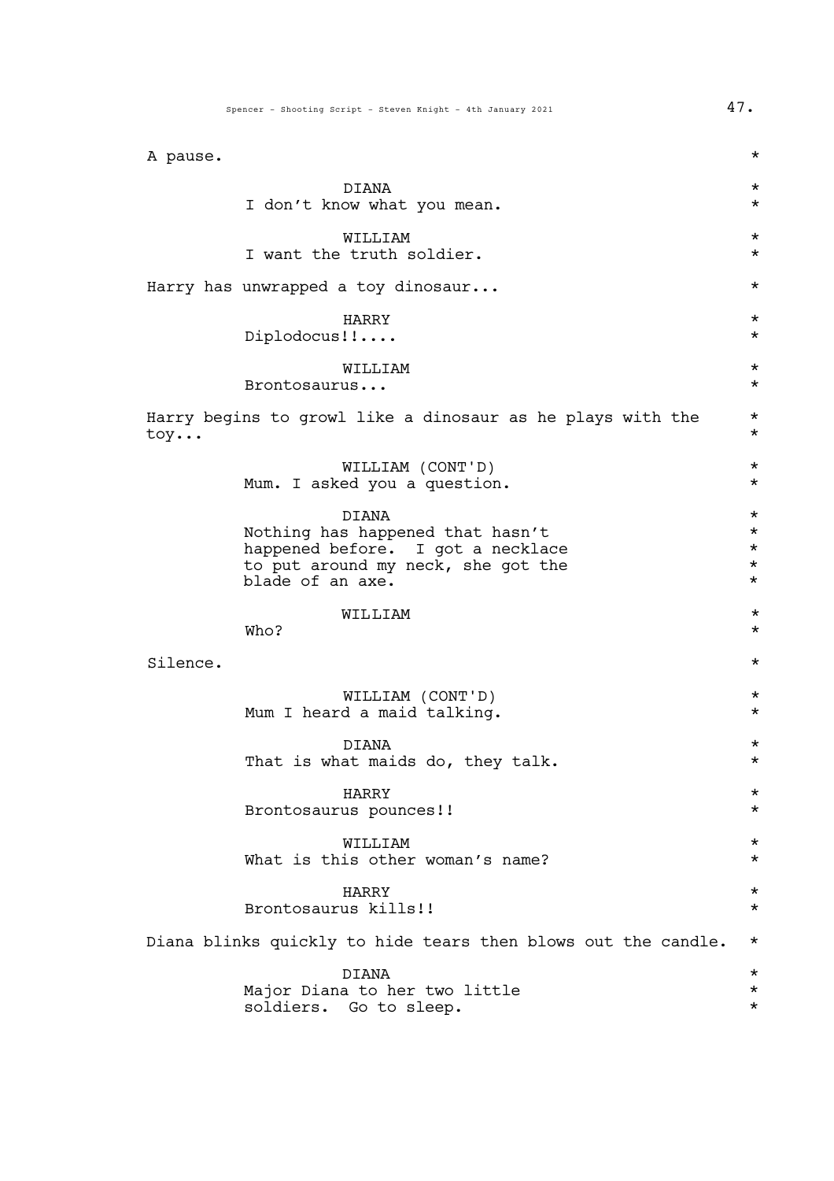A pause. *

DIANA *
I don't know what you mean. *

WILLIAM *
I want the truth soldier. *

Harry has unwrapped a toy dinosaur... *

HARRY *
Diplodocus!!.... *

WILLIAM *
Brontosaurus... *

Harry begins to growl like a dinosaur as he plays with the toy... *

WILLIAM (CONT'D) *
Mum. I asked you a question. *

DIANA *
Nothing has happened that hasn't happened before. I got a necklace to put around my neck, she got the blade of an axe. *

WILLIAM *
Who? *

Silence. *

WILLIAM (CONT'D) *
Mum I heard a maid talking. *

DIANA *
That is what maids do, they talk. *

HARRY *
Brontosaurus pounces!! *

WILLIAM *
What is this other woman's name? *

HARRY *
Brontosaurus kills!! *

Diana blinks quickly to hide tears then blows out the candle. *

DIANA *
Major Diana to her two little soldiers. Go to sleep. *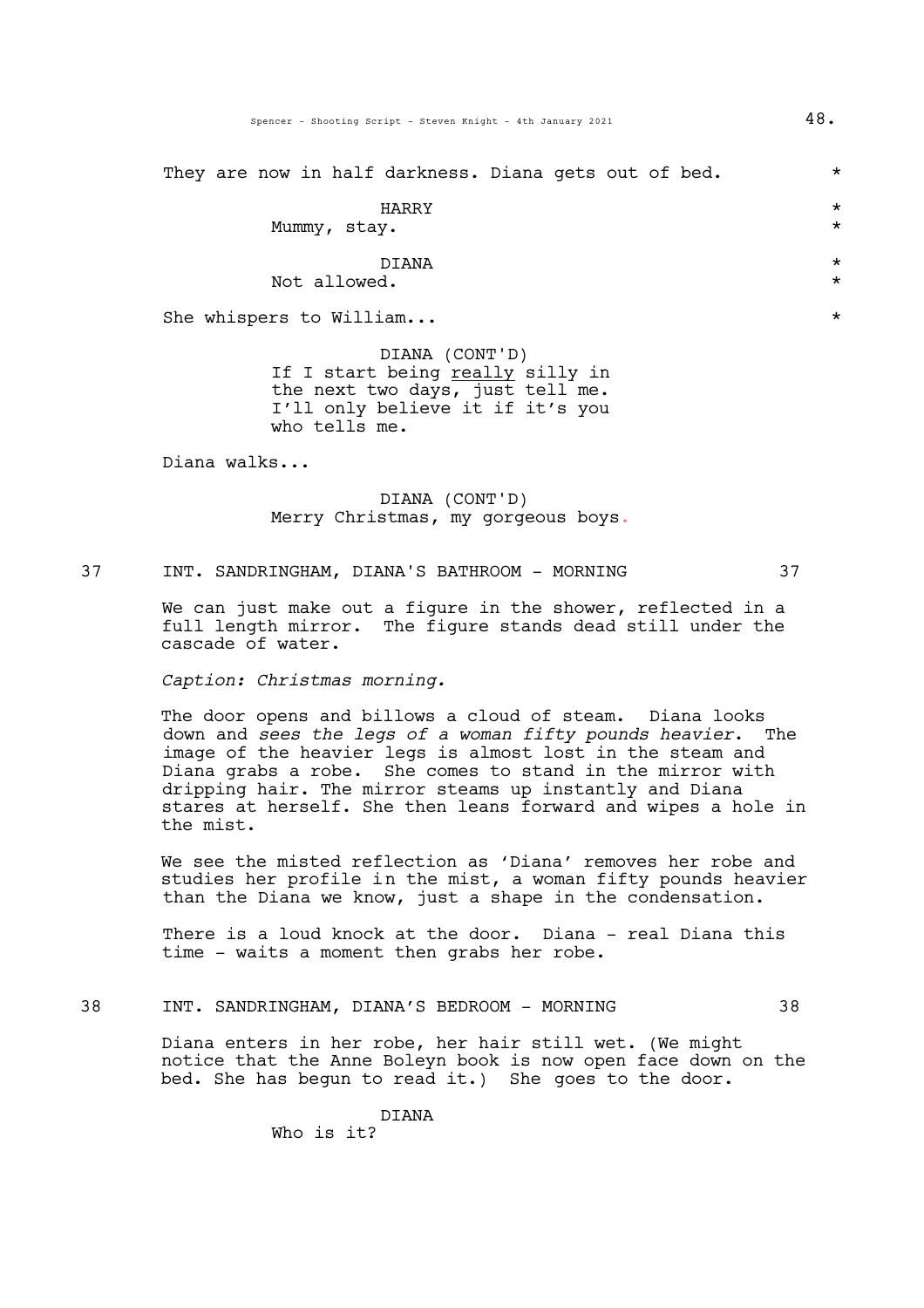They are now in half darkness. Diana gets out of bed. *

HARRY *
Mummy, stay. *

DIANA *
Not allowed. *

She whispers to William... *

DIANA (CONT'D)
If I start being <u>really</u> silly in the next two days, just tell me. I'll only believe it if it's you who tells me.

Diana walks...

DIANA (CONT'D)
Merry Christmas, my gorgeous boys.

## 37 INT. SANDRINGHAM, DIANA'S BATHROOM - MORNING 37

We can just make out a figure in the shower, reflected in a full length mirror. The figure stands dead still under the cascade of water.

*Caption: Christmas morning.*

The door opens and billows a cloud of steam. Diana looks down and *sees the legs of a woman fifty pounds heavier*. The image of the heavier legs is almost lost in the steam and Diana grabs a robe. She comes to stand in the mirror with dripping hair. The mirror steams up instantly and Diana stares at herself. She then leans forward and wipes a hole in the mist.

We see the misted reflection as 'Diana' removes her robe and studies her profile in the mist, a woman fifty pounds heavier than the Diana we know, just a shape in the condensation.

There is a loud knock at the door. Diana - real Diana this time - waits a moment then grabs her robe.

## 38 INT. SANDRINGHAM, DIANA'S BEDROOM - MORNING 38

Diana enters in her robe, her hair still wet. (We might notice that the Anne Boleyn book is now open face down on the bed. She has begun to read it.) She goes to the door.

DIANA
Who is it?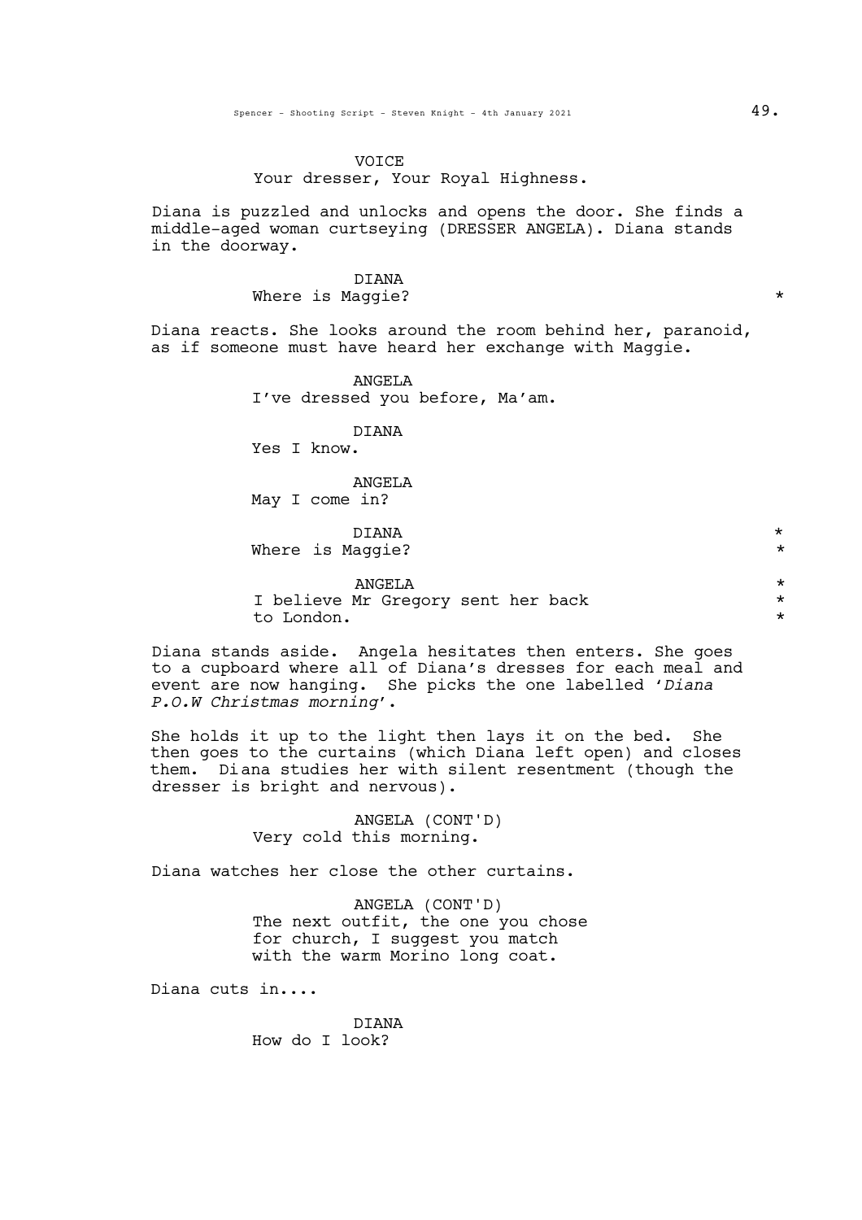VOICE
Your dresser, Your Royal Highness.

Diana is puzzled and unlocks and opens the door. She finds a middle-aged woman curtseying (DRESSER ANGELA). Diana stands in the doorway.

DIANA
Where is Maggie? *

Diana reacts. She looks around the room behind her, paranoid, as if someone must have heard her exchange with Maggie.

ANGELA
I've dressed you before, Ma'am.

DIANA
Yes I know.

ANGELA
May I come in?

DIANA *
Where is Maggie? *

ANGELA *
I believe Mr Gregory sent her back *
to London. *

Diana stands aside. Angela hesitates then enters. She goes to a cupboard where all of Diana's dresses for each meal and event are now hanging. She picks the one labelled '*Diana P.O.W Christmas morning*'.

She holds it up to the light then lays it on the bed. She then goes to the curtains (which Diana left open) and closes them. Diana studies her with silent resentment (though the dresser is bright and nervous).

ANGELA (CONT'D)
Very cold this morning.

Diana watches her close the other curtains.

ANGELA (CONT'D)
The next outfit, the one you chose for church, I suggest you match with the warm Morino long coat.

Diana cuts in....

DIANA
How do I look?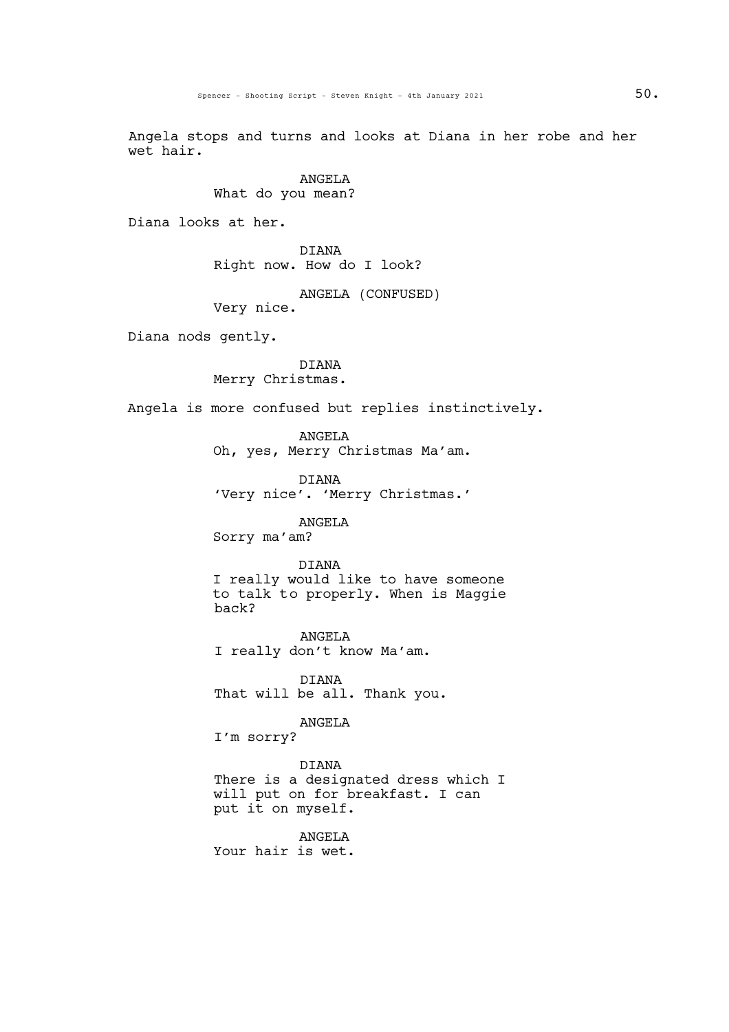Angela stops and turns and looks at Diana in her robe and her wet hair.

ANGELA
What do you mean?

Diana looks at her.

DIANA
Right now. How do I look?

ANGELA (CONFUSED)
Very nice.

Diana nods gently.

DIANA
Merry Christmas.

Angela is more confused but replies instinctively.

ANGELA
Oh, yes, Merry Christmas Ma'am.

DIANA
'Very nice'. 'Merry Christmas.'

ANGELA
Sorry ma'am?

DIANA
I really would like to have someone to talk to properly. When is Maggie back?

ANGELA
I really don't know Ma'am.

DIANA
That will be all. Thank you.

ANGELA
I'm sorry?

DIANA
There is a designated dress which I will put on for breakfast. I can put it on myself.

ANGELA
Your hair is wet.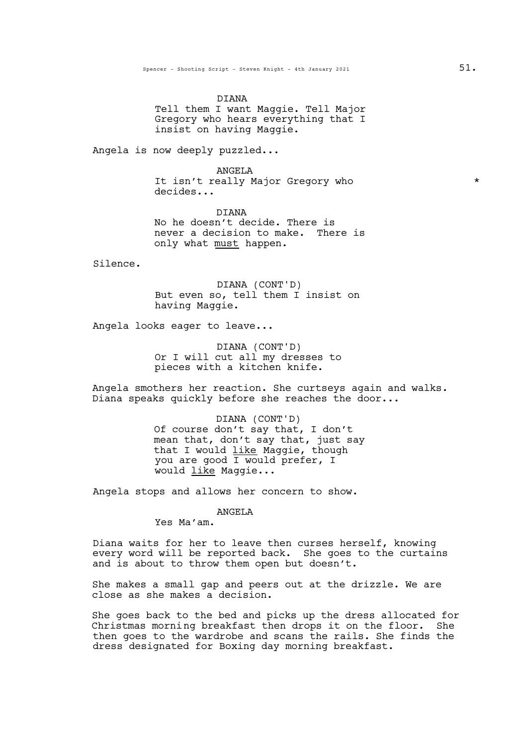DIANA

Tell them I want Maggie. Tell Major Gregory who hears everything that I insist on having Maggie.

Angela is now deeply puzzled...

ANGELA

It isn't really Major Gregory who decides... *

DIANA

No he doesn't decide. There is never a decision to make. There is only what _must_ happen.

Silence.

DIANA (CONT'D)

But even so, tell them I insist on having Maggie.

Angela looks eager to leave...

DIANA (CONT'D)

Or I will cut all my dresses to pieces with a kitchen knife.

Angela smothers her reaction. She curtseys again and walks. Diana speaks quickly before she reaches the door...

DIANA (CONT'D)

Of course don't say that, I don't mean that, don't say that, just say that I would _like_ Maggie, though you are good I would prefer, I would _like_ Maggie...

Angela stops and allows her concern to show.

ANGELA

Yes Ma'am.

Diana waits for her to leave then curses herself, knowing every word will be reported back. She goes to the curtains and is about to throw them open but doesn't.

She makes a small gap and peers out at the drizzle. We are close as she makes a decision.

She goes back to the bed and picks up the dress allocated for Christmas morning breakfast then drops it on the floor. She then goes to the wardrobe and scans the rails. She finds the dress designated for Boxing day morning breakfast.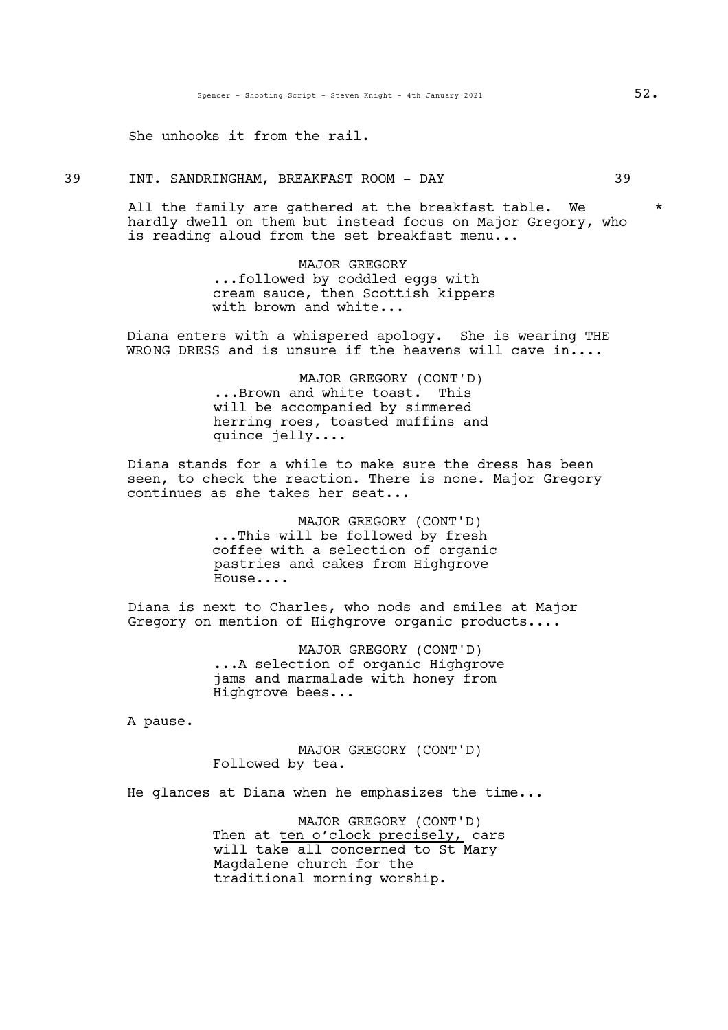She unhooks it from the rail.

39 INT. SANDRINGHAM, BREAKFAST ROOM - DAY 39

All the family are gathered at the breakfast table. We hardly dwell on them but instead focus on Major Gregory, who is reading aloud from the set breakfast menu... *

MAJOR GREGORY
...followed by coddled eggs with cream sauce, then Scottish kippers with brown and white...

Diana enters with a whispered apology. She is wearing THE WRONG DRESS and is unsure if the heavens will cave in....

MAJOR GREGORY (CONT'D)
...Brown and white toast. This will be accompanied by simmered herring roes, toasted muffins and quince jelly....

Diana stands for a while to make sure the dress has been seen, to check the reaction. There is none. Major Gregory continues as she takes her seat...

MAJOR GREGORY (CONT'D)
...This will be followed by fresh coffee with a selection of organic pastries and cakes from Highgrove House....

Diana is next to Charles, who nods and smiles at Major Gregory on mention of Highgrove organic products....

MAJOR GREGORY (CONT'D)
...A selection of organic Highgrove jams and marmalade with honey from Highgrove bees...

A pause.

MAJOR GREGORY (CONT'D)
Followed by tea.

He glances at Diana when he emphasizes the time...

MAJOR GREGORY (CONT'D)
Then at <u>ten o'clock precisely,</u> cars will take all concerned to St Mary Magdalene church for the traditional morning worship.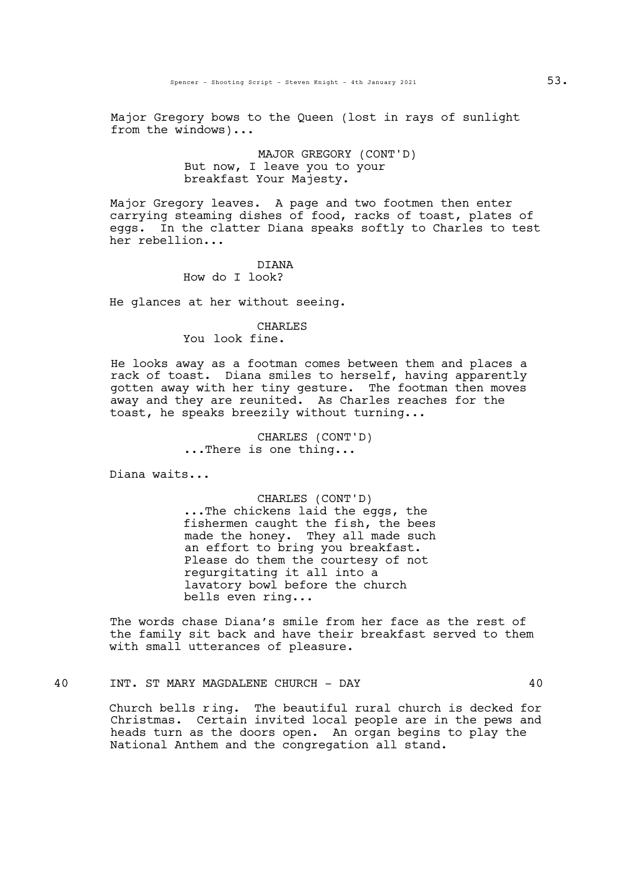Major Gregory bows to the Queen (lost in rays of sunlight from the windows)...

MAJOR GREGORY (CONT'D)
But now, I leave you to your breakfast Your Majesty.

Major Gregory leaves. A page and two footmen then enter carrying steaming dishes of food, racks of toast, plates of eggs. In the clatter Diana speaks softly to Charles to test her rebellion...

DIANA
How do I look?

He glances at her without seeing.

CHARLES
You look fine.

He looks away as a footman comes between them and places a rack of toast. Diana smiles to herself, having apparently gotten away with her tiny gesture. The footman then moves away and they are reunited. As Charles reaches for the toast, he speaks breezily without turning...

CHARLES (CONT'D)
...There is one thing...

Diana waits...

CHARLES (CONT'D)
...The chickens laid the eggs, the fishermen caught the fish, the bees made the honey. They all made such an effort to bring you breakfast. Please do them the courtesy of not regurgitating it all into a lavatory bowl before the church bells even ring...

The words chase Diana's smile from her face as the rest of the family sit back and have their breakfast served to them with small utterances of pleasure.

40 INT. ST MARY MAGDALENE CHURCH - DAY 40

Church bells ring. The beautiful rural church is decked for Christmas. Certain invited local people are in the pews and heads turn as the doors open. An organ begins to play the National Anthem and the congregation all stand.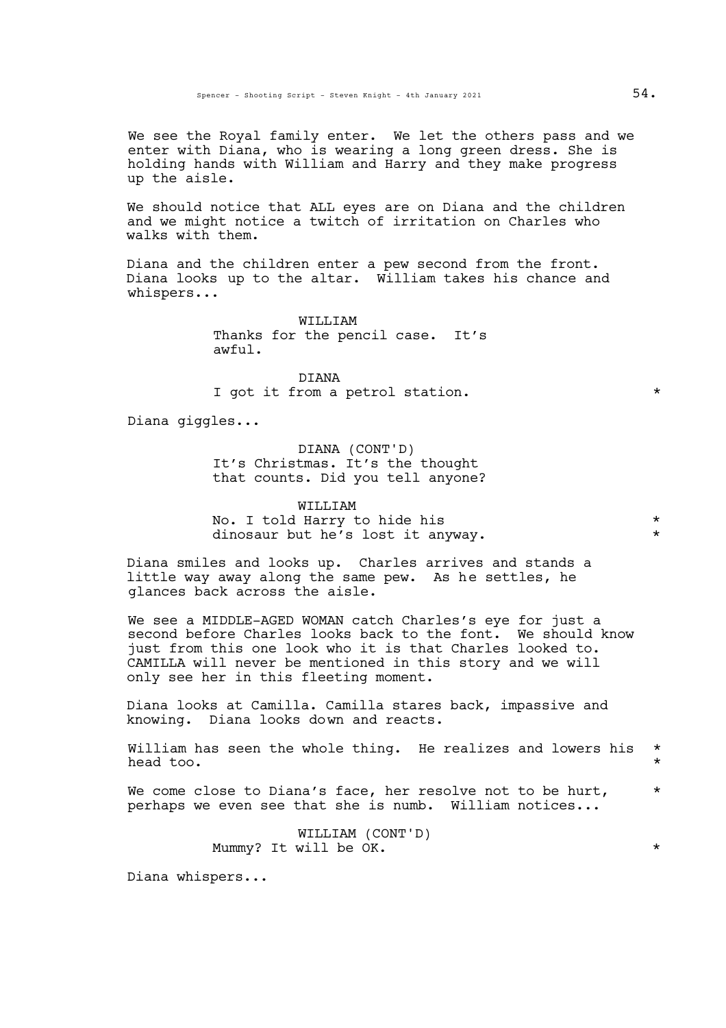We see the Royal family enter. We let the others pass and we enter with Diana, who is wearing a long green dress. She is holding hands with William and Harry and they make progress up the aisle.

We should notice that ALL eyes are on Diana and the children and we might notice a twitch of irritation on Charles who walks with them.

Diana and the children enter a pew second from the front. Diana looks up to the altar. William takes his chance and whispers...

WILLIAM
Thanks for the pencil case. It's awful.

DIANA
I got it from a petrol station. *

Diana giggles...

DIANA (CONT'D)
It's Christmas. It's the thought that counts. Did you tell anyone?

WILLIAM
No. I told Harry to hide his dinosaur but he's lost it anyway. *

Diana smiles and looks up. Charles arrives and stands a little way away along the same pew. As he settles, he glances back across the aisle.

We see a MIDDLE-AGED WOMAN catch Charles's eye for just a second before Charles looks back to the font. We should know just from this one look who it is that Charles looked to. CAMILLA will never be mentioned in this story and we will only see her in this fleeting moment.

Diana looks at Camilla. Camilla stares back, impassive and knowing. Diana looks down and reacts.

William has seen the whole thing. He realizes and lowers his head too. *

We come close to Diana's face, her resolve not to be hurt, perhaps we even see that she is numb. William notices... *

WILLIAM (CONT'D)
Mummy? It will be OK. *

Diana whispers...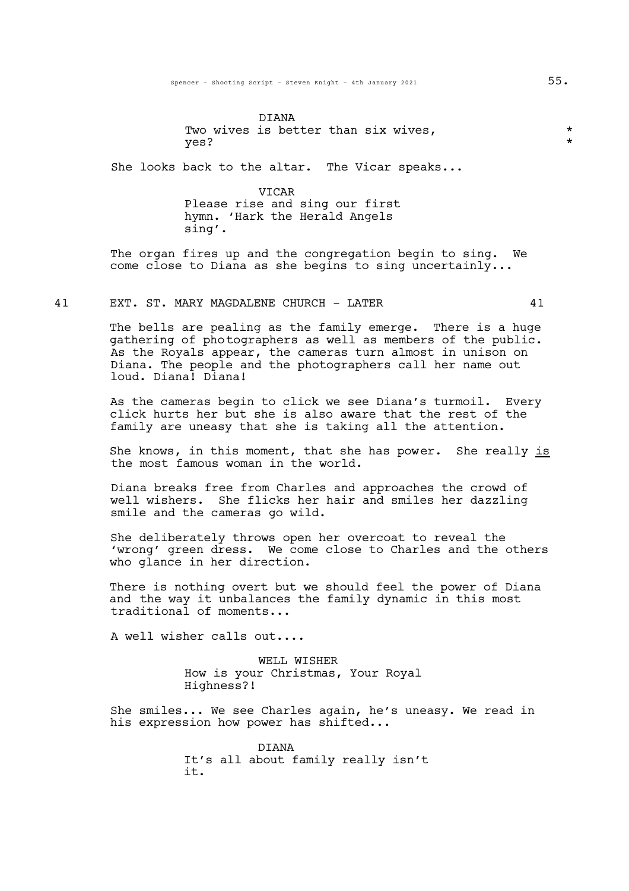DIANA
Two wives is better than six wives, *
yes? *

She looks back to the altar. The Vicar speaks...

VICAR
Please rise and sing our first hymn. 'Hark the Herald Angels sing'.

The organ fires up and the congregation begin to sing. We come close to Diana as she begins to sing uncertainly...

41 EXT. ST. MARY MAGDALENE CHURCH - LATER 41

The bells are pealing as the family emerge. There is a huge gathering of photographers as well as members of the public. As the Royals appear, the cameras turn almost in unison on Diana. The people and the photographers call her name out loud. Diana! Diana!

As the cameras begin to click we see Diana's turmoil. Every click hurts her but she is also aware that the rest of the family are uneasy that she is taking all the attention.

She knows, in this moment, that she has power. She really <u>is</u> the most famous woman in the world.

Diana breaks free from Charles and approaches the crowd of well wishers. She flicks her hair and smiles her dazzling smile and the cameras go wild.

She deliberately throws open her overcoat to reveal the 'wrong' green dress. We come close to Charles and the others who glance in her direction.

There is nothing overt but we should feel the power of Diana and the way it unbalances the family dynamic in this most traditional of moments...

A well wisher calls out....

WELL WISHER
How is your Christmas, Your Royal Highness?!

She smiles... We see Charles again, he's uneasy. We read in his expression how power has shifted...

DIANA
It's all about family really isn't it.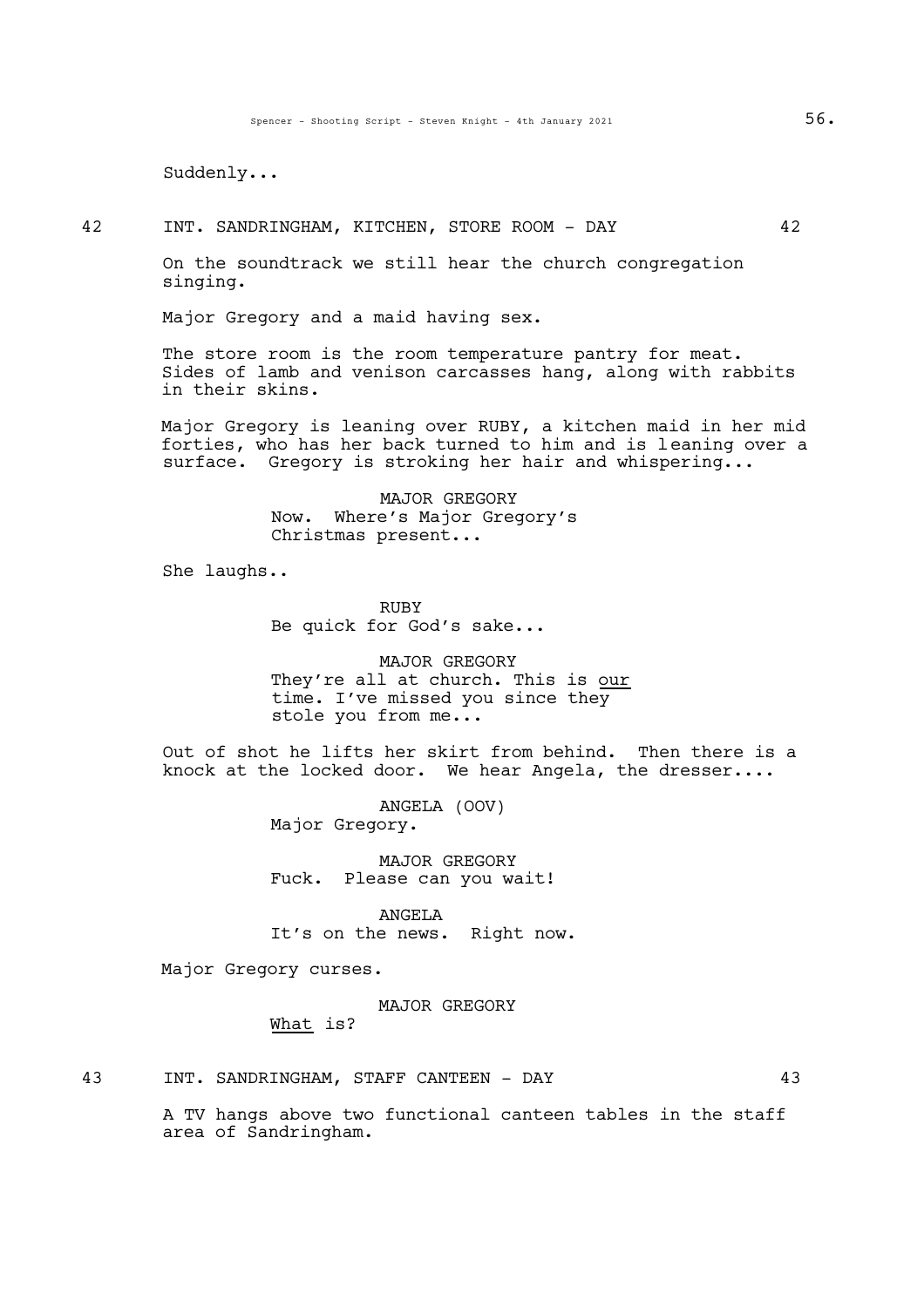Suddenly...

42 INT. SANDRINGHAM, KITCHEN, STORE ROOM - DAY 42

On the soundtrack we still hear the church congregation singing.

Major Gregory and a maid having sex.

The store room is the room temperature pantry for meat. Sides of lamb and venison carcasses hang, along with rabbits in their skins.

Major Gregory is leaning over RUBY, a kitchen maid in her mid forties, who has her back turned to him and is leaning over a surface. Gregory is stroking her hair and whispering...

MAJOR GREGORY
Now. Where's Major Gregory's Christmas present...

She laughs..

RUBY
Be quick for God's sake...

MAJOR GREGORY
They're all at church. This is our time. I've missed you since they stole you from me...

Out of shot he lifts her skirt from behind. Then there is a knock at the locked door. We hear Angela, the dresser....

ANGELA (OOV)
Major Gregory.

MAJOR GREGORY
Fuck. Please can you wait!

ANGELA
It's on the news. Right now.

Major Gregory curses.

MAJOR GREGORY
What is?

43 INT. SANDRINGHAM, STAFF CANTEEN - DAY 43

A TV hangs above two functional canteen tables in the staff area of Sandringham.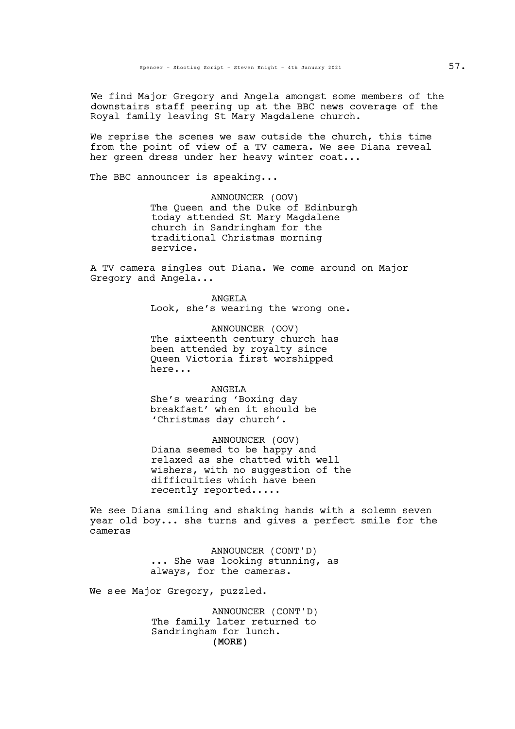We find Major Gregory and Angela amongst some members of the downstairs staff peering up at the BBC news coverage of the Royal family leaving St Mary Magdalene church.

We reprise the scenes we saw outside the church, this time from the point of view of a TV camera. We see Diana reveal her green dress under her heavy winter coat...

The BBC announcer is speaking...

ANNOUNCER (OOV)
The Queen and the Duke of Edinburgh today attended St Mary Magdalene church in Sandringham for the traditional Christmas morning service.

A TV camera singles out Diana. We come around on Major Gregory and Angela...

ANGELA
Look, she's wearing the wrong one.

ANNOUNCER (OOV)
The sixteenth century church has been attended by royalty since Queen Victoria first worshipped here...

ANGELA
She's wearing 'Boxing day breakfast' when it should be 'Christmas day church'.

ANNOUNCER (OOV)
Diana seemed to be happy and relaxed as she chatted with well wishers, with no suggestion of the difficulties which have been recently reported.....

We see Diana smiling and shaking hands with a solemn seven year old boy... she turns and gives a perfect smile for the cameras

ANNOUNCER (CONT'D)
... She was looking stunning, as always, for the cameras.

We see Major Gregory, puzzled.

ANNOUNCER (CONT'D)
The family later returned to Sandringham for lunch.
(MORE)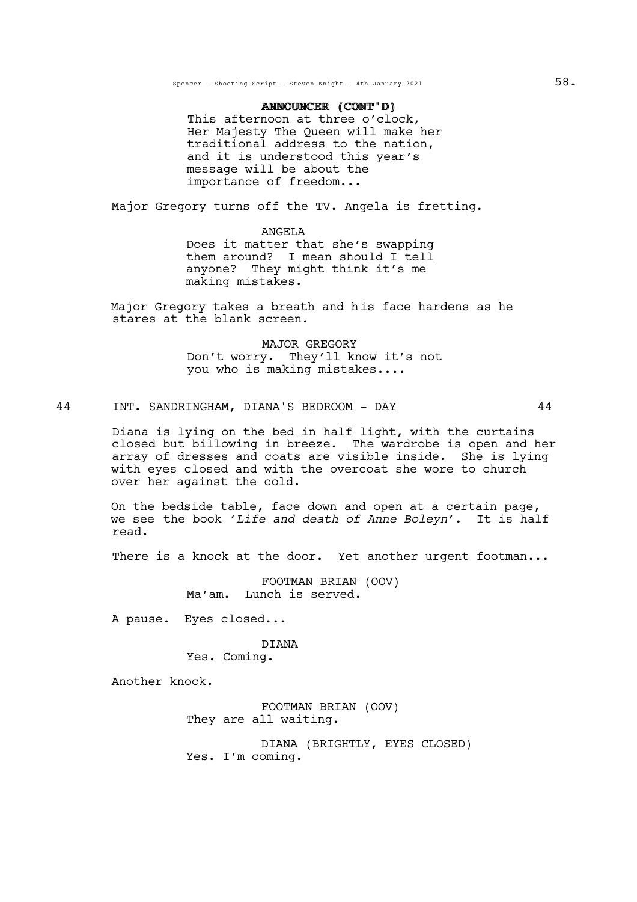**ANNOUNCER (CONT'D)**
This afternoon at three o'clock, Her Majesty The Queen will make her traditional address to the nation, and it is understood this year's message will be about the importance of freedom...

Major Gregory turns off the TV. Angela is fretting.

ANGELA
Does it matter that she's swapping them around? I mean should I tell anyone? They might think it's me making mistakes.

Major Gregory takes a breath and his face hardens as he stares at the blank screen.

MAJOR GREGORY
Don't worry. They'll know it's not <u>you</u> who is making mistakes....

44 INT. SANDRINGHAM, DIANA'S BEDROOM - DAY 44

Diana is lying on the bed in half light, with the curtains closed but billowing in breeze. The wardrobe is open and her array of dresses and coats are visible inside. She is lying with eyes closed and with the overcoat she wore to church over her against the cold.

On the bedside table, face down and open at a certain page, we see the book '*Life and death of Anne Boleyn*'. It is half read.

There is a knock at the door. Yet another urgent footman...

FOOTMAN BRIAN (OOV)
Ma'am. Lunch is served.

A pause. Eyes closed...

DIANA
Yes. Coming.

Another knock.

FOOTMAN BRIAN (OOV)
They are all waiting.

DIANA (BRIGHTLY, EYES CLOSED)
Yes. I'm coming.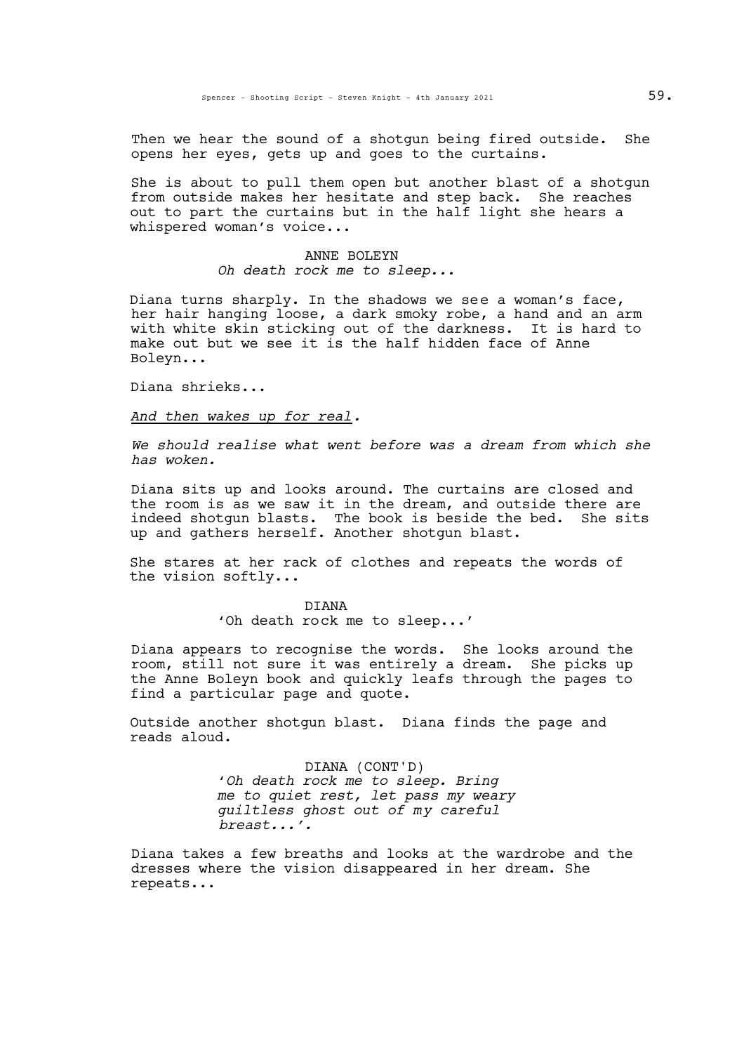Then we hear the sound of a shotgun being fired outside. She opens her eyes, gets up and goes to the curtains.

She is about to pull them open but another blast of a shotgun from outside makes her hesitate and step back. She reaches out to part the curtains but in the half light she hears a whispered woman's voice...

ANNE BOLEYN
*Oh death rock me to sleep...*

Diana turns sharply. In the shadows we see a woman's face, her hair hanging loose, a dark smoky robe, a hand and an arm with white skin sticking out of the darkness. It is hard to make out but we see it is the half hidden face of Anne Boleyn...

Diana shrieks...

*And then wakes up for real.*

*We should realise what went before was a dream from which she has woken.*

Diana sits up and looks around. The curtains are closed and the room is as we saw it in the dream, and outside there are indeed shotgun blasts. The book is beside the bed. She sits up and gathers herself. Another shotgun blast.

She stares at her rack of clothes and repeats the words of the vision softly...

DIANA
'Oh death rock me to sleep...'

Diana appears to recognise the words. She looks around the room, still not sure it was entirely a dream. She picks up the Anne Boleyn book and quickly leafs through the pages to find a particular page and quote.

Outside another shotgun blast. Diana finds the page and reads aloud.

DIANA (CONT'D)
'*Oh death rock me to sleep. Bring me to quiet rest, let pass my weary guiltless ghost out of my careful breast...'.*

Diana takes a few breaths and looks at the wardrobe and the dresses where the vision disappeared in her dream. She repeats...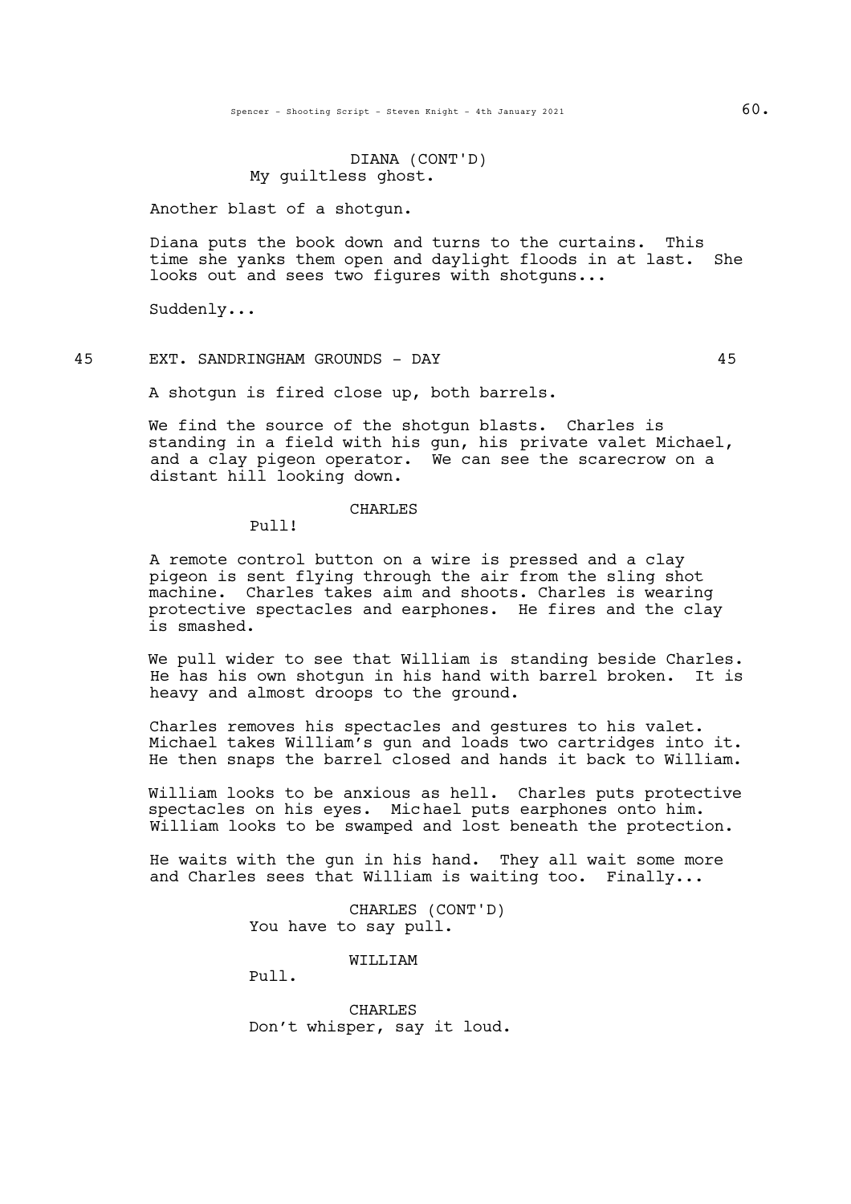DIANA (CONT'D)
My guiltless ghost.

Another blast of a shotgun.

Diana puts the book down and turns to the curtains. This time she yanks them open and daylight floods in at last. She looks out and sees two figures with shotguns...

Suddenly...

45 EXT. SANDRINGHAM GROUNDS - DAY 45

A shotgun is fired close up, both barrels.

We find the source of the shotgun blasts. Charles is standing in a field with his gun, his private valet Michael, and a clay pigeon operator. We can see the scarecrow on a distant hill looking down.

CHARLES
Pull!

A remote control button on a wire is pressed and a clay pigeon is sent flying through the air from the sling shot machine. Charles takes aim and shoots. Charles is wearing protective spectacles and earphones. He fires and the clay is smashed.

We pull wider to see that William is standing beside Charles. He has his own shotgun in his hand with barrel broken. It is heavy and almost droops to the ground.

Charles removes his spectacles and gestures to his valet. Michael takes William's gun and loads two cartridges into it. He then snaps the barrel closed and hands it back to William.

William looks to be anxious as hell. Charles puts protective spectacles on his eyes. Michael puts earphones onto him. William looks to be swamped and lost beneath the protection.

He waits with the gun in his hand. They all wait some more and Charles sees that William is waiting too. Finally...

CHARLES (CONT'D)
You have to say pull.

WILLIAM
Pull.

CHARLES
Don't whisper, say it loud.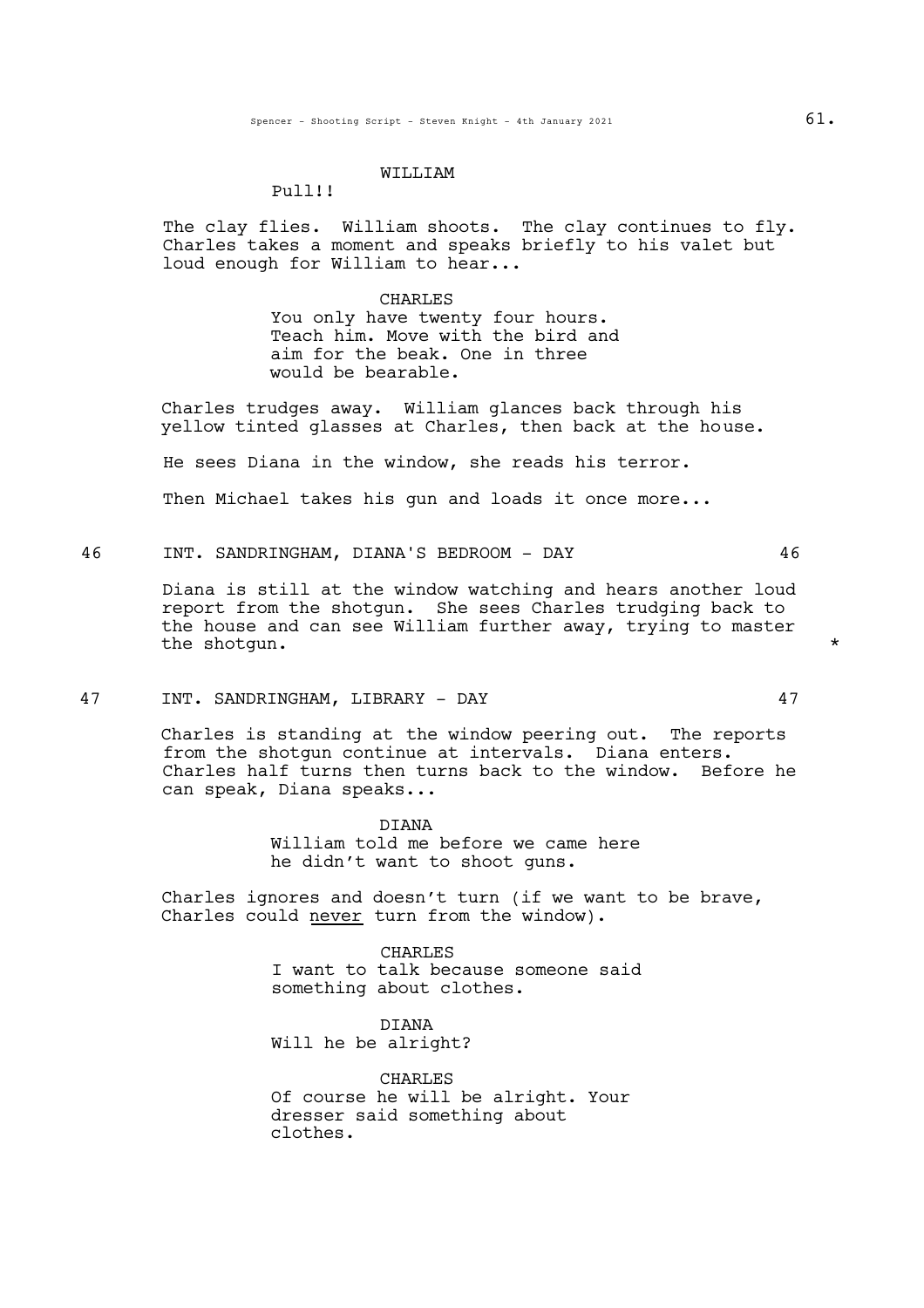WILLIAM

Pull!!

The clay flies. William shoots. The clay continues to fly. Charles takes a moment and speaks briefly to his valet but loud enough for William to hear...

CHARLES

You only have twenty four hours. Teach him. Move with the bird and aim for the beak. One in three would be bearable.

Charles trudges away. William glances back through his yellow tinted glasses at Charles, then back at the house.

He sees Diana in the window, she reads his terror.

Then Michael takes his gun and loads it once more...

## 46 INT. SANDRINGHAM, DIANA'S BEDROOM - DAY 46

Diana is still at the window watching and hears another loud report from the shotgun. She sees Charles trudging back to the house and can see William further away, trying to master the shotgun. *

## 47 INT. SANDRINGHAM, LIBRARY - DAY 47

Charles is standing at the window peering out. The reports from the shotgun continue at intervals. Diana enters. Charles half turns then turns back to the window. Before he can speak, Diana speaks...

DIANA

William told me before we came here he didn't want to shoot guns.

Charles ignores and doesn't turn (if we want to be brave, Charles could <u>never</u> turn from the window).

CHARLES

I want to talk because someone said something about clothes.

DIANA

Will he be alright?

CHARLES

Of course he will be alright. Your dresser said something about clothes.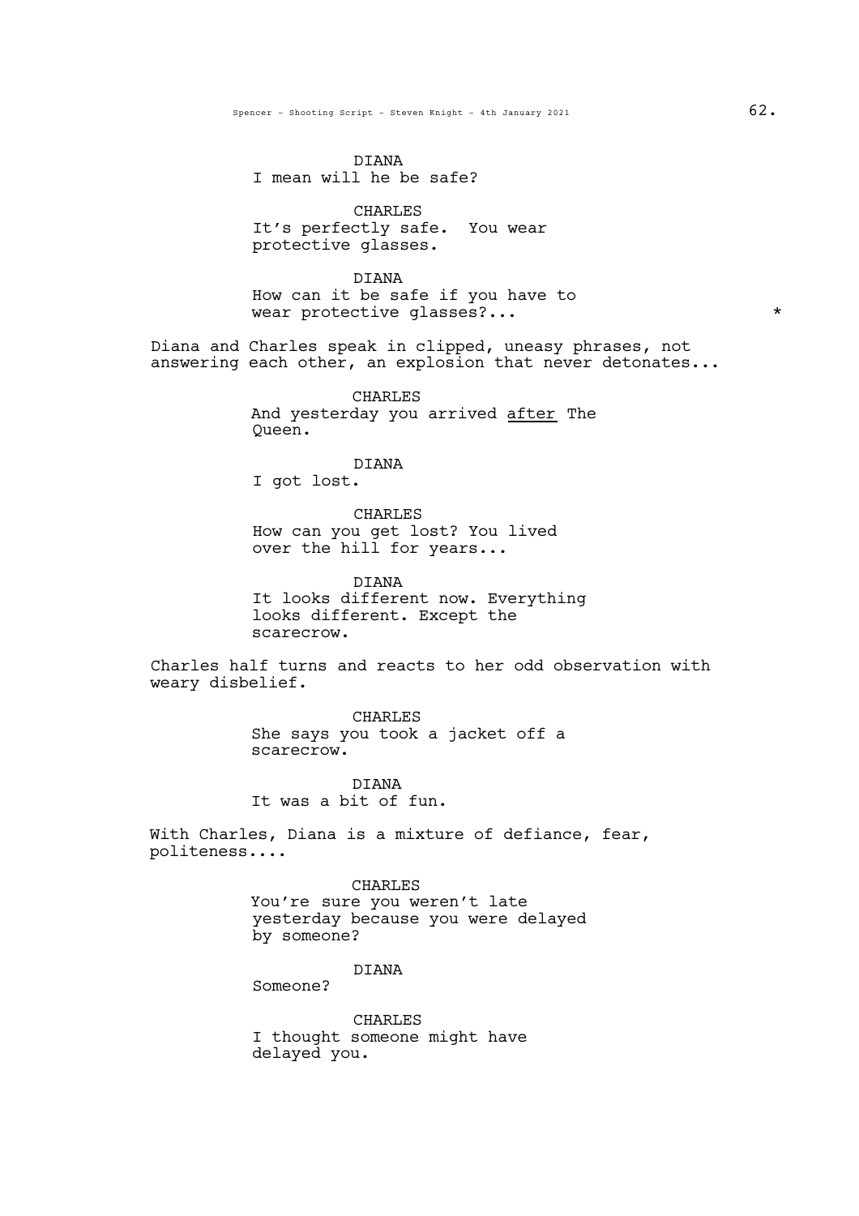DIANA
I mean will he be safe?

CHARLES
It's perfectly safe.  You wear protective glasses.

DIANA
How can it be safe if you have to wear protective glasses?... *

Diana and Charles speak in clipped, uneasy phrases, not answering each other, an explosion that never detonates...

CHARLES
And yesterday you arrived <u>after</u> The Queen.

DIANA
I got lost.

CHARLES
How can you get lost? You lived over the hill for years...

DIANA
It looks different now. Everything looks different. Except the scarecrow.

Charles half turns and reacts to her odd observation with weary disbelief.

CHARLES
She says you took a jacket off a scarecrow.

DIANA
It was a bit of fun.

With Charles, Diana is a mixture of defiance, fear, politeness....

CHARLES
You're sure you weren't late yesterday because you were delayed by someone?

DIANA
Someone?

CHARLES
I thought someone might have delayed you.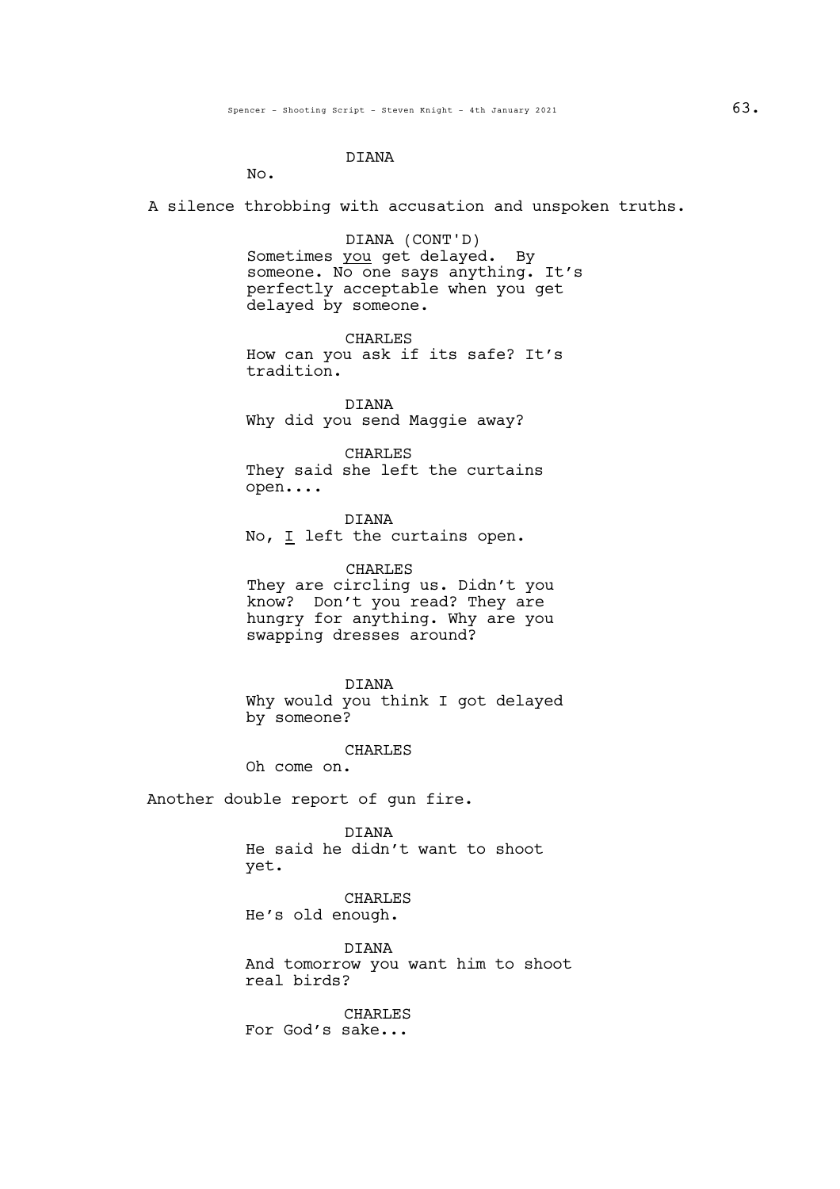DIANA

No.

A silence throbbing with accusation and unspoken truths.

DIANA (CONT'D)

Sometimes _you_ get delayed. By someone. No one says anything. It's perfectly acceptable when you get delayed by someone.

CHARLES

How can you ask if its safe? It's tradition.

DIANA

Why did you send Maggie away?

CHARLES

They said she left the curtains open....

DIANA

No, _I_ left the curtains open.

CHARLES

They are circling us. Didn't you know? Don't you read? They are hungry for anything. Why are you swapping dresses around?

DIANA

Why would you think I got delayed by someone?

CHARLES

Oh come on.

Another double report of gun fire.

DIANA

He said he didn't want to shoot yet.

CHARLES

He's old enough.

DIANA

And tomorrow you want him to shoot real birds?

CHARLES

For God's sake...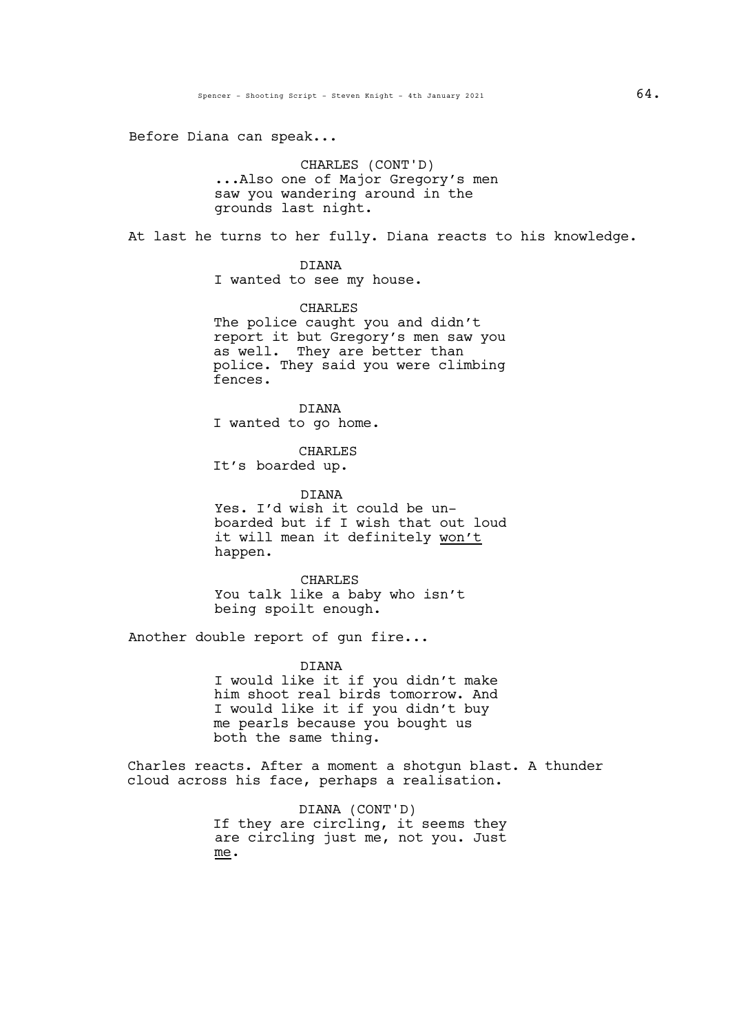Before Diana can speak...

CHARLES (CONT'D)
...Also one of Major Gregory's men saw you wandering around in the grounds last night.

At last he turns to her fully. Diana reacts to his knowledge.

DIANA
I wanted to see my house.

CHARLES
The police caught you and didn't report it but Gregory's men saw you as well. They are better than police. They said you were climbing fences.

DIANA
I wanted to go home.

CHARLES
It's boarded up.

DIANA
Yes. I'd wish it could be un-boarded but if I wish that out loud it will mean it definitely <u>won't</u> happen.

CHARLES
You talk like a baby who isn't being spoilt enough.

Another double report of gun fire...

DIANA
I would like it if you didn't make him shoot real birds tomorrow. And I would like it if you didn't buy me pearls because you bought us both the same thing.

Charles reacts. After a moment a shotgun blast. A thunder cloud across his face, perhaps a realisation.

DIANA (CONT'D)
If they are circling, it seems they are circling just me, not you. Just <u>me</u>.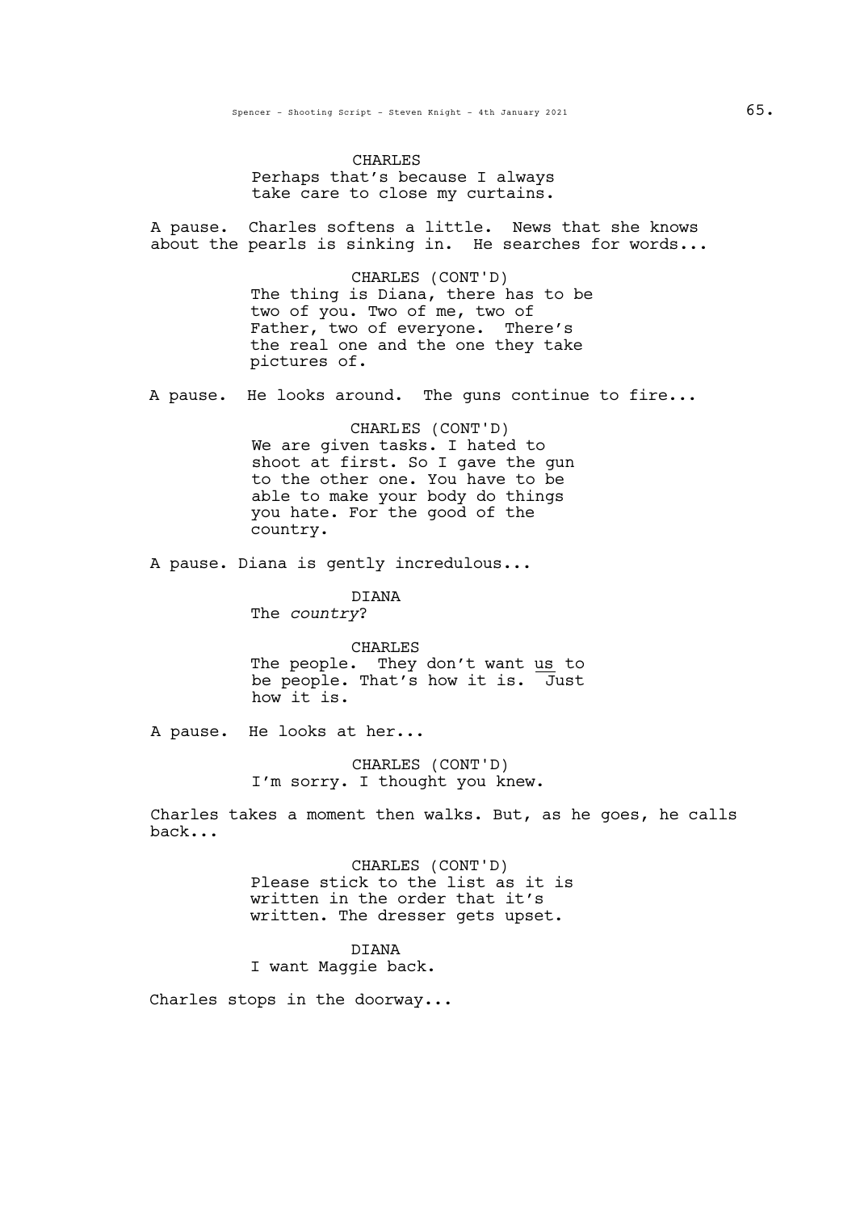CHARLES

Perhaps that's because I always take care to close my curtains.

A pause. Charles softens a little. News that she knows about the pearls is sinking in. He searches for words...

CHARLES (CONT'D)

The thing is Diana, there has to be two of you. Two of me, two of Father, two of everyone. There's the real one and the one they take pictures of.

A pause. He looks around. The guns continue to fire...

CHARLES (CONT'D)

We are given tasks. I hated to shoot at first. So I gave the gun to the other one. You have to be able to make your body do things you hate. For the good of the country.

A pause. Diana is gently incredulous...

DIANA

The *country*?

CHARLES

The people. They don't want <u>us</u> to be people. That's how it is. Just how it is.

A pause. He looks at her...

CHARLES (CONT'D)

I'm sorry. I thought you knew.

Charles takes a moment then walks. But, as he goes, he calls back...

CHARLES (CONT'D)

Please stick to the list as it is written in the order that it's written. The dresser gets upset.

DIANA

I want Maggie back.

Charles stops in the doorway...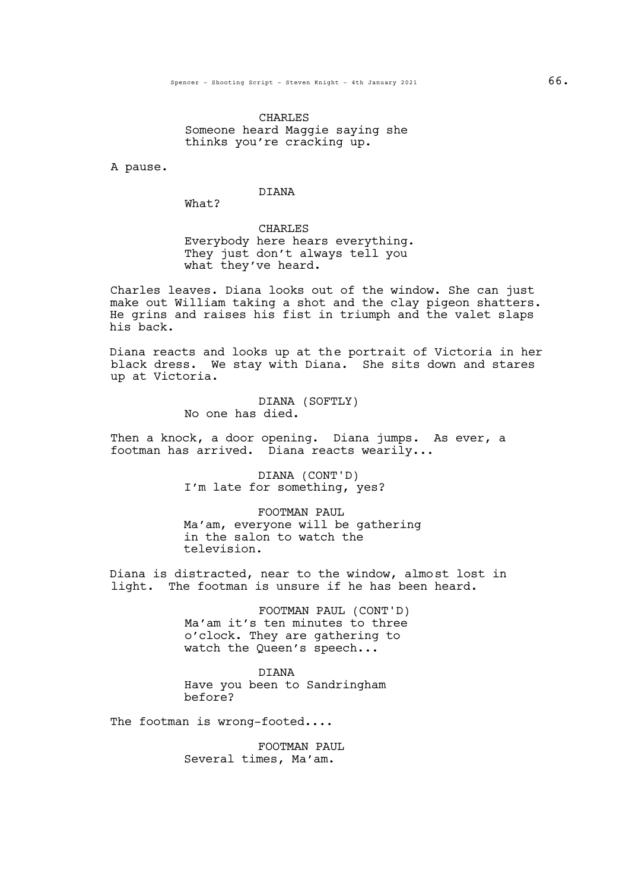CHARLES
Someone heard Maggie saying she thinks you're cracking up.

A pause.

DIANA
What?

CHARLES
Everybody here hears everything. They just don't always tell you what they've heard.

Charles leaves. Diana looks out of the window. She can just make out William taking a shot and the clay pigeon shatters. He grins and raises his fist in triumph and the valet slaps his back.

Diana reacts and looks up at the portrait of Victoria in her black dress. We stay with Diana. She sits down and stares up at Victoria.

DIANA (SOFTLY)
No one has died.

Then a knock, a door opening. Diana jumps. As ever, a footman has arrived. Diana reacts wearily...

DIANA (CONT'D)
I'm late for something, yes?

FOOTMAN PAUL
Ma'am, everyone will be gathering in the salon to watch the television.

Diana is distracted, near to the window, almost lost in light. The footman is unsure if he has been heard.

FOOTMAN PAUL (CONT'D)
Ma'am it's ten minutes to three o'clock. They are gathering to watch the Queen's speech...

DIANA
Have you been to Sandringham before?

The footman is wrong-footed....

FOOTMAN PAUL
Several times, Ma'am.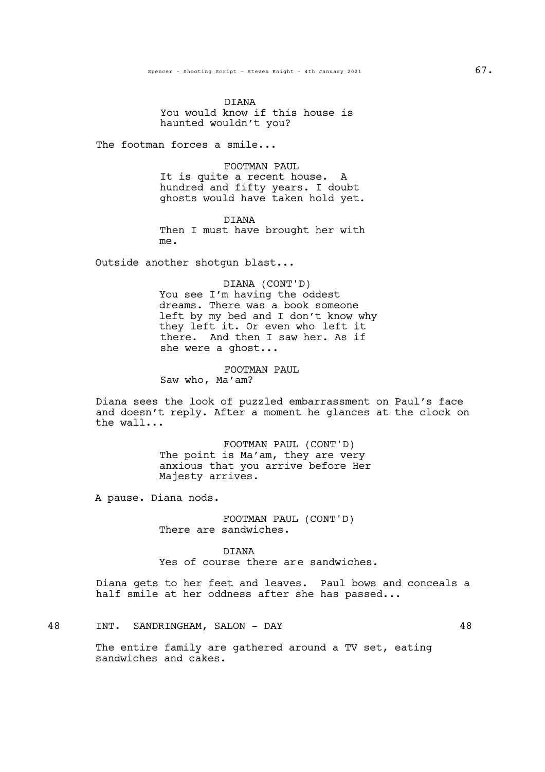DIANA
You would know if this house is haunted wouldn't you?

The footman forces a smile...

FOOTMAN PAUL
It is quite a recent house. A hundred and fifty years. I doubt ghosts would have taken hold yet.

DIANA
Then I must have brought her with me.

Outside another shotgun blast...

DIANA (CONT'D)
You see I'm having the oddest dreams. There was a book someone left by my bed and I don't know why they left it. Or even who left it there. And then I saw her. As if she were a ghost...

FOOTMAN PAUL
Saw who, Ma'am?

Diana sees the look of puzzled embarrassment on Paul's face and doesn't reply. After a moment he glances at the clock on the wall...

FOOTMAN PAUL (CONT'D)
The point is Ma'am, they are very anxious that you arrive before Her Majesty arrives.

A pause. Diana nods.

FOOTMAN PAUL (CONT'D)
There are sandwiches.

DIANA
Yes of course there are sandwiches.

Diana gets to her feet and leaves. Paul bows and conceals a half smile at her oddness after she has passed...

48 INT. SANDRINGHAM, SALON - DAY 48

The entire family are gathered around a TV set, eating sandwiches and cakes.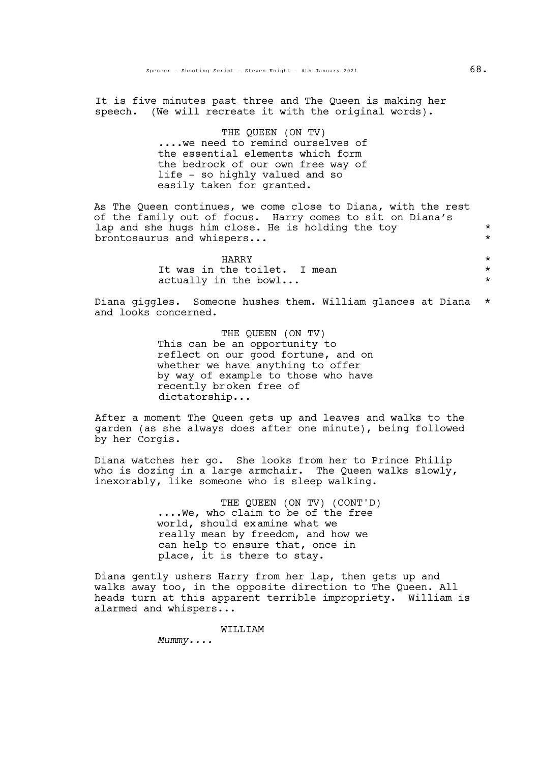It is five minutes past three and The Queen is making her speech. (We will recreate it with the original words).

THE QUEEN (ON TV)
....we need to remind ourselves of the essential elements which form the bedrock of our own free way of life - so highly valued and so easily taken for granted.

As The Queen continues, we come close to Diana, with the rest of the family out of focus. Harry comes to sit on Diana's lap and she hugs him close. He is holding the toy brontosaurus and whispers... *

HARRY *
It was in the toilet. I mean actually in the bowl... *

Diana giggles. Someone hushes them. William glances at Diana and looks concerned. *

THE QUEEN (ON TV)
This can be an opportunity to reflect on our good fortune, and on whether we have anything to offer by way of example to those who have recently broken free of dictatorship...

After a moment The Queen gets up and leaves and walks to the garden (as she always does after one minute), being followed by her Corgis.

Diana watches her go. She looks from her to Prince Philip who is dozing in a large armchair. The Queen walks slowly, inexorably, like someone who is sleep walking.

THE QUEEN (ON TV) (CONT'D)
....We, who claim to be of the free world, should examine what we really mean by freedom, and how we can help to ensure that, once in place, it is there to stay.

Diana gently ushers Harry from her lap, then gets up and walks away too, in the opposite direction to The Queen. All heads turn at this apparent terrible impropriety. William is alarmed and whispers...

WILLIAM
*Mummy....*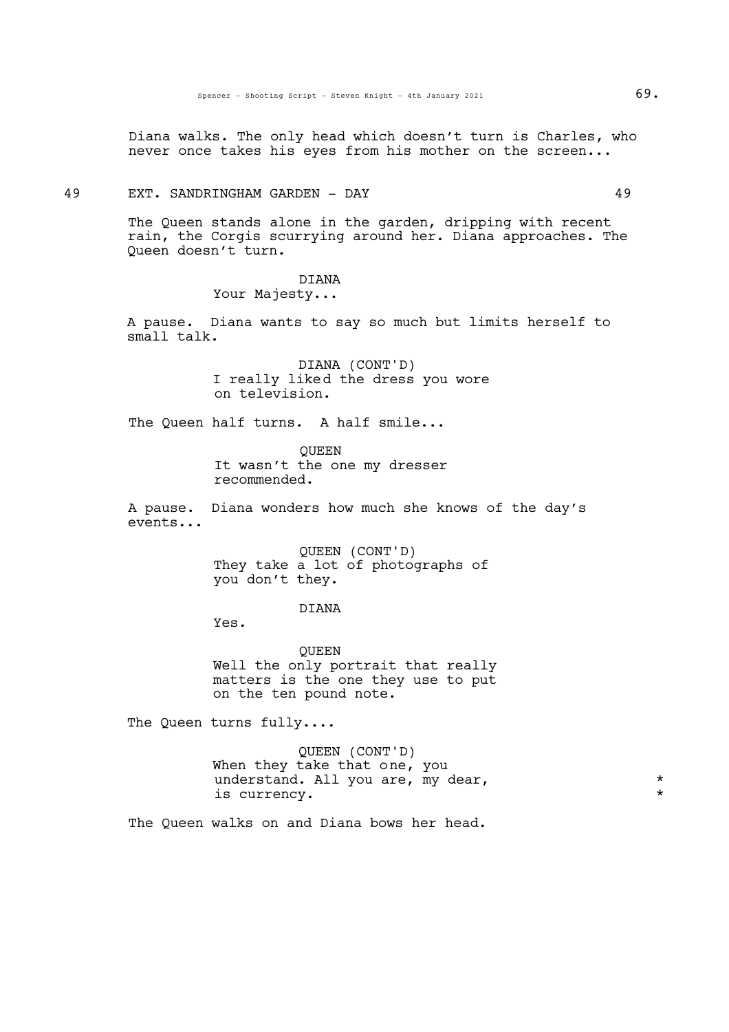Diana walks. The only head which doesn't turn is Charles, who never once takes his eyes from his mother on the screen...

49 EXT. SANDRINGHAM GARDEN - DAY 49

The Queen stands alone in the garden, dripping with recent rain, the Corgis scurrying around her. Diana approaches. The Queen doesn't turn.

DIANA
Your Majesty...

A pause. Diana wants to say so much but limits herself to small talk.

DIANA (CONT'D)
I really liked the dress you wore on television.

The Queen half turns. A half smile...

QUEEN
It wasn't the one my dresser recommended.

A pause. Diana wonders how much she knows of the day's events...

QUEEN (CONT'D)
They take a lot of photographs of you don't they.

DIANA
Yes.

QUEEN
Well the only portrait that really matters is the one they use to put on the ten pound note.

The Queen turns fully....

QUEEN (CONT'D)
When they take that one, you understand. All you are, my dear, *
is currency. *

The Queen walks on and Diana bows her head.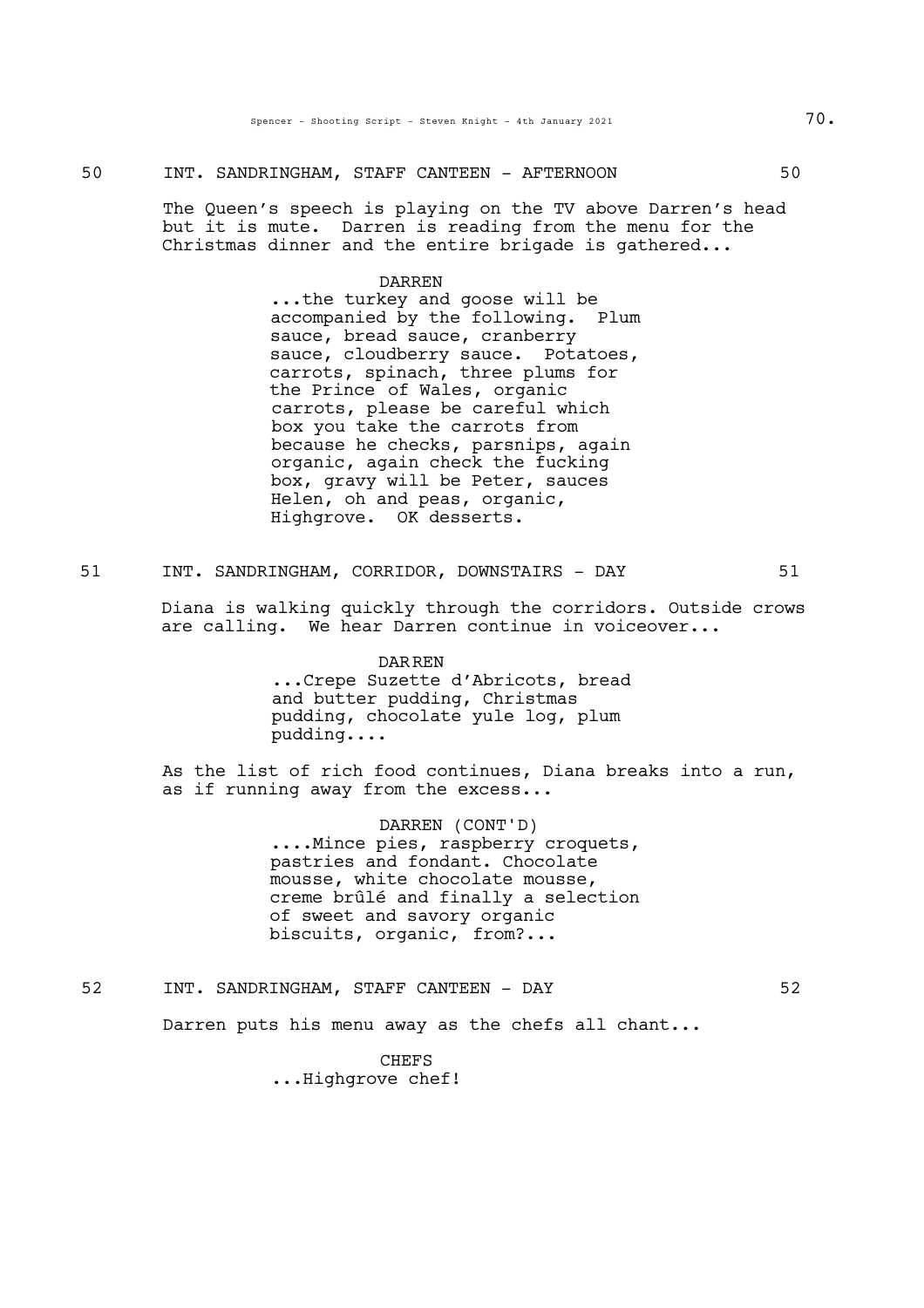50 INT. SANDRINGHAM, STAFF CANTEEN - AFTERNOON 50

The Queen's speech is playing on the TV above Darren's head but it is mute. Darren is reading from the menu for the Christmas dinner and the entire brigade is gathered...

DARREN
...the turkey and goose will be accompanied by the following. Plum sauce, bread sauce, cranberry sauce, cloudberry sauce. Potatoes, carrots, spinach, three plums for the Prince of Wales, organic carrots, please be careful which box you take the carrots from because he checks, parsnips, again organic, again check the fucking box, gravy will be Peter, sauces Helen, oh and peas, organic, Highgrove. OK desserts.

51 INT. SANDRINGHAM, CORRIDOR, DOWNSTAIRS - DAY 51

Diana is walking quickly through the corridors. Outside crows are calling. We hear Darren continue in voiceover...

DARREN
...Crepe Suzette d'Abricots, bread and butter pudding, Christmas pudding, chocolate yule log, plum pudding....

As the list of rich food continues, Diana breaks into a run, as if running away from the excess...

DARREN (CONT'D)
....Mince pies, raspberry croquets, pastries and fondant. Chocolate mousse, white chocolate mousse, creme brûlé and finally a selection of sweet and savory organic biscuits, organic, from?...

52 INT. SANDRINGHAM, STAFF CANTEEN - DAY 52

Darren puts his menu away as the chefs all chant...

CHEFS
...Highgrove chef!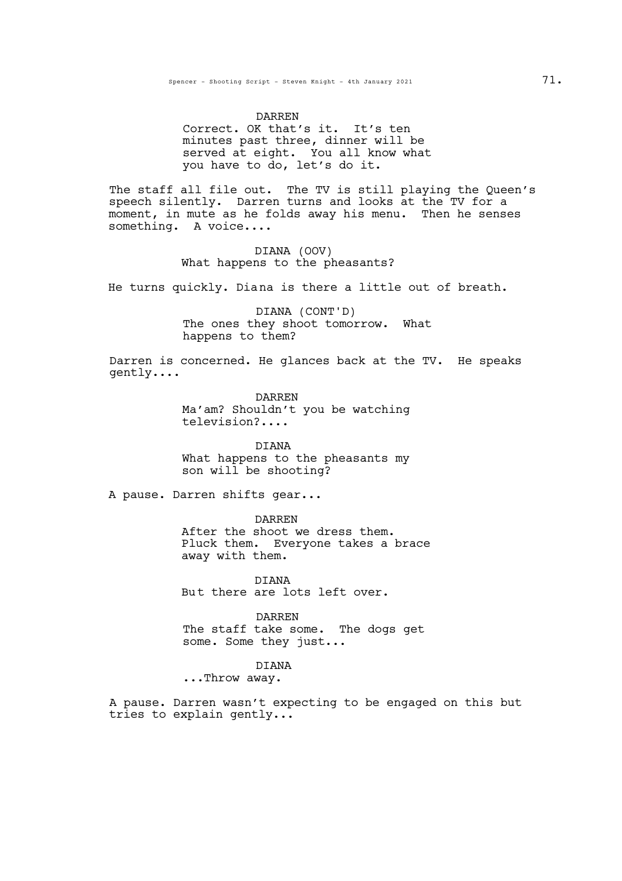DARREN

Correct. OK that's it. It's ten minutes past three, dinner will be served at eight. You all know what you have to do, let's do it.

The staff all file out. The TV is still playing the Queen's speech silently. Darren turns and looks at the TV for a moment, in mute as he folds away his menu. Then he senses something. A voice....

DIANA (OOV)

What happens to the pheasants?

He turns quickly. Diana is there a little out of breath.

DIANA (CONT'D)

The ones they shoot tomorrow. What happens to them?

Darren is concerned. He glances back at the TV. He speaks gently....

DARREN

Ma'am? Shouldn't you be watching television?....

DIANA

What happens to the pheasants my son will be shooting?

A pause. Darren shifts gear...

DARREN

After the shoot we dress them. Pluck them. Everyone takes a brace away with them.

DIANA

But there are lots left over.

DARREN

The staff take some. The dogs get some. Some they just...

DIANA

...Throw away.

A pause. Darren wasn't expecting to be engaged on this but tries to explain gently...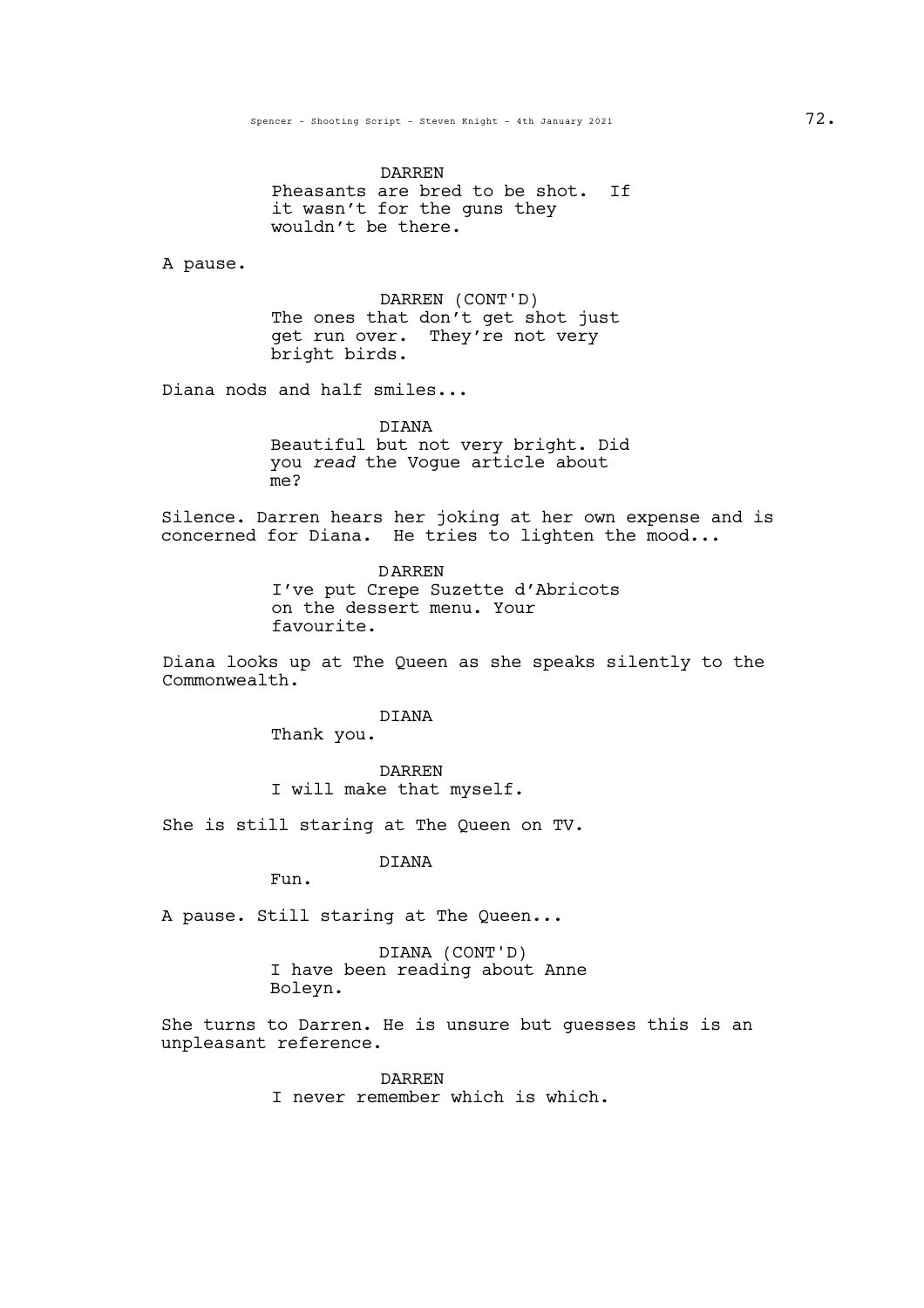DARREN

Pheasants are bred to be shot. If it wasn't for the guns they wouldn't be there.

A pause.

DARREN (CONT'D)

The ones that don't get shot just get run over. They're not very bright birds.

Diana nods and half smiles...

DIANA

Beautiful but not very bright. Did you *read* the Vogue article about me?

Silence. Darren hears her joking at her own expense and is concerned for Diana. He tries to lighten the mood...

DARREN

I've put Crepe Suzette d'Abricots on the dessert menu. Your favourite.

Diana looks up at The Queen as she speaks silently to the Commonwealth.

DIANA

Thank you.

DARREN

I will make that myself.

She is still staring at The Queen on TV.

DIANA

Fun.

A pause. Still staring at The Queen...

DIANA (CONT'D)

I have been reading about Anne Boleyn.

She turns to Darren. He is unsure but guesses this is an unpleasant reference.

DARREN

I never remember which is which.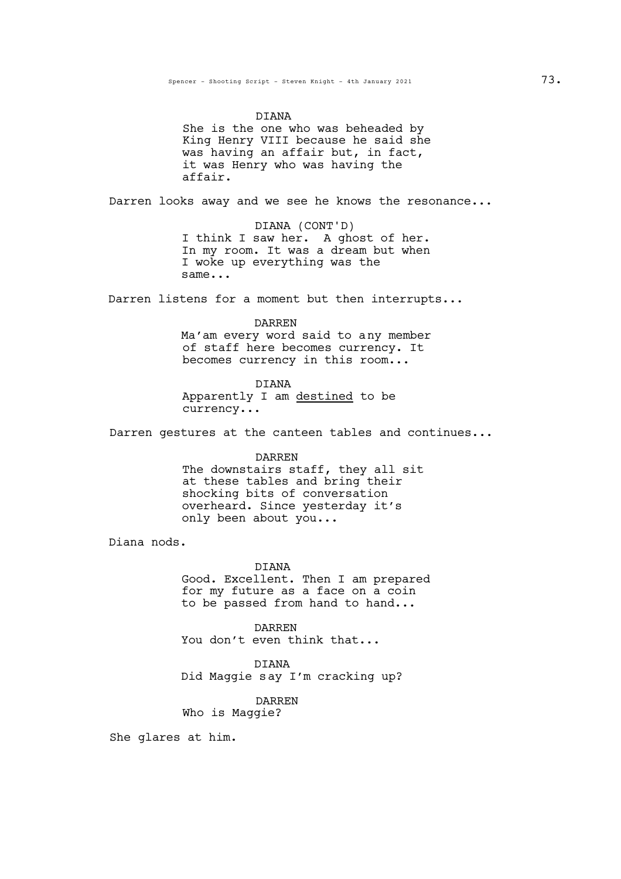DIANA
She is the one who was beheaded by King Henry VIII because he said she was having an affair but, in fact, it was Henry who was having the affair.

Darren looks away and we see he knows the resonance...

DIANA (CONT'D)
I think I saw her. A ghost of her. In my room. It was a dream but when I woke up everything was the same...

Darren listens for a moment but then interrupts...

DARREN
Ma'am every word said to any member of staff here becomes currency. It becomes currency in this room...

DIANA
Apparently I am <u>destined</u> to be currency...

Darren gestures at the canteen tables and continues...

DARREN
The downstairs staff, they all sit at these tables and bring their shocking bits of conversation overheard. Since yesterday it's only been about you...

Diana nods.

DIANA
Good. Excellent. Then I am prepared for my future as a face on a coin to be passed from hand to hand...

DARREN
You don't even think that...

DIANA
Did Maggie say I'm cracking up?

DARREN
Who is Maggie?

She glares at him.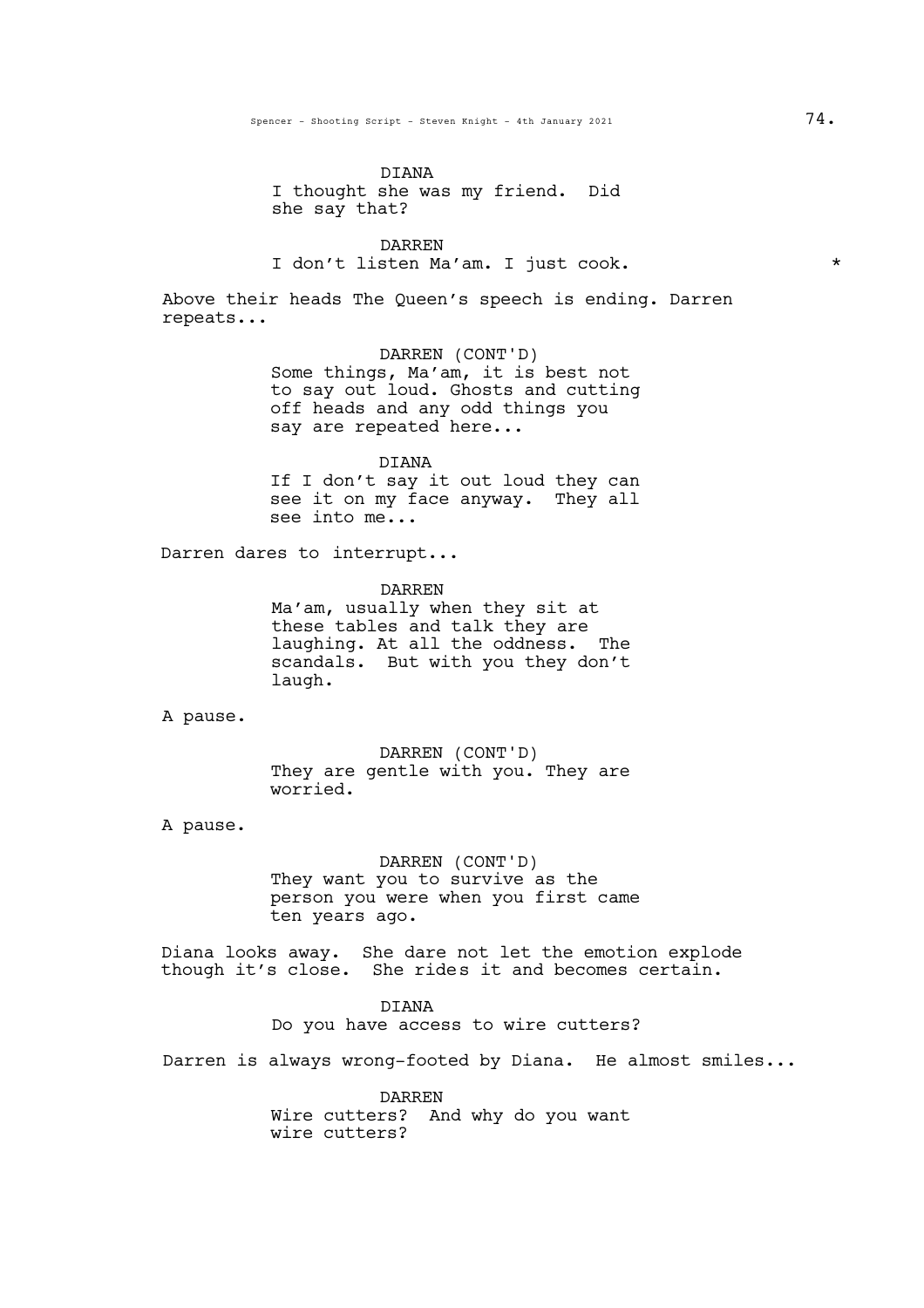DIANA
I thought she was my friend. Did she say that?

DARREN
I don't listen Ma'am. I just cook. *

Above their heads The Queen's speech is ending. Darren repeats...

DARREN (CONT'D)
Some things, Ma'am, it is best not to say out loud. Ghosts and cutting off heads and any odd things you say are repeated here...

DIANA
If I don't say it out loud they can see it on my face anyway. They all see into me...

Darren dares to interrupt...

DARREN
Ma'am, usually when they sit at these tables and talk they are laughing. At all the oddness. The scandals. But with you they don't laugh.

A pause.

DARREN (CONT'D)
They are gentle with you. They are worried.

A pause.

DARREN (CONT'D)
They want you to survive as the person you were when you first came ten years ago.

Diana looks away. She dare not let the emotion explode though it's close. She rides it and becomes certain.

DIANA
Do you have access to wire cutters?

Darren is always wrong-footed by Diana. He almost smiles...

DARREN
Wire cutters? And why do you want wire cutters?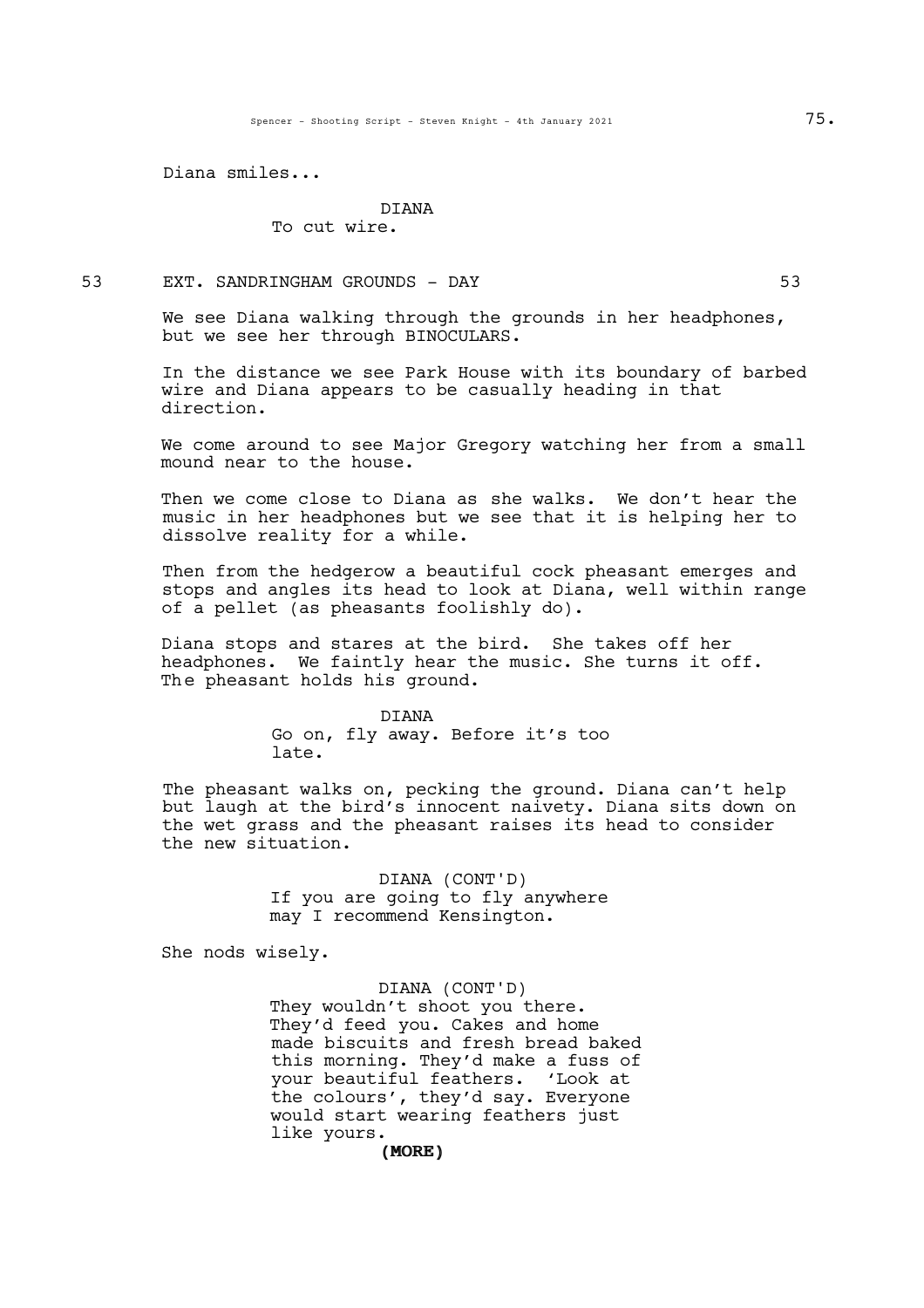Diana smiles...

DIANA
To cut wire.

53 EXT. SANDRINGHAM GROUNDS - DAY 53

We see Diana walking through the grounds in her headphones, but we see her through BINOCULARS.

In the distance we see Park House with its boundary of barbed wire and Diana appears to be casually heading in that direction.

We come around to see Major Gregory watching her from a small mound near to the house.

Then we come close to Diana as she walks. We don't hear the music in her headphones but we see that it is helping her to dissolve reality for a while.

Then from the hedgerow a beautiful cock pheasant emerges and stops and angles its head to look at Diana, well within range of a pellet (as pheasants foolishly do).

Diana stops and stares at the bird. She takes off her headphones. We faintly hear the music. She turns it off. The pheasant holds his ground.

DIANA
Go on, fly away. Before it's too late.

The pheasant walks on, pecking the ground. Diana can't help but laugh at the bird's innocent naivety. Diana sits down on the wet grass and the pheasant raises its head to consider the new situation.

DIANA (CONT'D)
If you are going to fly anywhere may I recommend Kensington.

She nods wisely.

DIANA (CONT'D)
They wouldn't shoot you there. They'd feed you. Cakes and home made biscuits and fresh bread baked this morning. They'd make a fuss of your beautiful feathers. 'Look at the colours', they'd say. Everyone would start wearing feathers just like yours.

**(MORE)**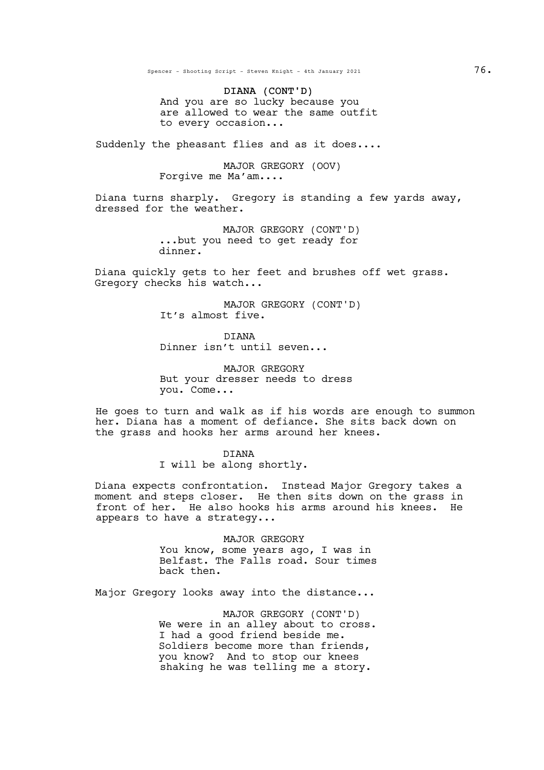DIANA (CONT'D)
And you are so lucky because you are allowed to wear the same outfit to every occasion...

Suddenly the pheasant flies and as it does....

MAJOR GREGORY (OOV)
Forgive me Ma'am....

Diana turns sharply. Gregory is standing a few yards away, dressed for the weather.

MAJOR GREGORY (CONT'D)
...but you need to get ready for dinner.

Diana quickly gets to her feet and brushes off wet grass. Gregory checks his watch...

MAJOR GREGORY (CONT'D)
It's almost five.

DIANA
Dinner isn't until seven...

MAJOR GREGORY
But your dresser needs to dress you. Come...

He goes to turn and walk as if his words are enough to summon her. Diana has a moment of defiance. She sits back down on the grass and hooks her arms around her knees.

DIANA
I will be along shortly.

Diana expects confrontation. Instead Major Gregory takes a moment and steps closer. He then sits down on the grass in front of her. He also hooks his arms around his knees. He appears to have a strategy...

MAJOR GREGORY
You know, some years ago, I was in Belfast. The Falls road. Sour times back then.

Major Gregory looks away into the distance...

MAJOR GREGORY (CONT'D)
We were in an alley about to cross. I had a good friend beside me. Soldiers become more than friends, you know? And to stop our knees shaking he was telling me a story.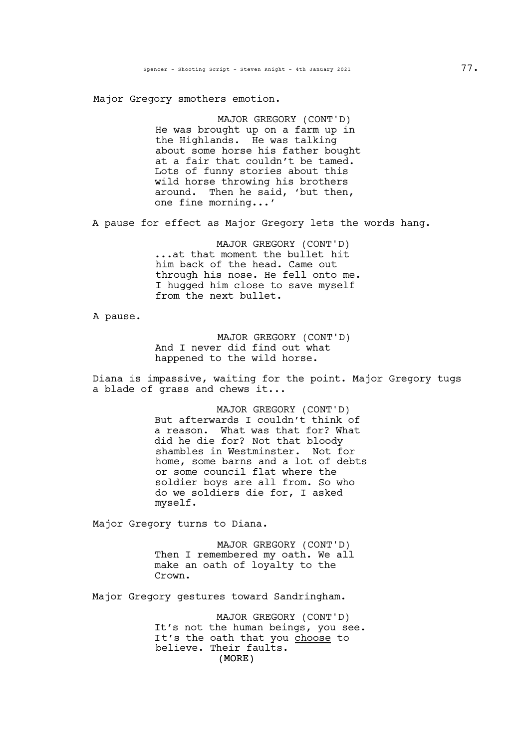Major Gregory smothers emotion.

MAJOR GREGORY (CONT'D)
He was brought up on a farm up in the Highlands. He was talking about some horse his father bought at a fair that couldn't be tamed. Lots of funny stories about this wild horse throwing his brothers around. Then he said, 'but then, one fine morning...'

A pause for effect as Major Gregory lets the words hang.

MAJOR GREGORY (CONT'D)
...at that moment the bullet hit him back of the head. Came out through his nose. He fell onto me. I hugged him close to save myself from the next bullet.

A pause.

MAJOR GREGORY (CONT'D)
And I never did find out what happened to the wild horse.

Diana is impassive, waiting for the point. Major Gregory tugs a blade of grass and chews it...

MAJOR GREGORY (CONT'D)
But afterwards I couldn't think of a reason. What was that for? What did he die for? Not that bloody shambles in Westminster. Not for home, some barns and a lot of debts or some council flat where the soldier boys are all from. So who do we soldiers die for, I asked myself.

Major Gregory turns to Diana.

MAJOR GREGORY (CONT'D)
Then I remembered my oath. We all make an oath of loyalty to the Crown.

Major Gregory gestures toward Sandringham.

MAJOR GREGORY (CONT'D)
It's not the human beings, you see. It's the oath that you choose to believe. Their faults.
(MORE)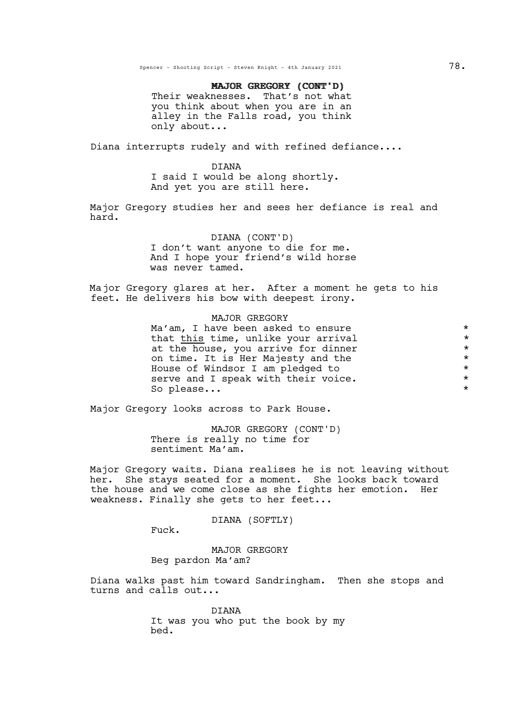**MAJOR GREGORY (CONT'D)**

Their weaknesses. That's not what you think about when you are in an alley in the Falls road, you think only about...

Diana interrupts rudely and with refined defiance....

DIANA

I said I would be along shortly. And yet you are still here.

Major Gregory studies her and sees her defiance is real and hard.

DIANA (CONT'D)

I don't want anyone to die for me. And I hope your friend's wild horse was never tamed.

Major Gregory glares at her. After a moment he gets to his feet. He delivers his bow with deepest irony.

MAJOR GREGORY

Ma'am, I have been asked to ensure that <u>this</u> time, unlike your arrival at the house, you arrive for dinner on time. It is Her Majesty and the House of Windsor I am pledged to serve and I speak with their voice. So please... *

Major Gregory looks across to Park House.

MAJOR GREGORY (CONT'D)

There is really no time for sentiment Ma'am.

Major Gregory waits. Diana realises he is not leaving without her. She stays seated for a moment. She looks back toward the house and we come close as she fights her emotion. Her weakness. Finally she gets to her feet...

DIANA (SOFTLY)

Fuck.

MAJOR GREGORY

Beg pardon Ma'am?

Diana walks past him toward Sandringham. Then she stops and turns and calls out...

DIANA

It was you who put the book by my bed.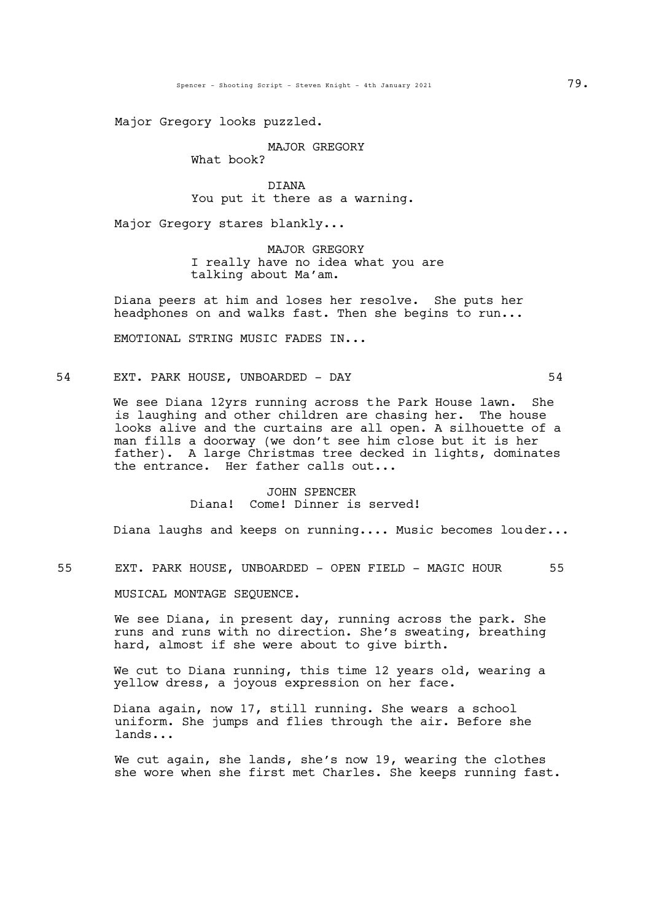Major Gregory looks puzzled.

MAJOR GREGORY
What book?

DIANA
You put it there as a warning.

Major Gregory stares blankly...

MAJOR GREGORY
I really have no idea what you are talking about Ma'am.

Diana peers at him and loses her resolve. She puts her headphones on and walks fast. Then she begins to run...

EMOTIONAL STRING MUSIC FADES IN...

54 EXT. PARK HOUSE, UNBOARDED - DAY 54

We see Diana 12yrs running across the Park House lawn. She is laughing and other children are chasing her. The house looks alive and the curtains are all open. A silhouette of a man fills a doorway (we don't see him close but it is her father). A large Christmas tree decked in lights, dominates the entrance. Her father calls out...

JOHN SPENCER
Diana! Come! Dinner is served!

Diana laughs and keeps on running.... Music becomes louder...

55 EXT. PARK HOUSE, UNBOARDED - OPEN FIELD - MAGIC HOUR 55

MUSICAL MONTAGE SEQUENCE.

We see Diana, in present day, running across the park. She runs and runs with no direction. She's sweating, breathing hard, almost if she were about to give birth.

We cut to Diana running, this time 12 years old, wearing a yellow dress, a joyous expression on her face.

Diana again, now 17, still running. She wears a school uniform. She jumps and flies through the air. Before she lands...

We cut again, she lands, she's now 19, wearing the clothes she wore when she first met Charles. She keeps running fast.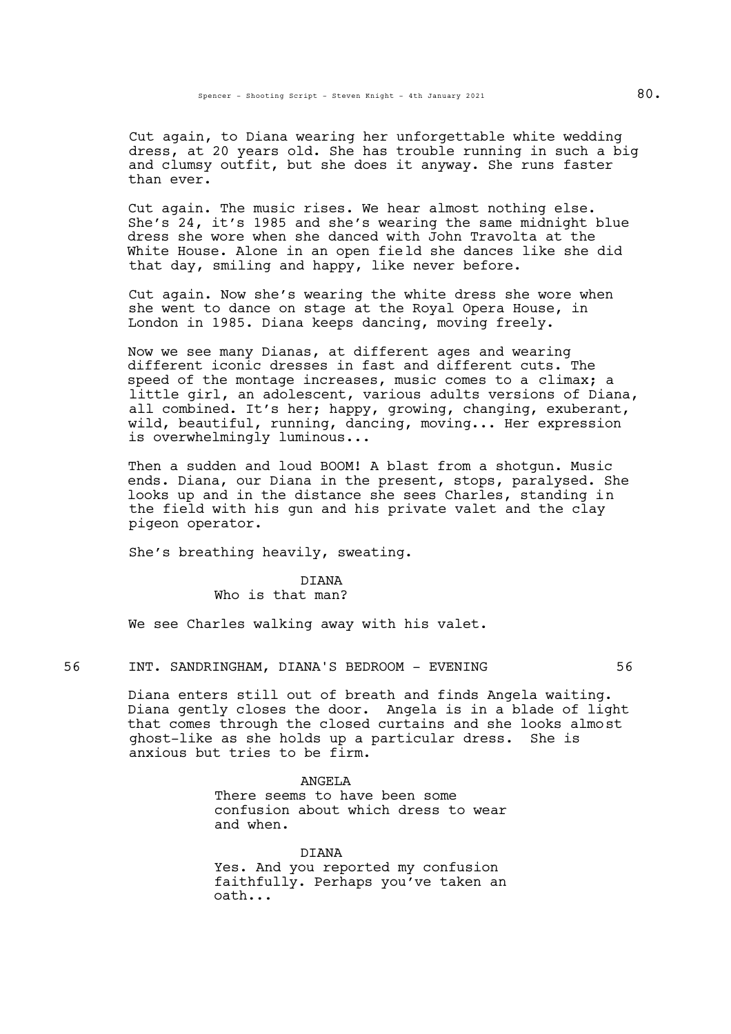Cut again, to Diana wearing her unforgettable white wedding dress, at 20 years old. She has trouble running in such a big and clumsy outfit, but she does it anyway. She runs faster than ever.

Cut again. The music rises. We hear almost nothing else. She's 24, it's 1985 and she's wearing the same midnight blue dress she wore when she danced with John Travolta at the White House. Alone in an open field she dances like she did that day, smiling and happy, like never before.

Cut again. Now she's wearing the white dress she wore when she went to dance on stage at the Royal Opera House, in London in 1985. Diana keeps dancing, moving freely.

Now we see many Dianas, at different ages and wearing different iconic dresses in fast and different cuts. The speed of the montage increases, music comes to a climax; a little girl, an adolescent, various adults versions of Diana, all combined. It's her; happy, growing, changing, exuberant, wild, beautiful, running, dancing, moving... Her expression is overwhelmingly luminous...

Then a sudden and loud BOOM! A blast from a shotgun. Music ends. Diana, our Diana in the present, stops, paralysed. She looks up and in the distance she sees Charles, standing in the field with his gun and his private valet and the clay pigeon operator.

She's breathing heavily, sweating.

DIANA
Who is that man?

We see Charles walking away with his valet.

56 INT. SANDRINGHAM, DIANA'S BEDROOM - EVENING 56

Diana enters still out of breath and finds Angela waiting. Diana gently closes the door. Angela is in a blade of light that comes through the closed curtains and she looks almost ghost-like as she holds up a particular dress. She is anxious but tries to be firm.

ANGELA
There seems to have been some confusion about which dress to wear and when.

DIANA
Yes. And you reported my confusion faithfully. Perhaps you've taken an oath...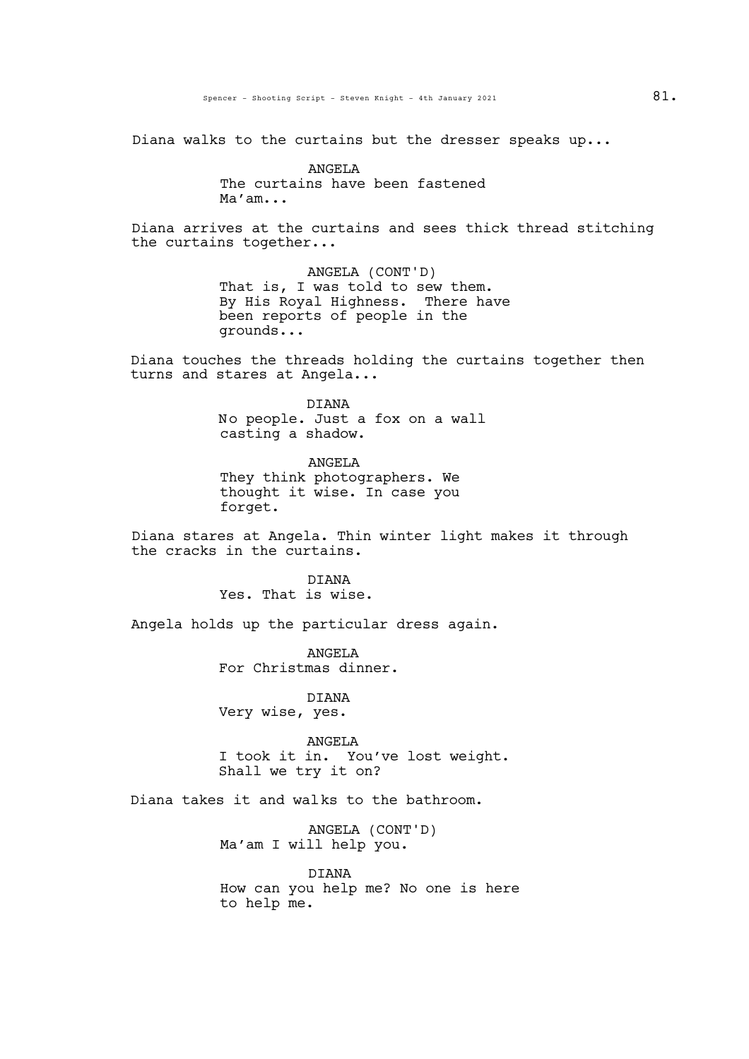Diana walks to the curtains but the dresser speaks up...

ANGELA
The curtains have been fastened Ma'am...

Diana arrives at the curtains and sees thick thread stitching the curtains together...

ANGELA (CONT'D)
That is, I was told to sew them. By His Royal Highness. There have been reports of people in the grounds...

Diana touches the threads holding the curtains together then turns and stares at Angela...

DIANA
No people. Just a fox on a wall casting a shadow.

ANGELA
They think photographers. We thought it wise. In case you forget.

Diana stares at Angela. Thin winter light makes it through the cracks in the curtains.

DIANA
Yes. That is wise.

Angela holds up the particular dress again.

ANGELA
For Christmas dinner.

DIANA
Very wise, yes.

ANGELA
I took it in. You've lost weight. Shall we try it on?

Diana takes it and walks to the bathroom.

ANGELA (CONT'D)
Ma'am I will help you.

DIANA
How can you help me? No one is here to help me.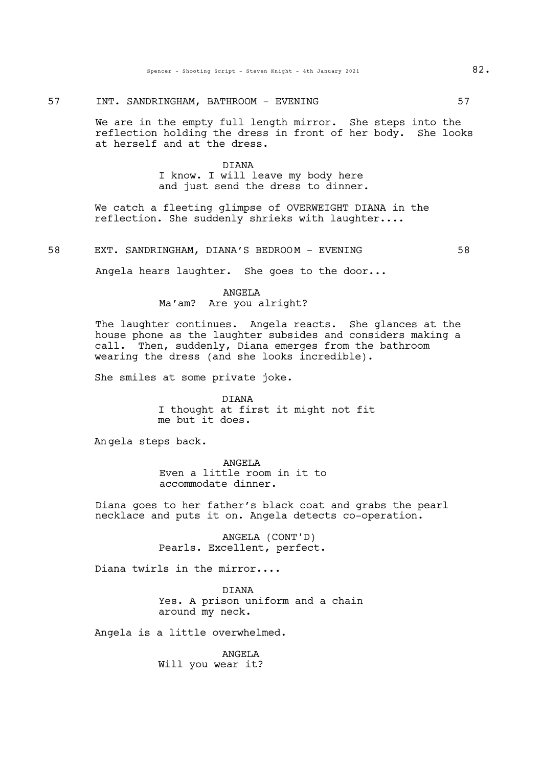57 INT. SANDRINGHAM, BATHROOM - EVENING 57

We are in the empty full length mirror. She steps into the reflection holding the dress in front of her body. She looks at herself and at the dress.

DIANA
I know. I will leave my body here and just send the dress to dinner.

We catch a fleeting glimpse of OVERWEIGHT DIANA in the reflection. She suddenly shrieks with laughter....

58 EXT. SANDRINGHAM, DIANA'S BEDROOM - EVENING 58

Angela hears laughter. She goes to the door...

ANGELA
Ma'am? Are you alright?

The laughter continues. Angela reacts. She glances at the house phone as the laughter subsides and considers making a call. Then, suddenly, Diana emerges from the bathroom wearing the dress (and she looks incredible).

She smiles at some private joke.

DIANA
I thought at first it might not fit me but it does.

Angela steps back.

ANGELA
Even a little room in it to accommodate dinner.

Diana goes to her father's black coat and grabs the pearl necklace and puts it on. Angela detects co-operation.

ANGELA (CONT'D)
Pearls. Excellent, perfect.

Diana twirls in the mirror....

DIANA
Yes. A prison uniform and a chain around my neck.

Angela is a little overwhelmed.

ANGELA
Will you wear it?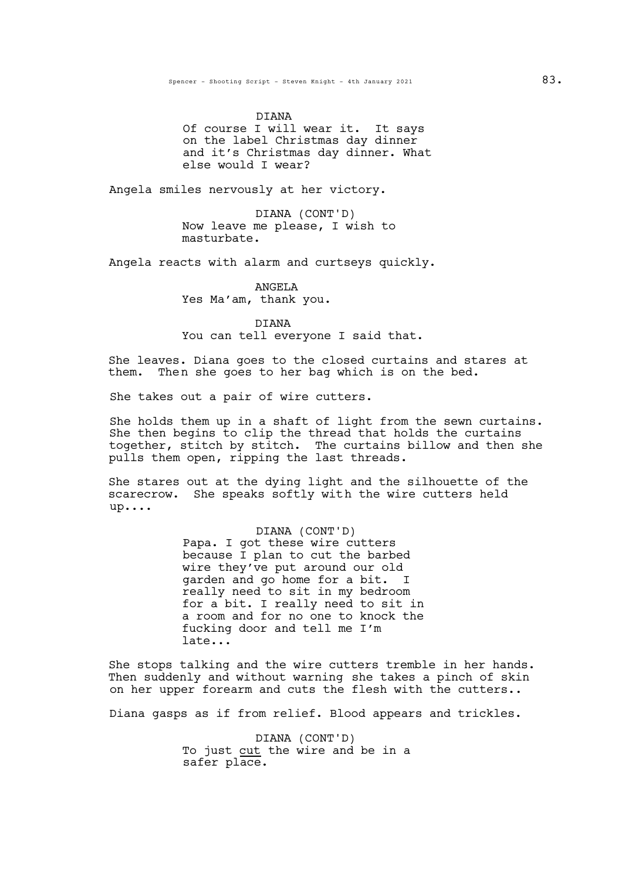DIANA
Of course I will wear it. It says on the label Christmas day dinner and it's Christmas day dinner. What else would I wear?

Angela smiles nervously at her victory.

DIANA (CONT'D)
Now leave me please, I wish to masturbate.

Angela reacts with alarm and curtseys quickly.

ANGELA
Yes Ma'am, thank you.

DIANA
You can tell everyone I said that.

She leaves. Diana goes to the closed curtains and stares at them. Then she goes to her bag which is on the bed.

She takes out a pair of wire cutters.

She holds them up in a shaft of light from the sewn curtains. She then begins to clip the thread that holds the curtains together, stitch by stitch. The curtains billow and then she pulls them open, ripping the last threads.

She stares out at the dying light and the silhouette of the scarecrow. She speaks softly with the wire cutters held up....

DIANA (CONT'D)
Papa. I got these wire cutters because I plan to cut the barbed wire they've put around our old garden and go home for a bit. I really need to sit in my bedroom for a bit. I really need to sit in a room and for no one to knock the fucking door and tell me I'm late...

She stops talking and the wire cutters tremble in her hands. Then suddenly and without warning she takes a pinch of skin on her upper forearm and cuts the flesh with the cutters..

Diana gasps as if from relief. Blood appears and trickles.

DIANA (CONT'D)
To just <u>cut</u> the wire and be in a safer place.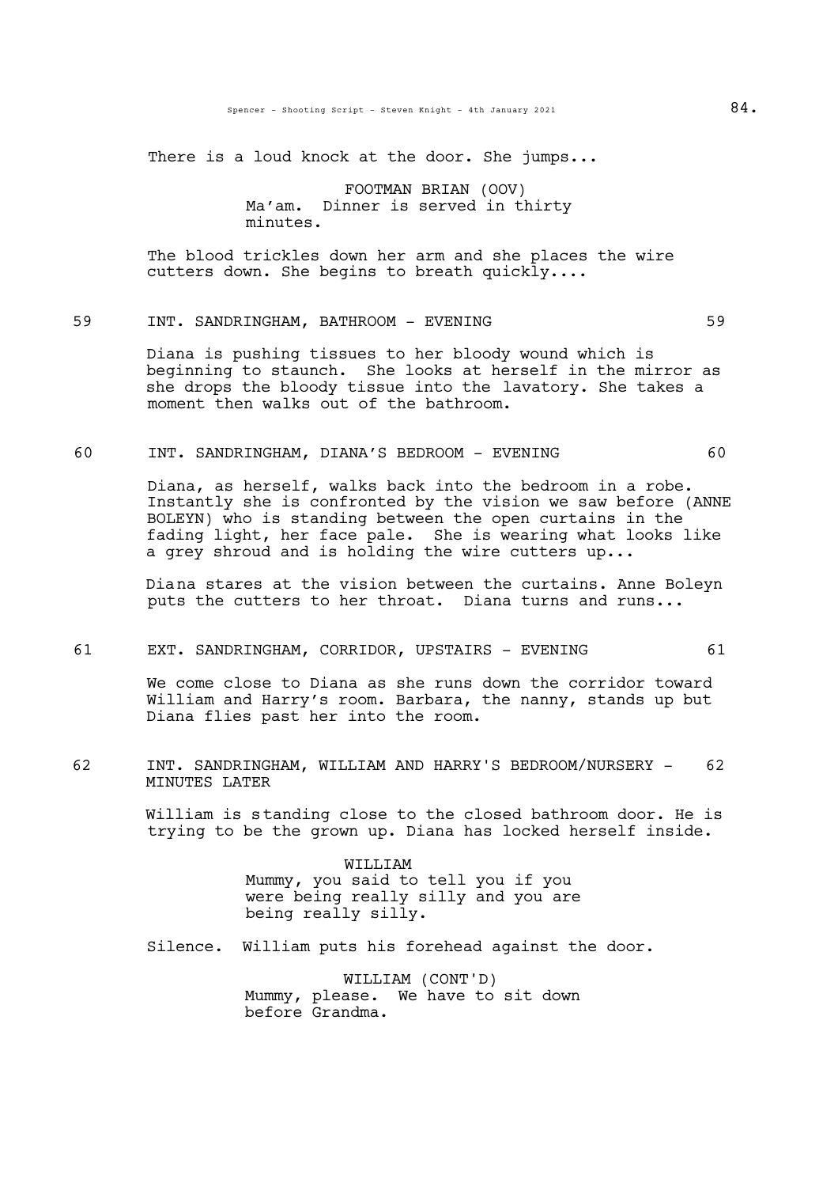There is a loud knock at the door. She jumps...

FOOTMAN BRIAN (OOV)
Ma'am. Dinner is served in thirty minutes.

The blood trickles down her arm and she places the wire cutters down. She begins to breath quickly....

59 INT. SANDRINGHAM, BATHROOM - EVENING 59

Diana is pushing tissues to her bloody wound which is beginning to staunch. She looks at herself in the mirror as she drops the bloody tissue into the lavatory. She takes a moment then walks out of the bathroom.

60 INT. SANDRINGHAM, DIANA'S BEDROOM - EVENING 60

Diana, as herself, walks back into the bedroom in a robe. Instantly she is confronted by the vision we saw before (ANNE BOLEYN) who is standing between the open curtains in the fading light, her face pale. She is wearing what looks like a grey shroud and is holding the wire cutters up...

Diana stares at the vision between the curtains. Anne Boleyn puts the cutters to her throat. Diana turns and runs...

61 EXT. SANDRINGHAM, CORRIDOR, UPSTAIRS - EVENING 61

We come close to Diana as she runs down the corridor toward William and Harry's room. Barbara, the nanny, stands up but Diana flies past her into the room.

62 INT. SANDRINGHAM, WILLIAM AND HARRY'S BEDROOM/NURSERY - MINUTES LATER 62

William is standing close to the closed bathroom door. He is trying to be the grown up. Diana has locked herself inside.

WILLIAM
Mummy, you said to tell you if you were being really silly and you are being really silly.

Silence. William puts his forehead against the door.

WILLIAM (CONT'D)
Mummy, please. We have to sit down before Grandma.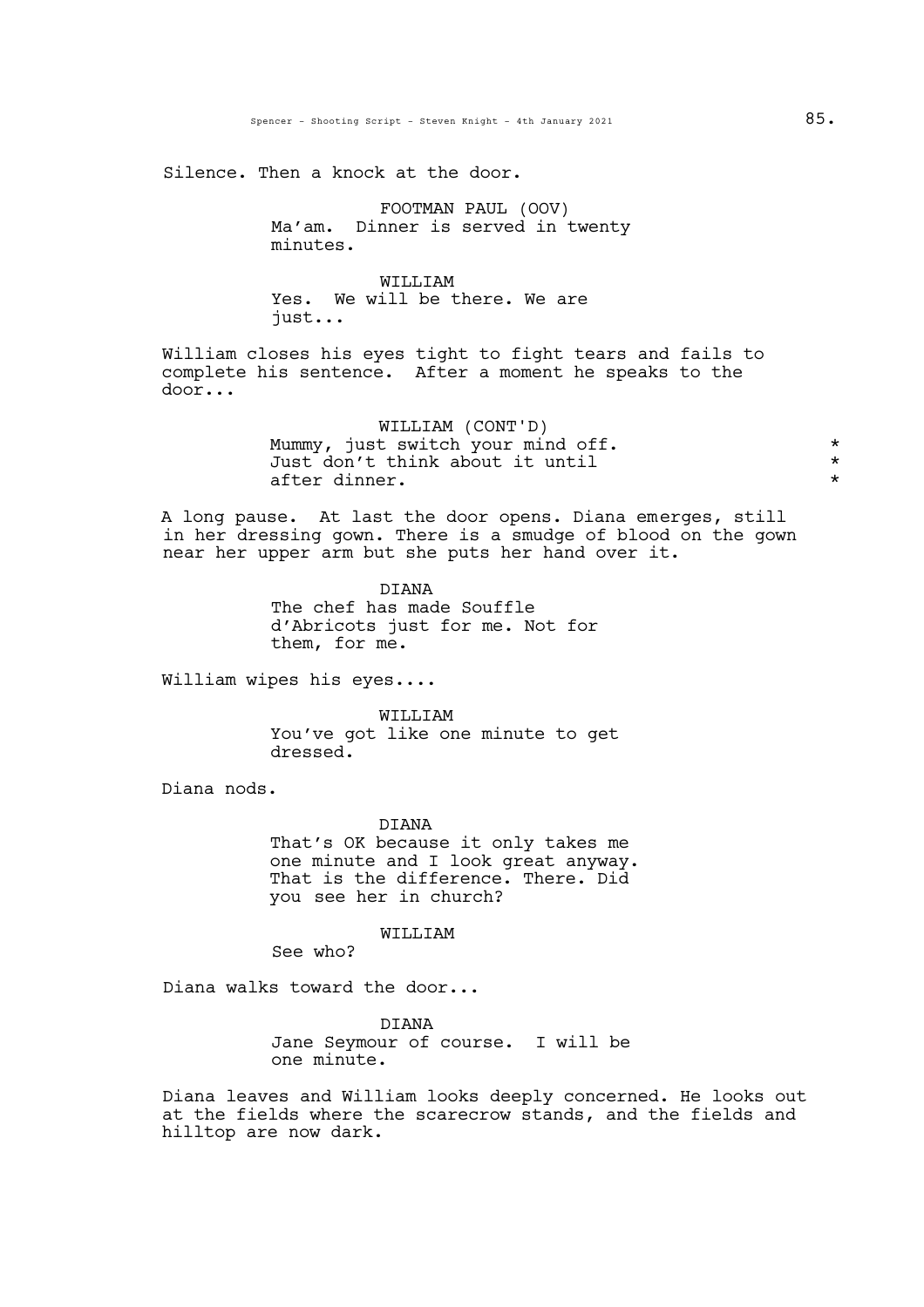Silence. Then a knock at the door.

FOOTMAN PAUL (OOV)
Ma'am. Dinner is served in twenty minutes.

WILLIAM
Yes. We will be there. We are just...

William closes his eyes tight to fight tears and fails to complete his sentence. After a moment he speaks to the door...

WILLIAM (CONT'D)
Mummy, just switch your mind off. *
Just don't think about it until *
after dinner. *

A long pause. At last the door opens. Diana emerges, still in her dressing gown. There is a smudge of blood on the gown near her upper arm but she puts her hand over it.

DIANA
The chef has made Souffle d'Abricots just for me. Not for them, for me.

William wipes his eyes....

WILLIAM
You've got like one minute to get dressed.

Diana nods.

DIANA
That's OK because it only takes me one minute and I look great anyway. That is the difference. There. Did you see her in church?

WILLIAM
See who?

Diana walks toward the door...

DIANA
Jane Seymour of course. I will be one minute.

Diana leaves and William looks deeply concerned. He looks out at the fields where the scarecrow stands, and the fields and hilltop are now dark.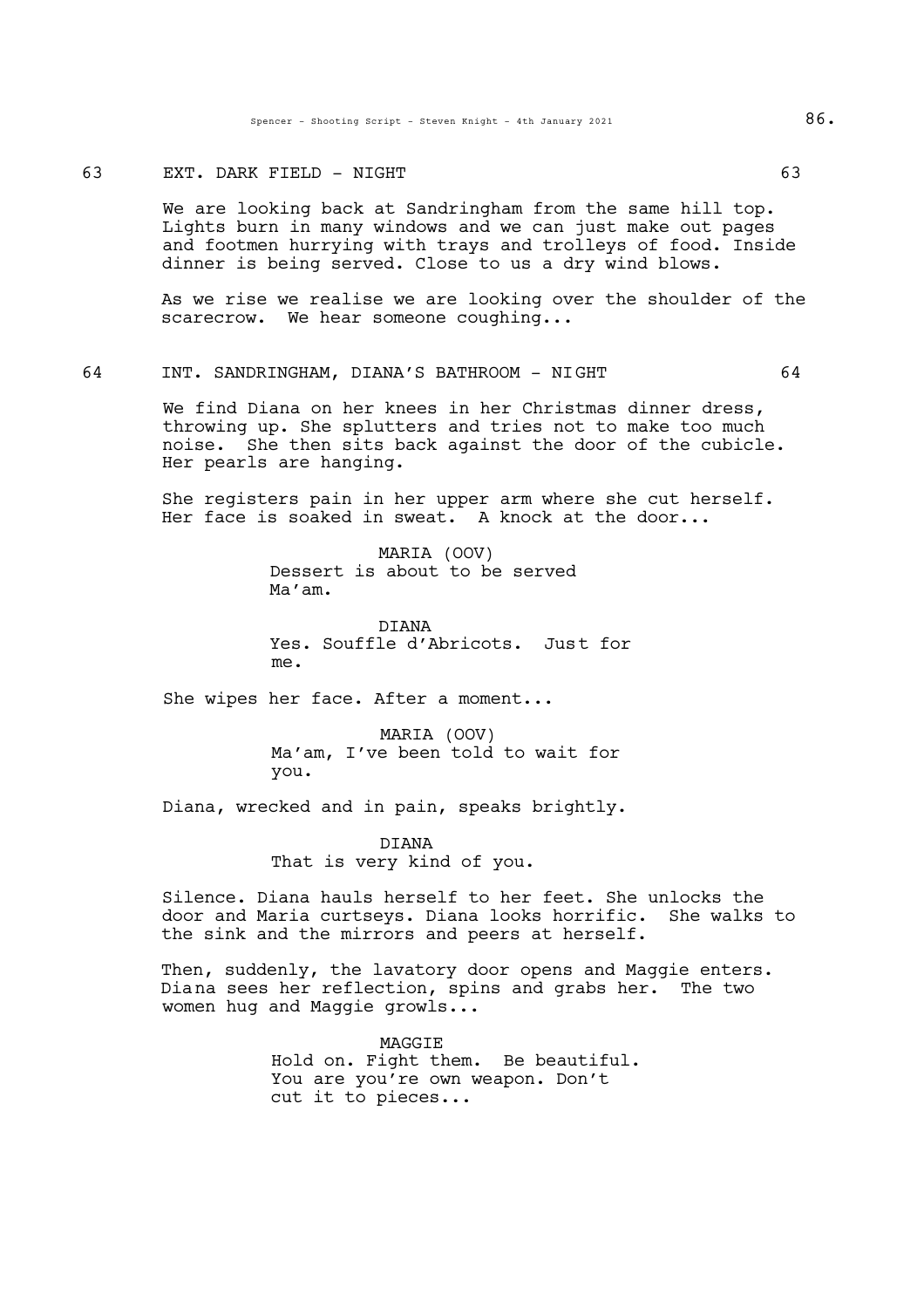63 EXT. DARK FIELD - NIGHT 63

We are looking back at Sandringham from the same hill top. Lights burn in many windows and we can just make out pages and footmen hurrying with trays and trolleys of food. Inside dinner is being served. Close to us a dry wind blows.

As we rise we realise we are looking over the shoulder of the scarecrow. We hear someone coughing...

64 INT. SANDRINGHAM, DIANA'S BATHROOM - NIGHT 64

We find Diana on her knees in her Christmas dinner dress, throwing up. She splutters and tries not to make too much noise. She then sits back against the door of the cubicle. Her pearls are hanging.

She registers pain in her upper arm where she cut herself. Her face is soaked in sweat. A knock at the door...

MARIA (OOV)
Dessert is about to be served Ma'am.

DIANA
Yes. Souffle d'Abricots. Just for me.

She wipes her face. After a moment...

MARIA (OOV)
Ma'am, I've been told to wait for you.

Diana, wrecked and in pain, speaks brightly.

DIANA
That is very kind of you.

Silence. Diana hauls herself to her feet. She unlocks the door and Maria curtseys. Diana looks horrific. She walks to the sink and the mirrors and peers at herself.

Then, suddenly, the lavatory door opens and Maggie enters. Diana sees her reflection, spins and grabs her. The two women hug and Maggie growls...

MAGGIE
Hold on. Fight them. Be beautiful. You are you're own weapon. Don't cut it to pieces...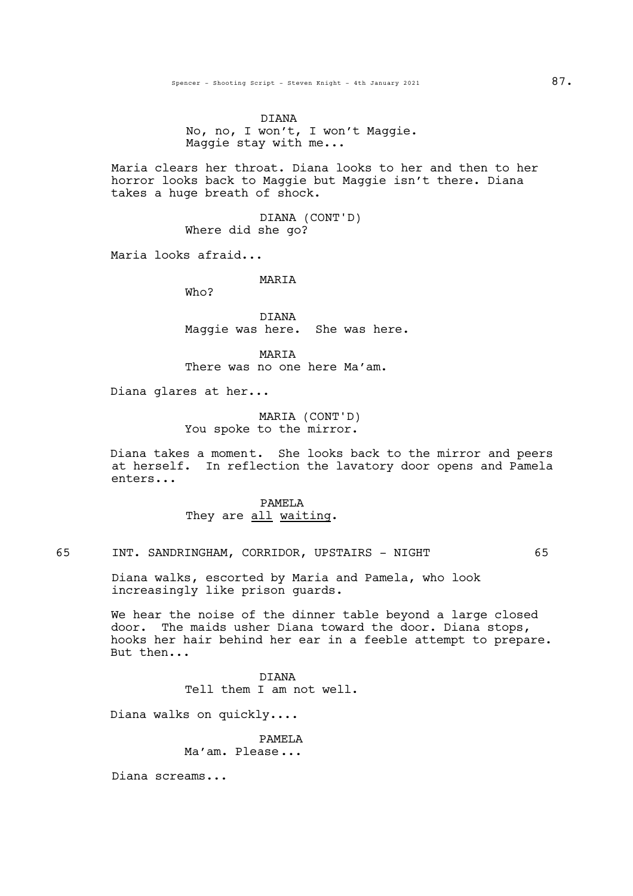DIANA
No, no, I won't, I won't Maggie.
Maggie stay with me...

Maria clears her throat. Diana looks to her and then to her horror looks back to Maggie but Maggie isn't there. Diana takes a huge breath of shock.

DIANA (CONT'D)
Where did she go?

Maria looks afraid...

MARIA
Who?

DIANA
Maggie was here.  She was here.

MARIA
There was no one here Ma'am.

Diana glares at her...

MARIA (CONT'D)
You spoke to the mirror.

Diana takes a moment.  She looks back to the mirror and peers at herself.  In reflection the lavatory door opens and Pamela enters...

PAMELA
They are <u>all</u> <u>waiting</u>.

65 INT. SANDRINGHAM, CORRIDOR, UPSTAIRS - NIGHT 65

Diana walks, escorted by Maria and Pamela, who look increasingly like prison guards.

We hear the noise of the dinner table beyond a large closed door.  The maids usher Diana toward the door. Diana stops, hooks her hair behind her ear in a feeble attempt to prepare. But then...

DIANA
Tell them I am not well.

Diana walks on quickly....

PAMELA
Ma'am. Please...

Diana screams...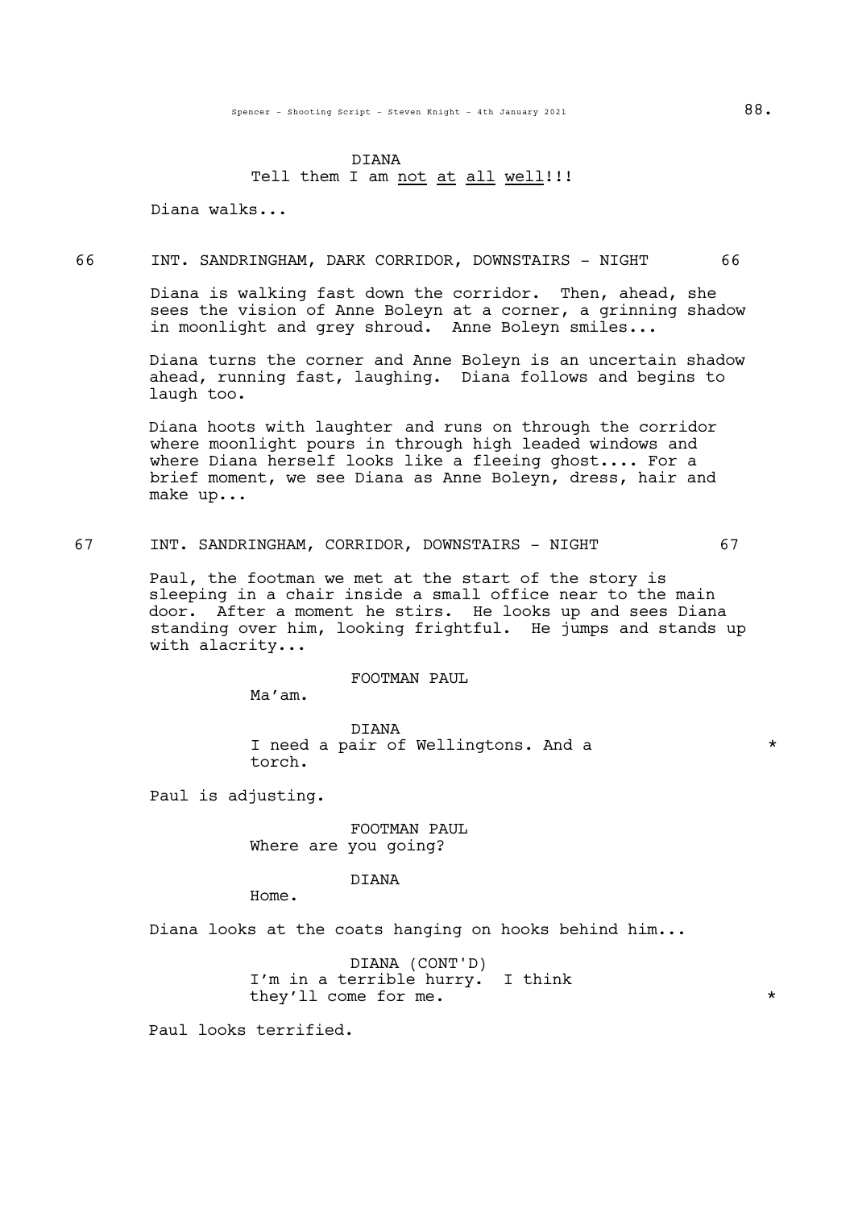DIANA
Tell them I am <u>not</u> <u>at</u> <u>all</u> <u>well</u>!!!

Diana walks...

66 INT. SANDRINGHAM, DARK CORRIDOR, DOWNSTAIRS - NIGHT 66

Diana is walking fast down the corridor. Then, ahead, she sees the vision of Anne Boleyn at a corner, a grinning shadow in moonlight and grey shroud. Anne Boleyn smiles...

Diana turns the corner and Anne Boleyn is an uncertain shadow ahead, running fast, laughing. Diana follows and begins to laugh too.

Diana hoots with laughter and runs on through the corridor where moonlight pours in through high leaded windows and where Diana herself looks like a fleeing ghost.... For a brief moment, we see Diana as Anne Boleyn, dress, hair and make up...

67 INT. SANDRINGHAM, CORRIDOR, DOWNSTAIRS - NIGHT 67

Paul, the footman we met at the start of the story is sleeping in a chair inside a small office near to the main door. After a moment he stirs. He looks up and sees Diana standing over him, looking frightful. He jumps and stands up with alacrity...

FOOTMAN PAUL
Ma'am.

DIANA
I need a pair of Wellingtons. And a torch. *

Paul is adjusting.

FOOTMAN PAUL
Where are you going?

DIANA
Home.

Diana looks at the coats hanging on hooks behind him...

DIANA (CONT'D)
I'm in a terrible hurry. I think they'll come for me. *

Paul looks terrified.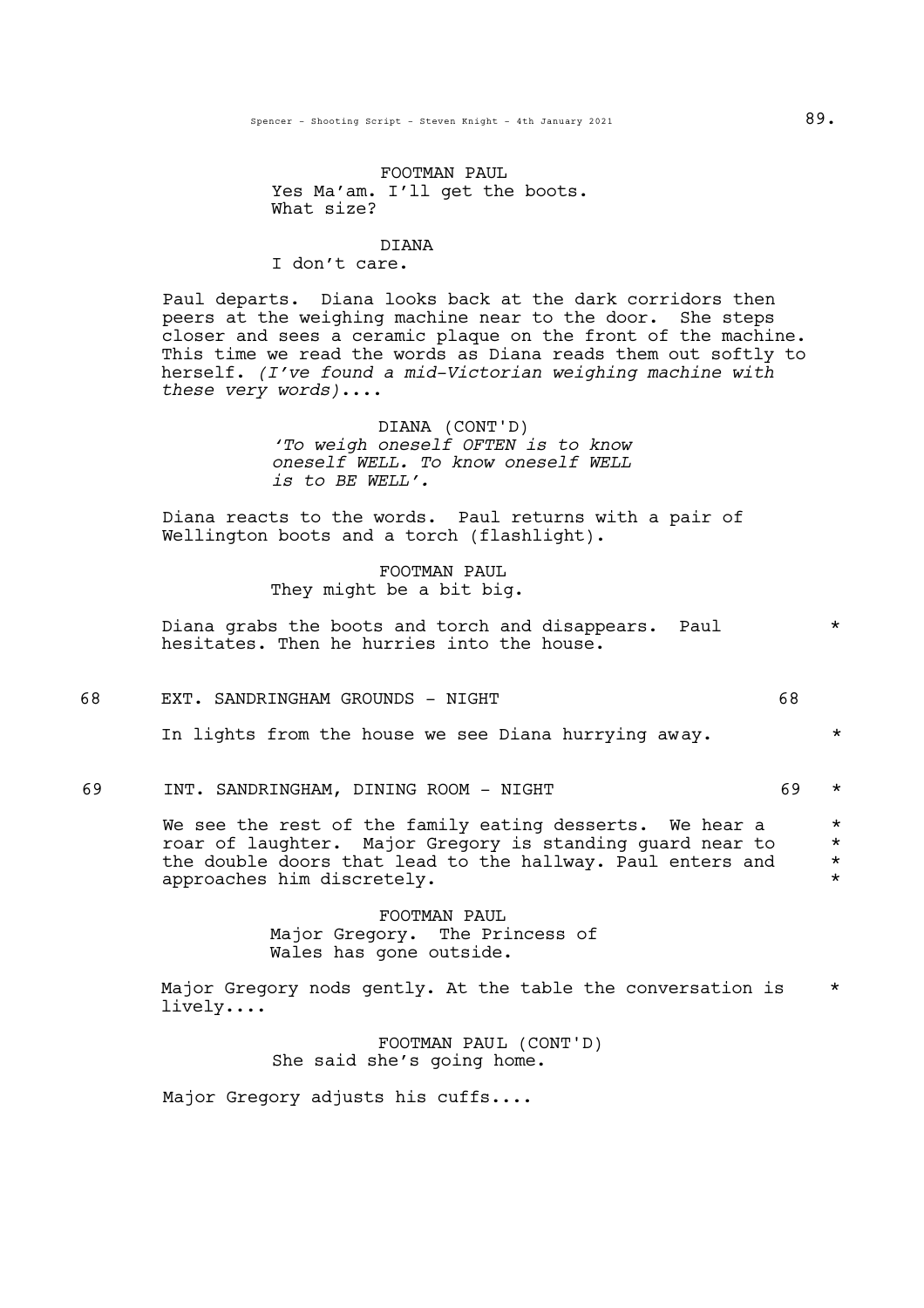FOOTMAN PAUL
Yes Ma'am. I'll get the boots.
What size?

DIANA
I don't care.

Paul departs. Diana looks back at the dark corridors then peers at the weighing machine near to the door. She steps closer and sees a ceramic plaque on the front of the machine. This time we read the words as Diana reads them out softly to herself. *(I've found a mid-Victorian weighing machine with these very words)*....

DIANA (CONT'D)
*'To weigh oneself OFTEN is to know oneself WELL. To know oneself WELL is to BE WELL'.*

Diana reacts to the words. Paul returns with a pair of Wellington boots and a torch (flashlight).

FOOTMAN PAUL
They might be a bit big.

Diana grabs the boots and torch and disappears. Paul hesitates. Then he hurries into the house. *

68 EXT. SANDRINGHAM GROUNDS - NIGHT 68

In lights from the house we see Diana hurrying away. *

69 INT. SANDRINGHAM, DINING ROOM - NIGHT 69 *

We see the rest of the family eating desserts. We hear a roar of laughter. Major Gregory is standing guard near to the double doors that lead to the hallway. Paul enters and approaches him discretely. *

FOOTMAN PAUL
Major Gregory. The Princess of Wales has gone outside.

Major Gregory nods gently. At the table the conversation is lively.... *

FOOTMAN PAUL (CONT'D)
She said she's going home.

Major Gregory adjusts his cuffs....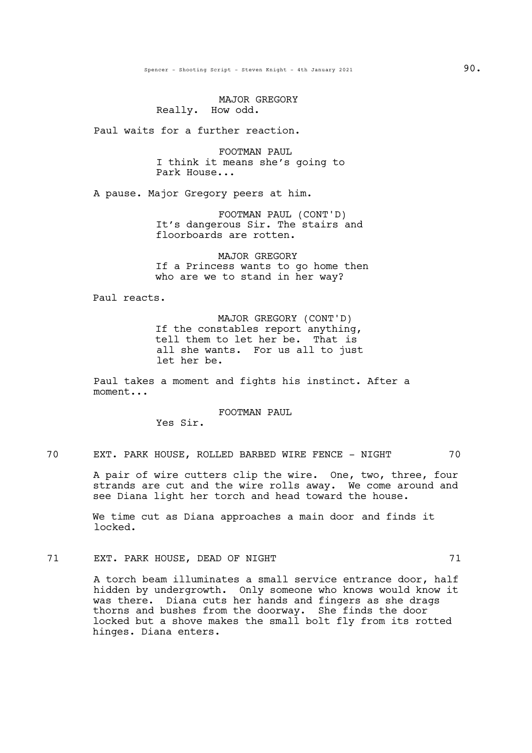MAJOR GREGORY
Really. How odd.

Paul waits for a further reaction.

FOOTMAN PAUL
I think it means she's going to Park House...

A pause. Major Gregory peers at him.

FOOTMAN PAUL (CONT'D)
It's dangerous Sir. The stairs and floorboards are rotten.

MAJOR GREGORY
If a Princess wants to go home then who are we to stand in her way?

Paul reacts.

MAJOR GREGORY (CONT'D)
If the constables report anything, tell them to let her be. That is all she wants. For us all to just let her be.

Paul takes a moment and fights his instinct. After a moment...

FOOTMAN PAUL
Yes Sir.

70 EXT. PARK HOUSE, ROLLED BARBED WIRE FENCE - NIGHT 70

A pair of wire cutters clip the wire. One, two, three, four strands are cut and the wire rolls away. We come around and see Diana light her torch and head toward the house.

We time cut as Diana approaches a main door and finds it locked.

71 EXT. PARK HOUSE, DEAD OF NIGHT 71

A torch beam illuminates a small service entrance door, half hidden by undergrowth. Only someone who knows would know it was there. Diana cuts her hands and fingers as she drags thorns and bushes from the doorway. She finds the door locked but a shove makes the small bolt fly from its rotted hinges. Diana enters.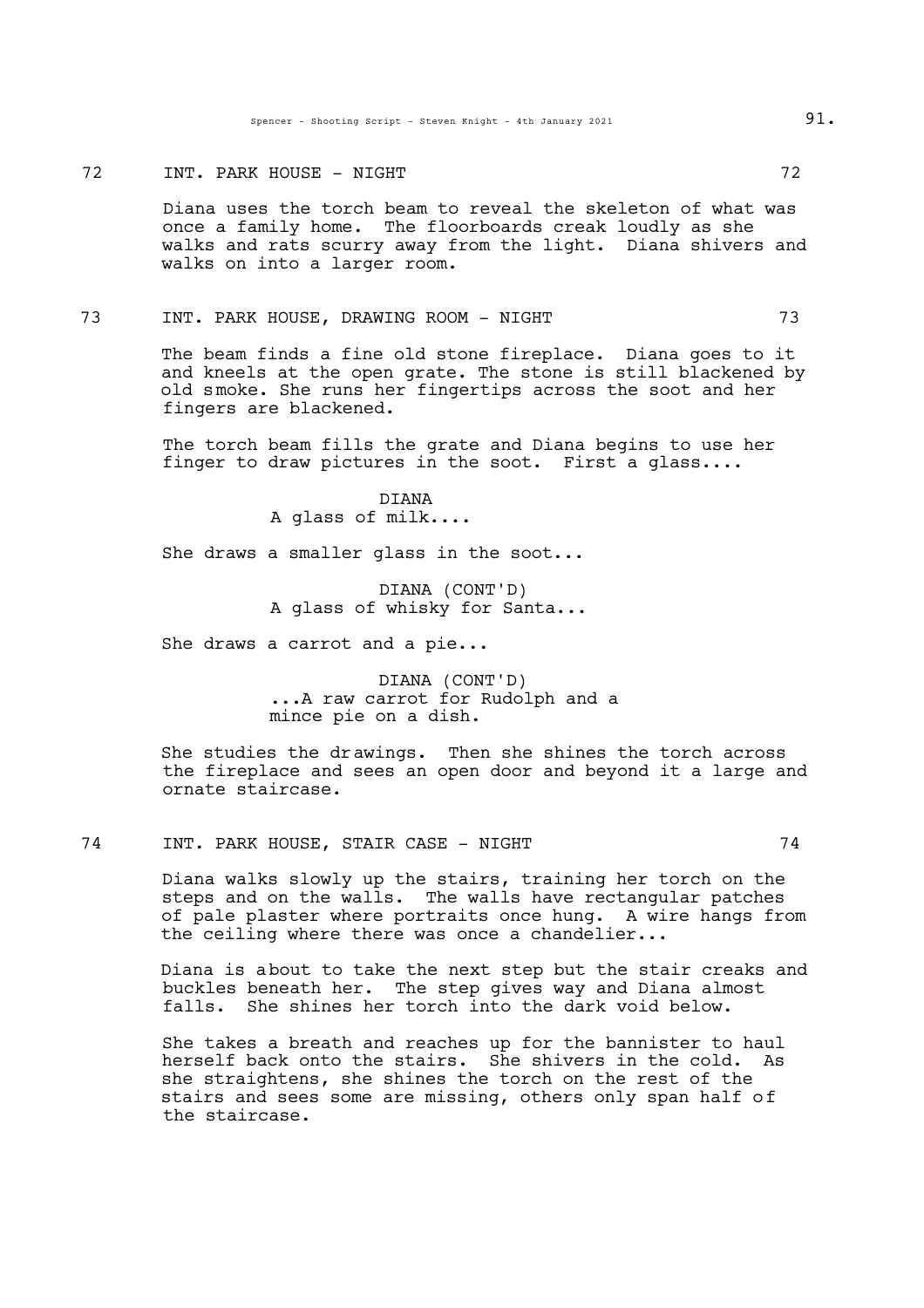72 INT. PARK HOUSE - NIGHT 72

Diana uses the torch beam to reveal the skeleton of what was once a family home. The floorboards creak loudly as she walks and rats scurry away from the light. Diana shivers and walks on into a larger room.

73 INT. PARK HOUSE, DRAWING ROOM - NIGHT 73

The beam finds a fine old stone fireplace. Diana goes to it and kneels at the open grate. The stone is still blackened by old smoke. She runs her fingertips across the soot and her fingers are blackened.

The torch beam fills the grate and Diana begins to use her finger to draw pictures in the soot. First a glass....

DIANA
A glass of milk....

She draws a smaller glass in the soot...

DIANA (CONT'D)
A glass of whisky for Santa...

She draws a carrot and a pie...

DIANA (CONT'D)
...A raw carrot for Rudolph and a mince pie on a dish.

She studies the drawings. Then she shines the torch across the fireplace and sees an open door and beyond it a large and ornate staircase.

74 INT. PARK HOUSE, STAIR CASE - NIGHT 74

Diana walks slowly up the stairs, training her torch on the steps and on the walls. The walls have rectangular patches of pale plaster where portraits once hung. A wire hangs from the ceiling where there was once a chandelier...

Diana is about to take the next step but the stair creaks and buckles beneath her. The step gives way and Diana almost falls. She shines her torch into the dark void below.

She takes a breath and reaches up for the bannister to haul herself back onto the stairs. She shivers in the cold. As she straightens, she shines the torch on the rest of the stairs and sees some are missing, others only span half of the staircase.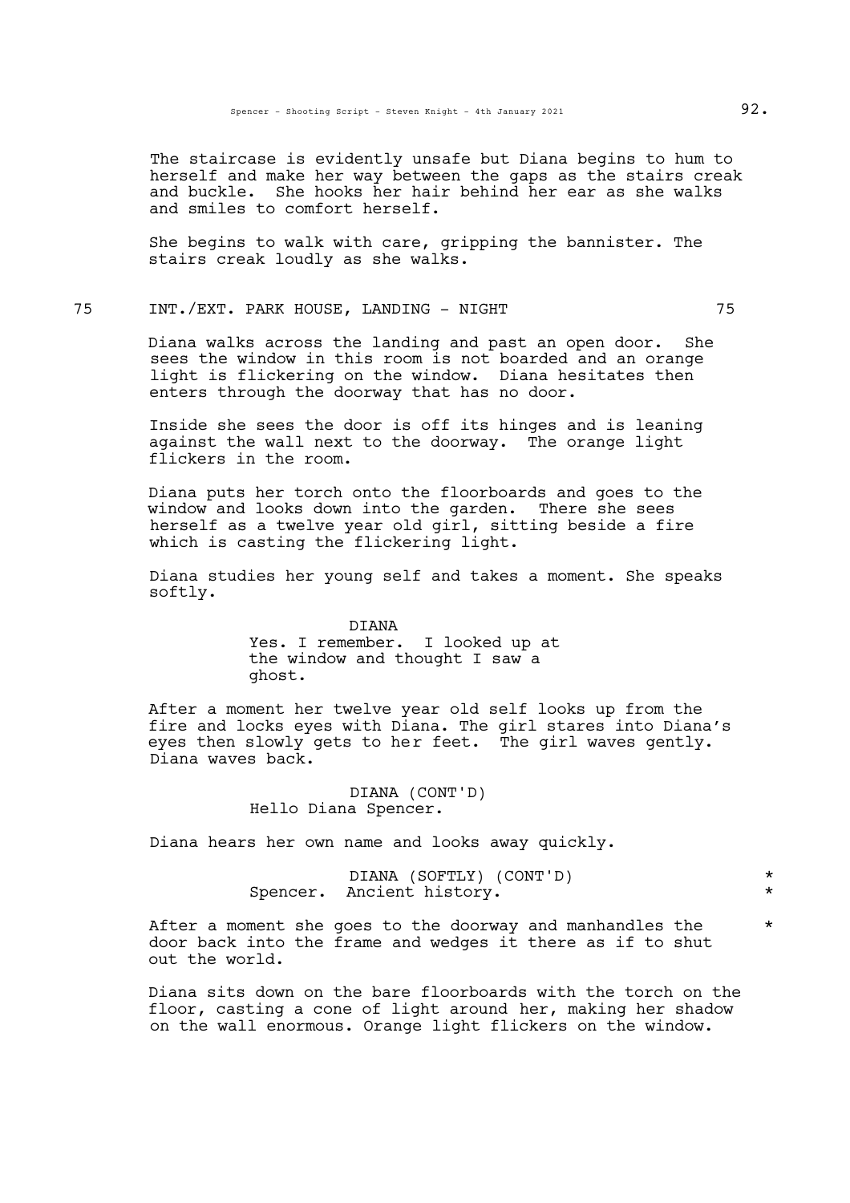The staircase is evidently unsafe but Diana begins to hum to herself and make her way between the gaps as the stairs creak and buckle. She hooks her hair behind her ear as she walks and smiles to comfort herself.

She begins to walk with care, gripping the bannister. The stairs creak loudly as she walks.

75 INT./EXT. PARK HOUSE, LANDING - NIGHT 75

Diana walks across the landing and past an open door. She sees the window in this room is not boarded and an orange light is flickering on the window. Diana hesitates then enters through the doorway that has no door.

Inside she sees the door is off its hinges and is leaning against the wall next to the doorway. The orange light flickers in the room.

Diana puts her torch onto the floorboards and goes to the window and looks down into the garden. There she sees herself as a twelve year old girl, sitting beside a fire which is casting the flickering light.

Diana studies her young self and takes a moment. She speaks softly.

DIANA
Yes. I remember. I looked up at the window and thought I saw a ghost.

After a moment her twelve year old self looks up from the fire and locks eyes with Diana. The girl stares into Diana's eyes then slowly gets to her feet. The girl waves gently. Diana waves back.

DIANA (CONT'D)
Hello Diana Spencer.

Diana hears her own name and looks away quickly.

DIANA (SOFTLY) (CONT'D) *
Spencer. Ancient history. *

After a moment she goes to the doorway and manhandles the door back into the frame and wedges it there as if to shut out the world. *

Diana sits down on the bare floorboards with the torch on the floor, casting a cone of light around her, making her shadow on the wall enormous. Orange light flickers on the window.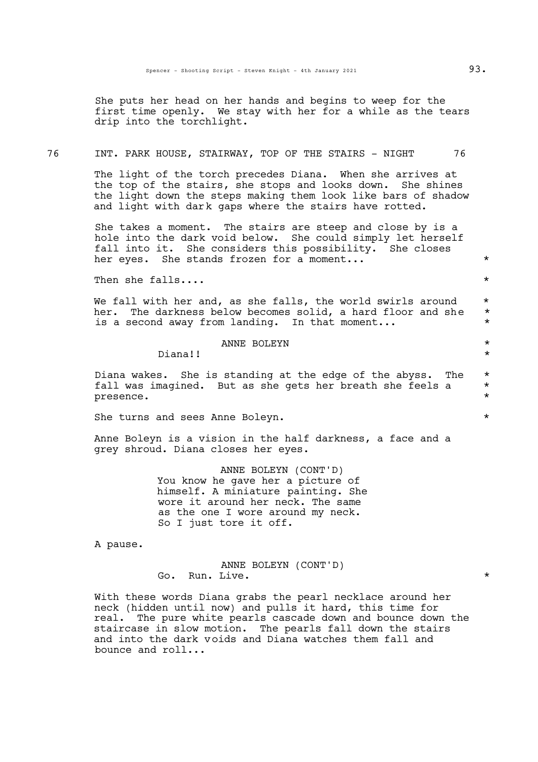She puts her head on her hands and begins to weep for the first time openly. We stay with her for a while as the tears drip into the torchlight.

76 INT. PARK HOUSE, STAIRWAY, TOP OF THE STAIRS - NIGHT 76

The light of the torch precedes Diana. When she arrives at the top of the stairs, she stops and looks down. She shines the light down the steps making them look like bars of shadow and light with dark gaps where the stairs have rotted.

She takes a moment. The stairs are steep and close by is a hole into the dark void below. She could simply let herself fall into it. She considers this possibility. She closes her eyes. She stands frozen for a moment... *

Then she falls.... *

We fall with her and, as she falls, the world swirls around her. The darkness below becomes solid, a hard floor and she is a second away from landing. In that moment... *

ANNE BOLEYN *
Diana!! *

Diana wakes. She is standing at the edge of the abyss. The fall was imagined. But as she gets her breath she feels a presence. *

She turns and sees Anne Boleyn. *

Anne Boleyn is a vision in the half darkness, a face and a grey shroud. Diana closes her eyes.

ANNE BOLEYN (CONT'D)
You know he gave her a picture of himself. A miniature painting. She wore it around her neck. The same as the one I wore around my neck. So I just tore it off.

A pause.

ANNE BOLEYN (CONT'D)
Go. Run. Live. *

With these words Diana grabs the pearl necklace around her neck (hidden until now) and pulls it hard, this time for real. The pure white pearls cascade down and bounce down the staircase in slow motion. The pearls fall down the stairs and into the dark voids and Diana watches them fall and bounce and roll...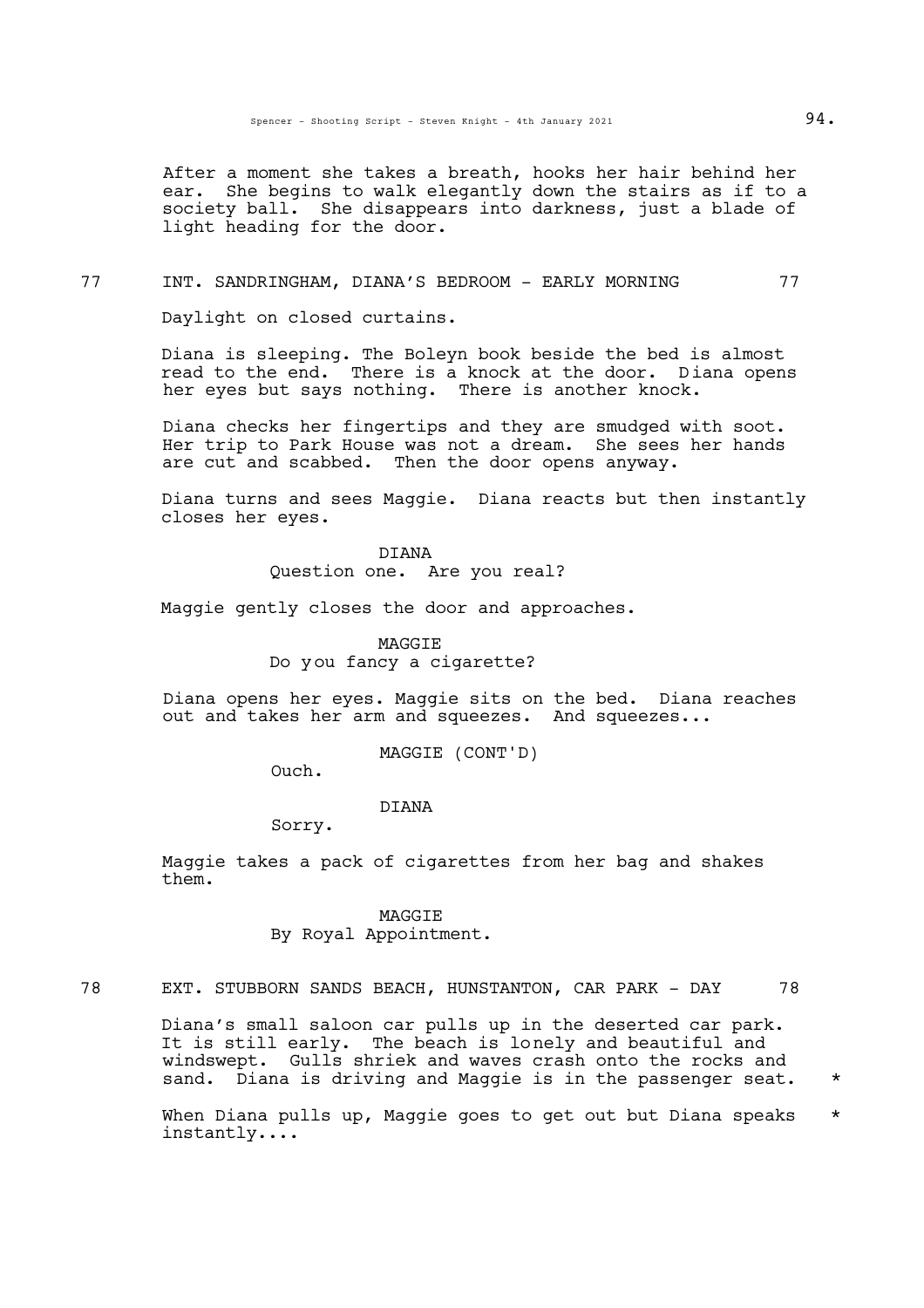After a moment she takes a breath, hooks her hair behind her ear. She begins to walk elegantly down the stairs as if to a society ball. She disappears into darkness, just a blade of light heading for the door.

77 INT. SANDRINGHAM, DIANA'S BEDROOM - EARLY MORNING 77

Daylight on closed curtains.

Diana is sleeping. The Boleyn book beside the bed is almost read to the end. There is a knock at the door. Diana opens her eyes but says nothing. There is another knock.

Diana checks her fingertips and they are smudged with soot. Her trip to Park House was not a dream. She sees her hands are cut and scabbed. Then the door opens anyway.

Diana turns and sees Maggie. Diana reacts but then instantly closes her eyes.

DIANA
Question one. Are you real?

Maggie gently closes the door and approaches.

MAGGIE
Do you fancy a cigarette?

Diana opens her eyes. Maggie sits on the bed. Diana reaches out and takes her arm and squeezes. And squeezes...

MAGGIE (CONT'D)
Ouch.

DIANA
Sorry.

Maggie takes a pack of cigarettes from her bag and shakes them.

MAGGIE
By Royal Appointment.

78 EXT. STUBBORN SANDS BEACH, HUNSTANTON, CAR PARK - DAY 78

Diana's small saloon car pulls up in the deserted car park. It is still early. The beach is lonely and beautiful and windswept. Gulls shriek and waves crash onto the rocks and sand. Diana is driving and Maggie is in the passenger seat. *

When Diana pulls up, Maggie goes to get out but Diana speaks instantly.... *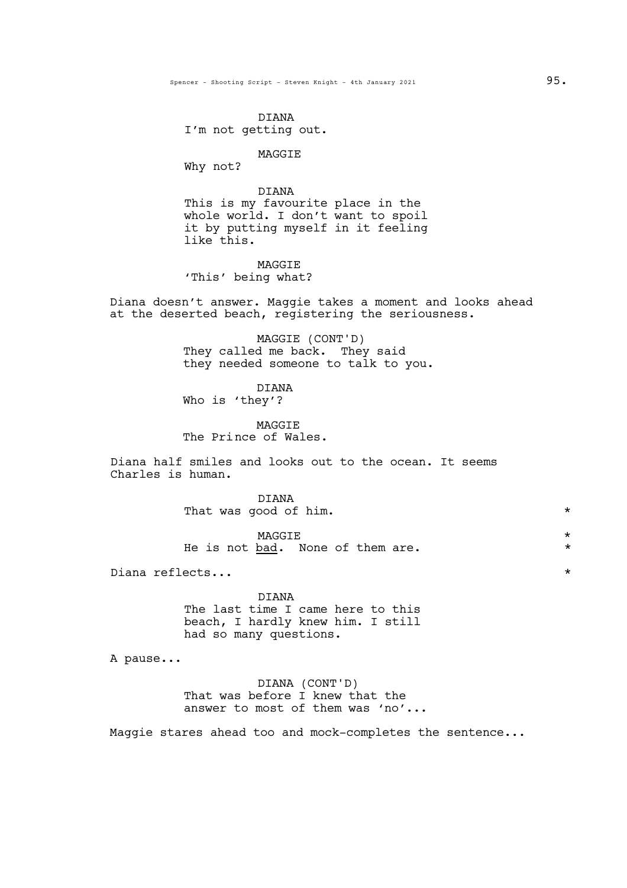DIANA
I'm not getting out.

MAGGIE
Why not?

DIANA
This is my favourite place in the whole world. I don't want to spoil it by putting myself in it feeling like this.

MAGGIE
'This' being what?

Diana doesn't answer. Maggie takes a moment and looks ahead at the deserted beach, registering the seriousness.

MAGGIE (CONT'D)
They called me back. They said they needed someone to talk to you.

DIANA
Who is 'they'?

MAGGIE
The Prince of Wales.

Diana half smiles and looks out to the ocean. It seems Charles is human.

DIANA
That was good of him. *

MAGGIE *
He is not <u>bad</u>. None of them are. *

Diana reflects... *

DIANA
The last time I came here to this beach, I hardly knew him. I still had so many questions.

A pause...

DIANA (CONT'D)
That was before I knew that the answer to most of them was 'no'...

Maggie stares ahead too and mock-completes the sentence...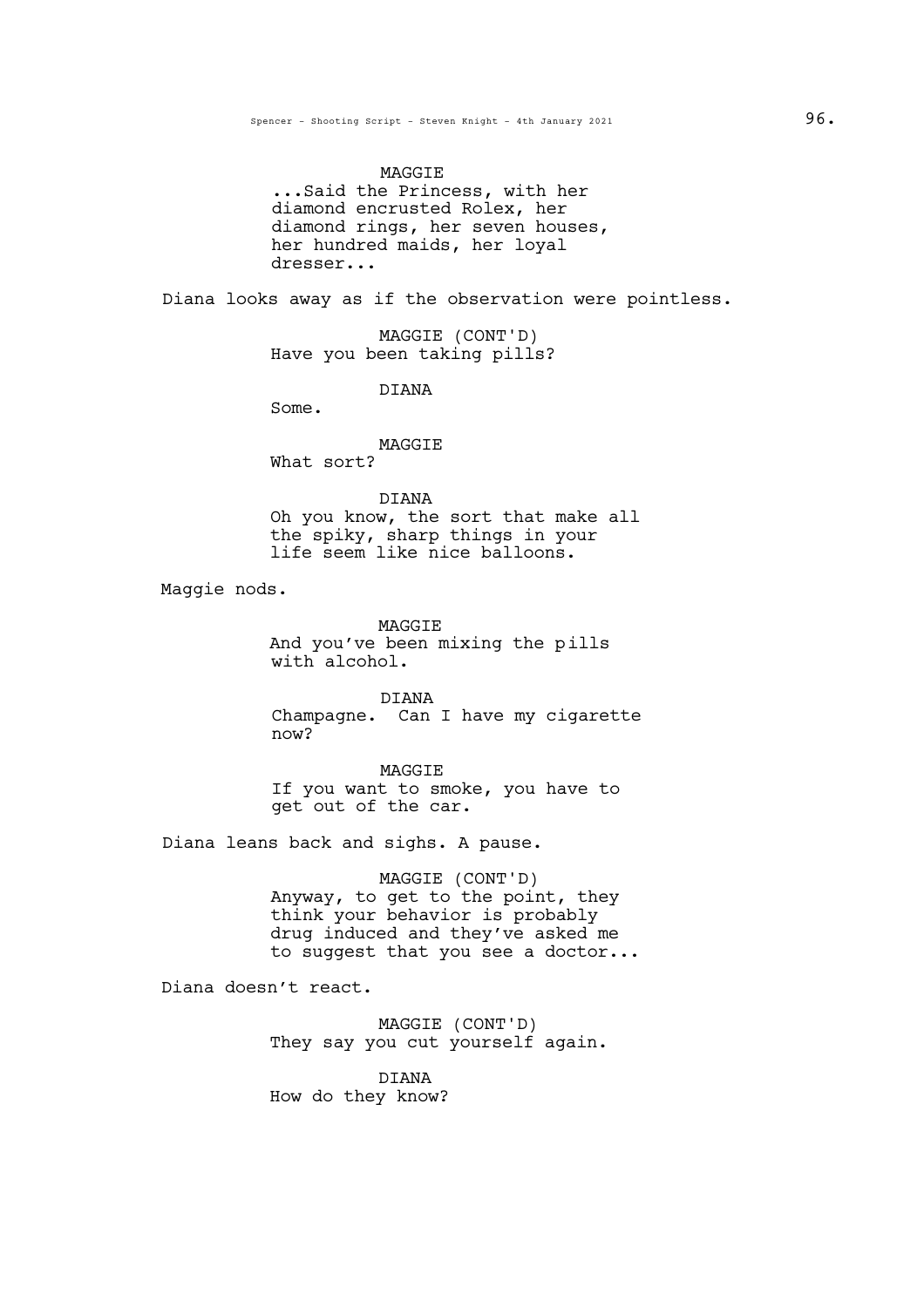MAGGIE

...Said the Princess, with her diamond encrusted Rolex, her diamond rings, her seven houses, her hundred maids, her loyal dresser...

Diana looks away as if the observation were pointless.

MAGGIE (CONT'D)

Have you been taking pills?

DIANA

Some.

MAGGIE

What sort?

DIANA

Oh you know, the sort that make all the spiky, sharp things in your life seem like nice balloons.

Maggie nods.

MAGGIE

And you've been mixing the pills with alcohol.

DIANA

Champagne. Can I have my cigarette now?

MAGGIE

If you want to smoke, you have to get out of the car.

Diana leans back and sighs. A pause.

MAGGIE (CONT'D)

Anyway, to get to the point, they think your behavior is probably drug induced and they've asked me to suggest that you see a doctor...

Diana doesn't react.

MAGGIE (CONT'D)

They say you cut yourself again.

DIANA

How do they know?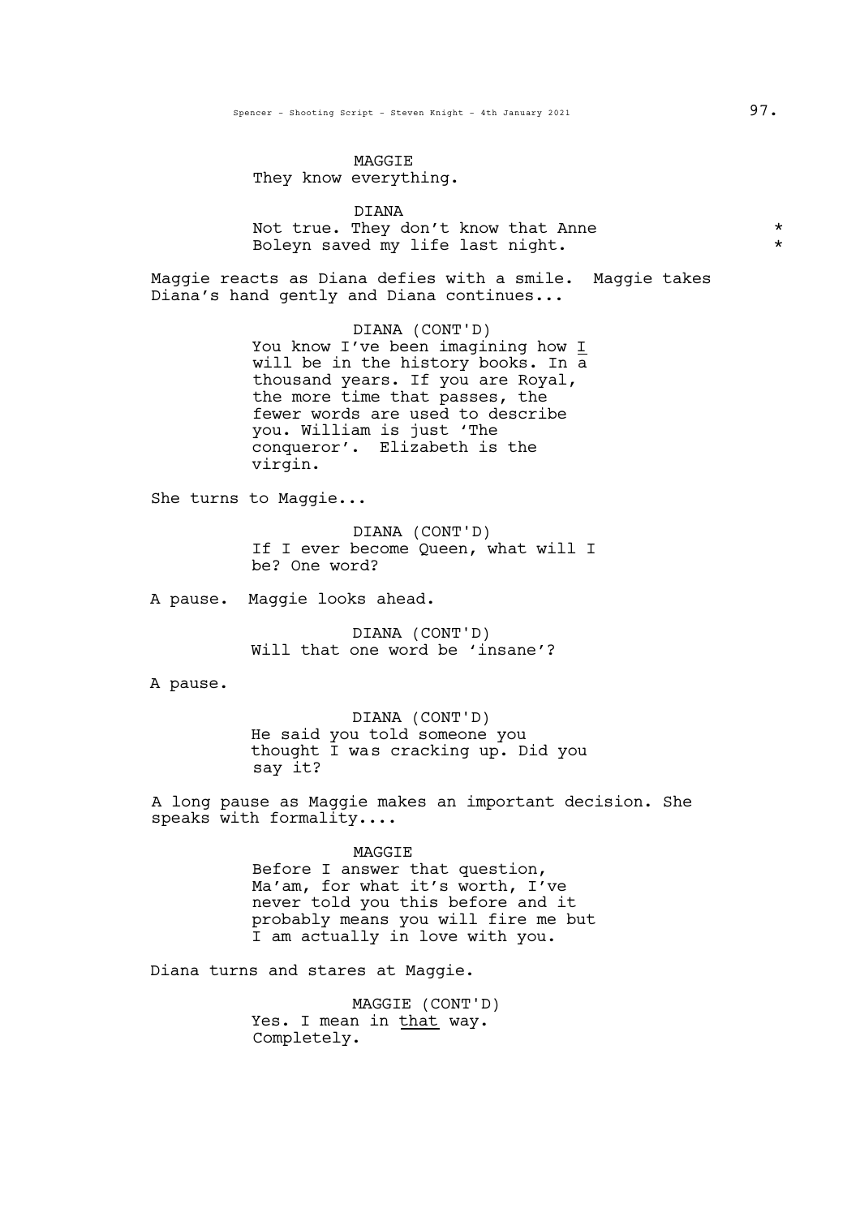MAGGIE
They know everything.

DIANA
Not true. They don't know that Anne Boleyn saved my life last night. *

Maggie reacts as Diana defies with a smile. Maggie takes Diana's hand gently and Diana continues...

DIANA (CONT'D)
You know I've been imagining how _I_ will be in the history books. In a thousand years. If you are Royal, the more time that passes, the fewer words are used to describe you. William is just 'The conqueror'. Elizabeth is the virgin.

She turns to Maggie...

DIANA (CONT'D)
If I ever become Queen, what will I be? One word?

A pause. Maggie looks ahead.

DIANA (CONT'D)
Will that one word be 'insane'?

A pause.

DIANA (CONT'D)
He said you told someone you thought I was cracking up. Did you say it?

A long pause as Maggie makes an important decision. She speaks with formality....

MAGGIE
Before I answer that question, Ma'am, for what it's worth, I've never told you this before and it probably means you will fire me but I am actually in love with you.

Diana turns and stares at Maggie.

MAGGIE (CONT'D)
Yes. I mean in _that_ way. Completely.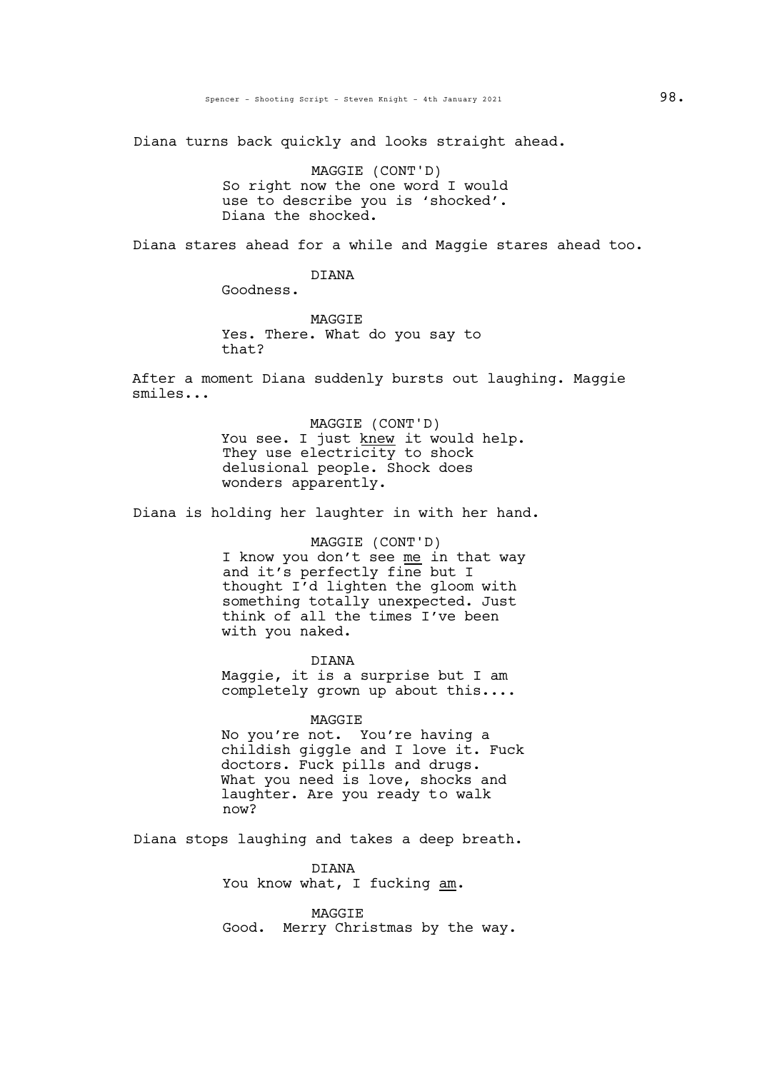Diana turns back quickly and looks straight ahead.

MAGGIE (CONT'D)
So right now the one word I would use to describe you is 'shocked'. Diana the shocked.

Diana stares ahead for a while and Maggie stares ahead too.

DIANA
Goodness.

MAGGIE
Yes. There. What do you say to that?

After a moment Diana suddenly bursts out laughing. Maggie smiles...

MAGGIE (CONT'D)
You see. I just <u>knew</u> it would help. They use electricity to shock delusional people. Shock does wonders apparently.

Diana is holding her laughter in with her hand.

MAGGIE (CONT'D)
I know you don't see <u>me</u> in that way and it's perfectly fine but I thought I'd lighten the gloom with something totally unexpected. Just think of all the times I've been with you naked.

DIANA
Maggie, it is a surprise but I am completely grown up about this....

MAGGIE
No you're not. You're having a childish giggle and I love it. Fuck doctors. Fuck pills and drugs. What you need is love, shocks and laughter. Are you ready to walk now?

Diana stops laughing and takes a deep breath.

DIANA
You know what, I fucking <u>am</u>.

MAGGIE
Good. Merry Christmas by the way.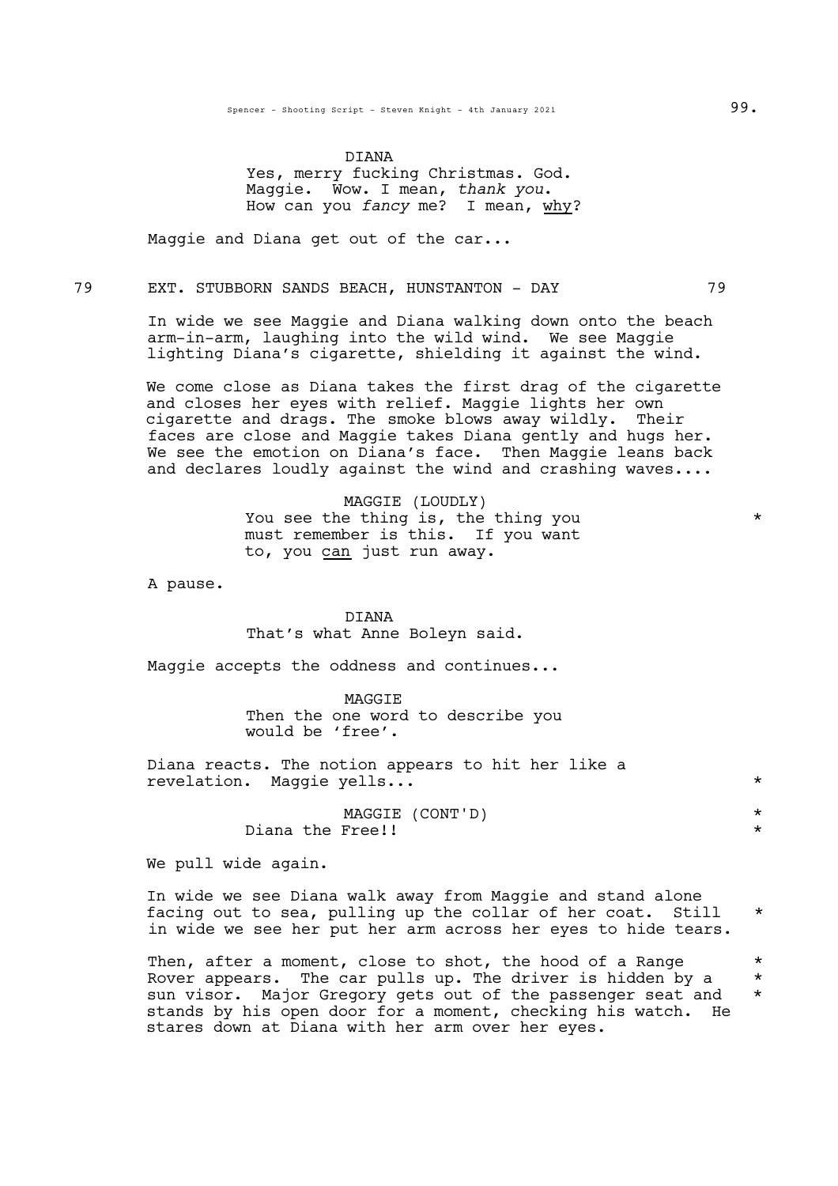DIANA

Yes, merry fucking Christmas. God. Maggie. Wow. I mean, *thank you*. How can you *fancy* me? I mean, <u>why</u>?

Maggie and Diana get out of the car...

79 EXT. STUBBORN SANDS BEACH, HUNSTANTON - DAY 79

In wide we see Maggie and Diana walking down onto the beach arm-in-arm, laughing into the wild wind. We see Maggie lighting Diana's cigarette, shielding it against the wind.

We come close as Diana takes the first drag of the cigarette and closes her eyes with relief. Maggie lights her own cigarette and drags. The smoke blows away wildly. Their faces are close and Maggie takes Diana gently and hugs her. We see the emotion on Diana's face. Then Maggie leans back and declares loudly against the wind and crashing waves....

MAGGIE (LOUDLY)

You see the thing is, the thing you must remember is this. If you want to, you <u>can</u> just run away. *

A pause.

DIANA

That's what Anne Boleyn said.

Maggie accepts the oddness and continues...

MAGGIE

Then the one word to describe you would be 'free'.

Diana reacts. The notion appears to hit her like a revelation. Maggie yells... *

MAGGIE (CONT'D) *

Diana the Free!! *

We pull wide again.

In wide we see Diana walk away from Maggie and stand alone facing out to sea, pulling up the collar of her coat. Still in wide we see her put her arm across her eyes to hide tears. *

Then, after a moment, close to shot, the hood of a Range Rover appears. The car pulls up. The driver is hidden by a sun visor. Major Gregory gets out of the passenger seat and stands by his open door for a moment, checking his watch. He stares down at Diana with her arm over her eyes. *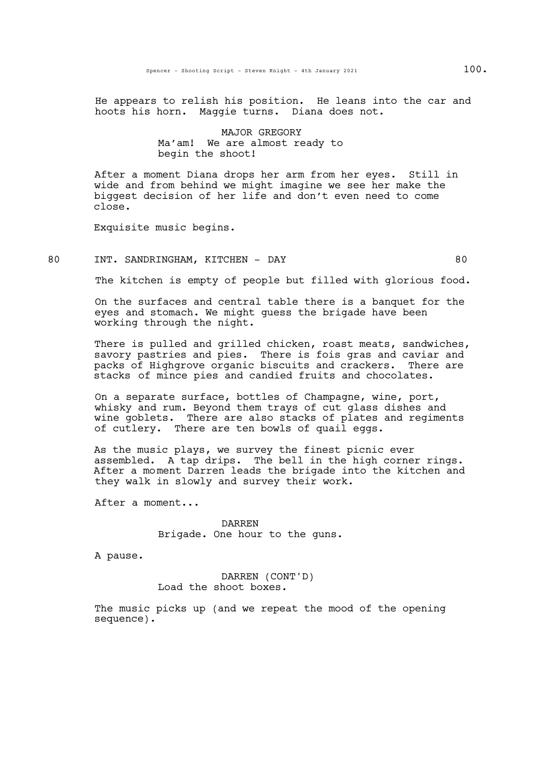He appears to relish his position. He leans into the car and hoots his horn. Maggie turns. Diana does not.

MAJOR GREGORY
Ma'am! We are almost ready to begin the shoot!

After a moment Diana drops her arm from her eyes. Still in wide and from behind we might imagine we see her make the biggest decision of her life and don't even need to come close.

Exquisite music begins.

80 INT. SANDRINGHAM, KITCHEN - DAY 80

The kitchen is empty of people but filled with glorious food.

On the surfaces and central table there is a banquet for the eyes and stomach. We might guess the brigade have been working through the night.

There is pulled and grilled chicken, roast meats, sandwiches, savory pastries and pies. There is fois gras and caviar and packs of Highgrove organic biscuits and crackers. There are stacks of mince pies and candied fruits and chocolates.

On a separate surface, bottles of Champagne, wine, port, whisky and rum. Beyond them trays of cut glass dishes and wine goblets. There are also stacks of plates and regiments of cutlery. There are ten bowls of quail eggs.

As the music plays, we survey the finest picnic ever assembled. A tap drips. The bell in the high corner rings. After a moment Darren leads the brigade into the kitchen and they walk in slowly and survey their work.

After a moment...

DARREN
Brigade. One hour to the guns.

A pause.

DARREN (CONT'D)
Load the shoot boxes.

The music picks up (and we repeat the mood of the opening sequence).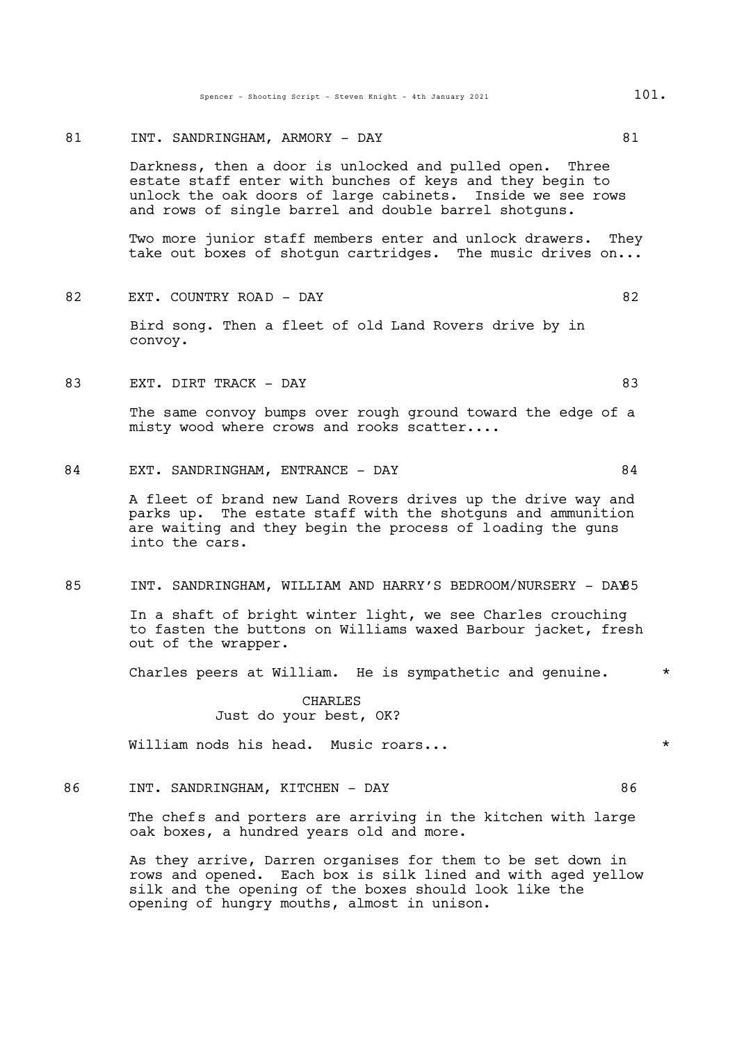81 INT. SANDRINGHAM, ARMORY - DAY 81

Darkness, then a door is unlocked and pulled open. Three estate staff enter with bunches of keys and they begin to unlock the oak doors of large cabinets. Inside we see rows and rows of single barrel and double barrel shotguns.

Two more junior staff members enter and unlock drawers. They take out boxes of shotgun cartridges. The music drives on...

82 EXT. COUNTRY ROAD - DAY 82

Bird song. Then a fleet of old Land Rovers drive by in convoy.

83 EXT. DIRT TRACK - DAY 83

The same convoy bumps over rough ground toward the edge of a misty wood where crows and rooks scatter....

84 EXT. SANDRINGHAM, ENTRANCE - DAY 84

A fleet of brand new Land Rovers drives up the drive way and parks up. The estate staff with the shotguns and ammunition are waiting and they begin the process of loading the guns into the cars.

85 INT. SANDRINGHAM, WILLIAM AND HARRY'S BEDROOM/NURSERY - DAY 85

In a shaft of bright winter light, we see Charles crouching to fasten the buttons on Williams waxed Barbour jacket, fresh out of the wrapper.

Charles peers at William. He is sympathetic and genuine. *

CHARLES
Just do your best, OK?

William nods his head. Music roars... *

86 INT. SANDRINGHAM, KITCHEN - DAY 86

The chefs and porters are arriving in the kitchen with large oak boxes, a hundred years old and more.

As they arrive, Darren organises for them to be set down in rows and opened. Each box is silk lined and with aged yellow silk and the opening of the boxes should look like the opening of hungry mouths, almost in unison.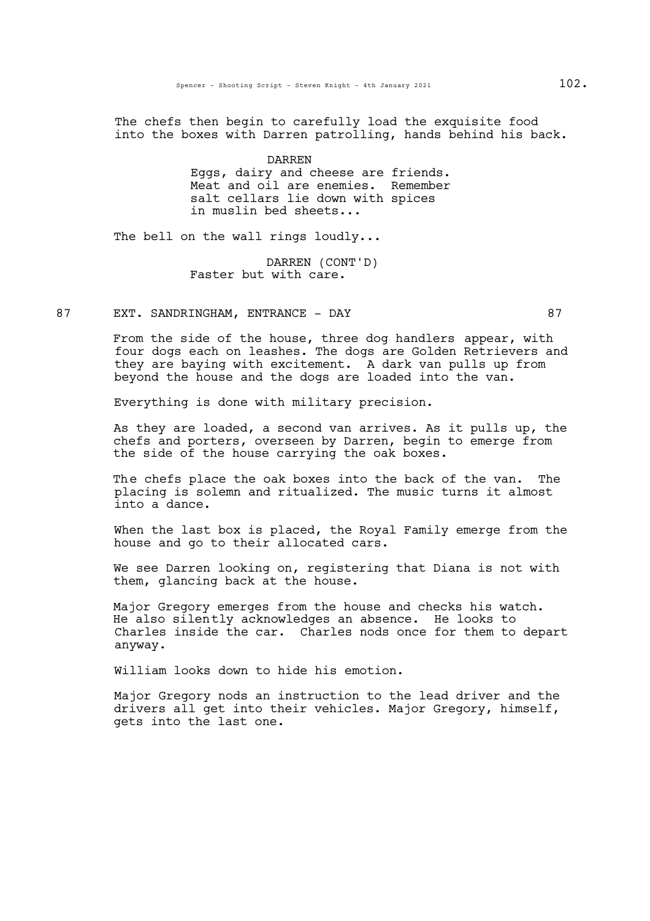The chefs then begin to carefully load the exquisite food into the boxes with Darren patrolling, hands behind his back.

DARREN
Eggs, dairy and cheese are friends. Meat and oil are enemies. Remember salt cellars lie down with spices in muslin bed sheets...

The bell on the wall rings loudly...

DARREN (CONT'D)
Faster but with care.

87 EXT. SANDRINGHAM, ENTRANCE - DAY 87

From the side of the house, three dog handlers appear, with four dogs each on leashes. The dogs are Golden Retrievers and they are baying with excitement. A dark van pulls up from beyond the house and the dogs are loaded into the van.

Everything is done with military precision.

As they are loaded, a second van arrives. As it pulls up, the chefs and porters, overseen by Darren, begin to emerge from the side of the house carrying the oak boxes.

The chefs place the oak boxes into the back of the van. The placing is solemn and ritualized. The music turns it almost into a dance.

When the last box is placed, the Royal Family emerge from the house and go to their allocated cars.

We see Darren looking on, registering that Diana is not with them, glancing back at the house.

Major Gregory emerges from the house and checks his watch. He also silently acknowledges an absence. He looks to Charles inside the car. Charles nods once for them to depart anyway.

William looks down to hide his emotion.

Major Gregory nods an instruction to the lead driver and the drivers all get into their vehicles. Major Gregory, himself, gets into the last one.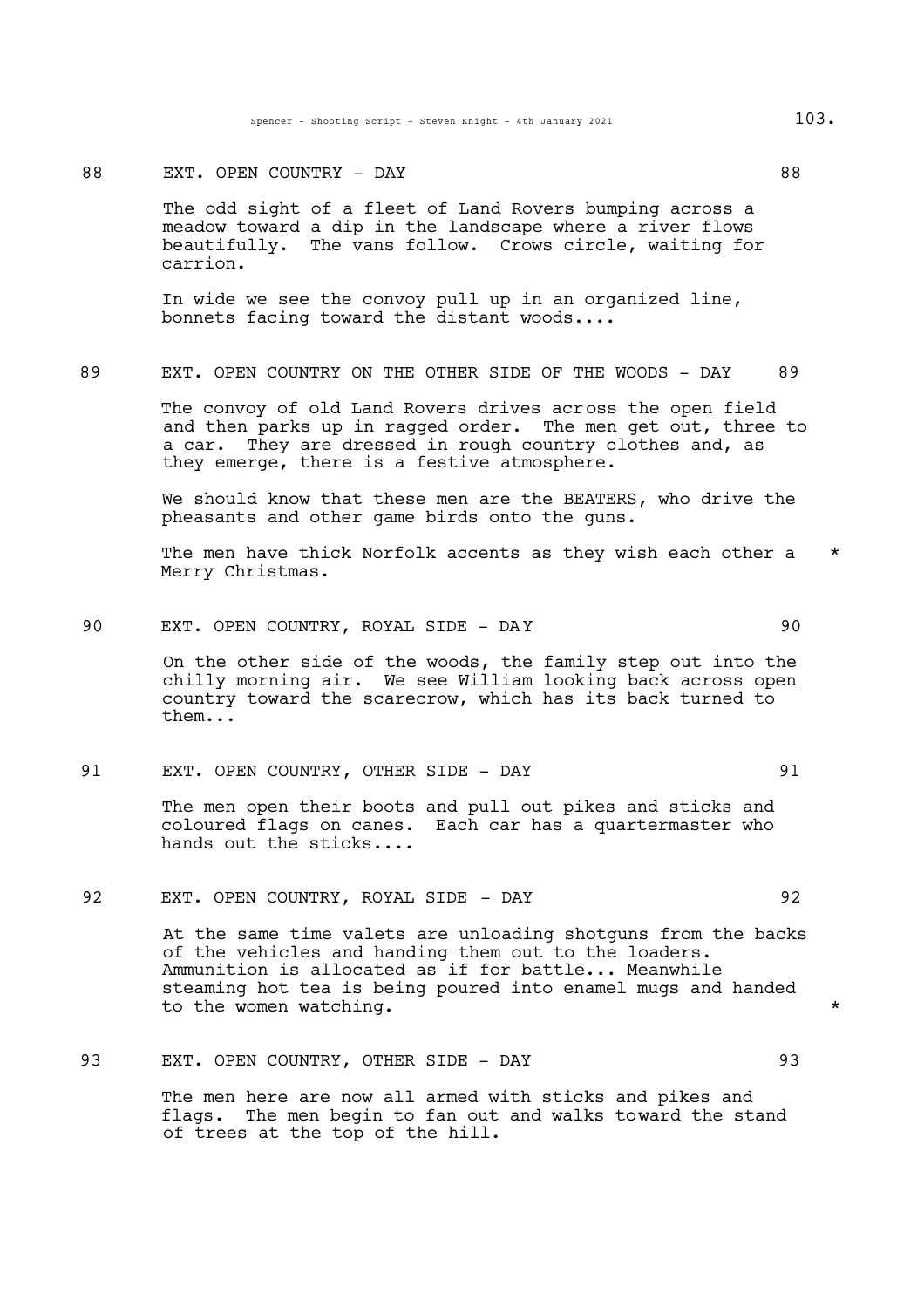88 EXT. OPEN COUNTRY - DAY 88

The odd sight of a fleet of Land Rovers bumping across a meadow toward a dip in the landscape where a river flows beautifully. The vans follow. Crows circle, waiting for carrion.

In wide we see the convoy pull up in an organized line, bonnets facing toward the distant woods....

89 EXT. OPEN COUNTRY ON THE OTHER SIDE OF THE WOODS - DAY 89

The convoy of old Land Rovers drives across the open field and then parks up in ragged order. The men get out, three to a car. They are dressed in rough country clothes and, as they emerge, there is a festive atmosphere.

We should know that these men are the BEATERS, who drive the pheasants and other game birds onto the guns.

The men have thick Norfolk accents as they wish each other a Merry Christmas. *

90 EXT. OPEN COUNTRY, ROYAL SIDE - DAY 90

On the other side of the woods, the family step out into the chilly morning air. We see William looking back across open country toward the scarecrow, which has its back turned to them...

91 EXT. OPEN COUNTRY, OTHER SIDE - DAY 91

The men open their boots and pull out pikes and sticks and coloured flags on canes. Each car has a quartermaster who hands out the sticks....

92 EXT. OPEN COUNTRY, ROYAL SIDE - DAY 92

At the same time valets are unloading shotguns from the backs of the vehicles and handing them out to the loaders. Ammunition is allocated as if for battle... Meanwhile steaming hot tea is being poured into enamel mugs and handed to the women watching. *

93 EXT. OPEN COUNTRY, OTHER SIDE - DAY 93

The men here are now all armed with sticks and pikes and flags. The men begin to fan out and walks toward the stand of trees at the top of the hill.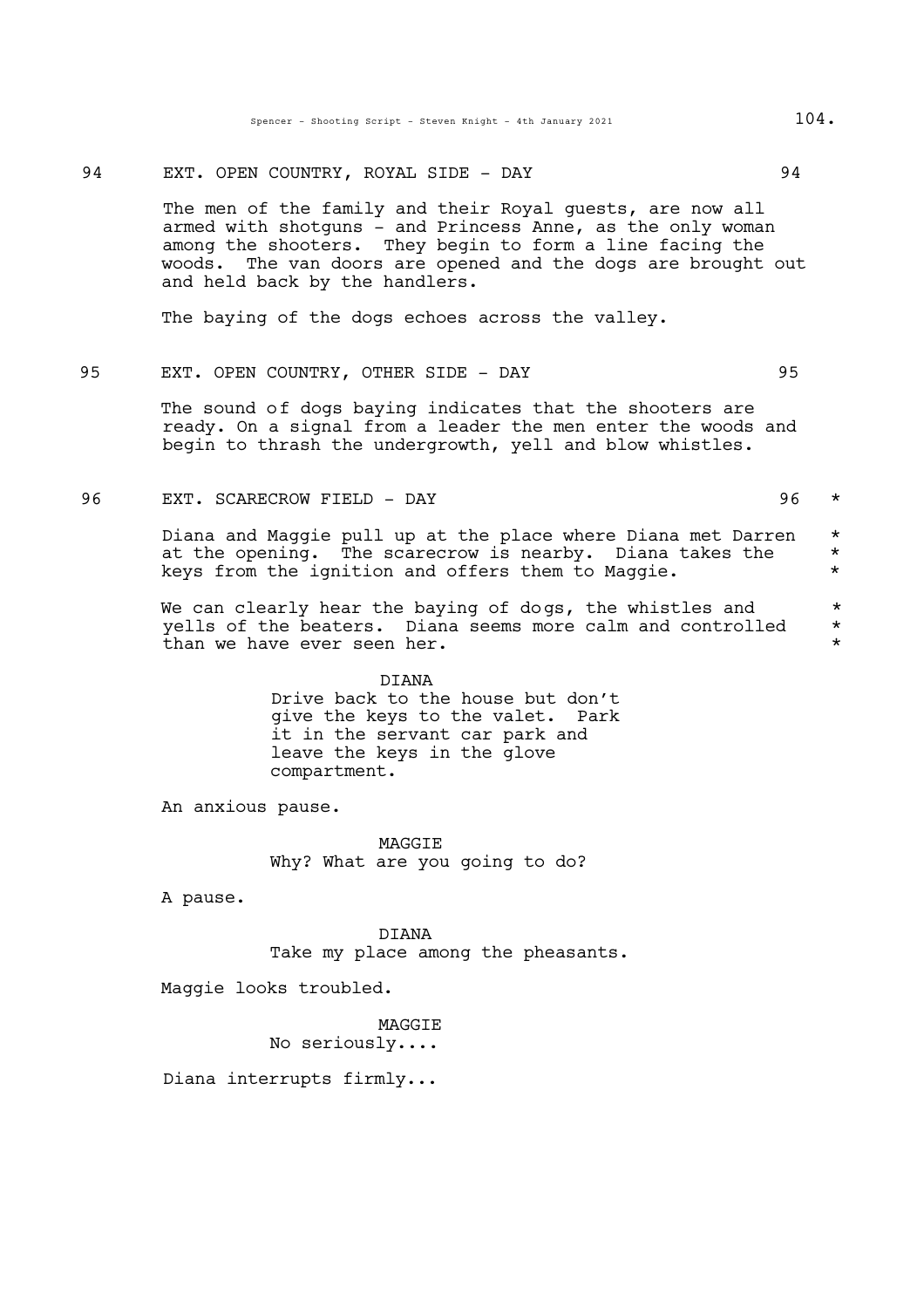94 EXT. OPEN COUNTRY, ROYAL SIDE - DAY 94

The men of the family and their Royal guests, are now all armed with shotguns - and Princess Anne, as the only woman among the shooters. They begin to form a line facing the woods. The van doors are opened and the dogs are brought out and held back by the handlers.

The baying of the dogs echoes across the valley.

95 EXT. OPEN COUNTRY, OTHER SIDE - DAY 95

The sound of dogs baying indicates that the shooters are ready. On a signal from a leader the men enter the woods and begin to thrash the undergrowth, yell and blow whistles.

96 EXT. SCARECROW FIELD - DAY 96 *

Diana and Maggie pull up at the place where Diana met Darren at the opening. The scarecrow is nearby. Diana takes the keys from the ignition and offers them to Maggie. *

We can clearly hear the baying of dogs, the whistles and yells of the beaters. Diana seems more calm and controlled than we have ever seen her. *

DIANA
Drive back to the house but don't give the keys to the valet. Park it in the servant car park and leave the keys in the glove compartment.

An anxious pause.

MAGGIE
Why? What are you going to do?

A pause.

DIANA
Take my place among the pheasants.

Maggie looks troubled.

MAGGIE
No seriously....

Diana interrupts firmly...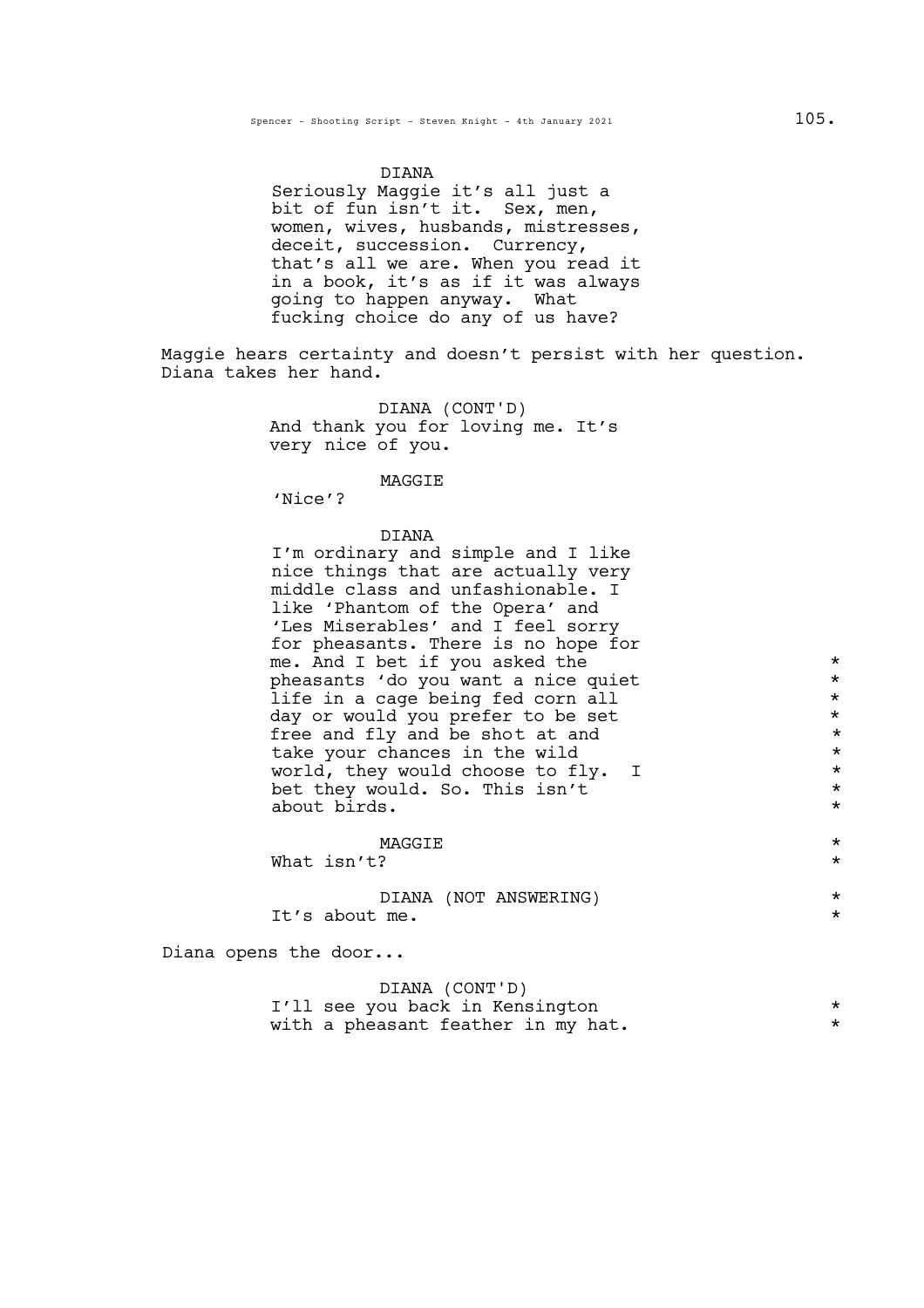DIANA

Seriously Maggie it's all just a bit of fun isn't it. Sex, men, women, wives, husbands, mistresses, deceit, succession. Currency, that's all we are. When you read it in a book, it's as if it was always going to happen anyway. What fucking choice do any of us have?

Maggie hears certainty and doesn't persist with her question. Diana takes her hand.

DIANA (CONT'D)

And thank you for loving me. It's very nice of you.

MAGGIE

'Nice'?

DIANA

I'm ordinary and simple and I like nice things that are actually very middle class and unfashionable. I like 'Phantom of the Opera' and 'Les Miserables' and I feel sorry for pheasants. There is no hope for me. And I bet if you asked the pheasants 'do you want a nice quiet life in a cage being fed corn all day or would you prefer to be set free and fly and be shot at and take your chances in the wild world, they would choose to fly. I bet they would. So. This isn't about birds. *

MAGGIE

What isn't? *

DIANA (NOT ANSWERING)

It's about me. *

Diana opens the door...

DIANA (CONT'D)

I'll see you back in Kensington with a pheasant feather in my hat. *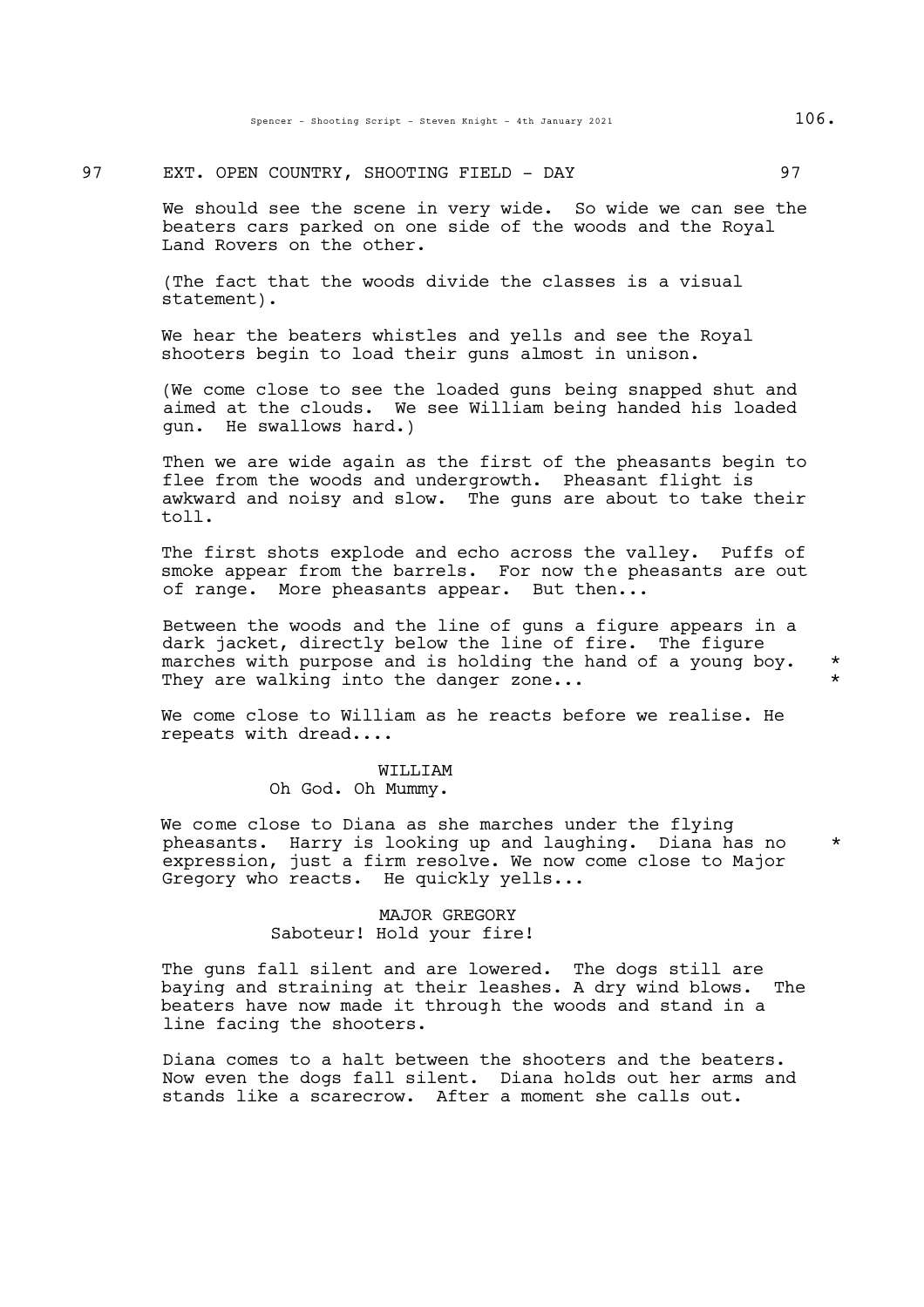97 EXT. OPEN COUNTRY, SHOOTING FIELD - DAY 97

We should see the scene in very wide. So wide we can see the beaters cars parked on one side of the woods and the Royal Land Rovers on the other.

(The fact that the woods divide the classes is a visual statement).

We hear the beaters whistles and yells and see the Royal shooters begin to load their guns almost in unison.

(We come close to see the loaded guns being snapped shut and aimed at the clouds. We see William being handed his loaded gun. He swallows hard.)

Then we are wide again as the first of the pheasants begin to flee from the woods and undergrowth. Pheasant flight is awkward and noisy and slow. The guns are about to take their toll.

The first shots explode and echo across the valley. Puffs of smoke appear from the barrels. For now the pheasants are out of range. More pheasants appear. But then...

Between the woods and the line of guns a figure appears in a dark jacket, directly below the line of fire. The figure marches with purpose and is holding the hand of a young boy. *
They are walking into the danger zone... *

We come close to William as he reacts before we realise. He repeats with dread....

WILLIAM
Oh God. Oh Mummy.

We come close to Diana as she marches under the flying pheasants. Harry is looking up and laughing. Diana has no *
expression, just a firm resolve. We now come close to Major Gregory who reacts. He quickly yells...

MAJOR GREGORY
Saboteur! Hold your fire!

The guns fall silent and are lowered. The dogs still are baying and straining at their leashes. A dry wind blows. The beaters have now made it through the woods and stand in a line facing the shooters.

Diana comes to a halt between the shooters and the beaters. Now even the dogs fall silent. Diana holds out her arms and stands like a scarecrow. After a moment she calls out.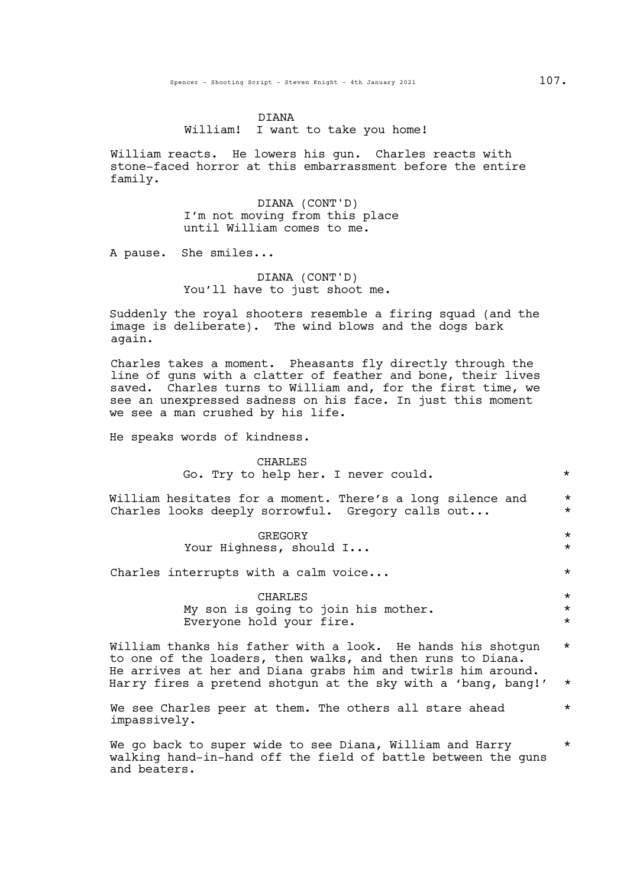DIANA
William! I want to take you home!

William reacts. He lowers his gun. Charles reacts with stone-faced horror at this embarrassment before the entire family.

DIANA (CONT'D)
I'm not moving from this place until William comes to me.

A pause. She smiles...

DIANA (CONT'D)
You'll have to just shoot me.

Suddenly the royal shooters resemble a firing squad (and the image is deliberate). The wind blows and the dogs bark again.

Charles takes a moment. Pheasants fly directly through the line of guns with a clatter of feather and bone, their lives saved. Charles turns to William and, for the first time, we see an unexpressed sadness on his face. In just this moment we see a man crushed by his life.

He speaks words of kindness.

CHARLES
Go. Try to help her. I never could. *

William hesitates for a moment. There's a long silence and Charles looks deeply sorrowful. Gregory calls out... *

GREGORY *
Your Highness, should I... *

Charles interrupts with a calm voice... *

CHARLES *
My son is going to join his mother. *
Everyone hold your fire. *

William thanks his father with a look. He hands his shotgun to one of the loaders, then walks, and then runs to Diana. He arrives at her and Diana grabs him and twirls him around. Harry fires a pretend shotgun at the sky with a 'bang, bang!' *

We see Charles peer at them. The others all stare ahead impassively. *

We go back to super wide to see Diana, William and Harry walking hand-in-hand off the field of battle between the guns and beaters. *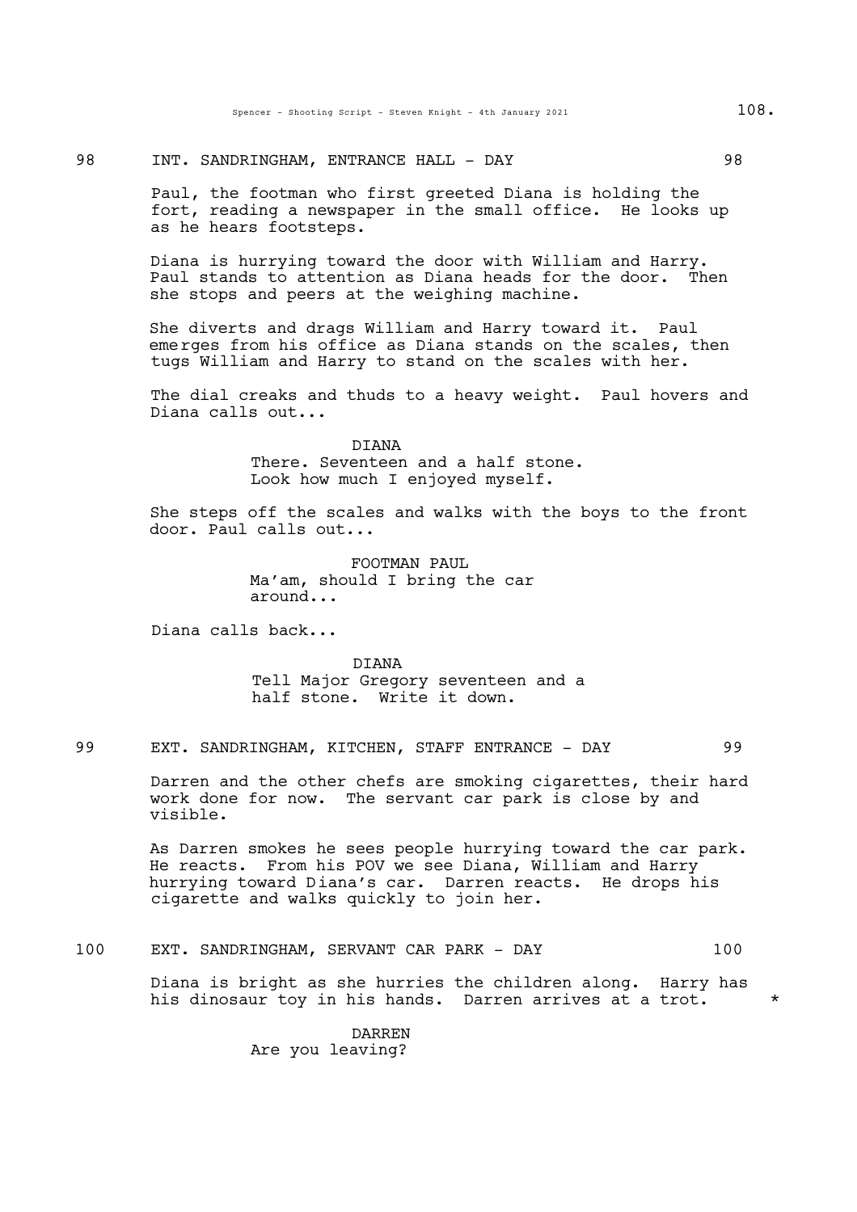98 INT. SANDRINGHAM, ENTRANCE HALL - DAY 98

Paul, the footman who first greeted Diana is holding the fort, reading a newspaper in the small office. He looks up as he hears footsteps.

Diana is hurrying toward the door with William and Harry. Paul stands to attention as Diana heads for the door. Then she stops and peers at the weighing machine.

She diverts and drags William and Harry toward it. Paul emerges from his office as Diana stands on the scales, then tugs William and Harry to stand on the scales with her.

The dial creaks and thuds to a heavy weight. Paul hovers and Diana calls out...

DIANA
There. Seventeen and a half stone. Look how much I enjoyed myself.

She steps off the scales and walks with the boys to the front door. Paul calls out...

FOOTMAN PAUL
Ma'am, should I bring the car around...

Diana calls back...

DIANA
Tell Major Gregory seventeen and a half stone. Write it down.

99 EXT. SANDRINGHAM, KITCHEN, STAFF ENTRANCE - DAY 99

Darren and the other chefs are smoking cigarettes, their hard work done for now. The servant car park is close by and visible.

As Darren smokes he sees people hurrying toward the car park. He reacts. From his POV we see Diana, William and Harry hurrying toward Diana's car. Darren reacts. He drops his cigarette and walks quickly to join her.

100 EXT. SANDRINGHAM, SERVANT CAR PARK - DAY 100

Diana is bright as she hurries the children along. Harry has his dinosaur toy in his hands. Darren arrives at a trot. *

DARREN
Are you leaving?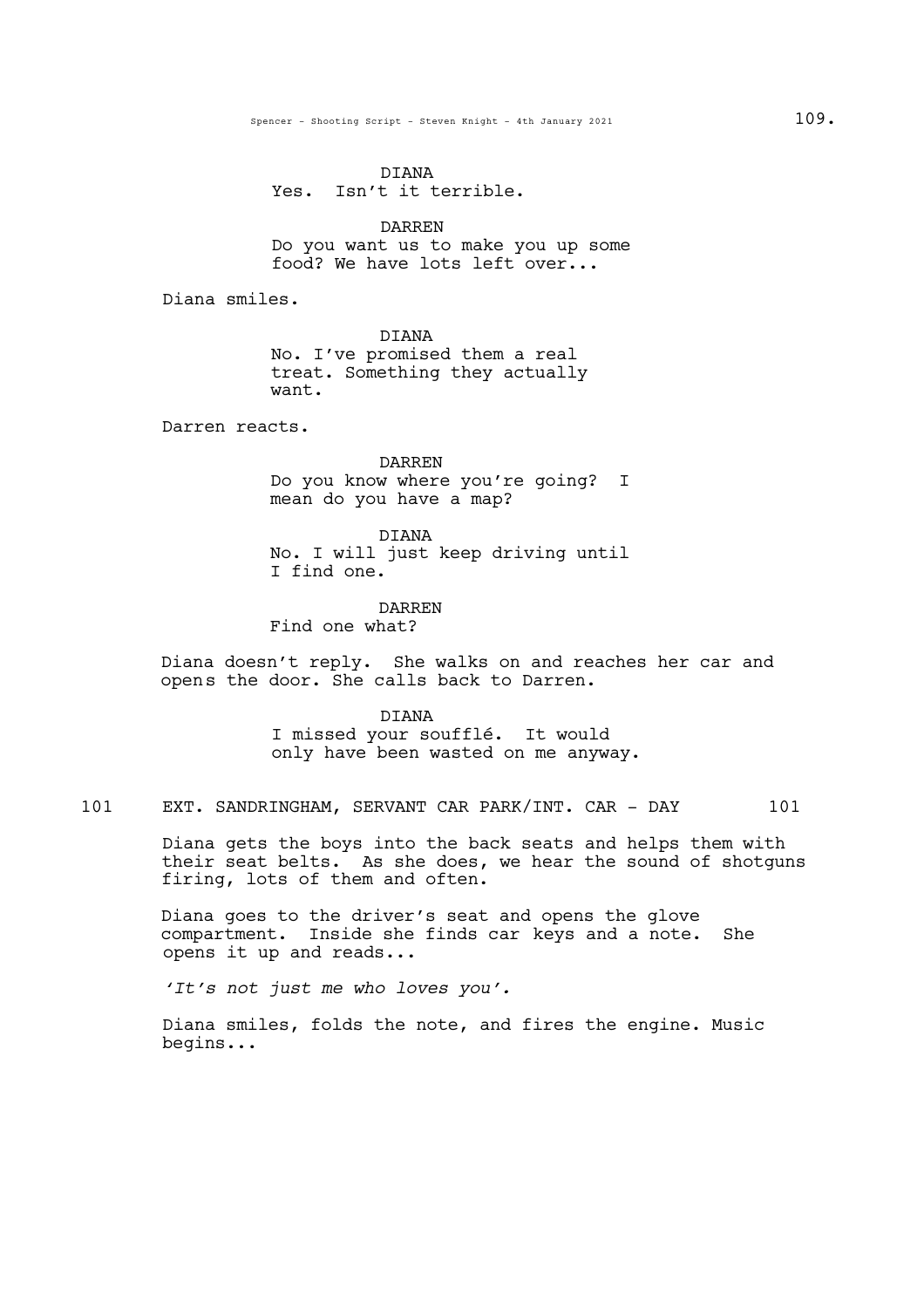DIANA
Yes. Isn't it terrible.

DARREN
Do you want us to make you up some food? We have lots left over...

Diana smiles.

DIANA
No. I've promised them a real treat. Something they actually want.

Darren reacts.

DARREN
Do you know where you're going? I mean do you have a map?

DIANA
No. I will just keep driving until I find one.

DARREN
Find one what?

Diana doesn't reply. She walks on and reaches her car and opens the door. She calls back to Darren.

DIANA
I missed your soufflé. It would only have been wasted on me anyway.

101 EXT. SANDRINGHAM, SERVANT CAR PARK/INT. CAR - DAY 101

Diana gets the boys into the back seats and helps them with their seat belts. As she does, we hear the sound of shotguns firing, lots of them and often.

Diana goes to the driver's seat and opens the glove compartment. Inside she finds car keys and a note. She opens it up and reads...

*'It's not just me who loves you'.*

Diana smiles, folds the note, and fires the engine. Music begins...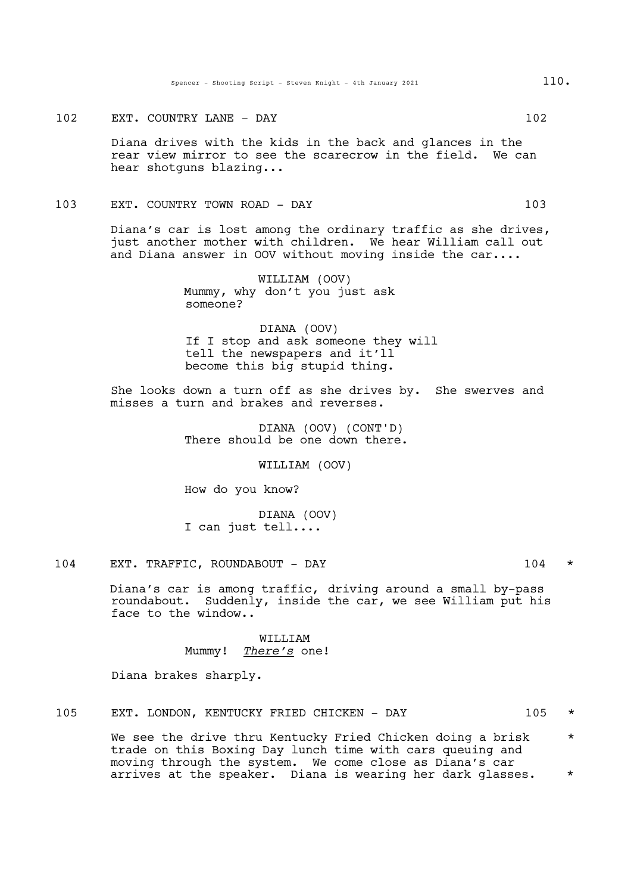102 EXT. COUNTRY LANE - DAY 102

Diana drives with the kids in the back and glances in the rear view mirror to see the scarecrow in the field. We can hear shotguns blazing...

103 EXT. COUNTRY TOWN ROAD - DAY 103

Diana's car is lost among the ordinary traffic as she drives, just another mother with children. We hear William call out and Diana answer in OOV without moving inside the car....

WILLIAM (OOV)
Mummy, why don't you just ask someone?

DIANA (OOV)
If I stop and ask someone they will tell the newspapers and it'll become this big stupid thing.

She looks down a turn off as she drives by. She swerves and misses a turn and brakes and reverses.

DIANA (OOV) (CONT'D)
There should be one down there.

WILLIAM (OOV)

How do you know?

DIANA (OOV)
I can just tell....

104 EXT. TRAFFIC, ROUNDABOUT - DAY 104 *

Diana's car is among traffic, driving around a small by-pass roundabout. Suddenly, inside the car, we see William put his face to the window..

WILLIAM
Mummy! *There's* one!

Diana brakes sharply.

105 EXT. LONDON, KENTUCKY FRIED CHICKEN - DAY 105 *

We see the drive thru Kentucky Fried Chicken doing a brisk trade on this Boxing Day lunch time with cars queuing and moving through the system. We come close as Diana's car arrives at the speaker. Diana is wearing her dark glasses. *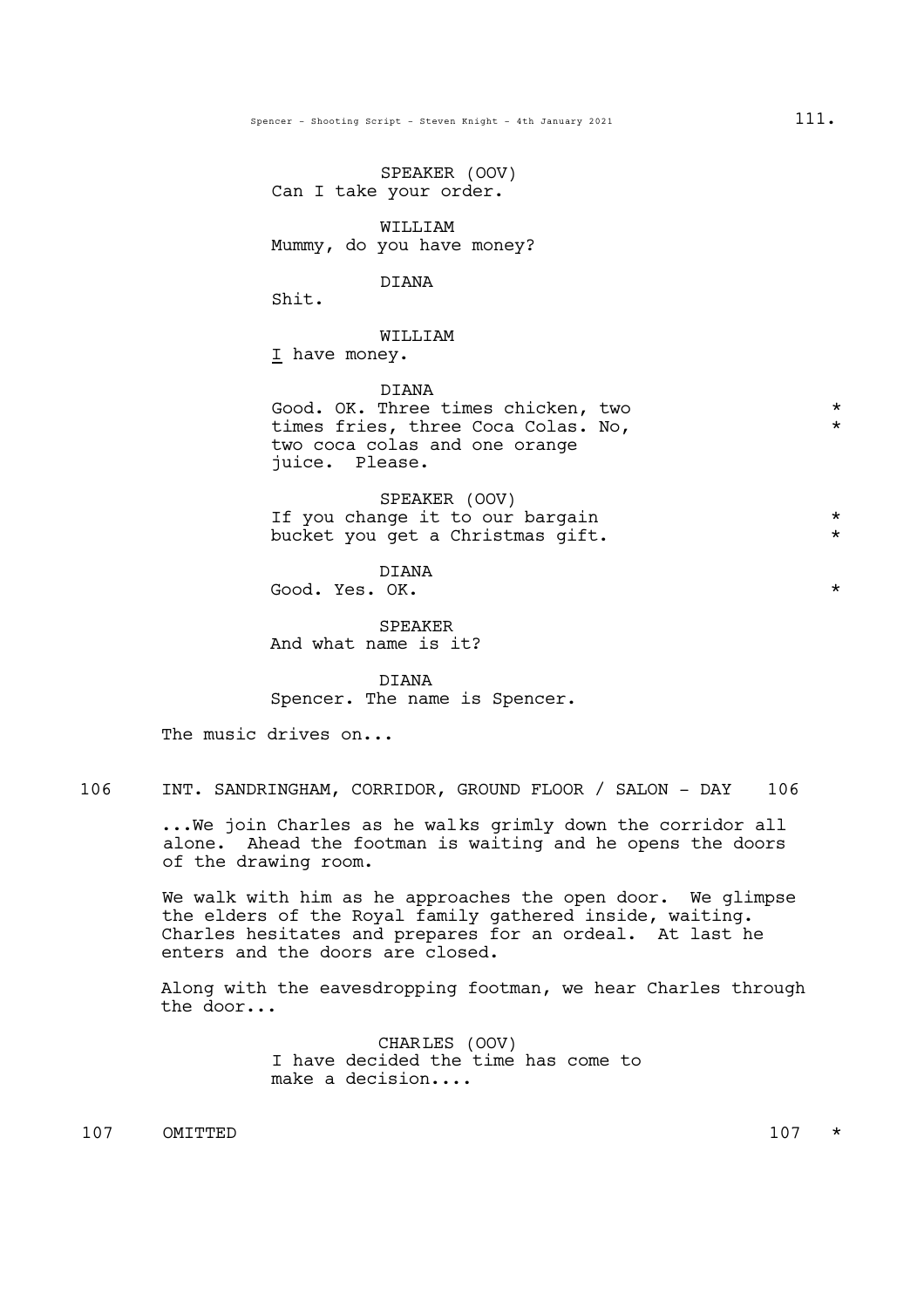SPEAKER (OOV)
Can I take your order.

WILLIAM
Mummy, do you have money?

DIANA
Shit.

WILLIAM
_I_ have money.

DIANA
Good. OK. Three times chicken, two times fries, three Coca Colas. No, two coca colas and one orange juice. Please. *

SPEAKER (OOV)
If you change it to our bargain bucket you get a Christmas gift. *

DIANA
Good. Yes. OK. *

SPEAKER
And what name is it?

DIANA
Spencer. The name is Spencer.

The music drives on...

106 INT. SANDRINGHAM, CORRIDOR, GROUND FLOOR / SALON - DAY 106

...We join Charles as he walks grimly down the corridor all alone. Ahead the footman is waiting and he opens the doors of the drawing room.

We walk with him as he approaches the open door. We glimpse the elders of the Royal family gathered inside, waiting. Charles hesitates and prepares for an ordeal. At last he enters and the doors are closed.

Along with the eavesdropping footman, we hear Charles through the door...

CHARLES (OOV)
I have decided the time has come to make a decision....

107 OMITTED 107 *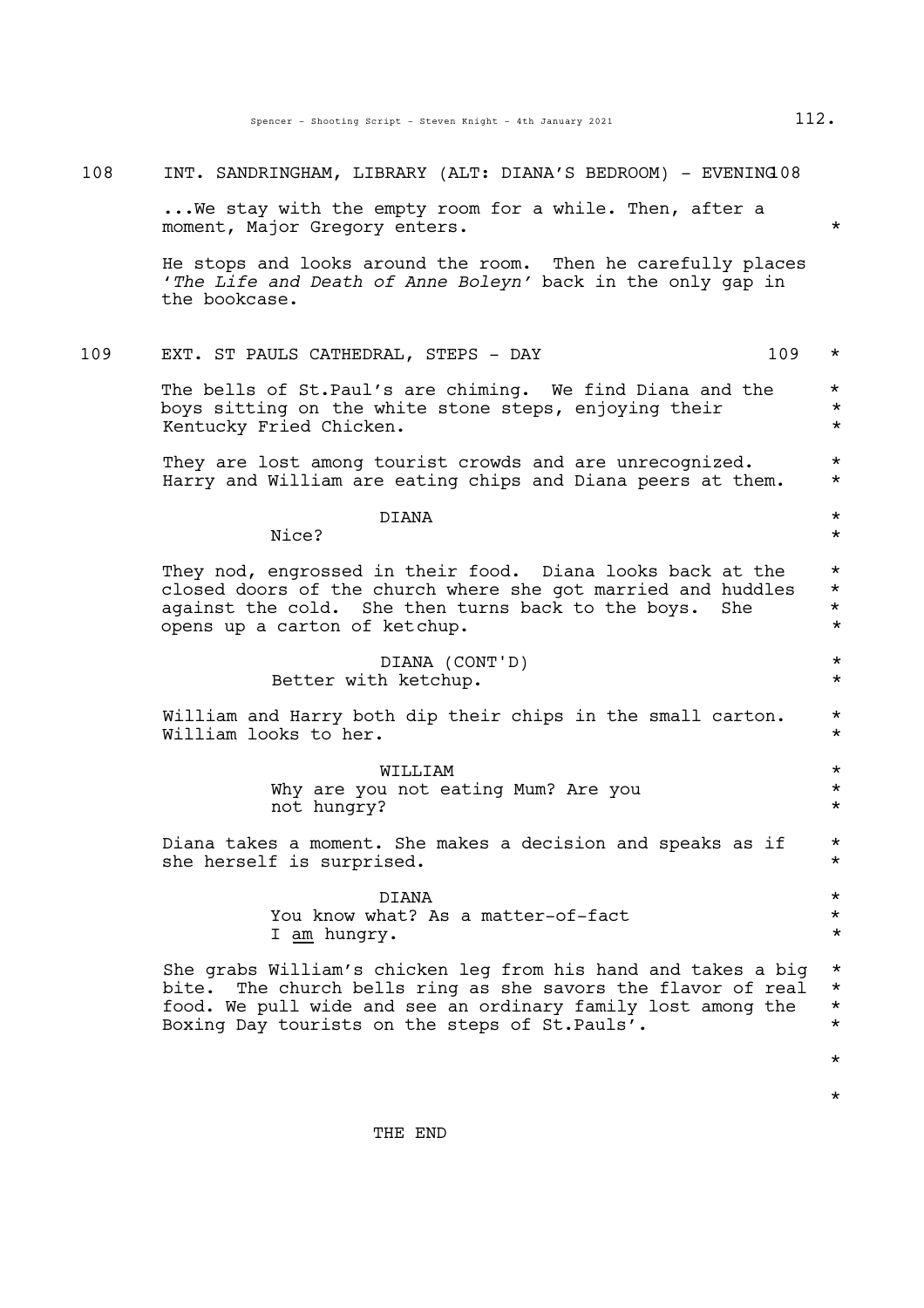108 INT. SANDRINGHAM, LIBRARY (ALT: DIANA'S BEDROOM) - EVENING 108

...We stay with the empty room for a while. Then, after a moment, Major Gregory enters. *

He stops and looks around the room. Then he carefully places '*The Life and Death of Anne Boleyn*' back in the only gap in the bookcase.

109 EXT. ST PAULS CATHEDRAL, STEPS - DAY 109 *

The bells of St.Paul's are chiming. We find Diana and the boys sitting on the white stone steps, enjoying their Kentucky Fried Chicken. *

They are lost among tourist crowds and are unrecognized. Harry and William are eating chips and Diana peers at them. *

DIANA *
Nice? *

They nod, engrossed in their food. Diana looks back at the closed doors of the church where she got married and huddles against the cold. She then turns back to the boys. She opens up a carton of ketchup. *

DIANA (CONT'D) *
Better with ketchup. *

William and Harry both dip their chips in the small carton. William looks to her. *

WILLIAM *
Why are you not eating Mum? Are you not hungry? *

Diana takes a moment. She makes a decision and speaks as if she herself is surprised. *

DIANA *
You know what? As a matter-of-fact I <u>am</u> hungry. *

She grabs William's chicken leg from his hand and takes a big bite. The church bells ring as she savors the flavor of real food. We pull wide and see an ordinary family lost among the Boxing Day tourists on the steps of St.Pauls'. *

*

*

THE END